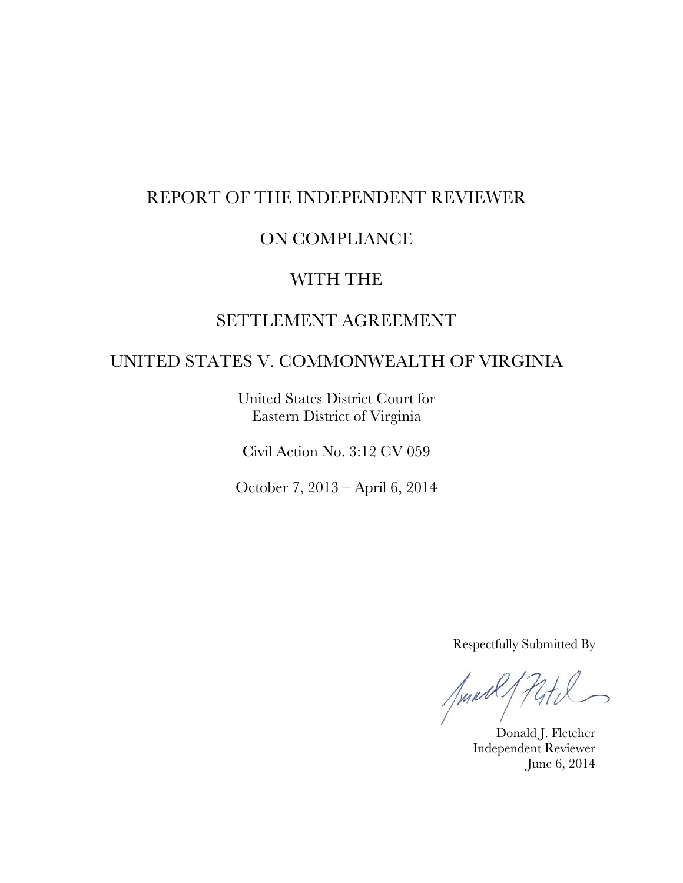# REPORT OF THE INDEPENDENT REVIEWER

# ON COMPLIANCE

# WITH THE

# SETTLEMENT AGREEMENT

# UNITED STATES V. COMMONWEALTH OF VIRGINIA

United States District Court for
Eastern District of Virginia

Civil Action No. 3:12 CV 059

October 7, 2013 – April 6, 2014

Respectfully Submitted By

Donald J. Fletcher
Independent Reviewer
June 6, 2014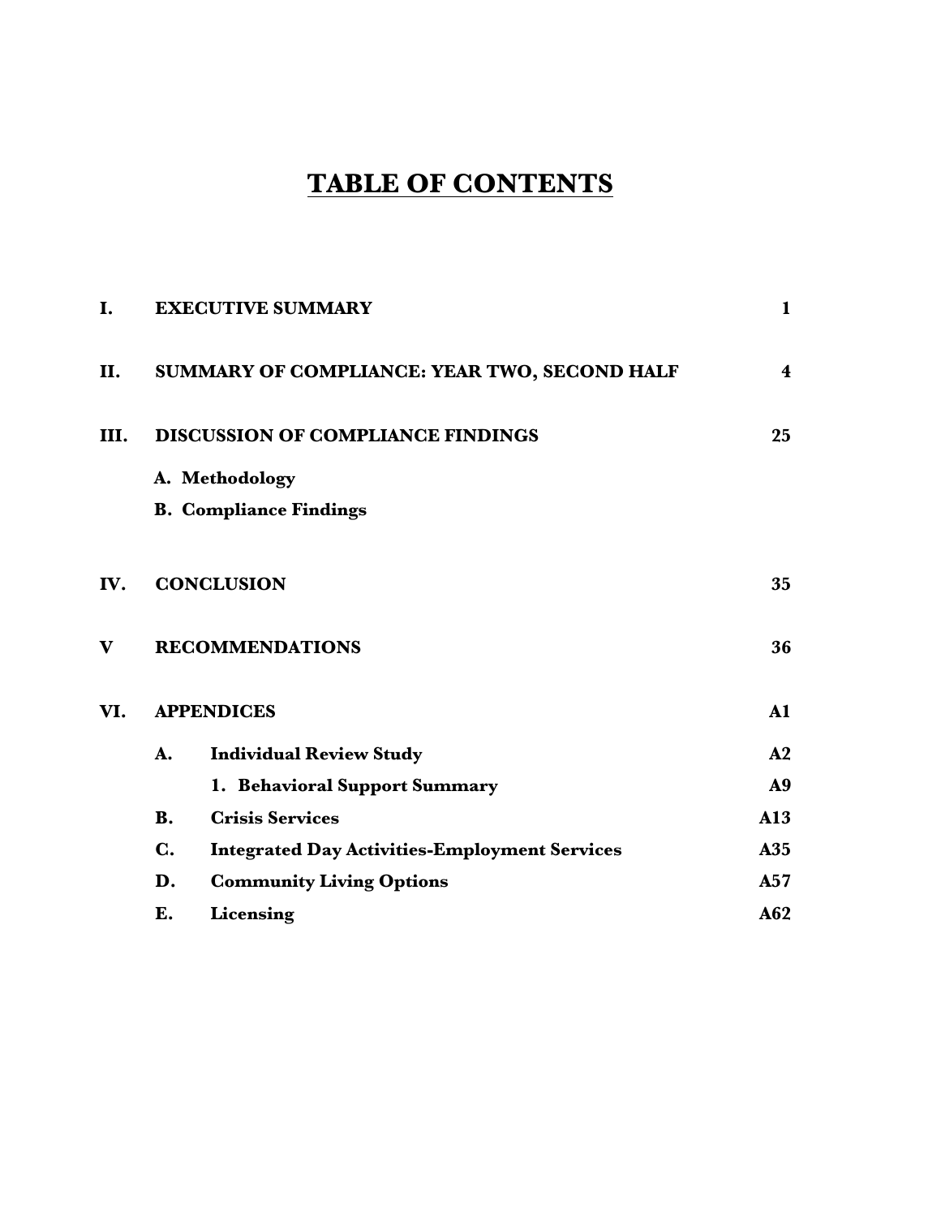# TABLE OF CONTENTS

| | | | |
|---|---|---|---|
| **I.** | **EXECUTIVE SUMMARY** | | **1** |
| **II.** | **SUMMARY OF COMPLIANCE: YEAR TWO, SECOND HALF** | | **4** |
| **III.** | **DISCUSSION OF COMPLIANCE FINDINGS** | | **25** |
| | **A. Methodology** | | |
| | **B. Compliance Findings** | | |
| **IV.** | **CONCLUSION** | | **35** |
| **V** | **RECOMMENDATIONS** | | **36** |
| **VI.** | **APPENDICES** | | **A1** |
| | **A.** | **Individual Review Study** | **A2** |
| | | **1. Behavioral Support Summary** | **A9** |
| | **B.** | **Crisis Services** | **A13** |
| | **C.** | **Integrated Day Activities-Employment Services** | **A35** |
| | **D.** | **Community Living Options** | **A57** |
| | **E.** | **Licensing** | **A62** |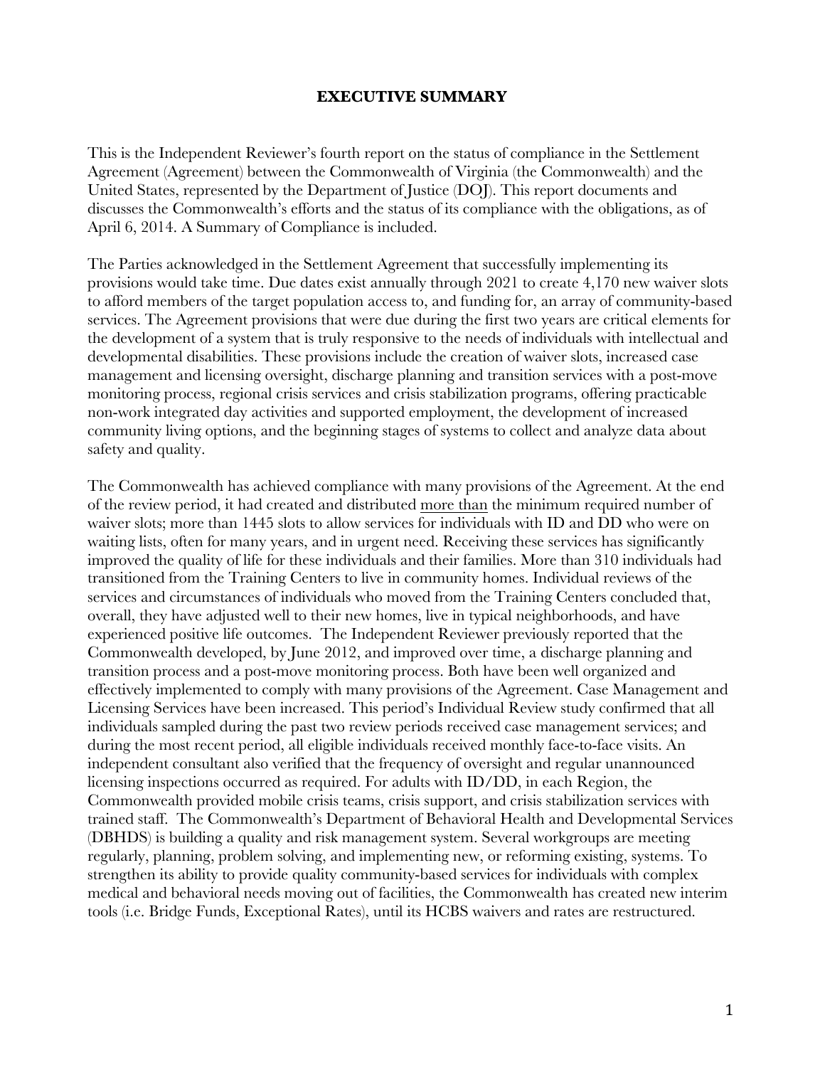# EXECUTIVE SUMMARY

This is the Independent Reviewer's fourth report on the status of compliance in the Settlement Agreement (Agreement) between the Commonwealth of Virginia (the Commonwealth) and the United States, represented by the Department of Justice (DOJ). This report documents and discusses the Commonwealth's efforts and the status of its compliance with the obligations, as of April 6, 2014. A Summary of Compliance is included.

The Parties acknowledged in the Settlement Agreement that successfully implementing its provisions would take time. Due dates exist annually through 2021 to create 4,170 new waiver slots to afford members of the target population access to, and funding for, an array of community-based services. The Agreement provisions that were due during the first two years are critical elements for the development of a system that is truly responsive to the needs of individuals with intellectual and developmental disabilities. These provisions include the creation of waiver slots, increased case management and licensing oversight, discharge planning and transition services with a post-move monitoring process, regional crisis services and crisis stabilization programs, offering practicable non-work integrated day activities and supported employment, the development of increased community living options, and the beginning stages of systems to collect and analyze data about safety and quality.

The Commonwealth has achieved compliance with many provisions of the Agreement. At the end of the review period, it had created and distributed <u>more than</u> the minimum required number of waiver slots; more than 1445 slots to allow services for individuals with ID and DD who were on waiting lists, often for many years, and in urgent need. Receiving these services has significantly improved the quality of life for these individuals and their families. More than 310 individuals had transitioned from the Training Centers to live in community homes. Individual reviews of the services and circumstances of individuals who moved from the Training Centers concluded that, overall, they have adjusted well to their new homes, live in typical neighborhoods, and have experienced positive life outcomes. The Independent Reviewer previously reported that the Commonwealth developed, by June 2012, and improved over time, a discharge planning and transition process and a post-move monitoring process. Both have been well organized and effectively implemented to comply with many provisions of the Agreement. Case Management and Licensing Services have been increased. This period's Individual Review study confirmed that all individuals sampled during the past two review periods received case management services; and during the most recent period, all eligible individuals received monthly face-to-face visits. An independent consultant also verified that the frequency of oversight and regular unannounced licensing inspections occurred as required. For adults with ID/DD, in each Region, the Commonwealth provided mobile crisis teams, crisis support, and crisis stabilization services with trained staff. The Commonwealth's Department of Behavioral Health and Developmental Services (DBHDS) is building a quality and risk management system. Several workgroups are meeting regularly, planning, problem solving, and implementing new, or reforming existing, systems. To strengthen its ability to provide quality community-based services for individuals with complex medical and behavioral needs moving out of facilities, the Commonwealth has created new interim tools (i.e. Bridge Funds, Exceptional Rates), until its HCBS waivers and rates are restructured.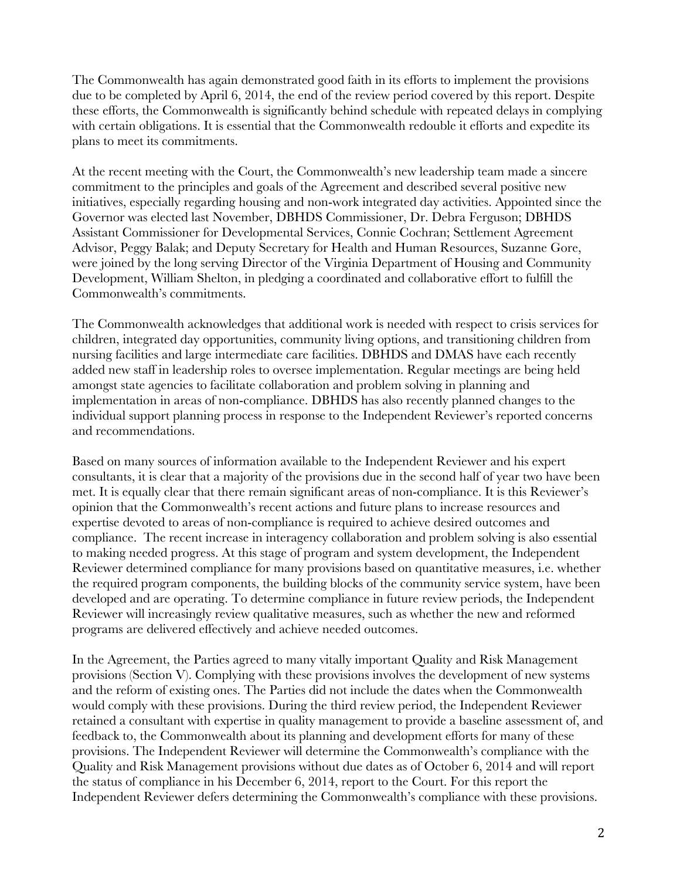The Commonwealth has again demonstrated good faith in its efforts to implement the provisions due to be completed by April 6, 2014, the end of the review period covered by this report. Despite these efforts, the Commonwealth is significantly behind schedule with repeated delays in complying with certain obligations. It is essential that the Commonwealth redouble it efforts and expedite its plans to meet its commitments.

At the recent meeting with the Court, the Commonwealth's new leadership team made a sincere commitment to the principles and goals of the Agreement and described several positive new initiatives, especially regarding housing and non-work integrated day activities. Appointed since the Governor was elected last November, DBHDS Commissioner, Dr. Debra Ferguson; DBHDS Assistant Commissioner for Developmental Services, Connie Cochran; Settlement Agreement Advisor, Peggy Balak; and Deputy Secretary for Health and Human Resources, Suzanne Gore, were joined by the long serving Director of the Virginia Department of Housing and Community Development, William Shelton, in pledging a coordinated and collaborative effort to fulfill the Commonwealth's commitments.

The Commonwealth acknowledges that additional work is needed with respect to crisis services for children, integrated day opportunities, community living options, and transitioning children from nursing facilities and large intermediate care facilities. DBHDS and DMAS have each recently added new staff in leadership roles to oversee implementation. Regular meetings are being held amongst state agencies to facilitate collaboration and problem solving in planning and implementation in areas of non-compliance. DBHDS has also recently planned changes to the individual support planning process in response to the Independent Reviewer's reported concerns and recommendations.

Based on many sources of information available to the Independent Reviewer and his expert consultants, it is clear that a majority of the provisions due in the second half of year two have been met. It is equally clear that there remain significant areas of non-compliance. It is this Reviewer's opinion that the Commonwealth's recent actions and future plans to increase resources and expertise devoted to areas of non-compliance is required to achieve desired outcomes and compliance. The recent increase in interagency collaboration and problem solving is also essential to making needed progress. At this stage of program and system development, the Independent Reviewer determined compliance for many provisions based on quantitative measures, i.e. whether the required program components, the building blocks of the community service system, have been developed and are operating. To determine compliance in future review periods, the Independent Reviewer will increasingly review qualitative measures, such as whether the new and reformed programs are delivered effectively and achieve needed outcomes.

In the Agreement, the Parties agreed to many vitally important Quality and Risk Management provisions (Section V). Complying with these provisions involves the development of new systems and the reform of existing ones. The Parties did not include the dates when the Commonwealth would comply with these provisions. During the third review period, the Independent Reviewer retained a consultant with expertise in quality management to provide a baseline assessment of, and feedback to, the Commonwealth about its planning and development efforts for many of these provisions. The Independent Reviewer will determine the Commonwealth's compliance with the Quality and Risk Management provisions without due dates as of October 6, 2014 and will report the status of compliance in his December 6, 2014, report to the Court. For this report the Independent Reviewer defers determining the Commonwealth's compliance with these provisions.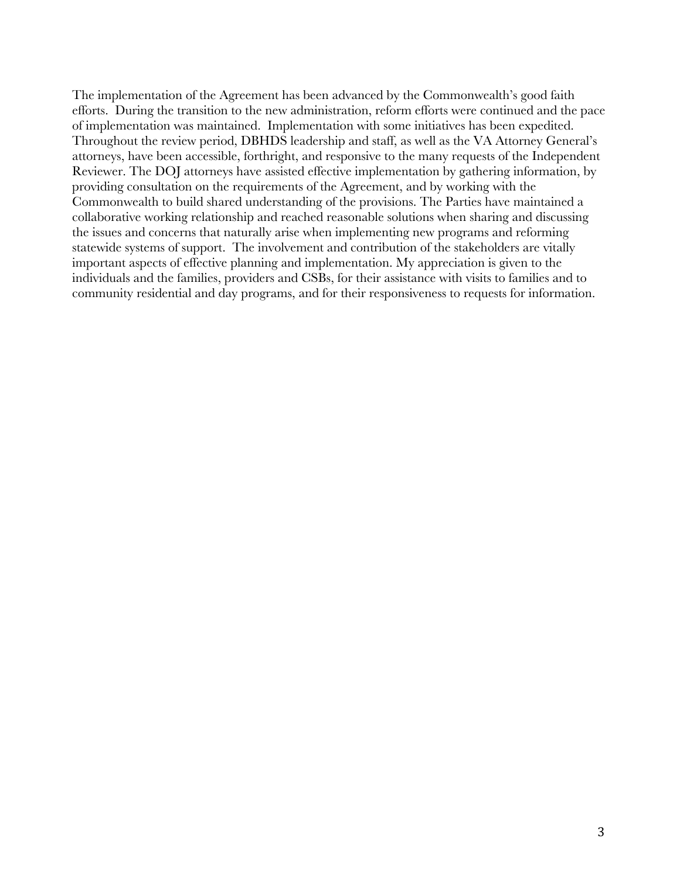The implementation of the Agreement has been advanced by the Commonwealth's good faith efforts. During the transition to the new administration, reform efforts were continued and the pace of implementation was maintained. Implementation with some initiatives has been expedited. Throughout the review period, DBHDS leadership and staff, as well as the VA Attorney General's attorneys, have been accessible, forthright, and responsive to the many requests of the Independent Reviewer. The DOJ attorneys have assisted effective implementation by gathering information, by providing consultation on the requirements of the Agreement, and by working with the Commonwealth to build shared understanding of the provisions. The Parties have maintained a collaborative working relationship and reached reasonable solutions when sharing and discussing the issues and concerns that naturally arise when implementing new programs and reforming statewide systems of support. The involvement and contribution of the stakeholders are vitally important aspects of effective planning and implementation. My appreciation is given to the individuals and the families, providers and CSBs, for their assistance with visits to families and to community residential and day programs, and for their responsiveness to requests for information.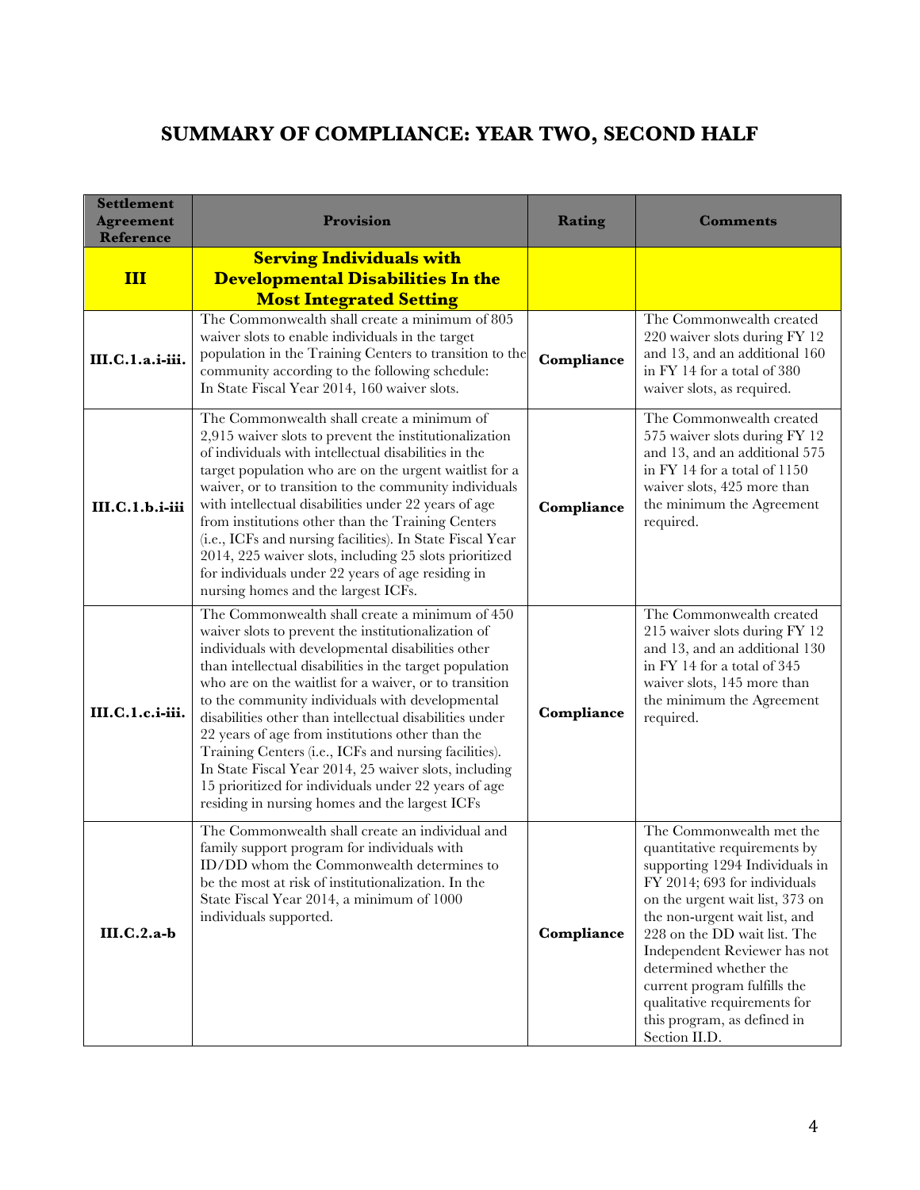# SUMMARY OF COMPLIANCE: YEAR TWO, SECOND HALF

| Settlement Agreement Reference | Provision | Rating | Comments |
|---|---|---|---|
| **III** | **Serving Individuals with Developmental Disabilities In the Most Integrated Setting** | | |
| **III.C.1.a.i-iii.** | The Commonwealth shall create a minimum of 805 waiver slots to enable individuals in the target population in the Training Centers to transition to the community according to the following schedule: In State Fiscal Year 2014, 160 waiver slots. | **Compliance** | The Commonwealth created 220 waiver slots during FY 12 and 13, and an additional 160 in FY 14 for a total of 380 waiver slots, as required. |
| **III.C.1.b.i-iii** | The Commonwealth shall create a minimum of 2,915 waiver slots to prevent the institutionalization of individuals with intellectual disabilities in the target population who are on the urgent waitlist for a waiver, or to transition to the community individuals with intellectual disabilities under 22 years of age from institutions other than the Training Centers (i.e., ICFs and nursing facilities). In State Fiscal Year 2014, 225 waiver slots, including 25 slots prioritized for individuals under 22 years of age residing in nursing homes and the largest ICFs. | **Compliance** | The Commonwealth created 575 waiver slots during FY 12 and 13, and an additional 575 in FY 14 for a total of 1150 waiver slots, 425 more than the minimum the Agreement required. |
| **III.C.1.c.i-iii.** | The Commonwealth shall create a minimum of 450 waiver slots to prevent the institutionalization of individuals with developmental disabilities other than intellectual disabilities in the target population who are on the waitlist for a waiver, or to transition to the community individuals with developmental disabilities other than intellectual disabilities under 22 years of age from institutions other than the Training Centers (i.e., ICFs and nursing facilities). In State Fiscal Year 2014, 25 waiver slots, including 15 prioritized for individuals under 22 years of age residing in nursing homes and the largest ICFs | **Compliance** | The Commonwealth created 215 waiver slots during FY 12 and 13, and an additional 130 in FY 14 for a total of 345 waiver slots, 145 more than the minimum the Agreement required. |
| **III.C.2.a-b** | The Commonwealth shall create an individual and family support program for individuals with ID/DD whom the Commonwealth determines to be the most at risk of institutionalization. In the State Fiscal Year 2014, a minimum of 1000 individuals supported. | **Compliance** | The Commonwealth met the quantitative requirements by supporting 1294 Individuals in FY 2014; 693 for individuals on the urgent wait list, 373 on the non-urgent wait list, and 228 on the DD wait list. The Independent Reviewer has not determined whether the current program fulfills the qualitative requirements for this program, as defined in Section II.D. |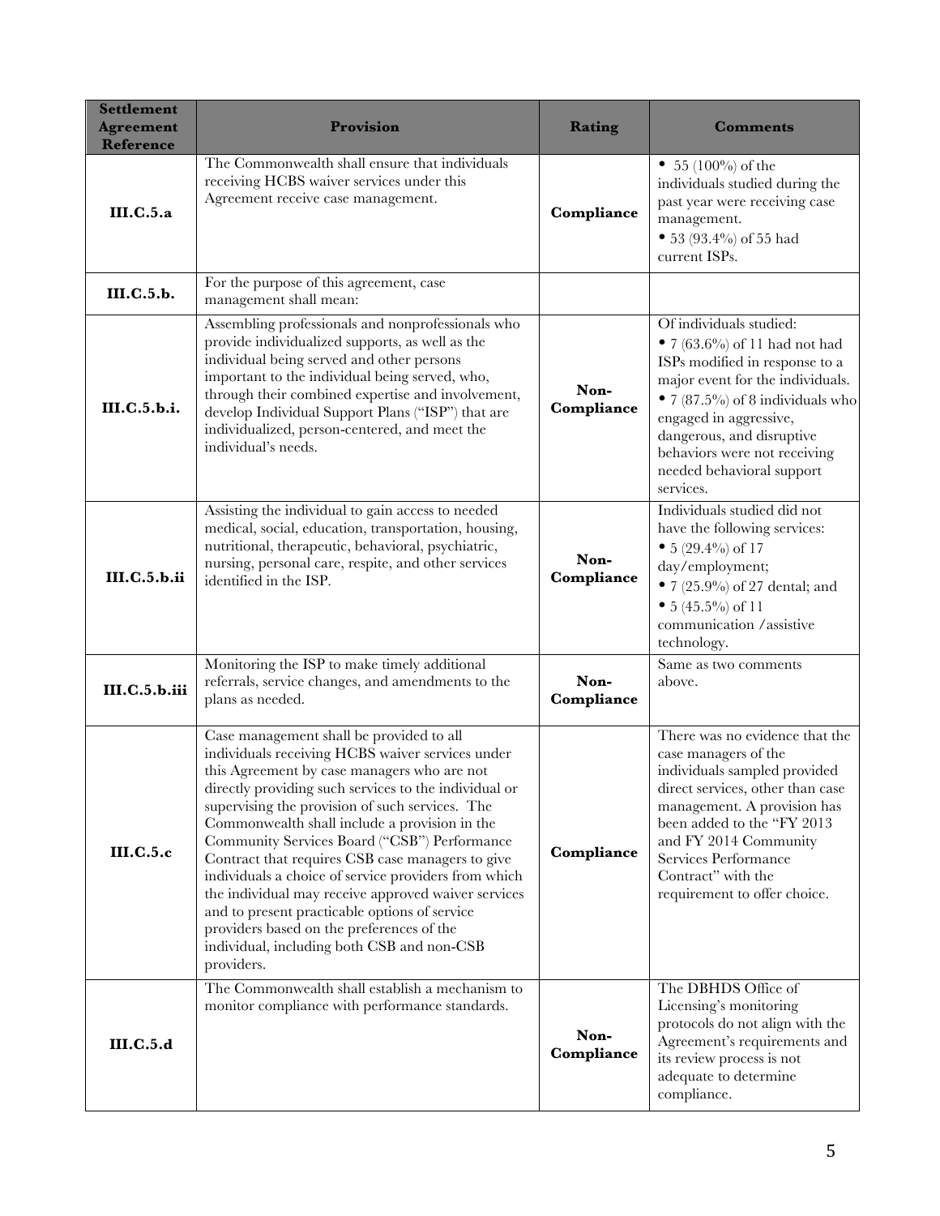| Settlement Agreement Reference | Provision | Rating | Comments |
|---|---|---|---|
| **III.C.5.a** | The Commonwealth shall ensure that individuals receiving HCBS waiver services under this Agreement receive case management. | **Compliance** | • 55 (100%) of the individuals studied during the past year were receiving case management.<br>• 53 (93.4%) of 55 had current ISPs. |
| **III.C.5.b.** | For the purpose of this agreement, case management shall mean: | | |
| **III.C.5.b.i.** | Assembling professionals and nonprofessionals who provide individualized supports, as well as the individual being served and other persons important to the individual being served, who, through their combined expertise and involvement, develop Individual Support Plans ("ISP") that are individualized, person-centered, and meet the individual's needs. | **Non-Compliance** | Of individuals studied:<br>• 7 (63.6%) of 11 had not had ISPs modified in response to a major event for the individuals.<br>• 7 (87.5%) of 8 individuals who engaged in aggressive, dangerous, and disruptive behaviors were not receiving needed behavioral support services. |
| **III.C.5.b.ii** | Assisting the individual to gain access to needed medical, social, education, transportation, housing, nutritional, therapeutic, behavioral, psychiatric, nursing, personal care, respite, and other services identified in the ISP. | **Non-Compliance** | Individuals studied did not have the following services:<br>• 5 (29.4%) of 17 day/employment;<br>• 7 (25.9%) of 27 dental; and<br>• 5 (45.5%) of 11 communication /assistive technology. |
| **III.C.5.b.iii** | Monitoring the ISP to make timely additional referrals, service changes, and amendments to the plans as needed. | **Non-Compliance** | Same as two comments above. |
| **III.C.5.c** | Case management shall be provided to all individuals receiving HCBS waiver services under this Agreement by case managers who are not directly providing such services to the individual or supervising the provision of such services. The Commonwealth shall include a provision in the Community Services Board ("CSB") Performance Contract that requires CSB case managers to give individuals a choice of service providers from which the individual may receive approved waiver services and to present practicable options of service providers based on the preferences of the individual, including both CSB and non-CSB providers. | **Compliance** | There was no evidence that the case managers of the individuals sampled provided direct services, other than case management. A provision has been added to the "FY 2013 and FY 2014 Community Services Performance Contract" with the requirement to offer choice. |
| **III.C.5.d** | The Commonwealth shall establish a mechanism to monitor compliance with performance standards. | **Non-Compliance** | The DBHDS Office of Licensing's monitoring protocols do not align with the Agreement's requirements and its review process is not adequate to determine compliance. |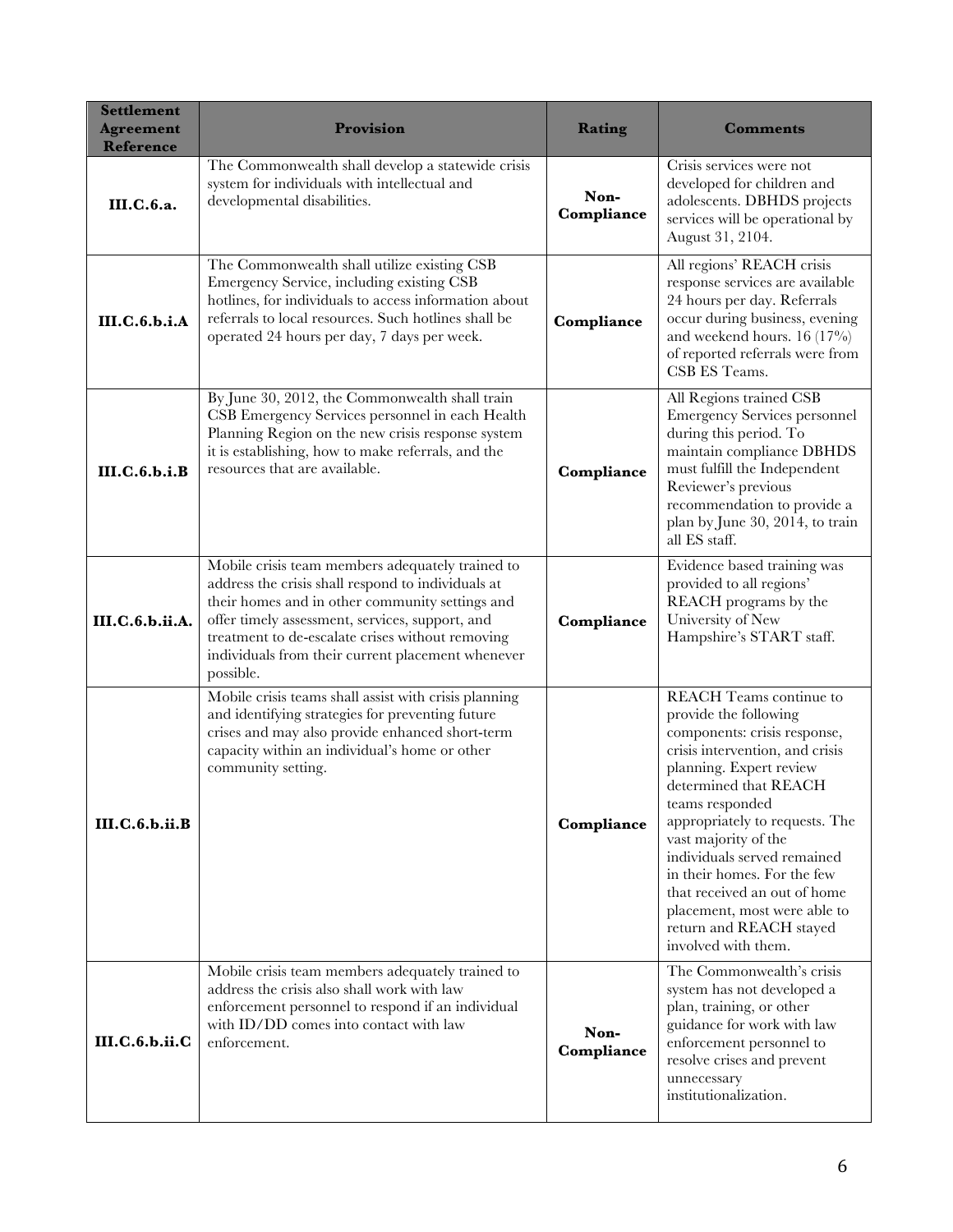| Settlement Agreement Reference | Provision | Rating | Comments |
|---|---|---|---|
| **III.C.6.a.** | The Commonwealth shall develop a statewide crisis system for individuals with intellectual and developmental disabilities. | **Non-Compliance** | Crisis services were not developed for children and adolescents. DBHDS projects services will be operational by August 31, 2104. |
| **III.C.6.b.i.A** | The Commonwealth shall utilize existing CSB Emergency Service, including existing CSB hotlines, for individuals to access information about referrals to local resources. Such hotlines shall be operated 24 hours per day, 7 days per week. | **Compliance** | All regions' REACH crisis response services are available 24 hours per day. Referrals occur during business, evening and weekend hours. 16 (17%) of reported referrals were from CSB ES Teams. |
| **III.C.6.b.i.B** | By June 30, 2012, the Commonwealth shall train CSB Emergency Services personnel in each Health Planning Region on the new crisis response system it is establishing, how to make referrals, and the resources that are available. | **Compliance** | All Regions trained CSB Emergency Services personnel during this period. To maintain compliance DBHDS must fulfill the Independent Reviewer's previous recommendation to provide a plan by June 30, 2014, to train all ES staff. |
| **III.C.6.b.ii.A.** | Mobile crisis team members adequately trained to address the crisis shall respond to individuals at their homes and in other community settings and offer timely assessment, services, support, and treatment to de-escalate crises without removing individuals from their current placement whenever possible. | **Compliance** | Evidence based training was provided to all regions' REACH programs by the University of New Hampshire's START staff. |
| **III.C.6.b.ii.B** | Mobile crisis teams shall assist with crisis planning and identifying strategies for preventing future crises and may also provide enhanced short-term capacity within an individual's home or other community setting. | **Compliance** | REACH Teams continue to provide the following components: crisis response, crisis intervention, and crisis planning. Expert review determined that REACH teams responded appropriately to requests. The vast majority of the individuals served remained in their homes. For the few that received an out of home placement, most were able to return and REACH stayed involved with them. |
| **III.C.6.b.ii.C** | Mobile crisis team members adequately trained to address the crisis also shall work with law enforcement personnel to respond if an individual with ID/DD comes into contact with law enforcement. | **Non-Compliance** | The Commonwealth's crisis system has not developed a plan, training, or other guidance for work with law enforcement personnel to resolve crises and prevent unnecessary institutionalization. |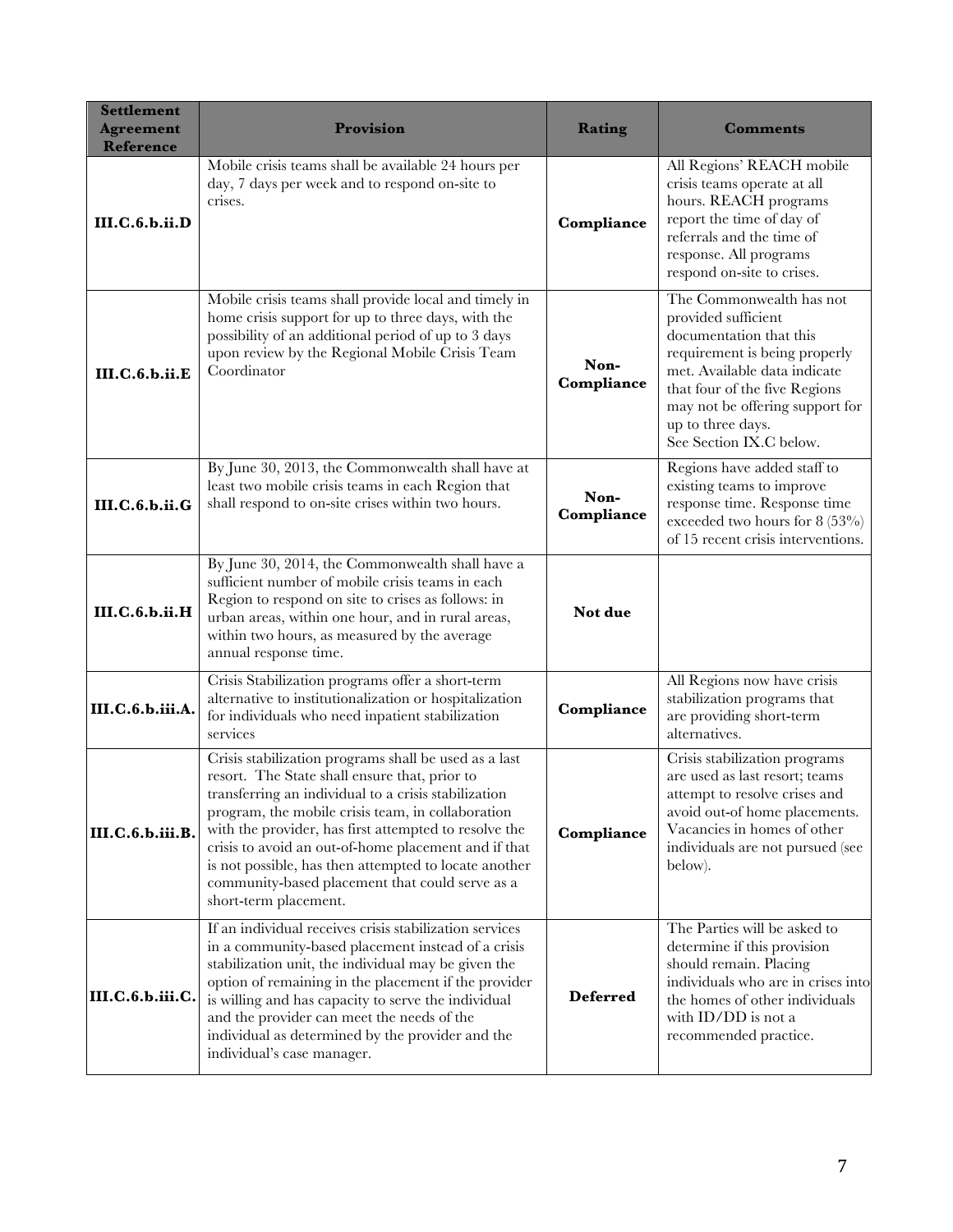| Settlement Agreement Reference | Provision | Rating | Comments |
|---|---|---|---|
| **III.C.6.b.ii.D** | Mobile crisis teams shall be available 24 hours per day, 7 days per week and to respond on-site to crises. | **Compliance** | All Regions' REACH mobile crisis teams operate at all hours. REACH programs report the time of day of referrals and the time of response. All programs respond on-site to crises. |
| **III.C.6.b.ii.E** | Mobile crisis teams shall provide local and timely in home crisis support for up to three days, with the possibility of an additional period of up to 3 days upon review by the Regional Mobile Crisis Team Coordinator | **Non-Compliance** | The Commonwealth has not provided sufficient documentation that this requirement is being properly met. Available data indicate that four of the five Regions may not be offering support for up to three days. See Section IX.C below. |
| **III.C.6.b.ii.G** | By June 30, 2013, the Commonwealth shall have at least two mobile crisis teams in each Region that shall respond to on-site crises within two hours. | **Non-Compliance** | Regions have added staff to existing teams to improve response time. Response time exceeded two hours for 8 (53%) of 15 recent crisis interventions. |
| **III.C.6.b.ii.H** | By June 30, 2014, the Commonwealth shall have a sufficient number of mobile crisis teams in each Region to respond on site to crises as follows: in urban areas, within one hour, and in rural areas, within two hours, as measured by the average annual response time. | **Not due** | |
| **III.C.6.b.iii.A.** | Crisis Stabilization programs offer a short-term alternative to institutionalization or hospitalization for individuals who need inpatient stabilization services | **Compliance** | All Regions now have crisis stabilization programs that are providing short-term alternatives. |
| **III.C.6.b.iii.B.** | Crisis stabilization programs shall be used as a last resort. The State shall ensure that, prior to transferring an individual to a crisis stabilization program, the mobile crisis team, in collaboration with the provider, has first attempted to resolve the crisis to avoid an out-of-home placement and if that is not possible, has then attempted to locate another community-based placement that could serve as a short-term placement. | **Compliance** | Crisis stabilization programs are used as last resort; teams attempt to resolve crises and avoid out-of home placements. Vacancies in homes of other individuals are not pursued (see below). |
| **III.C.6.b.iii.C.** | If an individual receives crisis stabilization services in a community-based placement instead of a crisis stabilization unit, the individual may be given the option of remaining in the placement if the provider is willing and has capacity to serve the individual and the provider can meet the needs of the individual as determined by the provider and the individual's case manager. | **Deferred** | The Parties will be asked to determine if this provision should remain. Placing individuals who are in crises into the homes of other individuals with ID/DD is not a recommended practice. |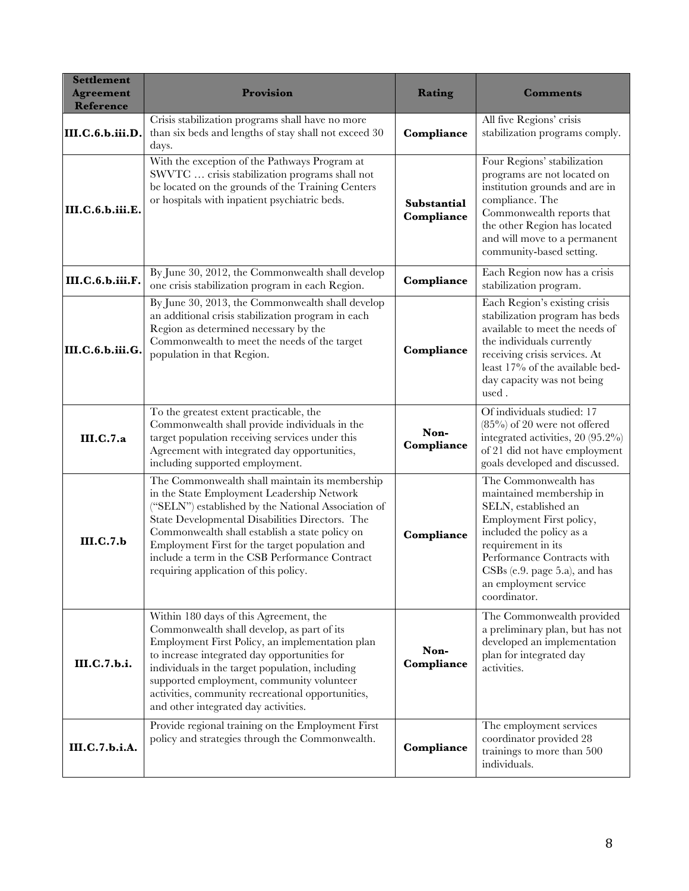| Settlement Agreement Reference | Provision | Rating | Comments |
|---|---|---|---|
| **III.C.6.b.iii.D.** | Crisis stabilization programs shall have no more than six beds and lengths of stay shall not exceed 30 days. | **Compliance** | All five Regions' crisis stabilization programs comply. |
| **III.C.6.b.iii.E.** | With the exception of the Pathways Program at SWVTC … crisis stabilization programs shall not be located on the grounds of the Training Centers or hospitals with inpatient psychiatric beds. | **Substantial Compliance** | Four Regions' stabilization programs are not located on institution grounds and are in compliance. The Commonwealth reports that the other Region has located and will move to a permanent community-based setting. |
| **III.C.6.b.iii.F.** | By June 30, 2012, the Commonwealth shall develop one crisis stabilization program in each Region. | **Compliance** | Each Region now has a crisis stabilization program. |
| **III.C.6.b.iii.G.** | By June 30, 2013, the Commonwealth shall develop an additional crisis stabilization program in each Region as determined necessary by the Commonwealth to meet the needs of the target population in that Region. | **Compliance** | Each Region's existing crisis stabilization program has beds available to meet the needs of the individuals currently receiving crisis services. At least 17% of the available bed-day capacity was not being used . |
| **III.C.7.a** | To the greatest extent practicable, the Commonwealth shall provide individuals in the target population receiving services under this Agreement with integrated day opportunities, including supported employment. | **Non-Compliance** | Of individuals studied: 17 (85%) of 20 were not offered integrated activities, 20 (95.2%) of 21 did not have employment goals developed and discussed. |
| **III.C.7.b** | The Commonwealth shall maintain its membership in the State Employment Leadership Network ("SELN") established by the National Association of State Developmental Disabilities Directors. The Commonwealth shall establish a state policy on Employment First for the target population and include a term in the CSB Performance Contract requiring application of this policy. | **Compliance** | The Commonwealth has maintained membership in SELN, established an Employment First policy, included the policy as a requirement in its Performance Contracts with CSBs (e.9. page 5.a), and has an employment service coordinator. |
| **III.C.7.b.i.** | Within 180 days of this Agreement, the Commonwealth shall develop, as part of its Employment First Policy, an implementation plan to increase integrated day opportunities for individuals in the target population, including supported employment, community volunteer activities, community recreational opportunities, and other integrated day activities. | **Non-Compliance** | The Commonwealth provided a preliminary plan, but has not developed an implementation plan for integrated day activities. |
| **III.C.7.b.i.A.** | Provide regional training on the Employment First policy and strategies through the Commonwealth. | **Compliance** | The employment services coordinator provided 28 trainings to more than 500 individuals. |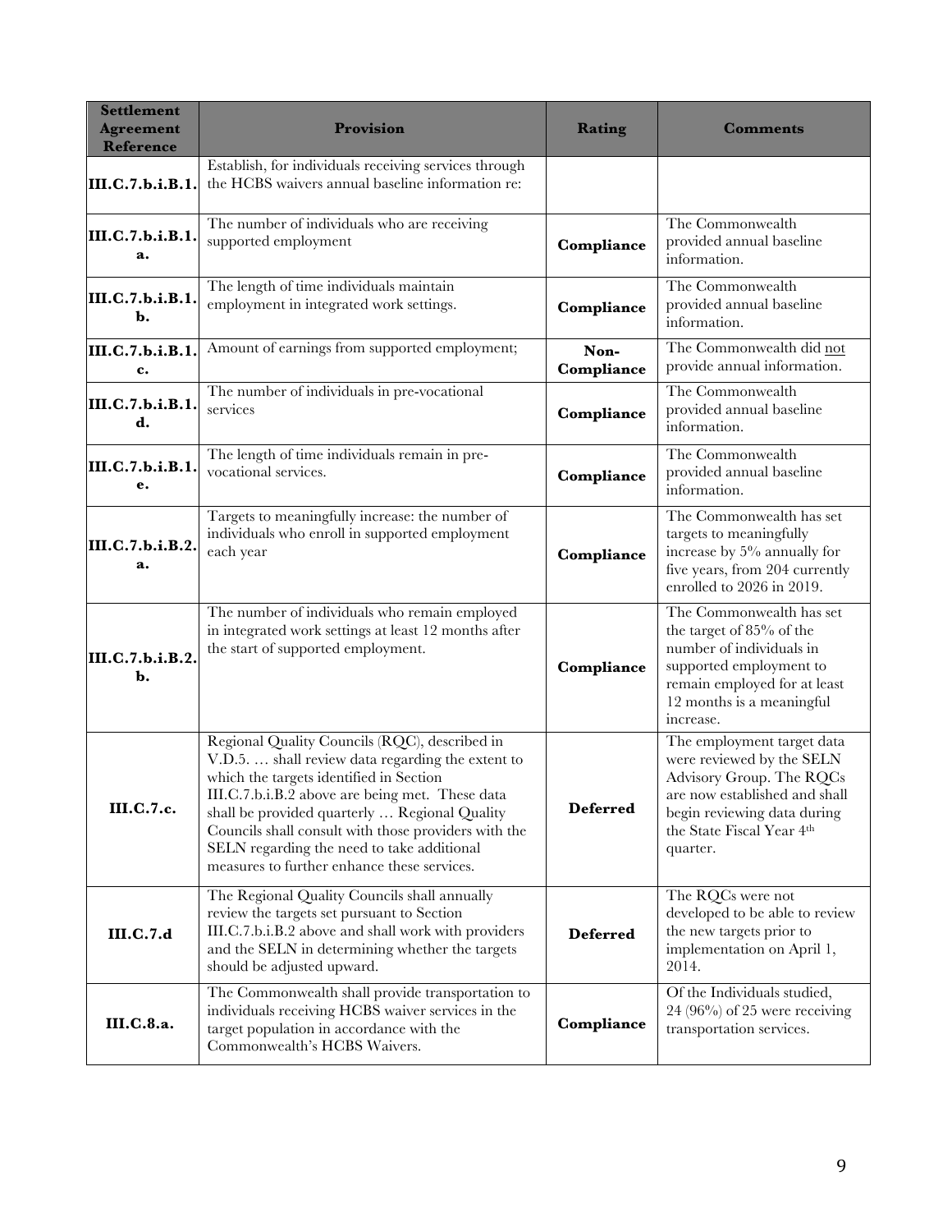| Settlement Agreement Reference | Provision | Rating | Comments |
| --- | --- | --- | --- |
| **III.C.7.b.i.B.1.** | Establish, for individuals receiving services through the HCBS waivers annual baseline information re: | | |
| **III.C.7.b.i.B.1. a.** | The number of individuals who are receiving supported employment | **Compliance** | The Commonwealth provided annual baseline information. |
| **III.C.7.b.i.B.1. b.** | The length of time individuals maintain employment in integrated work settings. | **Compliance** | The Commonwealth provided annual baseline information. |
| **III.C.7.b.i.B.1. c.** | Amount of earnings from supported employment; | **Non-Compliance** | The Commonwealth did not provide annual information. |
| **III.C.7.b.i.B.1. d.** | The number of individuals in pre-vocational services | **Compliance** | The Commonwealth provided annual baseline information. |
| **III.C.7.b.i.B.1. e.** | The length of time individuals remain in pre-vocational services. | **Compliance** | The Commonwealth provided annual baseline information. |
| **III.C.7.b.i.B.2. a.** | Targets to meaningfully increase: the number of individuals who enroll in supported employment each year | **Compliance** | The Commonwealth has set targets to meaningfully increase by 5% annually for five years, from 204 currently enrolled to 2026 in 2019. |
| **III.C.7.b.i.B.2. b.** | The number of individuals who remain employed in integrated work settings at least 12 months after the start of supported employment. | **Compliance** | The Commonwealth has set the target of 85% of the number of individuals in supported employment to remain employed for at least 12 months is a meaningful increase. |
| **III.C.7.c.** | Regional Quality Councils (RQC), described in V.D.5. … shall review data regarding the extent to which the targets identified in Section III.C.7.b.i.B.2 above are being met. These data shall be provided quarterly … Regional Quality Councils shall consult with those providers with the SELN regarding the need to take additional measures to further enhance these services. | **Deferred** | The employment target data were reviewed by the SELN Advisory Group. The RQCs are now established and shall begin reviewing data during the State Fiscal Year 4th quarter. |
| **III.C.7.d** | The Regional Quality Councils shall annually review the targets set pursuant to Section III.C.7.b.i.B.2 above and shall work with providers and the SELN in determining whether the targets should be adjusted upward. | **Deferred** | The RQCs were not developed to be able to review the new targets prior to implementation on April 1, 2014. |
| **III.C.8.a.** | The Commonwealth shall provide transportation to individuals receiving HCBS waiver services in the target population in accordance with the Commonwealth's HCBS Waivers. | **Compliance** | Of the Individuals studied, 24 (96%) of 25 were receiving transportation services. |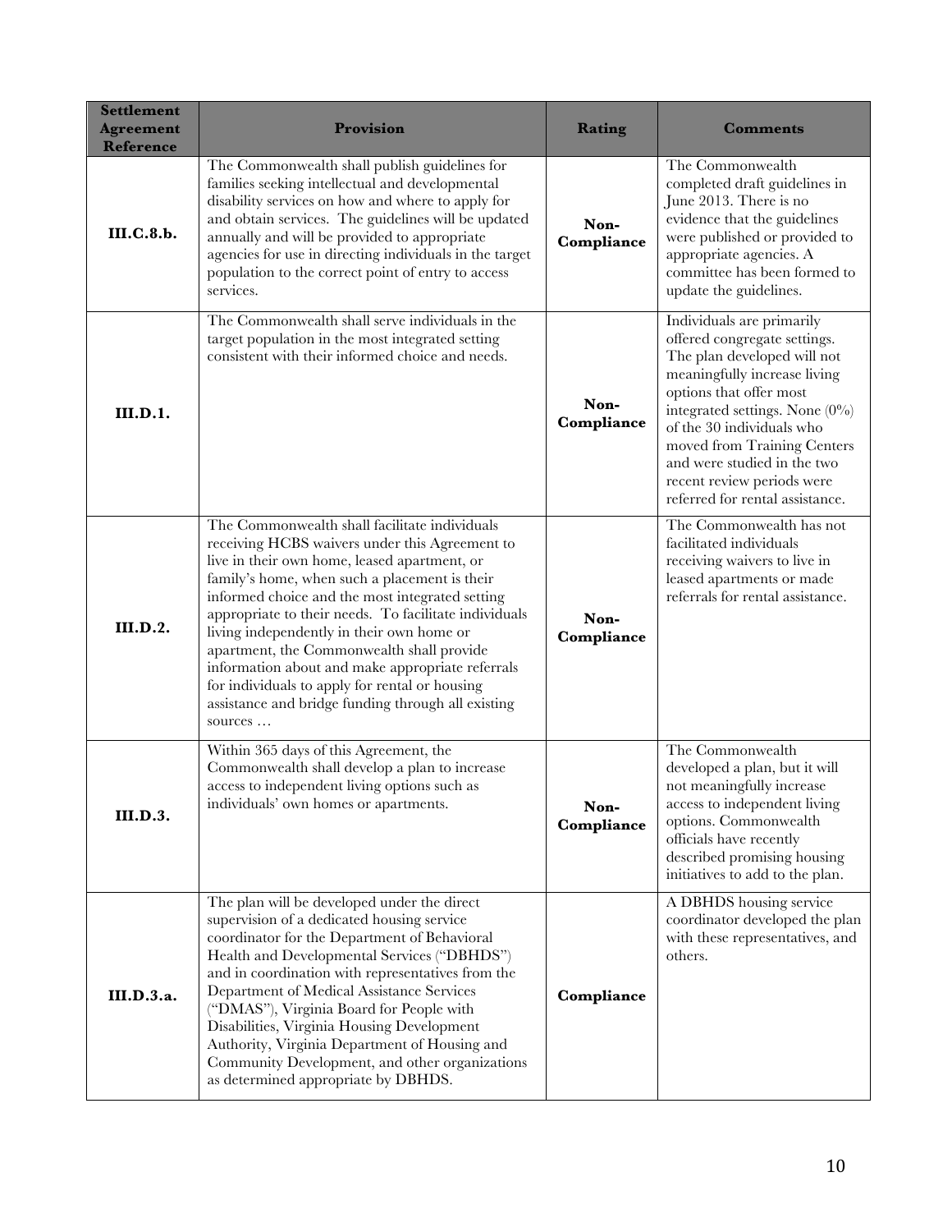| Settlement Agreement Reference | Provision | Rating | Comments |
|---|---|---|---|
| **III.C.8.b.** | The Commonwealth shall publish guidelines for families seeking intellectual and developmental disability services on how and where to apply for and obtain services. The guidelines will be updated annually and will be provided to appropriate agencies for use in directing individuals in the target population to the correct point of entry to access services. | **Non-Compliance** | The Commonwealth completed draft guidelines in June 2013. There is no evidence that the guidelines were published or provided to appropriate agencies. A committee has been formed to update the guidelines. |
| **III.D.1.** | The Commonwealth shall serve individuals in the target population in the most integrated setting consistent with their informed choice and needs. | **Non-Compliance** | Individuals are primarily offered congregate settings. The plan developed will not meaningfully increase living options that offer most integrated settings. None (0%) of the 30 individuals who moved from Training Centers and were studied in the two recent review periods were referred for rental assistance. |
| **III.D.2.** | The Commonwealth shall facilitate individuals receiving HCBS waivers under this Agreement to live in their own home, leased apartment, or family's home, when such a placement is their informed choice and the most integrated setting appropriate to their needs. To facilitate individuals living independently in their own home or apartment, the Commonwealth shall provide information about and make appropriate referrals for individuals to apply for rental or housing assistance and bridge funding through all existing sources … | **Non-Compliance** | The Commonwealth has not facilitated individuals receiving waivers to live in leased apartments or made referrals for rental assistance. |
| **III.D.3.** | Within 365 days of this Agreement, the Commonwealth shall develop a plan to increase access to independent living options such as individuals' own homes or apartments. | **Non-Compliance** | The Commonwealth developed a plan, but it will not meaningfully increase access to independent living options. Commonwealth officials have recently described promising housing initiatives to add to the plan. |
| **III.D.3.a.** | The plan will be developed under the direct supervision of a dedicated housing service coordinator for the Department of Behavioral Health and Developmental Services ("DBHDS") and in coordination with representatives from the Department of Medical Assistance Services ("DMAS"), Virginia Board for People with Disabilities, Virginia Housing Development Authority, Virginia Department of Housing and Community Development, and other organizations as determined appropriate by DBHDS. | **Compliance** | A DBHDS housing service coordinator developed the plan with these representatives, and others. |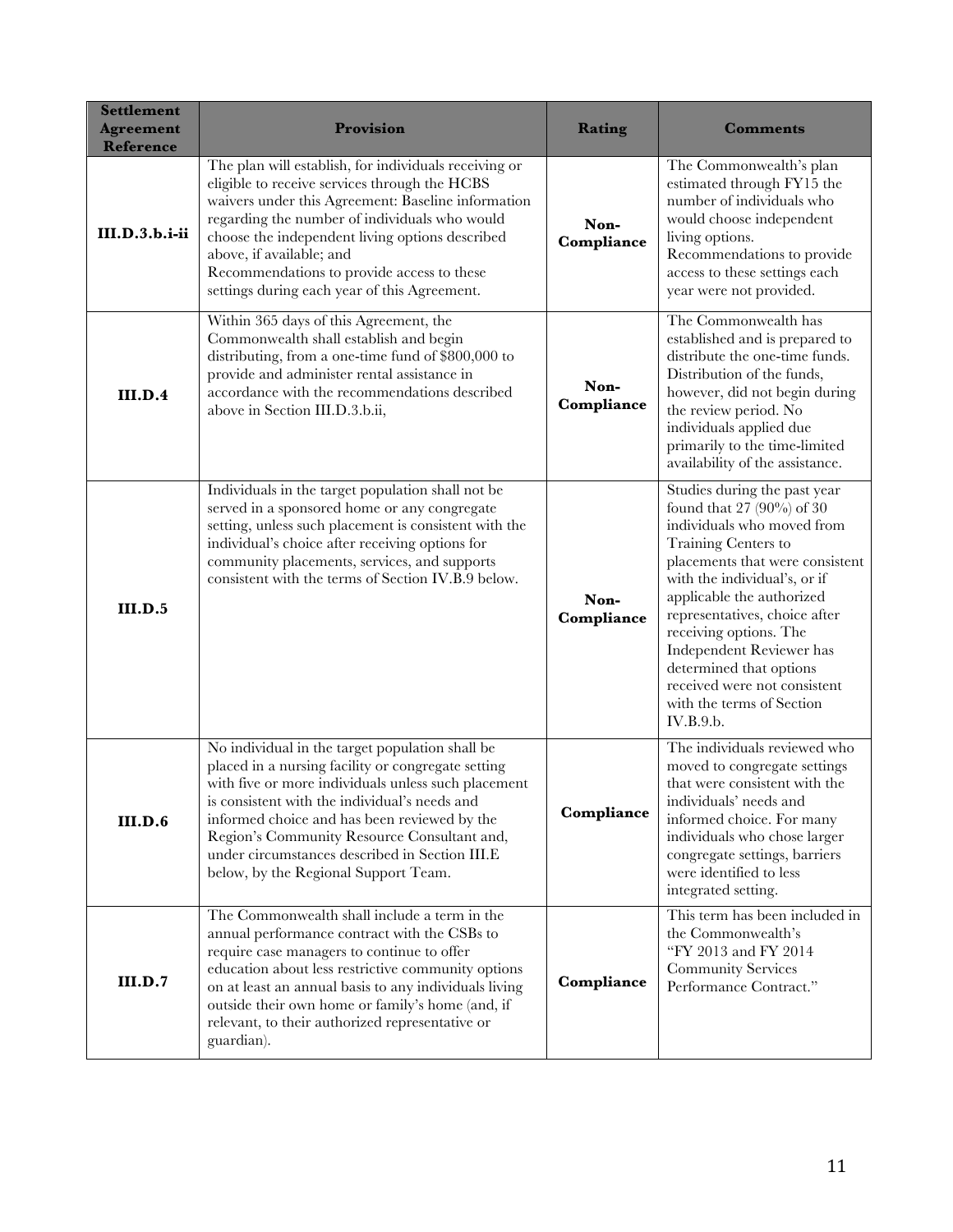| Settlement Agreement Reference | Provision | Rating | Comments |
|---|---|---|---|
| **III.D.3.b.i-ii** | The plan will establish, for individuals receiving or eligible to receive services through the HCBS waivers under this Agreement: Baseline information regarding the number of individuals who would choose the independent living options described above, if available; and Recommendations to provide access to these settings during each year of this Agreement. | **Non-Compliance** | The Commonwealth's plan estimated through FY15 the number of individuals who would choose independent living options. Recommendations to provide access to these settings each year were not provided. |
| **III.D.4** | Within 365 days of this Agreement, the Commonwealth shall establish and begin distributing, from a one-time fund of $800,000 to provide and administer rental assistance in accordance with the recommendations described above in Section III.D.3.b.ii, | **Non-Compliance** | The Commonwealth has established and is prepared to distribute the one-time funds. Distribution of the funds, however, did not begin during the review period. No individuals applied due primarily to the time-limited availability of the assistance. |
| **III.D.5** | Individuals in the target population shall not be served in a sponsored home or any congregate setting, unless such placement is consistent with the individual's choice after receiving options for community placements, services, and supports consistent with the terms of Section IV.B.9 below. | **Non-Compliance** | Studies during the past year found that 27 (90%) of 30 individuals who moved from Training Centers to placements that were consistent with the individual's, or if applicable the authorized representatives, choice after receiving options. The Independent Reviewer has determined that options received were not consistent with the terms of Section IV.B.9.b. |
| **III.D.6** | No individual in the target population shall be placed in a nursing facility or congregate setting with five or more individuals unless such placement is consistent with the individual's needs and informed choice and has been reviewed by the Region's Community Resource Consultant and, under circumstances described in Section III.E below, by the Regional Support Team. | **Compliance** | The individuals reviewed who moved to congregate settings that were consistent with the individuals' needs and informed choice. For many individuals who chose larger congregate settings, barriers were identified to less integrated setting. |
| **III.D.7** | The Commonwealth shall include a term in the annual performance contract with the CSBs to require case managers to continue to offer education about less restrictive community options on at least an annual basis to any individuals living outside their own home or family's home (and, if relevant, to their authorized representative or guardian). | **Compliance** | This term has been included in the Commonwealth's "FY 2013 and FY 2014 Community Services Performance Contract." |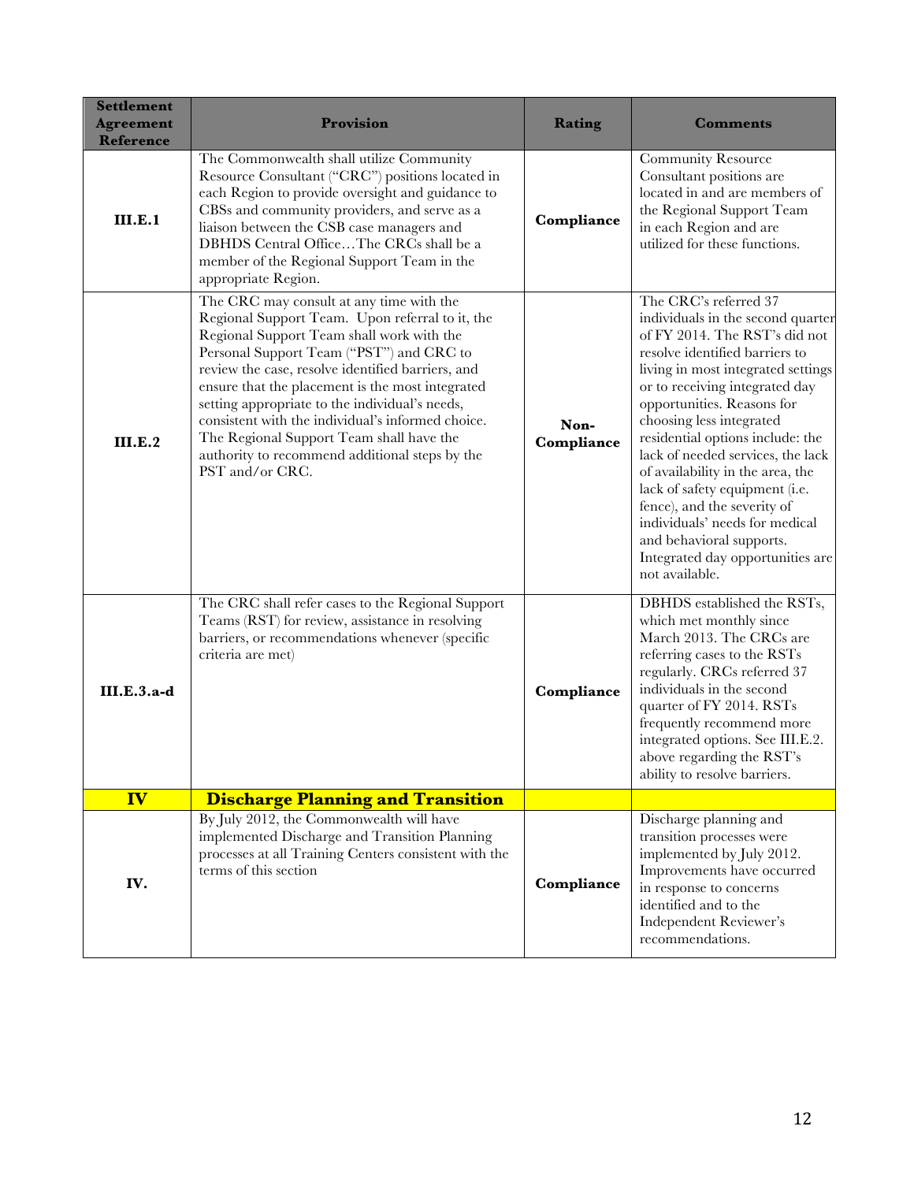| Settlement Agreement Reference | Provision | Rating | Comments |
|---|---|---|---|
| **III.E.1** | The Commonwealth shall utilize Community Resource Consultant ("CRC") positions located in each Region to provide oversight and guidance to CBSs and community providers, and serve as a liaison between the CSB case managers and DBHDS Central Office…The CRCs shall be a member of the Regional Support Team in the appropriate Region. | **Compliance** | Community Resource Consultant positions are located in and are members of the Regional Support Team in each Region and are utilized for these functions. |
| **III.E.2** | The CRC may consult at any time with the Regional Support Team. Upon referral to it, the Regional Support Team shall work with the Personal Support Team ("PST") and CRC to review the case, resolve identified barriers, and ensure that the placement is the most integrated setting appropriate to the individual's needs, consistent with the individual's informed choice. The Regional Support Team shall have the authority to recommend additional steps by the PST and/or CRC. | **Non-Compliance** | The CRC's referred 37 individuals in the second quarter of FY 2014. The RST's did not resolve identified barriers to living in most integrated settings or to receiving integrated day opportunities. Reasons for choosing less integrated residential options include: the lack of needed services, the lack of availability in the area, the lack of safety equipment (i.e. fence), and the severity of individuals' needs for medical and behavioral supports. Integrated day opportunities are not available. |
| **III.E.3.a-d** | The CRC shall refer cases to the Regional Support Teams (RST) for review, assistance in resolving barriers, or recommendations whenever (specific criteria are met) | **Compliance** | DBHDS established the RSTs, which met monthly since March 2013. The CRCs are referring cases to the RSTs regularly. CRCs referred 37 individuals in the second quarter of FY 2014. RSTs frequently recommend more integrated options. See III.E.2. above regarding the RST's ability to resolve barriers. |
| **IV** | **Discharge Planning and Transition** | | |
| **IV.** | By July 2012, the Commonwealth will have implemented Discharge and Transition Planning processes at all Training Centers consistent with the terms of this section | **Compliance** | Discharge planning and transition processes were implemented by July 2012. Improvements have occurred in response to concerns identified and to the Independent Reviewer's recommendations. |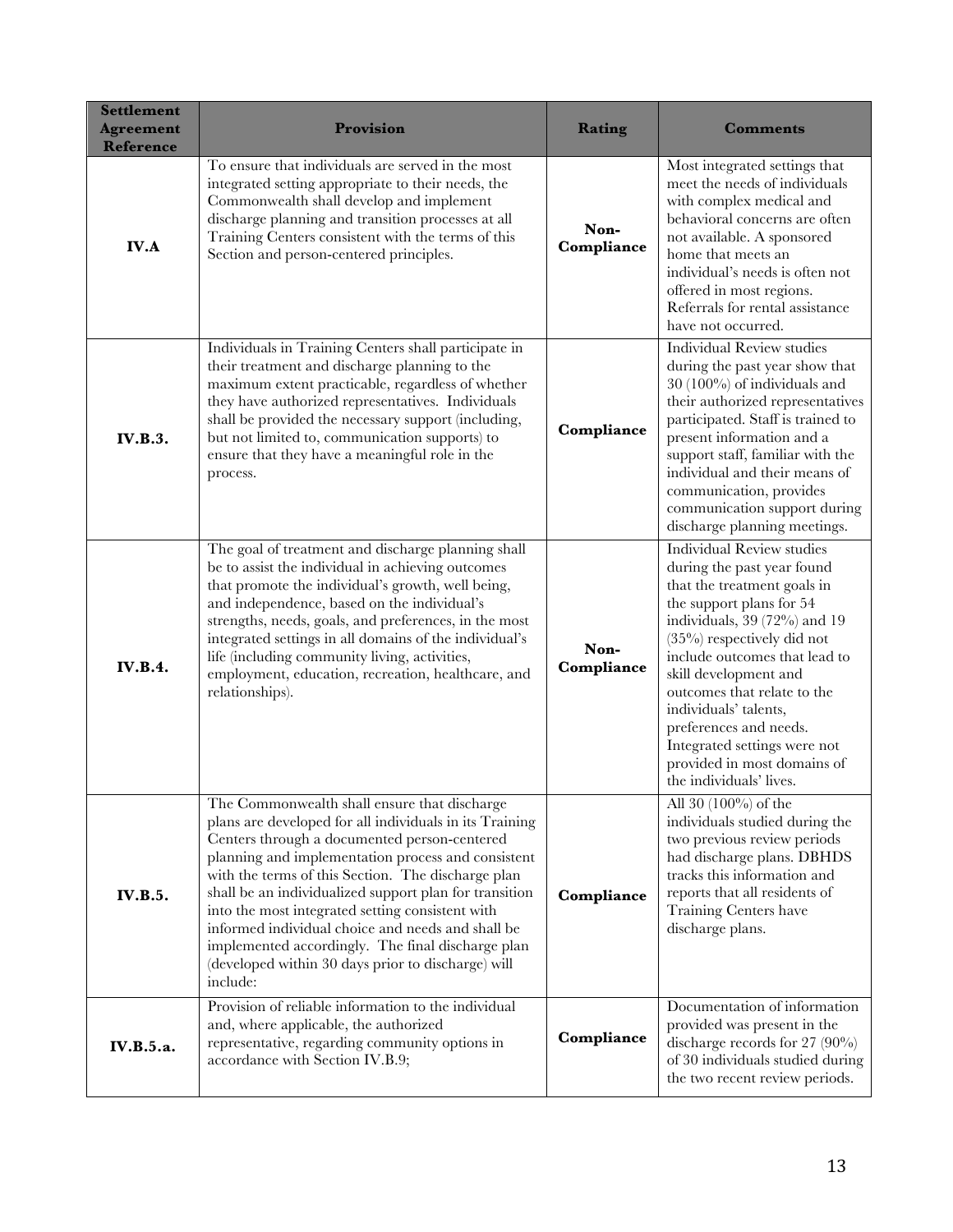| Settlement Agreement Reference | Provision | Rating | Comments |
|---|---|---|---|
| **IV.A** | To ensure that individuals are served in the most integrated setting appropriate to their needs, the Commonwealth shall develop and implement discharge planning and transition processes at all Training Centers consistent with the terms of this Section and person-centered principles. | **Non-Compliance** | Most integrated settings that meet the needs of individuals with complex medical and behavioral concerns are often not available. A sponsored home that meets an individual's needs is often not offered in most regions. Referrals for rental assistance have not occurred. |
| **IV.B.3.** | Individuals in Training Centers shall participate in their treatment and discharge planning to the maximum extent practicable, regardless of whether they have authorized representatives. Individuals shall be provided the necessary support (including, but not limited to, communication supports) to ensure that they have a meaningful role in the process. | **Compliance** | Individual Review studies during the past year show that 30 (100%) of individuals and their authorized representatives participated. Staff is trained to present information and a support staff, familiar with the individual and their means of communication, provides communication support during discharge planning meetings. |
| **IV.B.4.** | The goal of treatment and discharge planning shall be to assist the individual in achieving outcomes that promote the individual's growth, well being, and independence, based on the individual's strengths, needs, goals, and preferences, in the most integrated settings in all domains of the individual's life (including community living, activities, employment, education, recreation, healthcare, and relationships). | **Non-Compliance** | Individual Review studies during the past year found that the treatment goals in the support plans for 54 individuals, 39 (72%) and 19 (35%) respectively did not include outcomes that lead to skill development and outcomes that relate to the individuals' talents, preferences and needs. Integrated settings were not provided in most domains of the individuals' lives. |
| **IV.B.5.** | The Commonwealth shall ensure that discharge plans are developed for all individuals in its Training Centers through a documented person-centered planning and implementation process and consistent with the terms of this Section. The discharge plan shall be an individualized support plan for transition into the most integrated setting consistent with informed individual choice and needs and shall be implemented accordingly. The final discharge plan (developed within 30 days prior to discharge) will include: | **Compliance** | All 30 (100%) of the individuals studied during the two previous review periods had discharge plans. DBHDS tracks this information and reports that all residents of Training Centers have discharge plans. |
| **IV.B.5.a.** | Provision of reliable information to the individual and, where applicable, the authorized representative, regarding community options in accordance with Section IV.B.9; | **Compliance** | Documentation of information provided was present in the discharge records for 27 (90%) of 30 individuals studied during the two recent review periods. |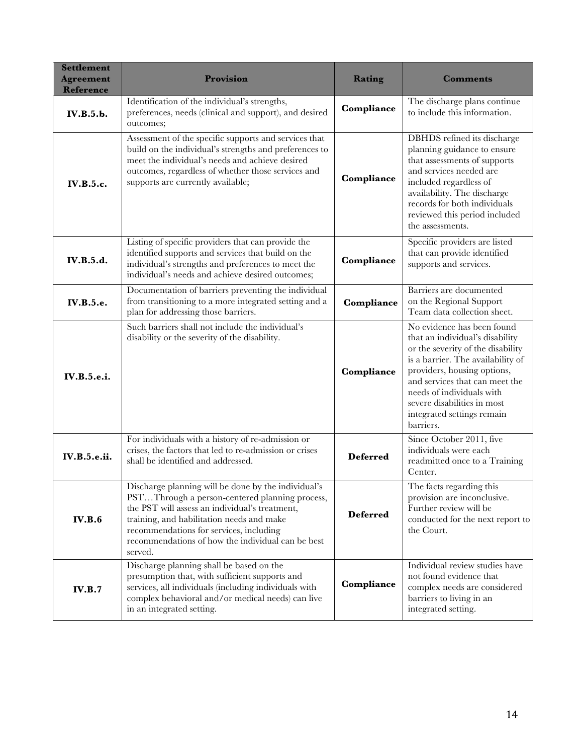| Settlement Agreement Reference | Provision | Rating | Comments |
|---|---|---|---|
| **IV.B.5.b.** | Identification of the individual's strengths, preferences, needs (clinical and support), and desired outcomes; | **Compliance** | The discharge plans continue to include this information. |
| **IV.B.5.c.** | Assessment of the specific supports and services that build on the individual's strengths and preferences to meet the individual's needs and achieve desired outcomes, regardless of whether those services and supports are currently available; | **Compliance** | DBHDS refined its discharge planning guidance to ensure that assessments of supports and services needed are included regardless of availability. The discharge records for both individuals reviewed this period included the assessments. |
| **IV.B.5.d.** | Listing of specific providers that can provide the identified supports and services that build on the individual's strengths and preferences to meet the individual's needs and achieve desired outcomes; | **Compliance** | Specific providers are listed that can provide identified supports and services. |
| **IV.B.5.e.** | Documentation of barriers preventing the individual from transitioning to a more integrated setting and a plan for addressing those barriers. | **Compliance** | Barriers are documented on the Regional Support Team data collection sheet. |
| **IV.B.5.e.i.** | Such barriers shall not include the individual's disability or the severity of the disability. | **Compliance** | No evidence has been found that an individual's disability or the severity of the disability is a barrier. The availability of providers, housing options, and services that can meet the needs of individuals with severe disabilities in most integrated settings remain barriers. |
| **IV.B.5.e.ii.** | For individuals with a history of re-admission or crises, the factors that led to re-admission or crises shall be identified and addressed. | **Deferred** | Since October 2011, five individuals were each readmitted once to a Training Center. |
| **IV.B.6** | Discharge planning will be done by the individual's PST…Through a person-centered planning process, the PST will assess an individual's treatment, training, and habilitation needs and make recommendations for services, including recommendations of how the individual can be best served. | **Deferred** | The facts regarding this provision are inconclusive. Further review will be conducted for the next report to the Court. |
| **IV.B.7** | Discharge planning shall be based on the presumption that, with sufficient supports and services, all individuals (including individuals with complex behavioral and/or medical needs) can live in an integrated setting. | **Compliance** | Individual review studies have not found evidence that complex needs are considered barriers to living in an integrated setting. |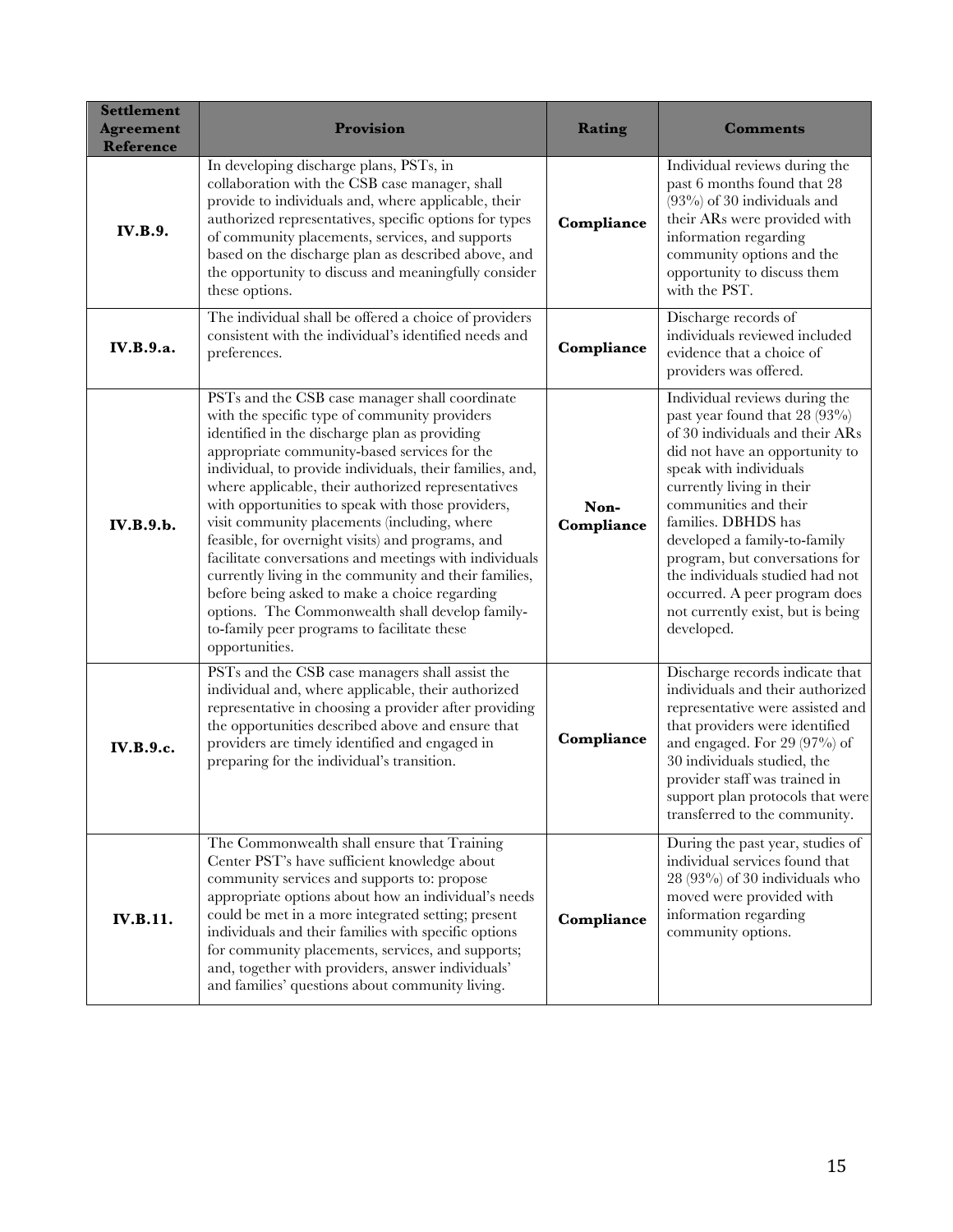| Settlement Agreement Reference | Provision | Rating | Comments |
|---|---|---|---|
| **IV.B.9.** | In developing discharge plans, PSTs, in collaboration with the CSB case manager, shall provide to individuals and, where applicable, their authorized representatives, specific options for types of community placements, services, and supports based on the discharge plan as described above, and the opportunity to discuss and meaningfully consider these options. | **Compliance** | Individual reviews during the past 6 months found that 28 (93%) of 30 individuals and their ARs were provided with information regarding community options and the opportunity to discuss them with the PST. |
| **IV.B.9.a.** | The individual shall be offered a choice of providers consistent with the individual's identified needs and preferences. | **Compliance** | Discharge records of individuals reviewed included evidence that a choice of providers was offered. |
| **IV.B.9.b.** | PSTs and the CSB case manager shall coordinate with the specific type of community providers identified in the discharge plan as providing appropriate community-based services for the individual, to provide individuals, their families, and, where applicable, their authorized representatives with opportunities to speak with those providers, visit community placements (including, where feasible, for overnight visits) and programs, and facilitate conversations and meetings with individuals currently living in the community and their families, before being asked to make a choice regarding options. The Commonwealth shall develop family-to-family peer programs to facilitate these opportunities. | **Non-Compliance** | Individual reviews during the past year found that 28 (93%) of 30 individuals and their ARs did not have an opportunity to speak with individuals currently living in their communities and their families. DBHDS has developed a family-to-family program, but conversations for the individuals studied had not occurred. A peer program does not currently exist, but is being developed. |
| **IV.B.9.c.** | PSTs and the CSB case managers shall assist the individual and, where applicable, their authorized representative in choosing a provider after providing the opportunities described above and ensure that providers are timely identified and engaged in preparing for the individual's transition. | **Compliance** | Discharge records indicate that individuals and their authorized representative were assisted and that providers were identified and engaged. For 29 (97%) of 30 individuals studied, the provider staff was trained in support plan protocols that were transferred to the community. |
| **IV.B.11.** | The Commonwealth shall ensure that Training Center PST's have sufficient knowledge about community services and supports to: propose appropriate options about how an individual's needs could be met in a more integrated setting; present individuals and their families with specific options for community placements, services, and supports; and, together with providers, answer individuals' and families' questions about community living. | **Compliance** | During the past year, studies of individual services found that 28 (93%) of 30 individuals who moved were provided with information regarding community options. |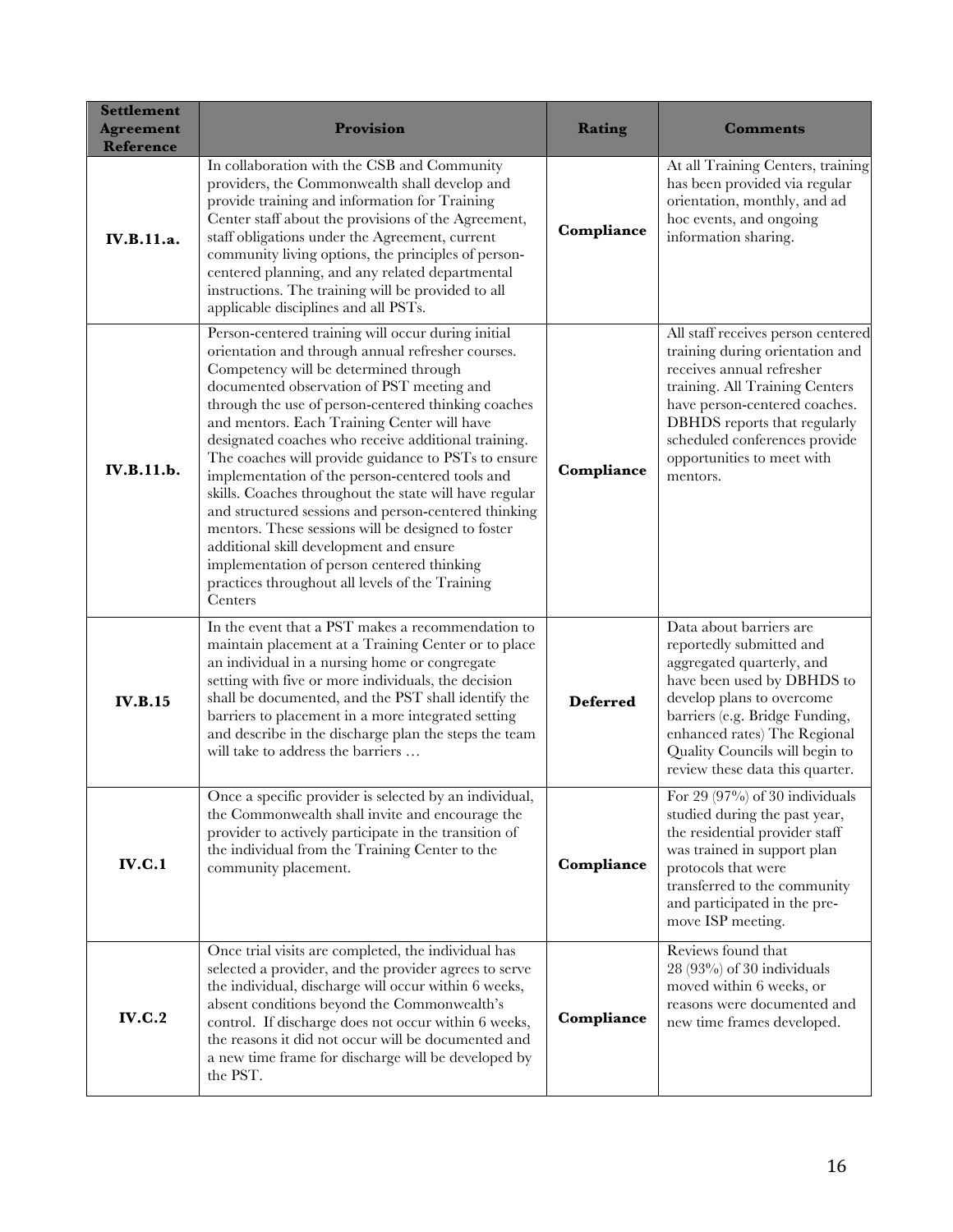| Settlement Agreement Reference | Provision | Rating | Comments |
|---|---|---|---|
| **IV.B.11.a.** | In collaboration with the CSB and Community providers, the Commonwealth shall develop and provide training and information for Training Center staff about the provisions of the Agreement, staff obligations under the Agreement, current community living options, the principles of person-centered planning, and any related departmental instructions. The training will be provided to all applicable disciplines and all PSTs. | **Compliance** | At all Training Centers, training has been provided via regular orientation, monthly, and ad hoc events, and ongoing information sharing. |
| **IV.B.11.b.** | Person-centered training will occur during initial orientation and through annual refresher courses. Competency will be determined through documented observation of PST meeting and through the use of person-centered thinking coaches and mentors. Each Training Center will have designated coaches who receive additional training. The coaches will provide guidance to PSTs to ensure implementation of the person-centered tools and skills. Coaches throughout the state will have regular and structured sessions and person-centered thinking mentors. These sessions will be designed to foster additional skill development and ensure implementation of person centered thinking practices throughout all levels of the Training Centers | **Compliance** | All staff receives person centered training during orientation and receives annual refresher training. All Training Centers have person-centered coaches. DBHDS reports that regularly scheduled conferences provide opportunities to meet with mentors. |
| **IV.B.15** | In the event that a PST makes a recommendation to maintain placement at a Training Center or to place an individual in a nursing home or congregate setting with five or more individuals, the decision shall be documented, and the PST shall identify the barriers to placement in a more integrated setting and describe in the discharge plan the steps the team will take to address the barriers … | **Deferred** | Data about barriers are reportedly submitted and aggregated quarterly, and have been used by DBHDS to develop plans to overcome barriers (e.g. Bridge Funding, enhanced rates) The Regional Quality Councils will begin to review these data this quarter. |
| **IV.C.1** | Once a specific provider is selected by an individual, the Commonwealth shall invite and encourage the provider to actively participate in the transition of the individual from the Training Center to the community placement. | **Compliance** | For 29 (97%) of 30 individuals studied during the past year, the residential provider staff was trained in support plan protocols that were transferred to the community and participated in the pre-move ISP meeting. |
| **IV.C.2** | Once trial visits are completed, the individual has selected a provider, and the provider agrees to serve the individual, discharge will occur within 6 weeks, absent conditions beyond the Commonwealth's control. If discharge does not occur within 6 weeks, the reasons it did not occur will be documented and a new time frame for discharge will be developed by the PST. | **Compliance** | Reviews found that 28 (93%) of 30 individuals moved within 6 weeks, or reasons were documented and new time frames developed. |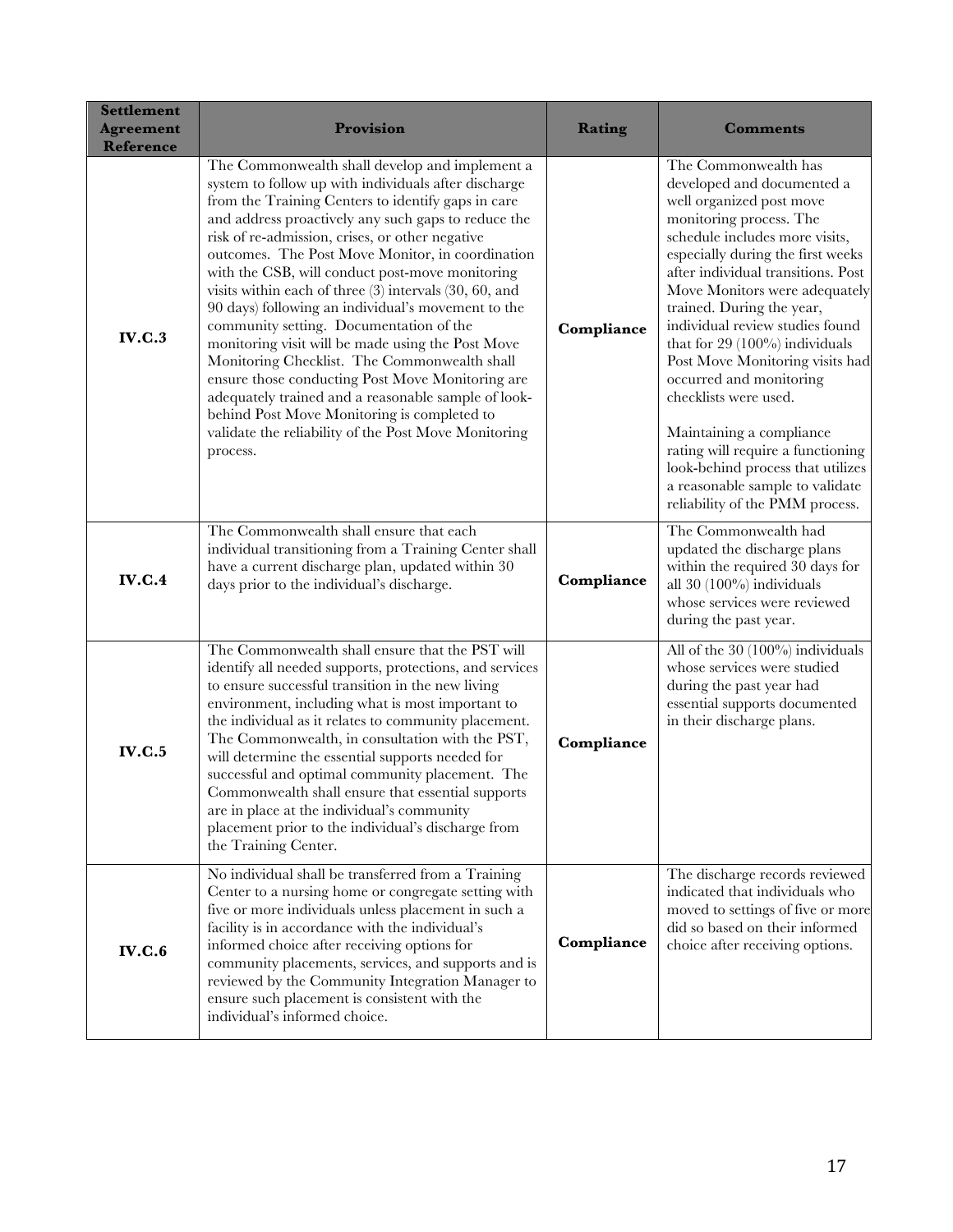| Settlement Agreement Reference | Provision | Rating | Comments |
|---|---|---|---|
| **IV.C.3** | The Commonwealth shall develop and implement a system to follow up with individuals after discharge from the Training Centers to identify gaps in care and address proactively any such gaps to reduce the risk of re-admission, crises, or other negative outcomes. The Post Move Monitor, in coordination with the CSB, will conduct post-move monitoring visits within each of three (3) intervals (30, 60, and 90 days) following an individual's movement to the community setting. Documentation of the monitoring visit will be made using the Post Move Monitoring Checklist. The Commonwealth shall ensure those conducting Post Move Monitoring are adequately trained and a reasonable sample of look-behind Post Move Monitoring is completed to validate the reliability of the Post Move Monitoring process. | **Compliance** | The Commonwealth has developed and documented a well organized post move monitoring process. The schedule includes more visits, especially during the first weeks after individual transitions. Post Move Monitors were adequately trained. During the year, individual review studies found that for 29 (100%) individuals Post Move Monitoring visits had occurred and monitoring checklists were used.<br><br>Maintaining a compliance rating will require a functioning look-behind process that utilizes a reasonable sample to validate reliability of the PMM process. |
| **IV.C.4** | The Commonwealth shall ensure that each individual transitioning from a Training Center shall have a current discharge plan, updated within 30 days prior to the individual's discharge. | **Compliance** | The Commonwealth had updated the discharge plans within the required 30 days for all 30 (100%) individuals whose services were reviewed during the past year. |
| **IV.C.5** | The Commonwealth shall ensure that the PST will identify all needed supports, protections, and services to ensure successful transition in the new living environment, including what is most important to the individual as it relates to community placement. The Commonwealth, in consultation with the PST, will determine the essential supports needed for successful and optimal community placement. The Commonwealth shall ensure that essential supports are in place at the individual's community placement prior to the individual's discharge from the Training Center. | **Compliance** | All of the 30 (100%) individuals whose services were studied during the past year had essential supports documented in their discharge plans. |
| **IV.C.6** | No individual shall be transferred from a Training Center to a nursing home or congregate setting with five or more individuals unless placement in such a facility is in accordance with the individual's informed choice after receiving options for community placements, services, and supports and is reviewed by the Community Integration Manager to ensure such placement is consistent with the individual's informed choice. | **Compliance** | The discharge records reviewed indicated that individuals who moved to settings of five or more did so based on their informed choice after receiving options. |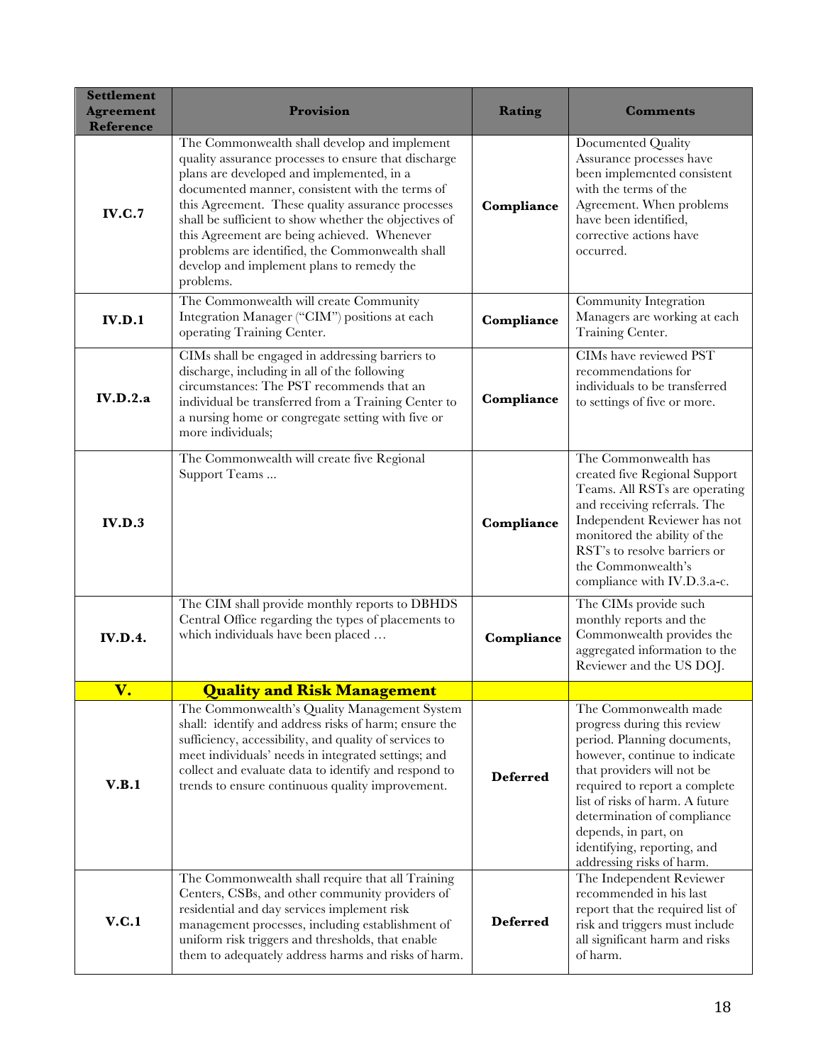| Settlement Agreement Reference | Provision | Rating | Comments |
|---|---|---|---|
| **IV.C.7** | The Commonwealth shall develop and implement quality assurance processes to ensure that discharge plans are developed and implemented, in a documented manner, consistent with the terms of this Agreement. These quality assurance processes shall be sufficient to show whether the objectives of this Agreement are being achieved. Whenever problems are identified, the Commonwealth shall develop and implement plans to remedy the problems. | **Compliance** | Documented Quality Assurance processes have been implemented consistent with the terms of the Agreement. When problems have been identified, corrective actions have occurred. |
| **IV.D.1** | The Commonwealth will create Community Integration Manager ("CIM") positions at each operating Training Center. | **Compliance** | Community Integration Managers are working at each Training Center. |
| **IV.D.2.a** | CIMs shall be engaged in addressing barriers to discharge, including in all of the following circumstances: The PST recommends that an individual be transferred from a Training Center to a nursing home or congregate setting with five or more individuals; | **Compliance** | CIMs have reviewed PST recommendations for individuals to be transferred to settings of five or more. |
| **IV.D.3** | The Commonwealth will create five Regional Support Teams ... | **Compliance** | The Commonwealth has created five Regional Support Teams. All RSTs are operating and receiving referrals. The Independent Reviewer has not monitored the ability of the RST's to resolve barriers or the Commonwealth's compliance with IV.D.3.a-c. |
| **IV.D.4.** | The CIM shall provide monthly reports to DBHDS Central Office regarding the types of placements to which individuals have been placed … | **Compliance** | The CIMs provide such monthly reports and the Commonwealth provides the aggregated information to the Reviewer and the US DOJ. |
| **V.** | **Quality and Risk Management** | | |
| **V.B.1** | The Commonwealth's Quality Management System shall: identify and address risks of harm; ensure the sufficiency, accessibility, and quality of services to meet individuals' needs in integrated settings; and collect and evaluate data to identify and respond to trends to ensure continuous quality improvement. | **Deferred** | The Commonwealth made progress during this review period. Planning documents, however, continue to indicate that providers will not be required to report a complete list of risks of harm. A future determination of compliance depends, in part, on identifying, reporting, and addressing risks of harm. |
| **V.C.1** | The Commonwealth shall require that all Training Centers, CSBs, and other community providers of residential and day services implement risk management processes, including establishment of uniform risk triggers and thresholds, that enable them to adequately address harms and risks of harm. | **Deferred** | The Independent Reviewer recommended in his last report that the required list of risk and triggers must include all significant harm and risks of harm. |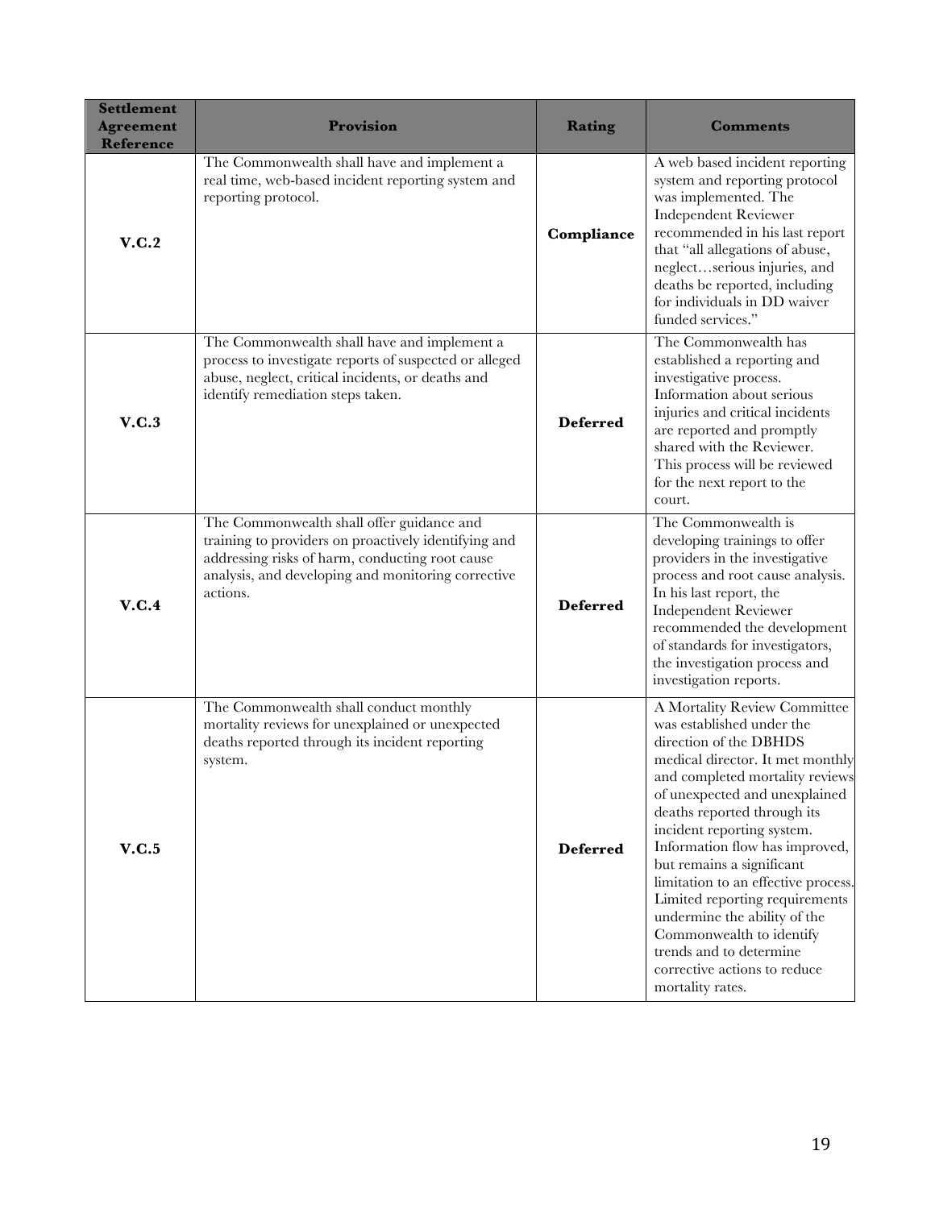| Settlement Agreement Reference | Provision | Rating | Comments |
|---|---|---|---|
| **V.C.2** | The Commonwealth shall have and implement a real time, web-based incident reporting system and reporting protocol. | **Compliance** | A web based incident reporting system and reporting protocol was implemented. The Independent Reviewer recommended in his last report that "all allegations of abuse, neglect…serious injuries, and deaths be reported, including for individuals in DD waiver funded services." |
| **V.C.3** | The Commonwealth shall have and implement a process to investigate reports of suspected or alleged abuse, neglect, critical incidents, or deaths and identify remediation steps taken. | **Deferred** | The Commonwealth has established a reporting and investigative process. Information about serious injuries and critical incidents are reported and promptly shared with the Reviewer. This process will be reviewed for the next report to the court. |
| **V.C.4** | The Commonwealth shall offer guidance and training to providers on proactively identifying and addressing risks of harm, conducting root cause analysis, and developing and monitoring corrective actions. | **Deferred** | The Commonwealth is developing trainings to offer providers in the investigative process and root cause analysis. In his last report, the Independent Reviewer recommended the development of standards for investigators, the investigation process and investigation reports. |
| **V.C.5** | The Commonwealth shall conduct monthly mortality reviews for unexplained or unexpected deaths reported through its incident reporting system. | **Deferred** | A Mortality Review Committee was established under the direction of the DBHDS medical director. It met monthly and completed mortality reviews of unexpected and unexplained deaths reported through its incident reporting system. Information flow has improved, but remains a significant limitation to an effective process. Limited reporting requirements undermine the ability of the Commonwealth to identify trends and to determine corrective actions to reduce mortality rates. |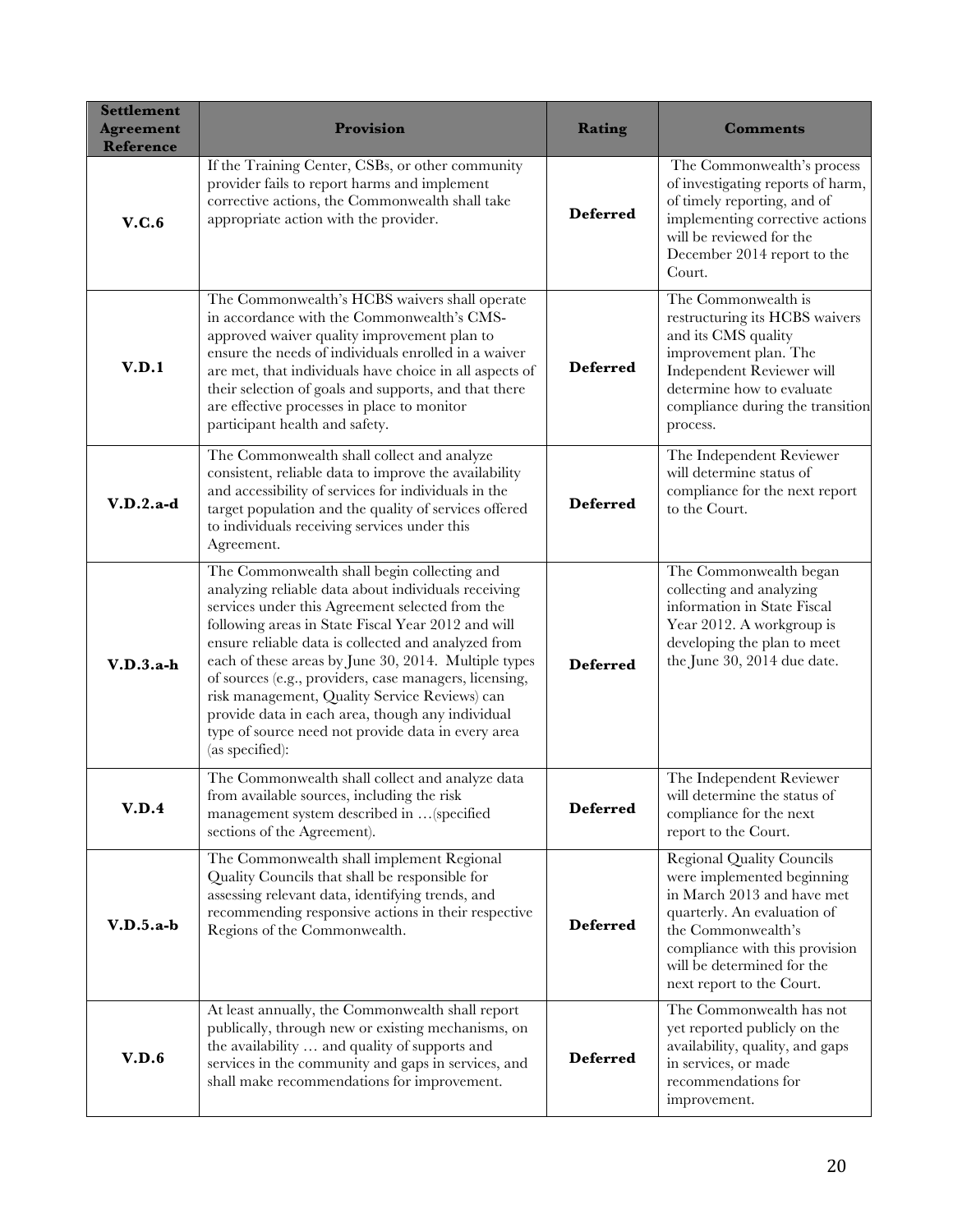| Settlement Agreement Reference | Provision | Rating | Comments |
|---|---|---|---|
| **V.C.6** | If the Training Center, CSBs, or other community provider fails to report harms and implement corrective actions, the Commonwealth shall take appropriate action with the provider. | **Deferred** | The Commonwealth's process of investigating reports of harm, of timely reporting, and of implementing corrective actions will be reviewed for the December 2014 report to the Court. |
| **V.D.1** | The Commonwealth's HCBS waivers shall operate in accordance with the Commonwealth's CMS-approved waiver quality improvement plan to ensure the needs of individuals enrolled in a waiver are met, that individuals have choice in all aspects of their selection of goals and supports, and that there are effective processes in place to monitor participant health and safety. | **Deferred** | The Commonwealth is restructuring its HCBS waivers and its CMS quality improvement plan. The Independent Reviewer will determine how to evaluate compliance during the transition process. |
| **V.D.2.a-d** | The Commonwealth shall collect and analyze consistent, reliable data to improve the availability and accessibility of services for individuals in the target population and the quality of services offered to individuals receiving services under this Agreement. | **Deferred** | The Independent Reviewer will determine status of compliance for the next report to the Court. |
| **V.D.3.a-h** | The Commonwealth shall begin collecting and analyzing reliable data about individuals receiving services under this Agreement selected from the following areas in State Fiscal Year 2012 and will ensure reliable data is collected and analyzed from each of these areas by June 30, 2014. Multiple types of sources (e.g., providers, case managers, licensing, risk management, Quality Service Reviews) can provide data in each area, though any individual type of source need not provide data in every area (as specified): | **Deferred** | The Commonwealth began collecting and analyzing information in State Fiscal Year 2012. A workgroup is developing the plan to meet the June 30, 2014 due date. |
| **V.D.4** | The Commonwealth shall collect and analyze data from available sources, including the risk management system described in …(specified sections of the Agreement). | **Deferred** | The Independent Reviewer will determine the status of compliance for the next report to the Court. |
| **V.D.5.a-b** | The Commonwealth shall implement Regional Quality Councils that shall be responsible for assessing relevant data, identifying trends, and recommending responsive actions in their respective Regions of the Commonwealth. | **Deferred** | Regional Quality Councils were implemented beginning in March 2013 and have met quarterly. An evaluation of the Commonwealth's compliance with this provision will be determined for the next report to the Court. |
| **V.D.6** | At least annually, the Commonwealth shall report publically, through new or existing mechanisms, on the availability … and quality of supports and services in the community and gaps in services, and shall make recommendations for improvement. | **Deferred** | The Commonwealth has not yet reported publicly on the availability, quality, and gaps in services, or made recommendations for improvement. |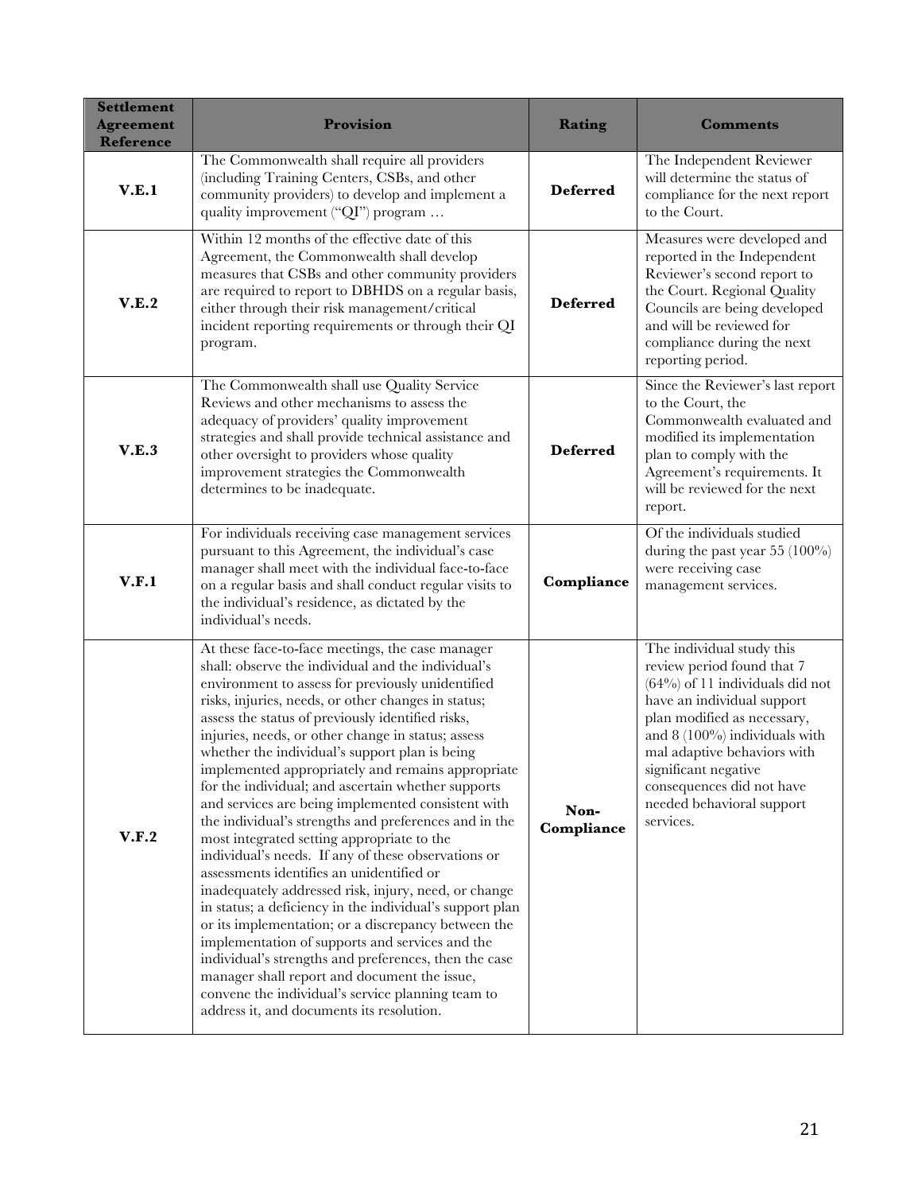| Settlement Agreement Reference | Provision | Rating | Comments |
|---|---|---|---|
| **V.E.1** | The Commonwealth shall require all providers (including Training Centers, CSBs, and other community providers) to develop and implement a quality improvement ("QI") program … | **Deferred** | The Independent Reviewer will determine the status of compliance for the next report to the Court. |
| **V.E.2** | Within 12 months of the effective date of this Agreement, the Commonwealth shall develop measures that CSBs and other community providers are required to report to DBHDS on a regular basis, either through their risk management/critical incident reporting requirements or through their QI program. | **Deferred** | Measures were developed and reported in the Independent Reviewer's second report to the Court. Regional Quality Councils are being developed and will be reviewed for compliance during the next reporting period. |
| **V.E.3** | The Commonwealth shall use Quality Service Reviews and other mechanisms to assess the adequacy of providers' quality improvement strategies and shall provide technical assistance and other oversight to providers whose quality improvement strategies the Commonwealth determines to be inadequate. | **Deferred** | Since the Reviewer's last report to the Court, the Commonwealth evaluated and modified its implementation plan to comply with the Agreement's requirements. It will be reviewed for the next report. |
| **V.F.1** | For individuals receiving case management services pursuant to this Agreement, the individual's case manager shall meet with the individual face-to-face on a regular basis and shall conduct regular visits to the individual's residence, as dictated by the individual's needs. | **Compliance** | Of the individuals studied during the past year 55 (100%) were receiving case management services. |
| **V.F.2** | At these face-to-face meetings, the case manager shall: observe the individual and the individual's environment to assess for previously unidentified risks, injuries, needs, or other changes in status; assess the status of previously identified risks, injuries, needs, or other change in status; assess whether the individual's support plan is being implemented appropriately and remains appropriate for the individual; and ascertain whether supports and services are being implemented consistent with the individual's strengths and preferences and in the most integrated setting appropriate to the individual's needs. If any of these observations or assessments identifies an unidentified or inadequately addressed risk, injury, need, or change in status; a deficiency in the individual's support plan or its implementation; or a discrepancy between the implementation of supports and services and the individual's strengths and preferences, then the case manager shall report and document the issue, convene the individual's service planning team to address it, and documents its resolution. | **Non-Compliance** | The individual study this review period found that 7 (64%) of 11 individuals did not have an individual support plan modified as necessary, and 8 (100%) individuals with mal adaptive behaviors with significant negative consequences did not have needed behavioral support services. |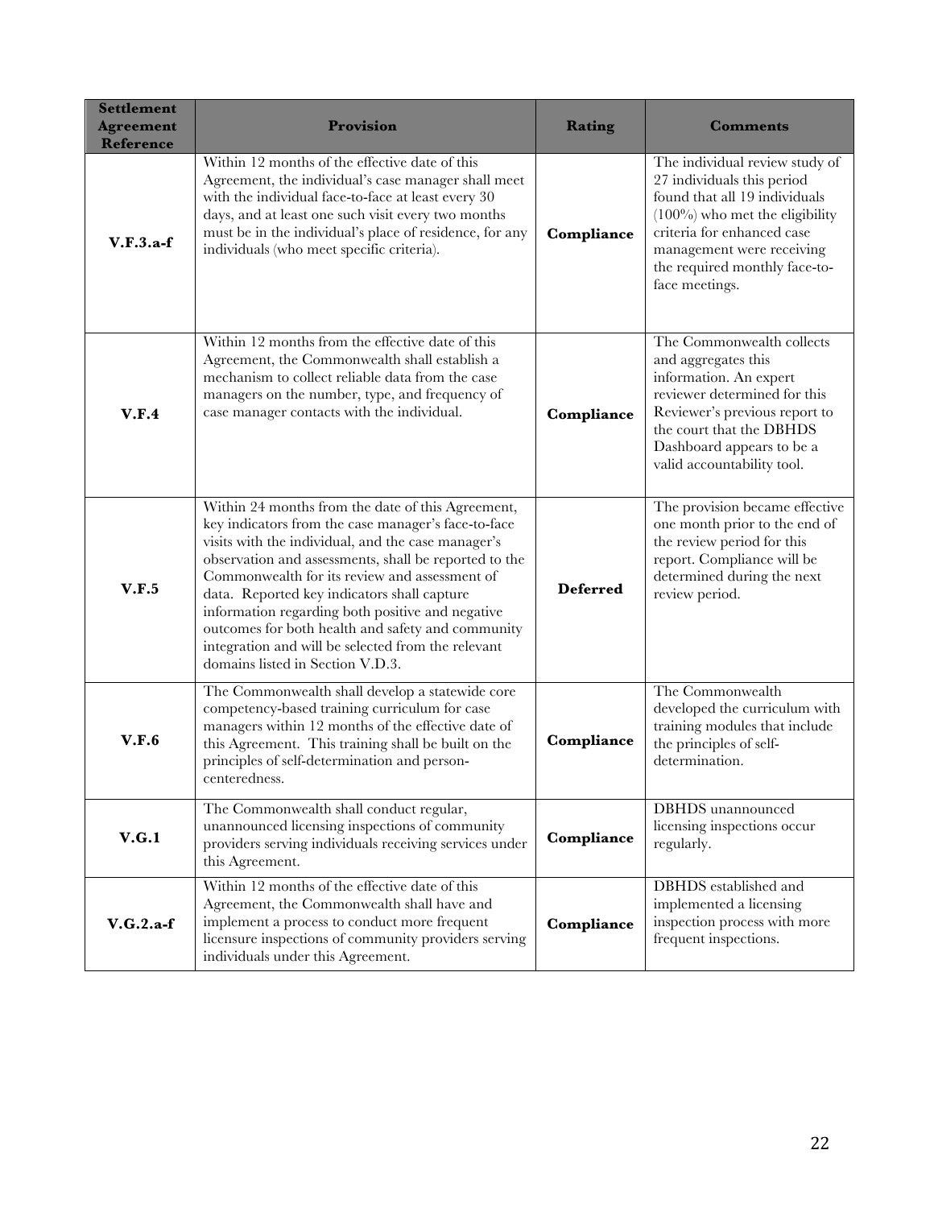| Settlement Agreement Reference | Provision | Rating | Comments |
|---|---|---|---|
| **V.F.3.a-f** | Within 12 months of the effective date of this Agreement, the individual's case manager shall meet with the individual face-to-face at least every 30 days, and at least one such visit every two months must be in the individual's place of residence, for any individuals (who meet specific criteria). | **Compliance** | The individual review study of 27 individuals this period found that all 19 individuals (100%) who met the eligibility criteria for enhanced case management were receiving the required monthly face-to-face meetings. |
| **V.F.4** | Within 12 months from the effective date of this Agreement, the Commonwealth shall establish a mechanism to collect reliable data from the case managers on the number, type, and frequency of case manager contacts with the individual. | **Compliance** | The Commonwealth collects and aggregates this information. An expert reviewer determined for this Reviewer's previous report to the court that the DBHDS Dashboard appears to be a valid accountability tool. |
| **V.F.5** | Within 24 months from the date of this Agreement, key indicators from the case manager's face-to-face visits with the individual, and the case manager's observation and assessments, shall be reported to the Commonwealth for its review and assessment of data. Reported key indicators shall capture information regarding both positive and negative outcomes for both health and safety and community integration and will be selected from the relevant domains listed in Section V.D.3. | **Deferred** | The provision became effective one month prior to the end of the review period for this report. Compliance will be determined during the next review period. |
| **V.F.6** | The Commonwealth shall develop a statewide core competency-based training curriculum for case managers within 12 months of the effective date of this Agreement. This training shall be built on the principles of self-determination and person-centeredness. | **Compliance** | The Commonwealth developed the curriculum with training modules that include the principles of self-determination. |
| **V.G.1** | The Commonwealth shall conduct regular, unannounced licensing inspections of community providers serving individuals receiving services under this Agreement. | **Compliance** | DBHDS unannounced licensing inspections occur regularly. |
| **V.G.2.a-f** | Within 12 months of the effective date of this Agreement, the Commonwealth shall have and implement a process to conduct more frequent licensure inspections of community providers serving individuals under this Agreement. | **Compliance** | DBHDS established and implemented a licensing inspection process with more frequent inspections. |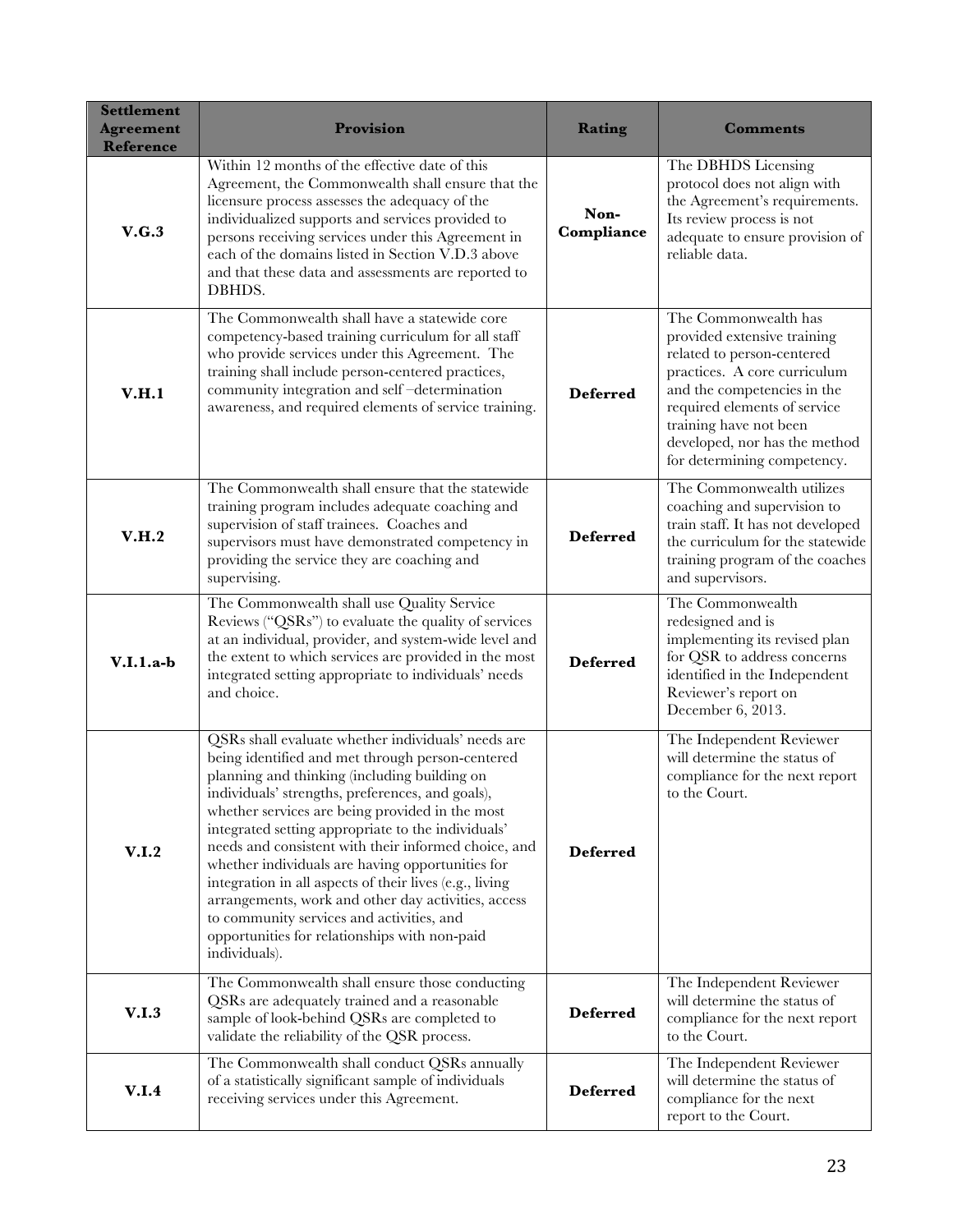| Settlement Agreement Reference | Provision | Rating | Comments |
|---|---|---|---|
| **V.G.3** | Within 12 months of the effective date of this Agreement, the Commonwealth shall ensure that the licensure process assesses the adequacy of the individualized supports and services provided to persons receiving services under this Agreement in each of the domains listed in Section V.D.3 above and that these data and assessments are reported to DBHDS. | **Non-Compliance** | The DBHDS Licensing protocol does not align with the Agreement's requirements. Its review process is not adequate to ensure provision of reliable data. |
| **V.H.1** | The Commonwealth shall have a statewide core competency-based training curriculum for all staff who provide services under this Agreement. The training shall include person-centered practices, community integration and self –determination awareness, and required elements of service training. | **Deferred** | The Commonwealth has provided extensive training related to person-centered practices. A core curriculum and the competencies in the required elements of service training have not been developed, nor has the method for determining competency. |
| **V.H.2** | The Commonwealth shall ensure that the statewide training program includes adequate coaching and supervision of staff trainees. Coaches and supervisors must have demonstrated competency in providing the service they are coaching and supervising. | **Deferred** | The Commonwealth utilizes coaching and supervision to train staff. It has not developed the curriculum for the statewide training program of the coaches and supervisors. |
| **V.I.1.a-b** | The Commonwealth shall use Quality Service Reviews ("QSRs") to evaluate the quality of services at an individual, provider, and system-wide level and the extent to which services are provided in the most integrated setting appropriate to individuals' needs and choice. | **Deferred** | The Commonwealth redesigned and is implementing its revised plan for QSR to address concerns identified in the Independent Reviewer's report on December 6, 2013. |
| **V.I.2** | QSRs shall evaluate whether individuals' needs are being identified and met through person-centered planning and thinking (including building on individuals' strengths, preferences, and goals), whether services are being provided in the most integrated setting appropriate to the individuals' needs and consistent with their informed choice, and whether individuals are having opportunities for integration in all aspects of their lives (e.g., living arrangements, work and other day activities, access to community services and activities, and opportunities for relationships with non-paid individuals). | **Deferred** | The Independent Reviewer will determine the status of compliance for the next report to the Court. |
| **V.I.3** | The Commonwealth shall ensure those conducting QSRs are adequately trained and a reasonable sample of look-behind QSRs are completed to validate the reliability of the QSR process. | **Deferred** | The Independent Reviewer will determine the status of compliance for the next report to the Court. |
| **V.I.4** | The Commonwealth shall conduct QSRs annually of a statistically significant sample of individuals receiving services under this Agreement. | **Deferred** | The Independent Reviewer will determine the status of compliance for the next report to the Court. |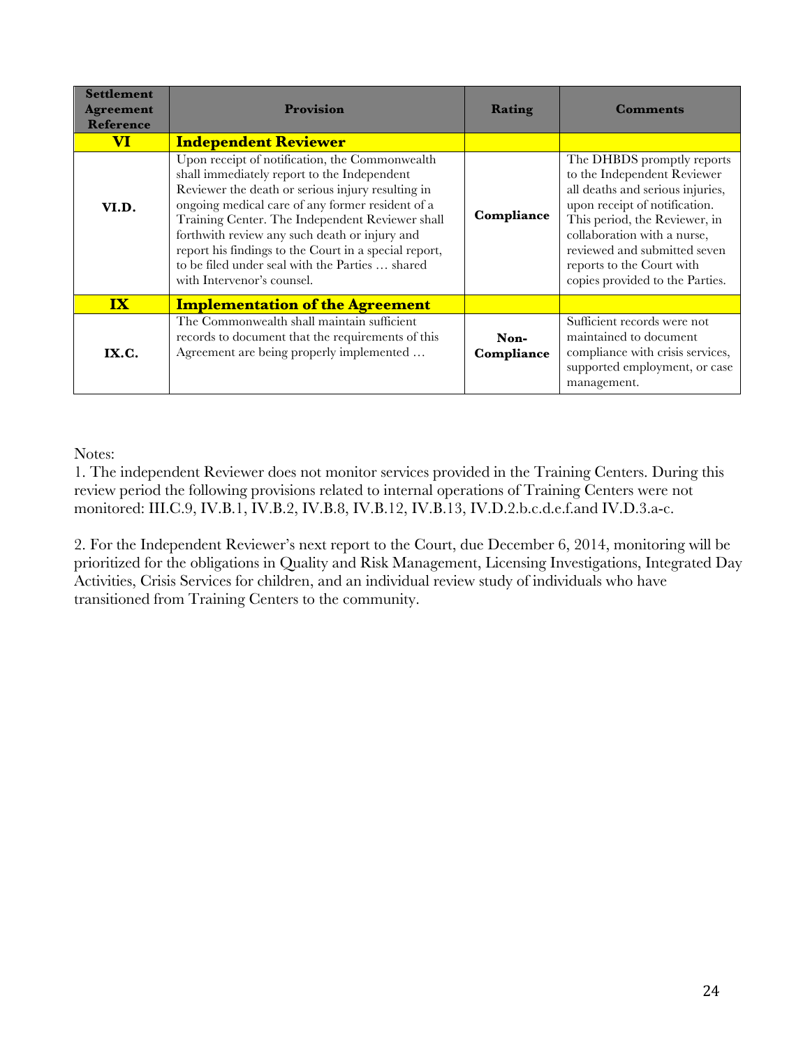| Settlement Agreement Reference | Provision | Rating | Comments |
|---|---|---|---|
| **VI** | **Independent Reviewer** | | |
| **VI.D.** | Upon receipt of notification, the Commonwealth shall immediately report to the Independent Reviewer the death or serious injury resulting in ongoing medical care of any former resident of a Training Center. The Independent Reviewer shall forthwith review any such death or injury and report his findings to the Court in a special report, to be filed under seal with the Parties … shared with Intervenor's counsel. | **Compliance** | The DHBDS promptly reports to the Independent Reviewer all deaths and serious injuries, upon receipt of notification. This period, the Reviewer, in collaboration with a nurse, reviewed and submitted seven reports to the Court with copies provided to the Parties. |
| **IX** | **Implementation of the Agreement** | | |
| **IX.C.** | The Commonwealth shall maintain sufficient records to document that the requirements of this Agreement are being properly implemented … | **Non-Compliance** | Sufficient records were not maintained to document compliance with crisis services, supported employment, or case management. |

Notes:

1. The independent Reviewer does not monitor services provided in the Training Centers. During this review period the following provisions related to internal operations of Training Centers were not monitored: III.C.9, IV.B.1, IV.B.2, IV.B.8, IV.B.12, IV.B.13, IV.D.2.b.c.d.e.f.and IV.D.3.a-c.

2. For the Independent Reviewer's next report to the Court, due December 6, 2014, monitoring will be prioritized for the obligations in Quality and Risk Management, Licensing Investigations, Integrated Day Activities, Crisis Services for children, and an individual review study of individuals who have transitioned from Training Centers to the community.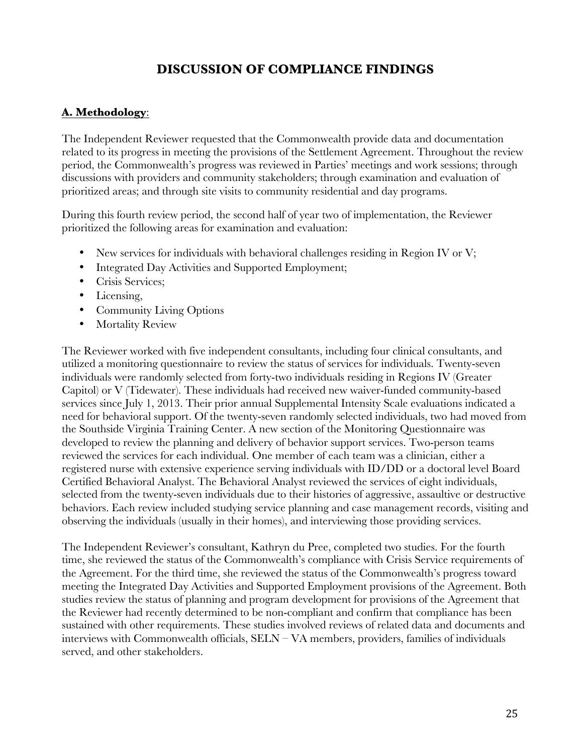# DISCUSSION OF COMPLIANCE FINDINGS

## A. Methodology:

The Independent Reviewer requested that the Commonwealth provide data and documentation related to its progress in meeting the provisions of the Settlement Agreement. Throughout the review period, the Commonwealth's progress was reviewed in Parties' meetings and work sessions; through discussions with providers and community stakeholders; through examination and evaluation of prioritized areas; and through site visits to community residential and day programs.

During this fourth review period, the second half of year two of implementation, the Reviewer prioritized the following areas for examination and evaluation:

- New services for individuals with behavioral challenges residing in Region IV or V;
- Integrated Day Activities and Supported Employment;
- Crisis Services;
- Licensing,
- Community Living Options
- Mortality Review

The Reviewer worked with five independent consultants, including four clinical consultants, and utilized a monitoring questionnaire to review the status of services for individuals. Twenty-seven individuals were randomly selected from forty-two individuals residing in Regions IV (Greater Capitol) or V (Tidewater). These individuals had received new waiver-funded community-based services since July 1, 2013. Their prior annual Supplemental Intensity Scale evaluations indicated a need for behavioral support. Of the twenty-seven randomly selected individuals, two had moved from the Southside Virginia Training Center. A new section of the Monitoring Questionnaire was developed to review the planning and delivery of behavior support services. Two-person teams reviewed the services for each individual. One member of each team was a clinician, either a registered nurse with extensive experience serving individuals with ID/DD or a doctoral level Board Certified Behavioral Analyst. The Behavioral Analyst reviewed the services of eight individuals, selected from the twenty-seven individuals due to their histories of aggressive, assaultive or destructive behaviors. Each review included studying service planning and case management records, visiting and observing the individuals (usually in their homes), and interviewing those providing services.

The Independent Reviewer's consultant, Kathryn du Pree, completed two studies. For the fourth time, she reviewed the status of the Commonwealth's compliance with Crisis Service requirements of the Agreement. For the third time, she reviewed the status of the Commonwealth's progress toward meeting the Integrated Day Activities and Supported Employment provisions of the Agreement. Both studies review the status of planning and program development for provisions of the Agreement that the Reviewer had recently determined to be non-compliant and confirm that compliance has been sustained with other requirements. These studies involved reviews of related data and documents and interviews with Commonwealth officials, SELN – VA members, providers, families of individuals served, and other stakeholders.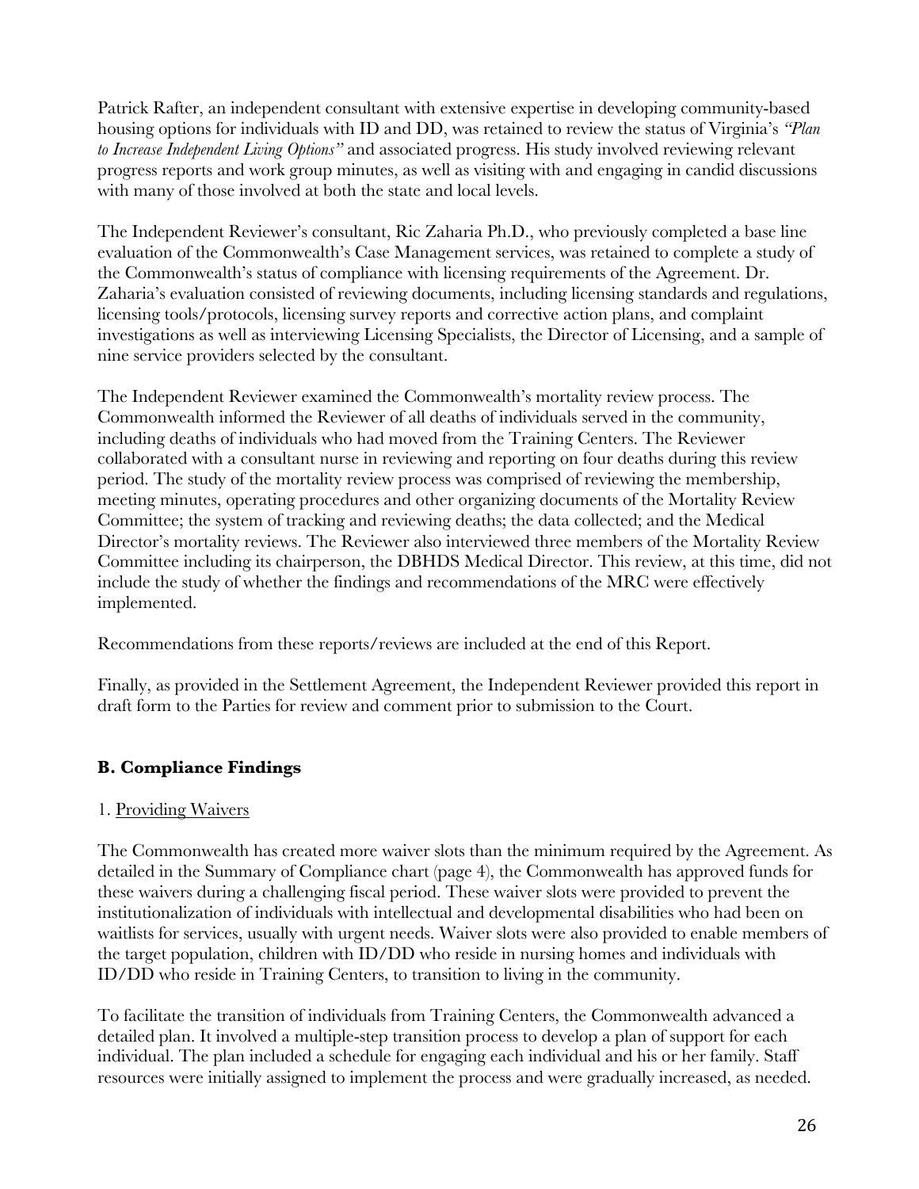Patrick Rafter, an independent consultant with extensive expertise in developing community-based housing options for individuals with ID and DD, was retained to review the status of Virginia's *"Plan to Increase Independent Living Options"* and associated progress. His study involved reviewing relevant progress reports and work group minutes, as well as visiting with and engaging in candid discussions with many of those involved at both the state and local levels.

The Independent Reviewer's consultant, Ric Zaharia Ph.D., who previously completed a base line evaluation of the Commonwealth's Case Management services, was retained to complete a study of the Commonwealth's status of compliance with licensing requirements of the Agreement. Dr. Zaharia's evaluation consisted of reviewing documents, including licensing standards and regulations, licensing tools/protocols, licensing survey reports and corrective action plans, and complaint investigations as well as interviewing Licensing Specialists, the Director of Licensing, and a sample of nine service providers selected by the consultant.

The Independent Reviewer examined the Commonwealth's mortality review process. The Commonwealth informed the Reviewer of all deaths of individuals served in the community, including deaths of individuals who had moved from the Training Centers. The Reviewer collaborated with a consultant nurse in reviewing and reporting on four deaths during this review period. The study of the mortality review process was comprised of reviewing the membership, meeting minutes, operating procedures and other organizing documents of the Mortality Review Committee; the system of tracking and reviewing deaths; the data collected; and the Medical Director's mortality reviews. The Reviewer also interviewed three members of the Mortality Review Committee including its chairperson, the DBHDS Medical Director. This review, at this time, did not include the study of whether the findings and recommendations of the MRC were effectively implemented.

Recommendations from these reports/reviews are included at the end of this Report.

Finally, as provided in the Settlement Agreement, the Independent Reviewer provided this report in draft form to the Parties for review and comment prior to submission to the Court.

## B. Compliance Findings

### 1. Providing Waivers

The Commonwealth has created more waiver slots than the minimum required by the Agreement. As detailed in the Summary of Compliance chart (page 4), the Commonwealth has approved funds for these waivers during a challenging fiscal period. These waiver slots were provided to prevent the institutionalization of individuals with intellectual and developmental disabilities who had been on waitlists for services, usually with urgent needs. Waiver slots were also provided to enable members of the target population, children with ID/DD who reside in nursing homes and individuals with ID/DD who reside in Training Centers, to transition to living in the community.

To facilitate the transition of individuals from Training Centers, the Commonwealth advanced a detailed plan. It involved a multiple-step transition process to develop a plan of support for each individual. The plan included a schedule for engaging each individual and his or her family. Staff resources were initially assigned to implement the process and were gradually increased, as needed.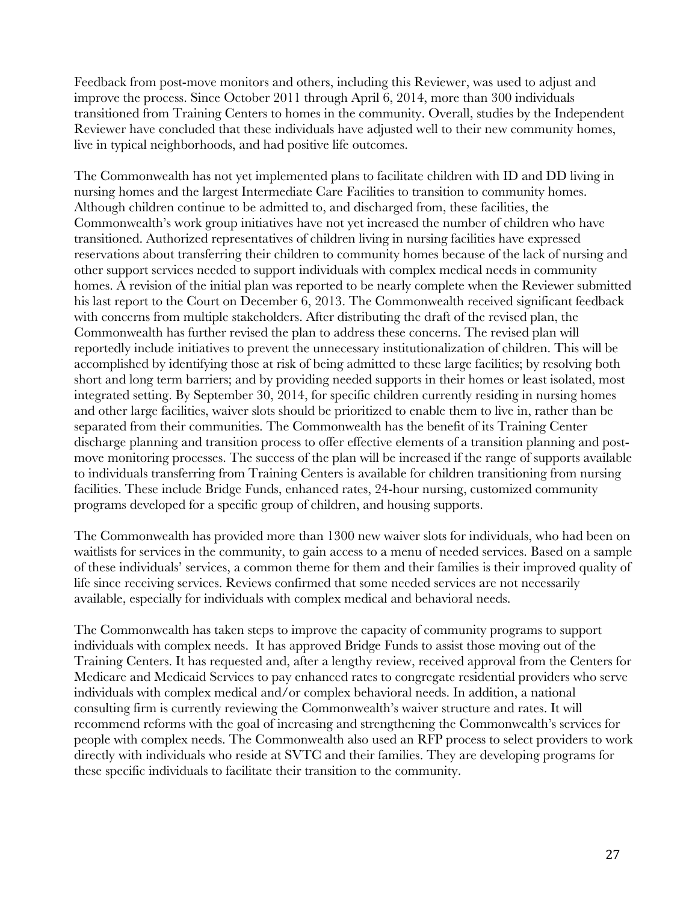Feedback from post-move monitors and others, including this Reviewer, was used to adjust and improve the process. Since October 2011 through April 6, 2014, more than 300 individuals transitioned from Training Centers to homes in the community. Overall, studies by the Independent Reviewer have concluded that these individuals have adjusted well to their new community homes, live in typical neighborhoods, and had positive life outcomes.

The Commonwealth has not yet implemented plans to facilitate children with ID and DD living in nursing homes and the largest Intermediate Care Facilities to transition to community homes. Although children continue to be admitted to, and discharged from, these facilities, the Commonwealth's work group initiatives have not yet increased the number of children who have transitioned. Authorized representatives of children living in nursing facilities have expressed reservations about transferring their children to community homes because of the lack of nursing and other support services needed to support individuals with complex medical needs in community homes. A revision of the initial plan was reported to be nearly complete when the Reviewer submitted his last report to the Court on December 6, 2013. The Commonwealth received significant feedback with concerns from multiple stakeholders. After distributing the draft of the revised plan, the Commonwealth has further revised the plan to address these concerns. The revised plan will reportedly include initiatives to prevent the unnecessary institutionalization of children. This will be accomplished by identifying those at risk of being admitted to these large facilities; by resolving both short and long term barriers; and by providing needed supports in their homes or least isolated, most integrated setting. By September 30, 2014, for specific children currently residing in nursing homes and other large facilities, waiver slots should be prioritized to enable them to live in, rather than be separated from their communities. The Commonwealth has the benefit of its Training Center discharge planning and transition process to offer effective elements of a transition planning and post-move monitoring processes. The success of the plan will be increased if the range of supports available to individuals transferring from Training Centers is available for children transitioning from nursing facilities. These include Bridge Funds, enhanced rates, 24-hour nursing, customized community programs developed for a specific group of children, and housing supports.

The Commonwealth has provided more than 1300 new waiver slots for individuals, who had been on waitlists for services in the community, to gain access to a menu of needed services. Based on a sample of these individuals' services, a common theme for them and their families is their improved quality of life since receiving services. Reviews confirmed that some needed services are not necessarily available, especially for individuals with complex medical and behavioral needs.

The Commonwealth has taken steps to improve the capacity of community programs to support individuals with complex needs. It has approved Bridge Funds to assist those moving out of the Training Centers. It has requested and, after a lengthy review, received approval from the Centers for Medicare and Medicaid Services to pay enhanced rates to congregate residential providers who serve individuals with complex medical and/or complex behavioral needs. In addition, a national consulting firm is currently reviewing the Commonwealth's waiver structure and rates. It will recommend reforms with the goal of increasing and strengthening the Commonwealth's services for people with complex needs. The Commonwealth also used an RFP process to select providers to work directly with individuals who reside at SVTC and their families. They are developing programs for these specific individuals to facilitate their transition to the community.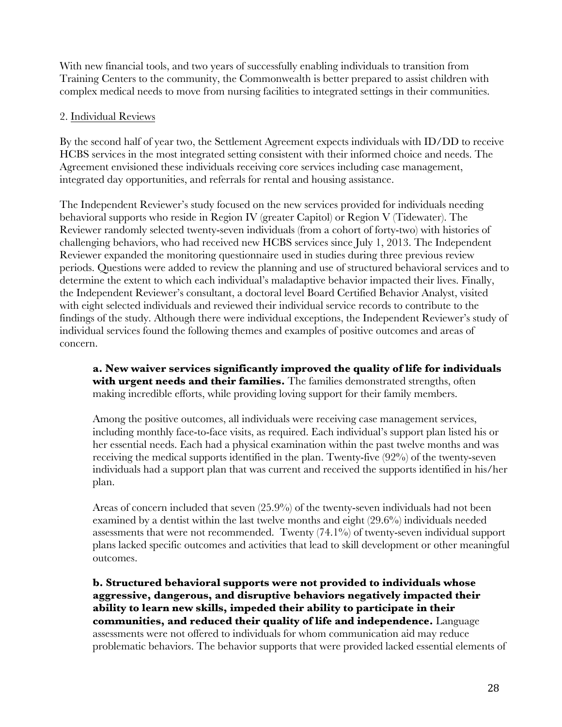With new financial tools, and two years of successfully enabling individuals to transition from Training Centers to the community, the Commonwealth is better prepared to assist children with complex medical needs to move from nursing facilities to integrated settings in their communities.

2. Individual Reviews

By the second half of year two, the Settlement Agreement expects individuals with ID/DD to receive HCBS services in the most integrated setting consistent with their informed choice and needs. The Agreement envisioned these individuals receiving core services including case management, integrated day opportunities, and referrals for rental and housing assistance.

The Independent Reviewer's study focused on the new services provided for individuals needing behavioral supports who reside in Region IV (greater Capitol) or Region V (Tidewater). The Reviewer randomly selected twenty-seven individuals (from a cohort of forty-two) with histories of challenging behaviors, who had received new HCBS services since July 1, 2013. The Independent Reviewer expanded the monitoring questionnaire used in studies during three previous review periods. Questions were added to review the planning and use of structured behavioral services and to determine the extent to which each individual's maladaptive behavior impacted their lives. Finally, the Independent Reviewer's consultant, a doctoral level Board Certified Behavior Analyst, visited with eight selected individuals and reviewed their individual service records to contribute to the findings of the study. Although there were individual exceptions, the Independent Reviewer's study of individual services found the following themes and examples of positive outcomes and areas of concern.

**a. New waiver services significantly improved the quality of life for individuals with urgent needs and their families.** The families demonstrated strengths, often making incredible efforts, while providing loving support for their family members.

Among the positive outcomes, all individuals were receiving case management services, including monthly face-to-face visits, as required. Each individual's support plan listed his or her essential needs. Each had a physical examination within the past twelve months and was receiving the medical supports identified in the plan. Twenty-five (92%) of the twenty-seven individuals had a support plan that was current and received the supports identified in his/her plan.

Areas of concern included that seven (25.9%) of the twenty-seven individuals had not been examined by a dentist within the last twelve months and eight (29.6%) individuals needed assessments that were not recommended. Twenty (74.1%) of twenty-seven individual support plans lacked specific outcomes and activities that lead to skill development or other meaningful outcomes.

**b. Structured behavioral supports were not provided to individuals whose aggressive, dangerous, and disruptive behaviors negatively impacted their ability to learn new skills, impeded their ability to participate in their communities, and reduced their quality of life and independence.** Language assessments were not offered to individuals for whom communication aid may reduce problematic behaviors. The behavior supports that were provided lacked essential elements of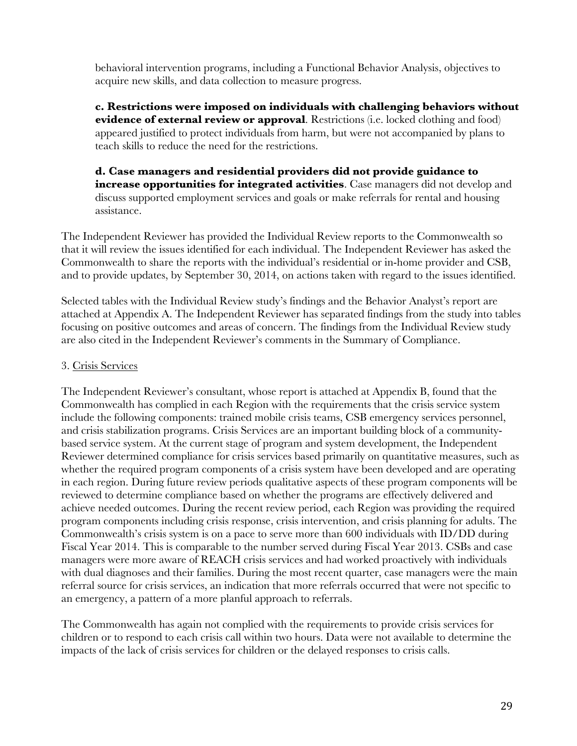behavioral intervention programs, including a Functional Behavior Analysis, objectives to acquire new skills, and data collection to measure progress.

**c. Restrictions were imposed on individuals with challenging behaviors without evidence of external review or approval**. Restrictions (i.e. locked clothing and food) appeared justified to protect individuals from harm, but were not accompanied by plans to teach skills to reduce the need for the restrictions.

**d. Case managers and residential providers did not provide guidance to increase opportunities for integrated activities**. Case managers did not develop and discuss supported employment services and goals or make referrals for rental and housing assistance.

The Independent Reviewer has provided the Individual Review reports to the Commonwealth so that it will review the issues identified for each individual. The Independent Reviewer has asked the Commonwealth to share the reports with the individual's residential or in-home provider and CSB, and to provide updates, by September 30, 2014, on actions taken with regard to the issues identified.

Selected tables with the Individual Review study's findings and the Behavior Analyst's report are attached at Appendix A. The Independent Reviewer has separated findings from the study into tables focusing on positive outcomes and areas of concern. The findings from the Individual Review study are also cited in the Independent Reviewer's comments in the Summary of Compliance.

3. <u>Crisis Services</u>

The Independent Reviewer's consultant, whose report is attached at Appendix B, found that the Commonwealth has complied in each Region with the requirements that the crisis service system include the following components: trained mobile crisis teams, CSB emergency services personnel, and crisis stabilization programs. Crisis Services are an important building block of a community-based service system. At the current stage of program and system development, the Independent Reviewer determined compliance for crisis services based primarily on quantitative measures, such as whether the required program components of a crisis system have been developed and are operating in each region. During future review periods qualitative aspects of these program components will be reviewed to determine compliance based on whether the programs are effectively delivered and achieve needed outcomes. During the recent review period, each Region was providing the required program components including crisis response, crisis intervention, and crisis planning for adults. The Commonwealth's crisis system is on a pace to serve more than 600 individuals with ID/DD during Fiscal Year 2014. This is comparable to the number served during Fiscal Year 2013. CSBs and case managers were more aware of REACH crisis services and had worked proactively with individuals with dual diagnoses and their families. During the most recent quarter, case managers were the main referral source for crisis services, an indication that more referrals occurred that were not specific to an emergency, a pattern of a more planful approach to referrals.

The Commonwealth has again not complied with the requirements to provide crisis services for children or to respond to each crisis call within two hours. Data were not available to determine the impacts of the lack of crisis services for children or the delayed responses to crisis calls.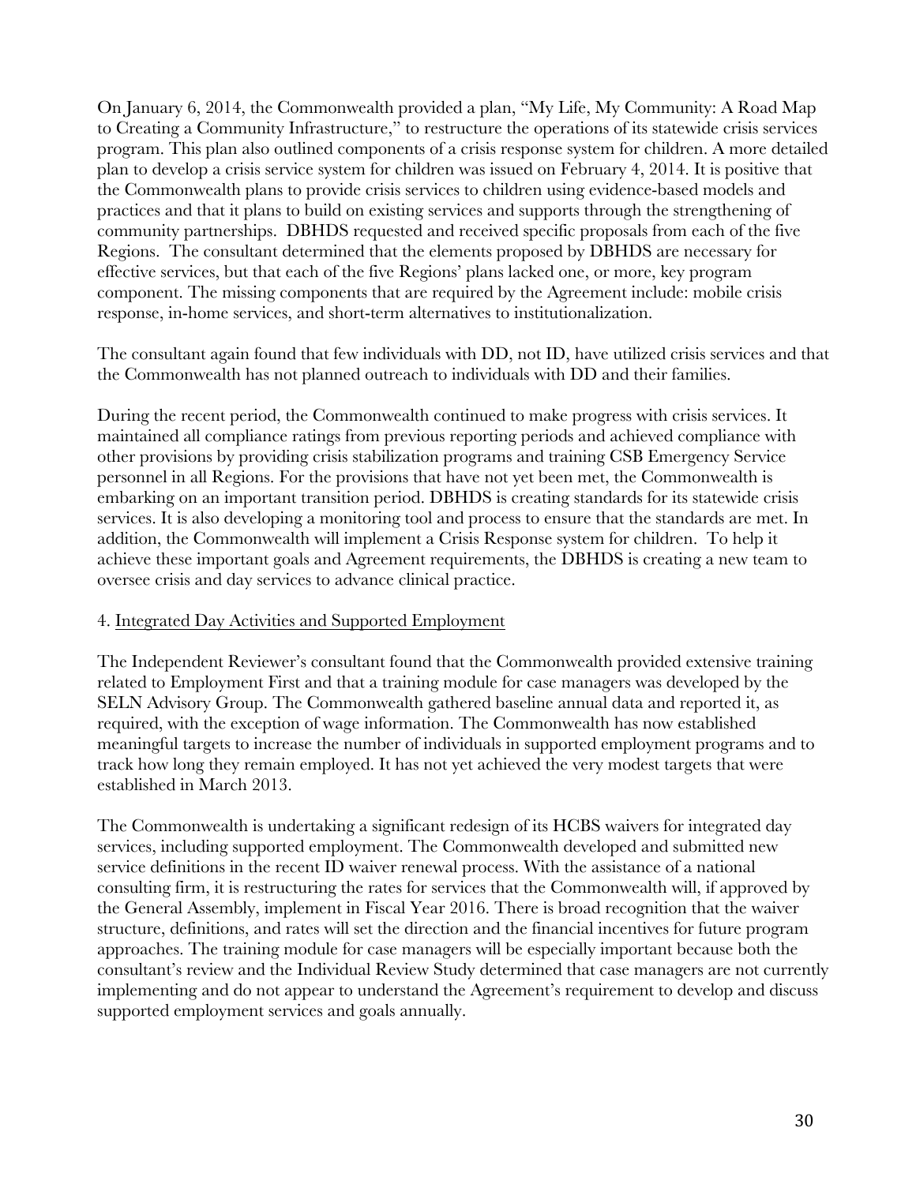On January 6, 2014, the Commonwealth provided a plan, "My Life, My Community: A Road Map to Creating a Community Infrastructure," to restructure the operations of its statewide crisis services program. This plan also outlined components of a crisis response system for children. A more detailed plan to develop a crisis service system for children was issued on February 4, 2014. It is positive that the Commonwealth plans to provide crisis services to children using evidence-based models and practices and that it plans to build on existing services and supports through the strengthening of community partnerships. DBHDS requested and received specific proposals from each of the five Regions. The consultant determined that the elements proposed by DBHDS are necessary for effective services, but that each of the five Regions' plans lacked one, or more, key program component. The missing components that are required by the Agreement include: mobile crisis response, in-home services, and short-term alternatives to institutionalization.

The consultant again found that few individuals with DD, not ID, have utilized crisis services and that the Commonwealth has not planned outreach to individuals with DD and their families.

During the recent period, the Commonwealth continued to make progress with crisis services. It maintained all compliance ratings from previous reporting periods and achieved compliance with other provisions by providing crisis stabilization programs and training CSB Emergency Service personnel in all Regions. For the provisions that have not yet been met, the Commonwealth is embarking on an important transition period. DBHDS is creating standards for its statewide crisis services. It is also developing a monitoring tool and process to ensure that the standards are met. In addition, the Commonwealth will implement a Crisis Response system for children. To help it achieve these important goals and Agreement requirements, the DBHDS is creating a new team to oversee crisis and day services to advance clinical practice.

4. Integrated Day Activities and Supported Employment

The Independent Reviewer's consultant found that the Commonwealth provided extensive training related to Employment First and that a training module for case managers was developed by the SELN Advisory Group. The Commonwealth gathered baseline annual data and reported it, as required, with the exception of wage information. The Commonwealth has now established meaningful targets to increase the number of individuals in supported employment programs and to track how long they remain employed. It has not yet achieved the very modest targets that were established in March 2013.

The Commonwealth is undertaking a significant redesign of its HCBS waivers for integrated day services, including supported employment. The Commonwealth developed and submitted new service definitions in the recent ID waiver renewal process. With the assistance of a national consulting firm, it is restructuring the rates for services that the Commonwealth will, if approved by the General Assembly, implement in Fiscal Year 2016. There is broad recognition that the waiver structure, definitions, and rates will set the direction and the financial incentives for future program approaches. The training module for case managers will be especially important because both the consultant's review and the Individual Review Study determined that case managers are not currently implementing and do not appear to understand the Agreement's requirement to develop and discuss supported employment services and goals annually.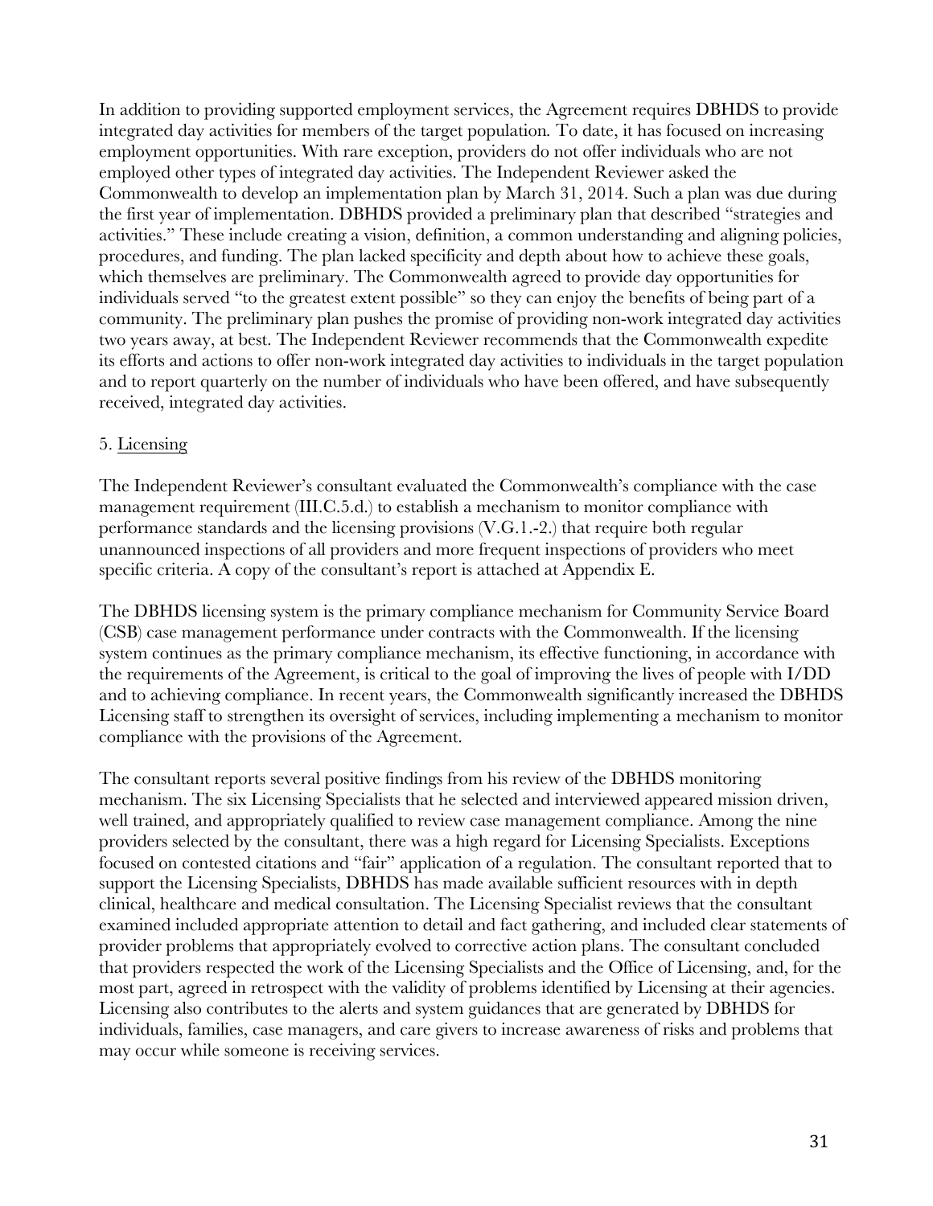In addition to providing supported employment services, the Agreement requires DBHDS to provide integrated day activities for members of the target population. To date, it has focused on increasing employment opportunities. With rare exception, providers do not offer individuals who are not employed other types of integrated day activities. The Independent Reviewer asked the Commonwealth to develop an implementation plan by March 31, 2014. Such a plan was due during the first year of implementation. DBHDS provided a preliminary plan that described "strategies and activities." These include creating a vision, definition, a common understanding and aligning policies, procedures, and funding. The plan lacked specificity and depth about how to achieve these goals, which themselves are preliminary. The Commonwealth agreed to provide day opportunities for individuals served "to the greatest extent possible" so they can enjoy the benefits of being part of a community. The preliminary plan pushes the promise of providing non-work integrated day activities two years away, at best. The Independent Reviewer recommends that the Commonwealth expedite its efforts and actions to offer non-work integrated day activities to individuals in the target population and to report quarterly on the number of individuals who have been offered, and have subsequently received, integrated day activities.

5. <u>Licensing</u>

The Independent Reviewer's consultant evaluated the Commonwealth's compliance with the case management requirement (III.C.5.d.) to establish a mechanism to monitor compliance with performance standards and the licensing provisions (V.G.1.-2.) that require both regular unannounced inspections of all providers and more frequent inspections of providers who meet specific criteria. A copy of the consultant's report is attached at Appendix E.

The DBHDS licensing system is the primary compliance mechanism for Community Service Board (CSB) case management performance under contracts with the Commonwealth. If the licensing system continues as the primary compliance mechanism, its effective functioning, in accordance with the requirements of the Agreement, is critical to the goal of improving the lives of people with I/DD and to achieving compliance. In recent years, the Commonwealth significantly increased the DBHDS Licensing staff to strengthen its oversight of services, including implementing a mechanism to monitor compliance with the provisions of the Agreement.

The consultant reports several positive findings from his review of the DBHDS monitoring mechanism. The six Licensing Specialists that he selected and interviewed appeared mission driven, well trained, and appropriately qualified to review case management compliance. Among the nine providers selected by the consultant, there was a high regard for Licensing Specialists. Exceptions focused on contested citations and "fair" application of a regulation. The consultant reported that to support the Licensing Specialists, DBHDS has made available sufficient resources with in depth clinical, healthcare and medical consultation. The Licensing Specialist reviews that the consultant examined included appropriate attention to detail and fact gathering, and included clear statements of provider problems that appropriately evolved to corrective action plans. The consultant concluded that providers respected the work of the Licensing Specialists and the Office of Licensing, and, for the most part, agreed in retrospect with the validity of problems identified by Licensing at their agencies. Licensing also contributes to the alerts and system guidances that are generated by DBHDS for individuals, families, case managers, and care givers to increase awareness of risks and problems that may occur while someone is receiving services.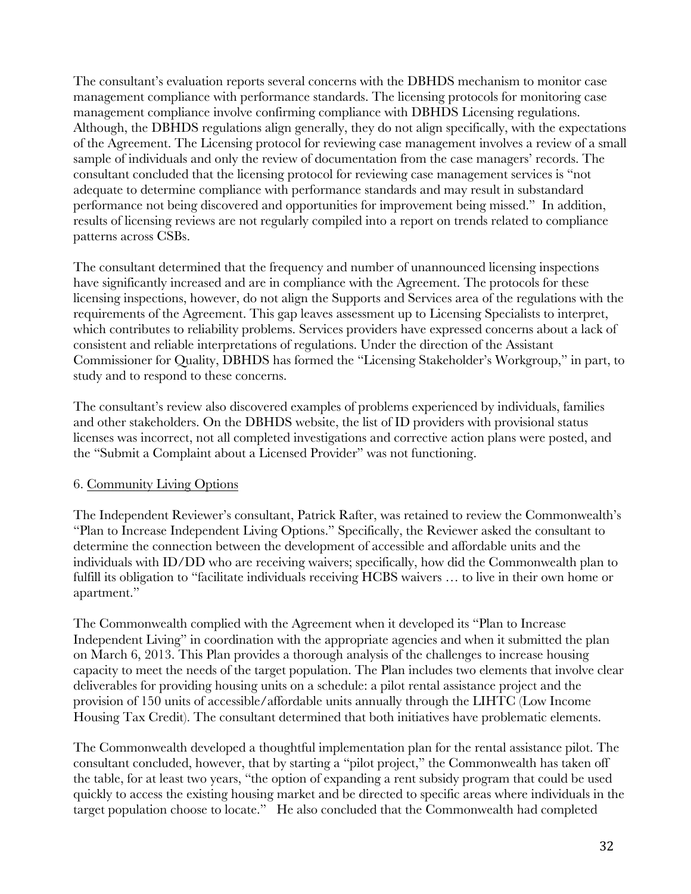The consultant's evaluation reports several concerns with the DBHDS mechanism to monitor case management compliance with performance standards. The licensing protocols for monitoring case management compliance involve confirming compliance with DBHDS Licensing regulations. Although, the DBHDS regulations align generally, they do not align specifically, with the expectations of the Agreement. The Licensing protocol for reviewing case management involves a review of a small sample of individuals and only the review of documentation from the case managers' records. The consultant concluded that the licensing protocol for reviewing case management services is "not adequate to determine compliance with performance standards and may result in substandard performance not being discovered and opportunities for improvement being missed." In addition, results of licensing reviews are not regularly compiled into a report on trends related to compliance patterns across CSBs.

The consultant determined that the frequency and number of unannounced licensing inspections have significantly increased and are in compliance with the Agreement. The protocols for these licensing inspections, however, do not align the Supports and Services area of the regulations with the requirements of the Agreement. This gap leaves assessment up to Licensing Specialists to interpret, which contributes to reliability problems. Services providers have expressed concerns about a lack of consistent and reliable interpretations of regulations. Under the direction of the Assistant Commissioner for Quality, DBHDS has formed the "Licensing Stakeholder's Workgroup," in part, to study and to respond to these concerns.

The consultant's review also discovered examples of problems experienced by individuals, families and other stakeholders. On the DBHDS website, the list of ID providers with provisional status licenses was incorrect, not all completed investigations and corrective action plans were posted, and the "Submit a Complaint about a Licensed Provider" was not functioning.

6. Community Living Options

The Independent Reviewer's consultant, Patrick Rafter, was retained to review the Commonwealth's "Plan to Increase Independent Living Options." Specifically, the Reviewer asked the consultant to determine the connection between the development of accessible and affordable units and the individuals with ID/DD who are receiving waivers; specifically, how did the Commonwealth plan to fulfill its obligation to "facilitate individuals receiving HCBS waivers … to live in their own home or apartment."

The Commonwealth complied with the Agreement when it developed its "Plan to Increase Independent Living" in coordination with the appropriate agencies and when it submitted the plan on March 6, 2013. This Plan provides a thorough analysis of the challenges to increase housing capacity to meet the needs of the target population. The Plan includes two elements that involve clear deliverables for providing housing units on a schedule: a pilot rental assistance project and the provision of 150 units of accessible/affordable units annually through the LIHTC (Low Income Housing Tax Credit). The consultant determined that both initiatives have problematic elements.

The Commonwealth developed a thoughtful implementation plan for the rental assistance pilot. The consultant concluded, however, that by starting a "pilot project," the Commonwealth has taken off the table, for at least two years, "the option of expanding a rent subsidy program that could be used quickly to access the existing housing market and be directed to specific areas where individuals in the target population choose to locate." He also concluded that the Commonwealth had completed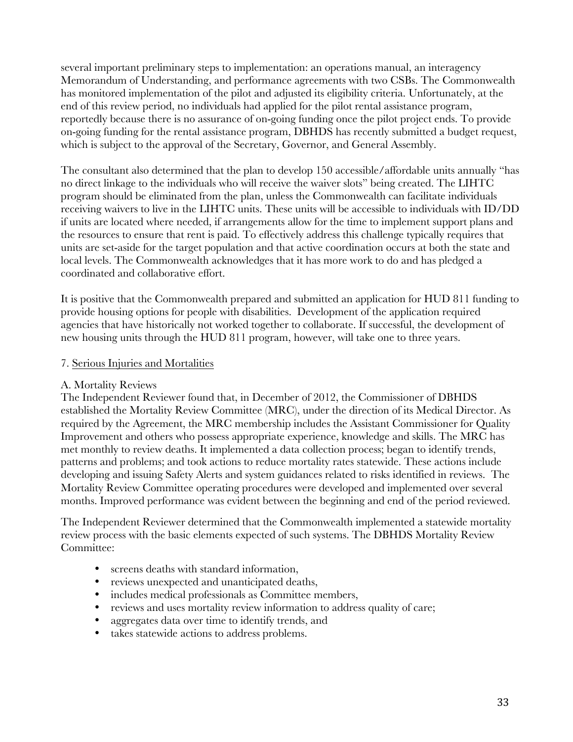several important preliminary steps to implementation: an operations manual, an interagency Memorandum of Understanding, and performance agreements with two CSBs. The Commonwealth has monitored implementation of the pilot and adjusted its eligibility criteria. Unfortunately, at the end of this review period, no individuals had applied for the pilot rental assistance program, reportedly because there is no assurance of on-going funding once the pilot project ends. To provide on-going funding for the rental assistance program, DBHDS has recently submitted a budget request, which is subject to the approval of the Secretary, Governor, and General Assembly.

The consultant also determined that the plan to develop 150 accessible/affordable units annually "has no direct linkage to the individuals who will receive the waiver slots" being created. The LIHTC program should be eliminated from the plan, unless the Commonwealth can facilitate individuals receiving waivers to live in the LIHTC units. These units will be accessible to individuals with ID/DD if units are located where needed, if arrangements allow for the time to implement support plans and the resources to ensure that rent is paid. To effectively address this challenge typically requires that units are set-aside for the target population and that active coordination occurs at both the state and local levels. The Commonwealth acknowledges that it has more work to do and has pledged a coordinated and collaborative effort.

It is positive that the Commonwealth prepared and submitted an application for HUD 811 funding to provide housing options for people with disabilities. Development of the application required agencies that have historically not worked together to collaborate. If successful, the development of new housing units through the HUD 811 program, however, will take one to three years.

7. Serious Injuries and Mortalities

A. Mortality Reviews

The Independent Reviewer found that, in December of 2012, the Commissioner of DBHDS established the Mortality Review Committee (MRC), under the direction of its Medical Director. As required by the Agreement, the MRC membership includes the Assistant Commissioner for Quality Improvement and others who possess appropriate experience, knowledge and skills. The MRC has met monthly to review deaths. It implemented a data collection process; began to identify trends, patterns and problems; and took actions to reduce mortality rates statewide. These actions include developing and issuing Safety Alerts and system guidances related to risks identified in reviews. The Mortality Review Committee operating procedures were developed and implemented over several months. Improved performance was evident between the beginning and end of the period reviewed.

The Independent Reviewer determined that the Commonwealth implemented a statewide mortality review process with the basic elements expected of such systems. The DBHDS Mortality Review Committee:

- screens deaths with standard information,
- reviews unexpected and unanticipated deaths,
- includes medical professionals as Committee members,
- reviews and uses mortality review information to address quality of care;
- aggregates data over time to identify trends, and
- takes statewide actions to address problems.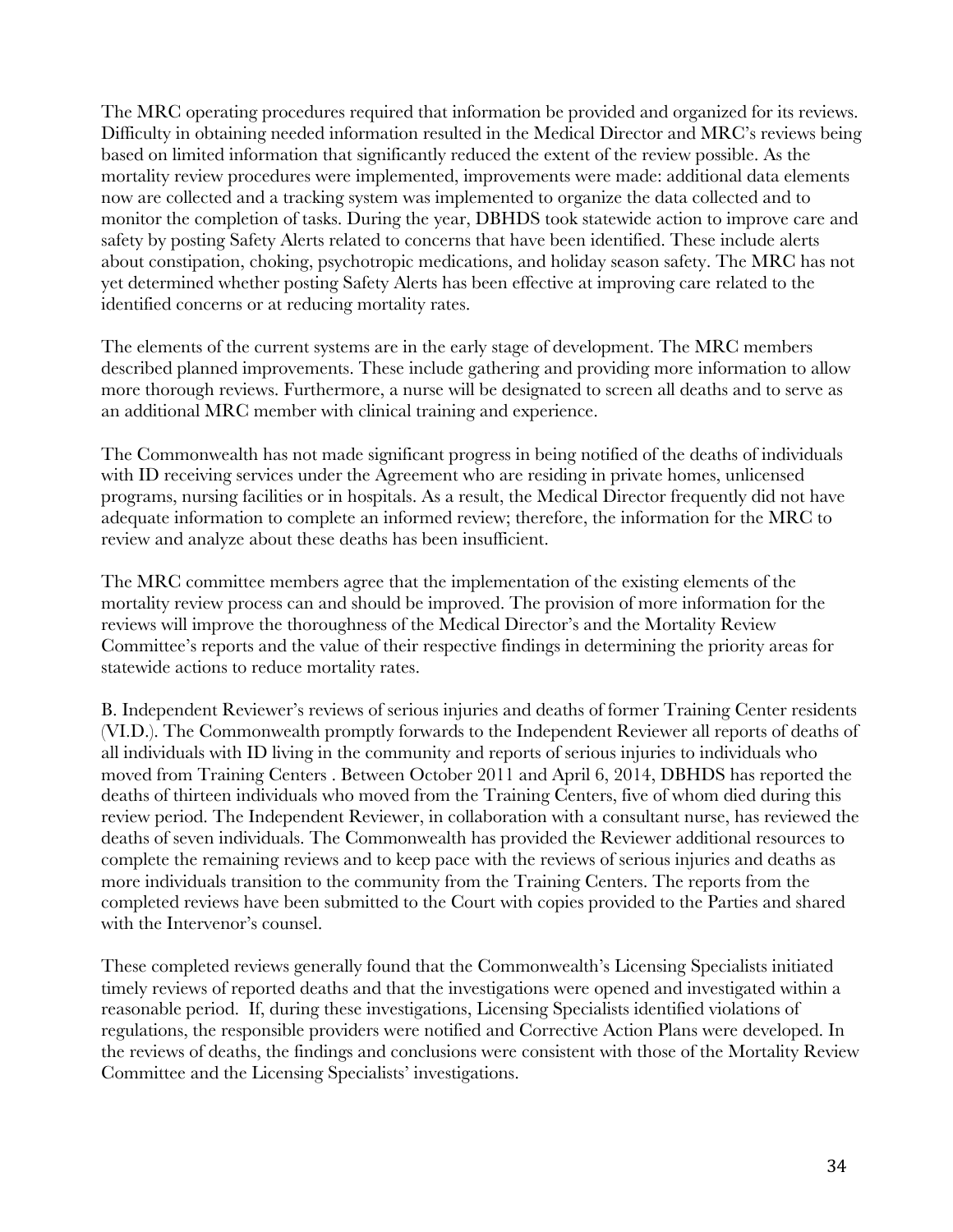The MRC operating procedures required that information be provided and organized for its reviews. Difficulty in obtaining needed information resulted in the Medical Director and MRC's reviews being based on limited information that significantly reduced the extent of the review possible. As the mortality review procedures were implemented, improvements were made: additional data elements now are collected and a tracking system was implemented to organize the data collected and to monitor the completion of tasks. During the year, DBHDS took statewide action to improve care and safety by posting Safety Alerts related to concerns that have been identified. These include alerts about constipation, choking, psychotropic medications, and holiday season safety. The MRC has not yet determined whether posting Safety Alerts has been effective at improving care related to the identified concerns or at reducing mortality rates.

The elements of the current systems are in the early stage of development. The MRC members described planned improvements. These include gathering and providing more information to allow more thorough reviews. Furthermore, a nurse will be designated to screen all deaths and to serve as an additional MRC member with clinical training and experience.

The Commonwealth has not made significant progress in being notified of the deaths of individuals with ID receiving services under the Agreement who are residing in private homes, unlicensed programs, nursing facilities or in hospitals. As a result, the Medical Director frequently did not have adequate information to complete an informed review; therefore, the information for the MRC to review and analyze about these deaths has been insufficient.

The MRC committee members agree that the implementation of the existing elements of the mortality review process can and should be improved. The provision of more information for the reviews will improve the thoroughness of the Medical Director's and the Mortality Review Committee's reports and the value of their respective findings in determining the priority areas for statewide actions to reduce mortality rates.

B. Independent Reviewer's reviews of serious injuries and deaths of former Training Center residents (VI.D.). The Commonwealth promptly forwards to the Independent Reviewer all reports of deaths of all individuals with ID living in the community and reports of serious injuries to individuals who moved from Training Centers . Between October 2011 and April 6, 2014, DBHDS has reported the deaths of thirteen individuals who moved from the Training Centers, five of whom died during this review period. The Independent Reviewer, in collaboration with a consultant nurse, has reviewed the deaths of seven individuals. The Commonwealth has provided the Reviewer additional resources to complete the remaining reviews and to keep pace with the reviews of serious injuries and deaths as more individuals transition to the community from the Training Centers. The reports from the completed reviews have been submitted to the Court with copies provided to the Parties and shared with the Intervenor's counsel.

These completed reviews generally found that the Commonwealth's Licensing Specialists initiated timely reviews of reported deaths and that the investigations were opened and investigated within a reasonable period. If, during these investigations, Licensing Specialists identified violations of regulations, the responsible providers were notified and Corrective Action Plans were developed. In the reviews of deaths, the findings and conclusions were consistent with those of the Mortality Review Committee and the Licensing Specialists' investigations.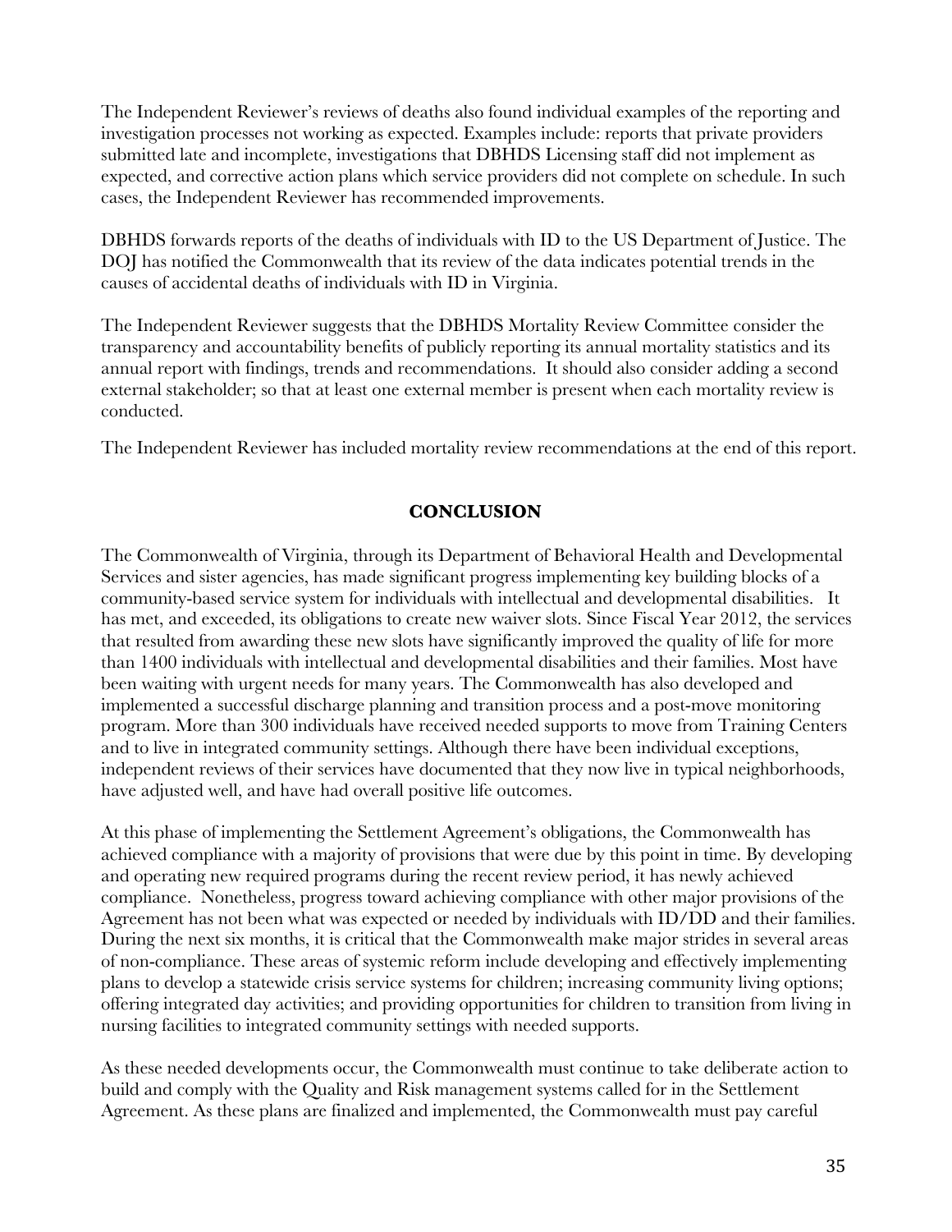The Independent Reviewer's reviews of deaths also found individual examples of the reporting and investigation processes not working as expected. Examples include: reports that private providers submitted late and incomplete, investigations that DBHDS Licensing staff did not implement as expected, and corrective action plans which service providers did not complete on schedule. In such cases, the Independent Reviewer has recommended improvements.

DBHDS forwards reports of the deaths of individuals with ID to the US Department of Justice. The DOJ has notified the Commonwealth that its review of the data indicates potential trends in the causes of accidental deaths of individuals with ID in Virginia.

The Independent Reviewer suggests that the DBHDS Mortality Review Committee consider the transparency and accountability benefits of publicly reporting its annual mortality statistics and its annual report with findings, trends and recommendations. It should also consider adding a second external stakeholder; so that at least one external member is present when each mortality review is conducted.

The Independent Reviewer has included mortality review recommendations at the end of this report.

## CONCLUSION

The Commonwealth of Virginia, through its Department of Behavioral Health and Developmental Services and sister agencies, has made significant progress implementing key building blocks of a community-based service system for individuals with intellectual and developmental disabilities. It has met, and exceeded, its obligations to create new waiver slots. Since Fiscal Year 2012, the services that resulted from awarding these new slots have significantly improved the quality of life for more than 1400 individuals with intellectual and developmental disabilities and their families. Most have been waiting with urgent needs for many years. The Commonwealth has also developed and implemented a successful discharge planning and transition process and a post-move monitoring program. More than 300 individuals have received needed supports to move from Training Centers and to live in integrated community settings. Although there have been individual exceptions, independent reviews of their services have documented that they now live in typical neighborhoods, have adjusted well, and have had overall positive life outcomes.

At this phase of implementing the Settlement Agreement's obligations, the Commonwealth has achieved compliance with a majority of provisions that were due by this point in time. By developing and operating new required programs during the recent review period, it has newly achieved compliance. Nonetheless, progress toward achieving compliance with other major provisions of the Agreement has not been what was expected or needed by individuals with ID/DD and their families. During the next six months, it is critical that the Commonwealth make major strides in several areas of non-compliance. These areas of systemic reform include developing and effectively implementing plans to develop a statewide crisis service systems for children; increasing community living options; offering integrated day activities; and providing opportunities for children to transition from living in nursing facilities to integrated community settings with needed supports.

As these needed developments occur, the Commonwealth must continue to take deliberate action to build and comply with the Quality and Risk management systems called for in the Settlement Agreement. As these plans are finalized and implemented, the Commonwealth must pay careful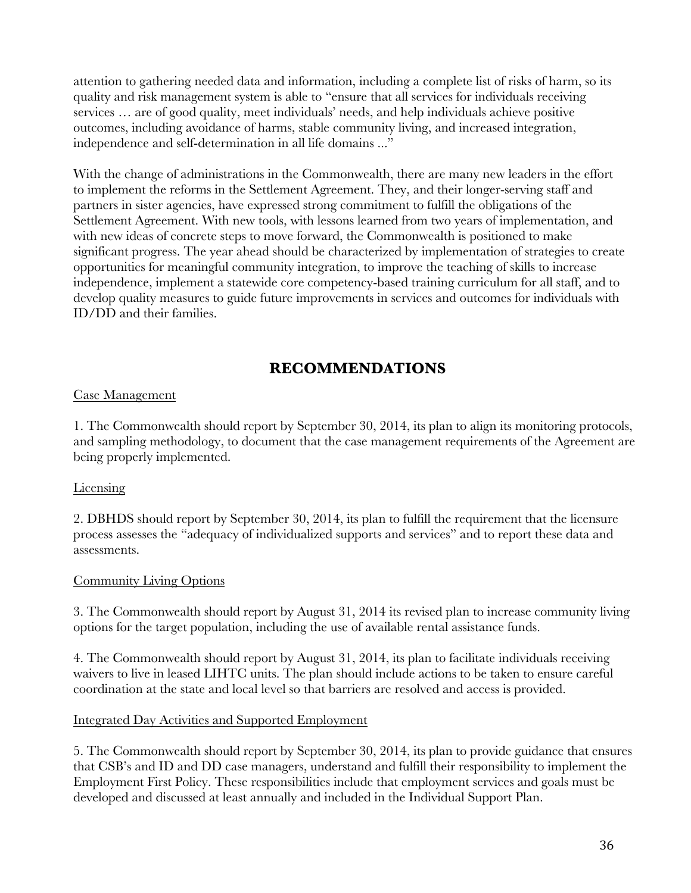attention to gathering needed data and information, including a complete list of risks of harm, so its quality and risk management system is able to "ensure that all services for individuals receiving services … are of good quality, meet individuals' needs, and help individuals achieve positive outcomes, including avoidance of harms, stable community living, and increased integration, independence and self-determination in all life domains ..."

With the change of administrations in the Commonwealth, there are many new leaders in the effort to implement the reforms in the Settlement Agreement. They, and their longer-serving staff and partners in sister agencies, have expressed strong commitment to fulfill the obligations of the Settlement Agreement. With new tools, with lessons learned from two years of implementation, and with new ideas of concrete steps to move forward, the Commonwealth is positioned to make significant progress. The year ahead should be characterized by implementation of strategies to create opportunities for meaningful community integration, to improve the teaching of skills to increase independence, implement a statewide core competency-based training curriculum for all staff, and to develop quality measures to guide future improvements in services and outcomes for individuals with ID/DD and their families.

## RECOMMENDATIONS

Case Management

1. The Commonwealth should report by September 30, 2014, its plan to align its monitoring protocols, and sampling methodology, to document that the case management requirements of the Agreement are being properly implemented.

Licensing

2. DBHDS should report by September 30, 2014, its plan to fulfill the requirement that the licensure process assesses the "adequacy of individualized supports and services" and to report these data and assessments.

Community Living Options

3. The Commonwealth should report by August 31, 2014 its revised plan to increase community living options for the target population, including the use of available rental assistance funds.

4. The Commonwealth should report by August 31, 2014, its plan to facilitate individuals receiving waivers to live in leased LIHTC units. The plan should include actions to be taken to ensure careful coordination at the state and local level so that barriers are resolved and access is provided.

Integrated Day Activities and Supported Employment

5. The Commonwealth should report by September 30, 2014, its plan to provide guidance that ensures that CSB's and ID and DD case managers, understand and fulfill their responsibility to implement the Employment First Policy. These responsibilities include that employment services and goals must be developed and discussed at least annually and included in the Individual Support Plan.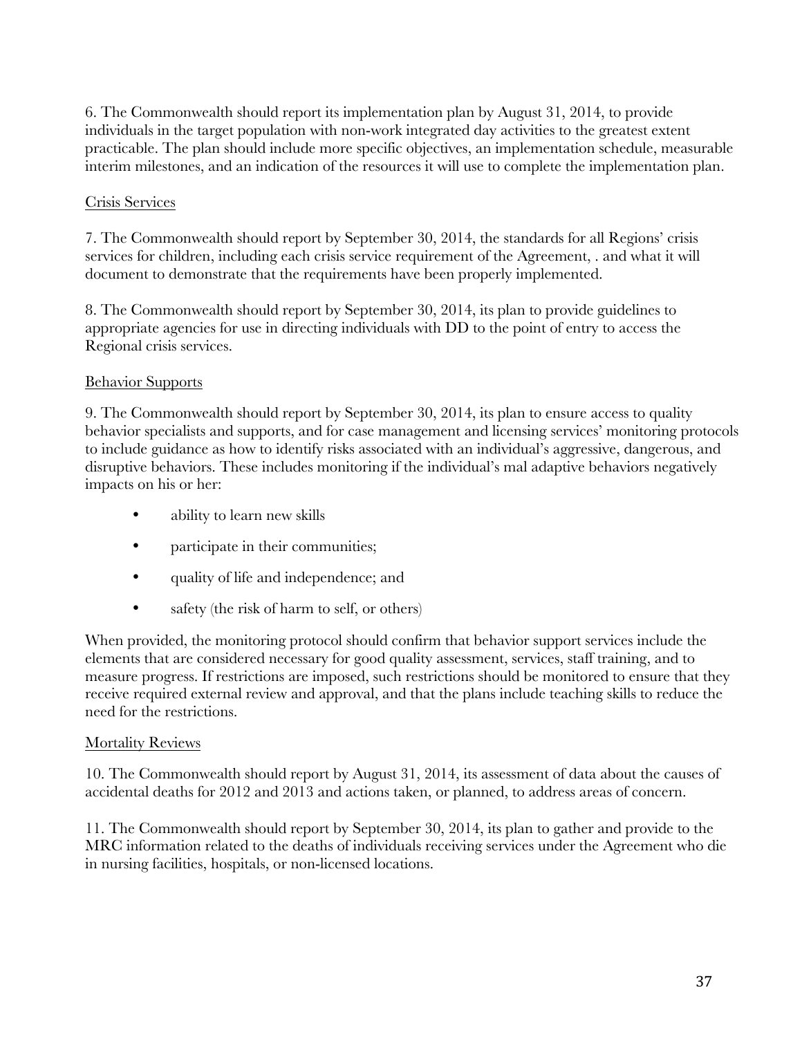6. The Commonwealth should report its implementation plan by August 31, 2014, to provide individuals in the target population with non-work integrated day activities to the greatest extent practicable. The plan should include more specific objectives, an implementation schedule, measurable interim milestones, and an indication of the resources it will use to complete the implementation plan.

<u>Crisis Services</u>

7. The Commonwealth should report by September 30, 2014, the standards for all Regions' crisis services for children, including each crisis service requirement of the Agreement, . and what it will document to demonstrate that the requirements have been properly implemented.

8. The Commonwealth should report by September 30, 2014, its plan to provide guidelines to appropriate agencies for use in directing individuals with DD to the point of entry to access the Regional crisis services.

<u>Behavior Supports</u>

9. The Commonwealth should report by September 30, 2014, its plan to ensure access to quality behavior specialists and supports, and for case management and licensing services' monitoring protocols to include guidance as how to identify risks associated with an individual's aggressive, dangerous, and disruptive behaviors. These includes monitoring if the individual's mal adaptive behaviors negatively impacts on his or her:

- ability to learn new skills
- participate in their communities;
- quality of life and independence; and
- safety (the risk of harm to self, or others)

When provided, the monitoring protocol should confirm that behavior support services include the elements that are considered necessary for good quality assessment, services, staff training, and to measure progress. If restrictions are imposed, such restrictions should be monitored to ensure that they receive required external review and approval, and that the plans include teaching skills to reduce the need for the restrictions.

<u>Mortality Reviews</u>

10. The Commonwealth should report by August 31, 2014, its assessment of data about the causes of accidental deaths for 2012 and 2013 and actions taken, or planned, to address areas of concern.

11. The Commonwealth should report by September 30, 2014, its plan to gather and provide to the MRC information related to the deaths of individuals receiving services under the Agreement who die in nursing facilities, hospitals, or non-licensed locations.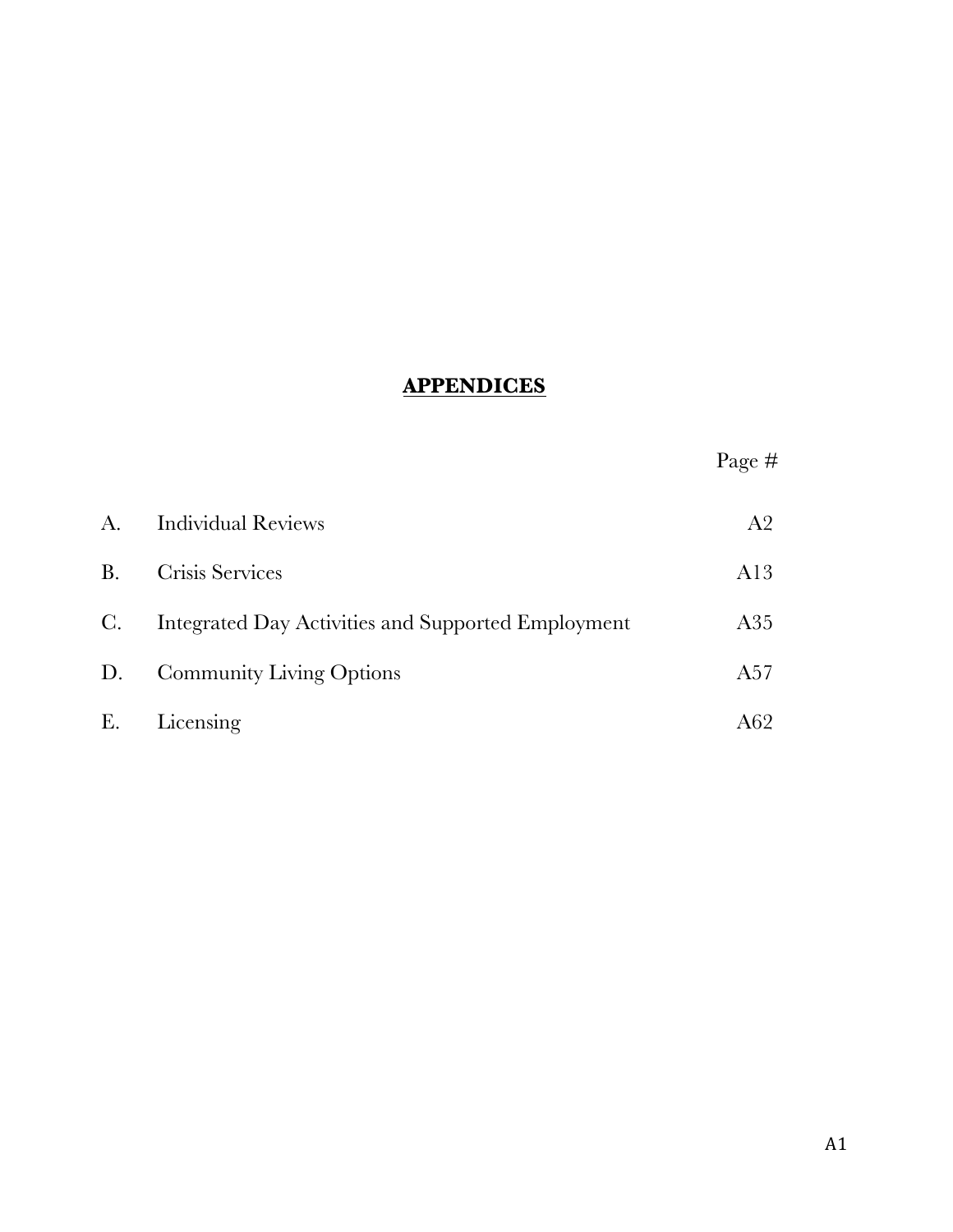# APPENDICES

| | | Page # |
|---|---|---|
| A. | Individual Reviews | A2 |
| B. | Crisis Services | A13 |
| C. | Integrated Day Activities and Supported Employment | A35 |
| D. | Community Living Options | A57 |
| E. | Licensing | A62 |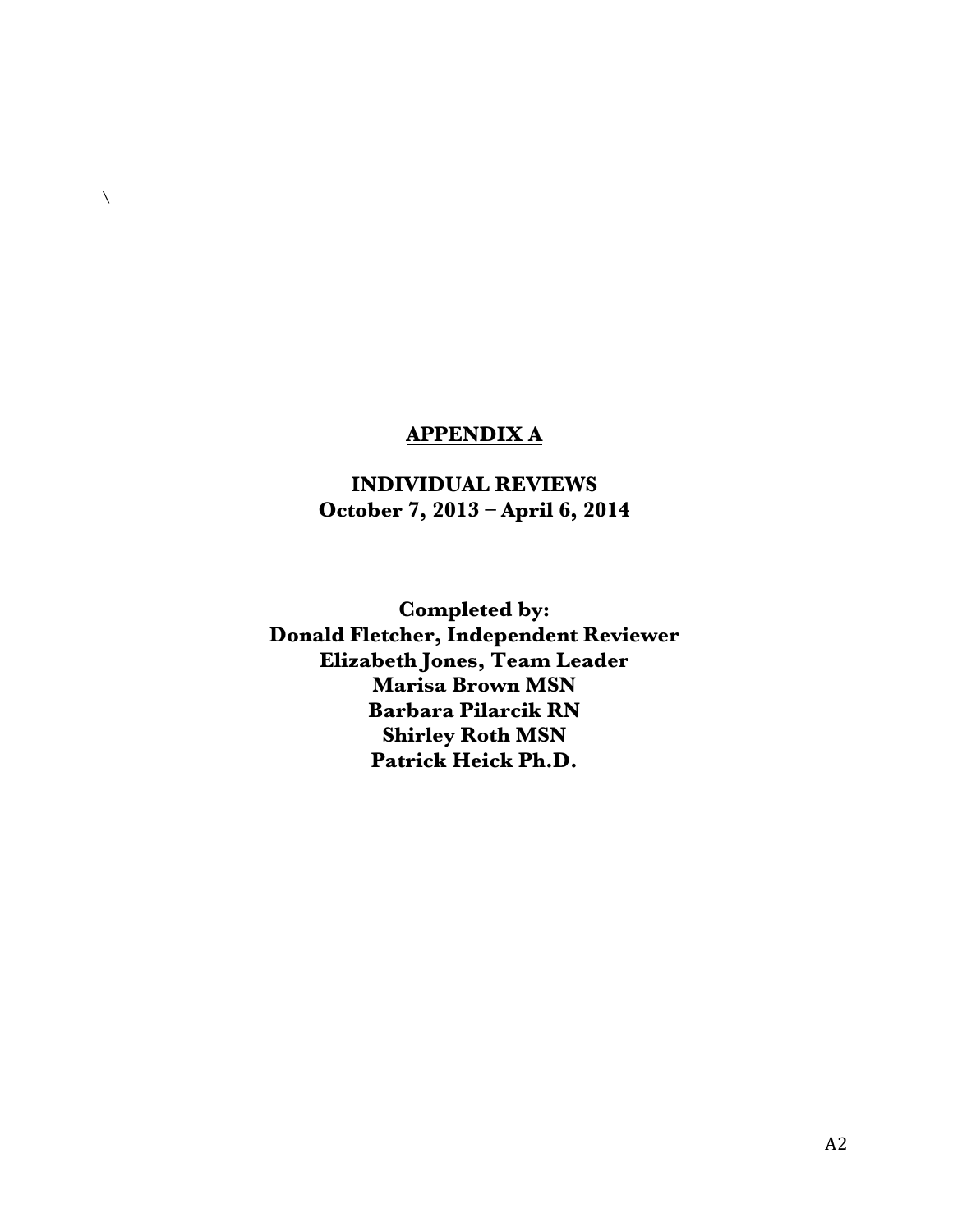\

# APPENDIX A

## INDIVIDUAL REVIEWS
## October 7, 2013 – April 6, 2014

**Completed by:**
**Donald Fletcher, Independent Reviewer**
**Elizabeth Jones, Team Leader**
**Marisa Brown MSN**
**Barbara Pilarcik RN**
**Shirley Roth MSN**
**Patrick Heick Ph.D.**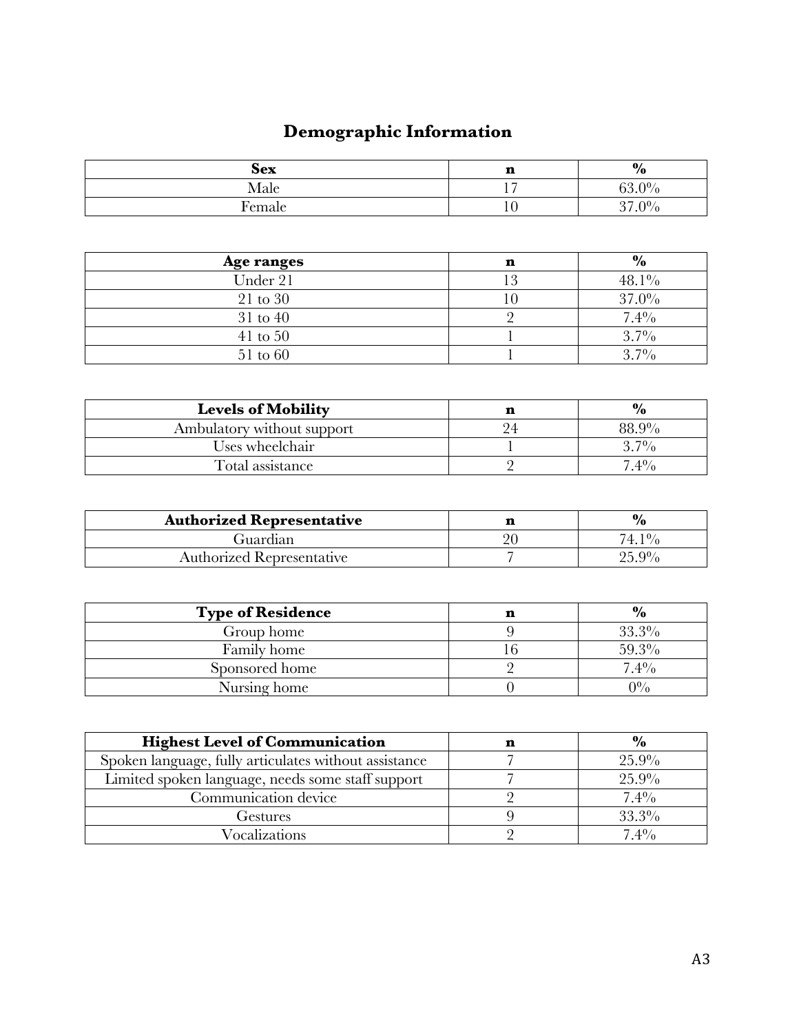# Demographic Information

| Sex | n | % |
|---|---|---|
| Male | 17 | 63.0% |
| Female | 10 | 37.0% |

| Age ranges | n | % |
|---|---|---|
| Under 21 | 13 | 48.1% |
| 21 to 30 | 10 | 37.0% |
| 31 to 40 | 2 | 7.4% |
| 41 to 50 | 1 | 3.7% |
| 51 to 60 | 1 | 3.7% |

| Levels of Mobility | n | % |
|---|---|---|
| Ambulatory without support | 24 | 88.9% |
| Uses wheelchair | 1 | 3.7% |
| Total assistance | 2 | 7.4% |

| Authorized Representative | n | % |
|---|---|---|
| Guardian | 20 | 74.1% |
| Authorized Representative | 7 | 25.9% |

| Type of Residence | n | % |
|---|---|---|
| Group home | 9 | 33.3% |
| Family home | 16 | 59.3% |
| Sponsored home | 2 | 7.4% |
| Nursing home | 0 | 0% |

| Highest Level of Communication | n | % |
|---|---|---|
| Spoken language, fully articulates without assistance | 7 | 25.9% |
| Limited spoken language, needs some staff support | 7 | 25.9% |
| Communication device | 2 | 7.4% |
| Gestures | 9 | 33.3% |
| Vocalizations | 2 | 7.4% |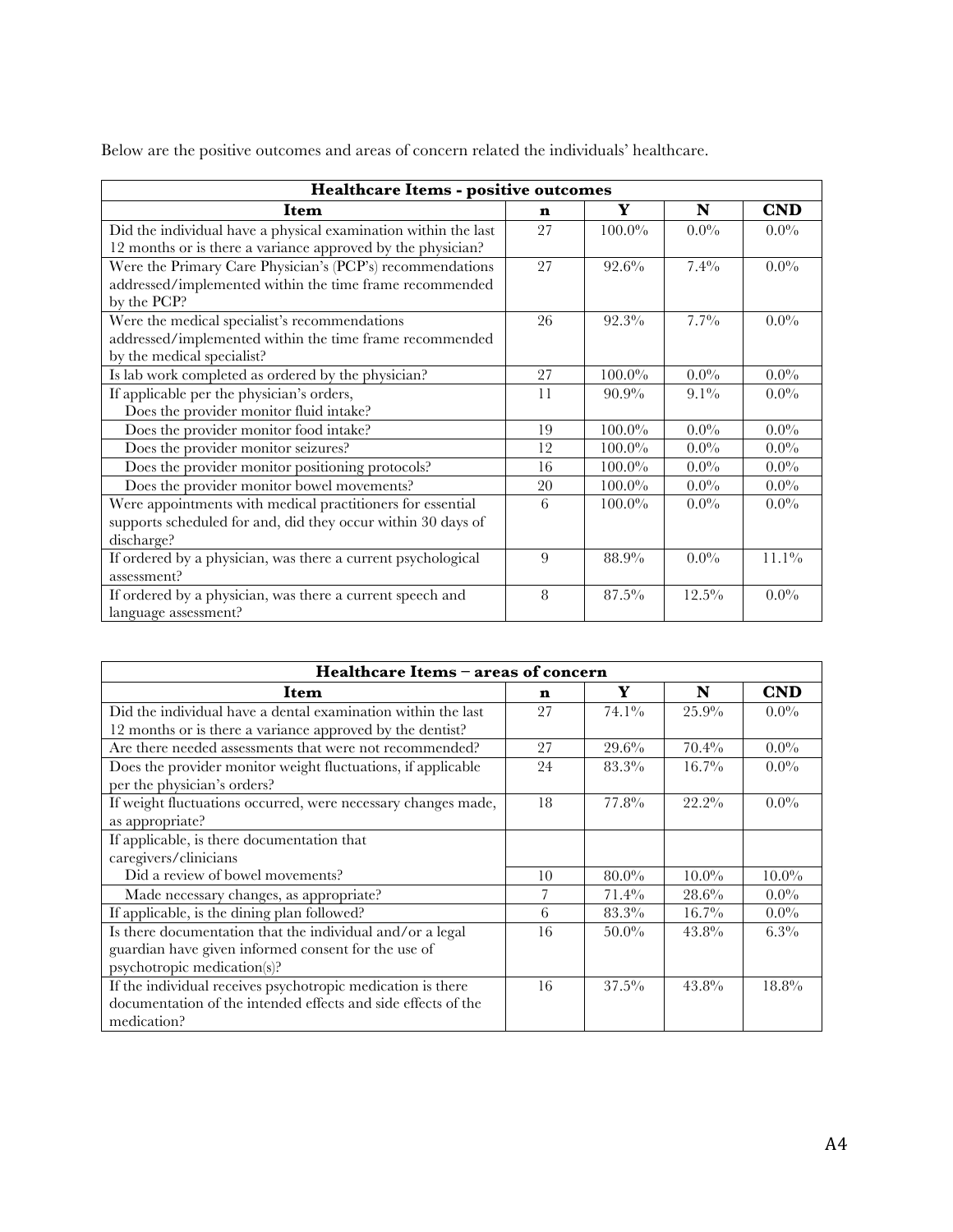Below are the positive outcomes and areas of concern related the individuals' healthcare.

| **Healthcare Items - positive outcomes** | | | | |
|---|---|---|---|---|
| **Item** | **n** | **Y** | **N** | **CND** |
| Did the individual have a physical examination within the last 12 months or is there a variance approved by the physician? | 27 | 100.0% | 0.0% | 0.0% |
| Were the Primary Care Physician's (PCP's) recommendations addressed/implemented within the time frame recommended by the PCP? | 27 | 92.6% | 7.4% | 0.0% |
| Were the medical specialist's recommendations addressed/implemented within the time frame recommended by the medical specialist? | 26 | 92.3% | 7.7% | 0.0% |
| Is lab work completed as ordered by the physician? | 27 | 100.0% | 0.0% | 0.0% |
| If applicable per the physician's orders, Does the provider monitor fluid intake? | 11 | 90.9% | 9.1% | 0.0% |
| Does the provider monitor food intake? | 19 | 100.0% | 0.0% | 0.0% |
| Does the provider monitor seizures? | 12 | 100.0% | 0.0% | 0.0% |
| Does the provider monitor positioning protocols? | 16 | 100.0% | 0.0% | 0.0% |
| Does the provider monitor bowel movements? | 20 | 100.0% | 0.0% | 0.0% |
| Were appointments with medical practitioners for essential supports scheduled for and, did they occur within 30 days of discharge? | 6 | 100.0% | 0.0% | 0.0% |
| If ordered by a physician, was there a current psychological assessment? | 9 | 88.9% | 0.0% | 11.1% |
| If ordered by a physician, was there a current speech and language assessment? | 8 | 87.5% | 12.5% | 0.0% |

| **Healthcare Items – areas of concern** | | | | |
|---|---|---|---|---|
| **Item** | **n** | **Y** | **N** | **CND** |
| Did the individual have a dental examination within the last 12 months or is there a variance approved by the dentist? | 27 | 74.1% | 25.9% | 0.0% |
| Are there needed assessments that were not recommended? | 27 | 29.6% | 70.4% | 0.0% |
| Does the provider monitor weight fluctuations, if applicable per the physician's orders? | 24 | 83.3% | 16.7% | 0.0% |
| If weight fluctuations occurred, were necessary changes made, as appropriate? | 18 | 77.8% | 22.2% | 0.0% |
| If applicable, is there documentation that caregivers/clinicians | | | | |
| Did a review of bowel movements? | 10 | 80.0% | 10.0% | 10.0% |
| Made necessary changes, as appropriate? | 7 | 71.4% | 28.6% | 0.0% |
| If applicable, is the dining plan followed? | 6 | 83.3% | 16.7% | 0.0% |
| Is there documentation that the individual and/or a legal guardian have given informed consent for the use of psychotropic medication(s)? | 16 | 50.0% | 43.8% | 6.3% |
| If the individual receives psychotropic medication is there documentation of the intended effects and side effects of the medication? | 16 | 37.5% | 43.8% | 18.8% |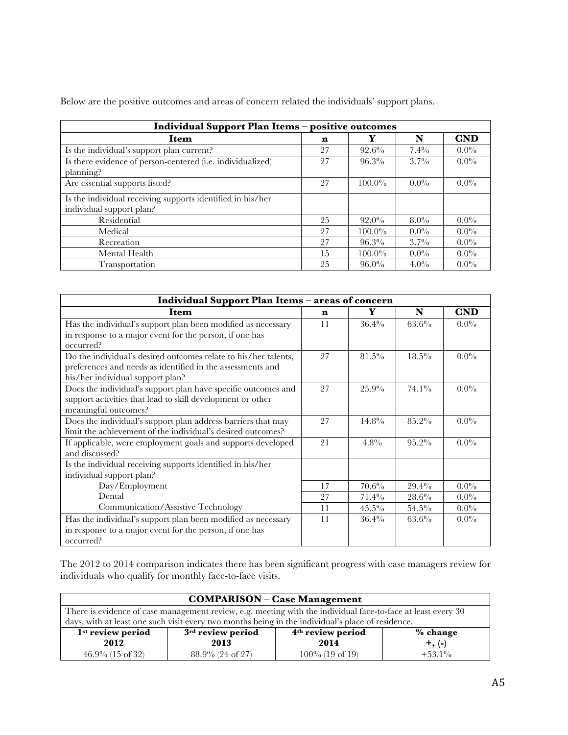Below are the positive outcomes and areas of concern related the individuals' support plans.

| **Individual Support Plan Items – positive outcomes** | | | | |
|---|---|---|---|---|
| **Item** | **n** | **Y** | **N** | **CND** |
| Is the individual's support plan current? | 27 | 92.6% | 7.4% | 0.0% |
| Is there evidence of person-centered (i.e. individualized) planning? | 27 | 96.3% | 3.7% | 0.0% |
| Are essential supports listed? | 27 | 100.0% | 0.0% | 0.0% |
| Is the individual receiving supports identified in his/her individual support plan? | | | | |
| Residential | 25 | 92.0% | 8.0% | 0.0% |
| Medical | 27 | 100.0% | 0.0% | 0.0% |
| Recreation | 27 | 96.3% | 3.7% | 0.0% |
| Mental Health | 15 | 100.0% | 0.0% | 0.0% |
| Transportation | 25 | 96.0% | 4.0% | 0.0% |

| **Individual Support Plan Items – areas of concern** | | | | |
|---|---|---|---|---|
| **Item** | **n** | **Y** | **N** | **CND** |
| Has the individual's support plan been modified as necessary in response to a major event for the person, if one has occurred? | 11 | 36.4% | 63.6% | 0.0% |
| Do the individual's desired outcomes relate to his/her talents, preferences and needs as identified in the assessments and his/her individual support plan? | 27 | 81.5% | 18.5% | 0.0% |
| Does the individual's support plan have specific outcomes and support activities that lead to skill development or other meaningful outcomes? | 27 | 25.9% | 74.1% | 0.0% |
| Does the individual's support plan address barriers that may limit the achievement of the individual's desired outcomes? | 27 | 14.8% | 85.2% | 0.0% |
| If applicable, were employment goals and supports developed and discussed? | 21 | 4.8% | 95.2% | 0.0% |
| Is the individual receiving supports identified in his/her individual support plan? | | | | |
| Day/Employment | 17 | 70.6% | 29.4% | 0.0% |
| Dental | 27 | 71.4% | 28.6% | 0.0% |
| Communication/Assistive Technology | 11 | 45.5% | 54.5% | 0.0% |
| Has the individual's support plan been modified as necessary in response to a major event for the person, if one has occurred? | 11 | 36.4% | 63.6% | 0.0% |

The 2012 to 2014 comparison indicates there has been significant progress with case managers review for individuals who qualify for monthly face-to-face visits.

| **COMPARISON – Case Management** | | | |
|---|---|---|---|
| There is evidence of case management review, e.g. meeting with the individual face-to-face at least every 30 days, with at least one such visit every two months being in the individual's place of residence. | | | |
| **1st review period 2012** | **3rd review period 2013** | **4th review period 2014** | **% change +, (-)** |
| 46.9% (15 of 32) | 88.9% (24 of 27) | 100% (19 of 19) | +53.1% |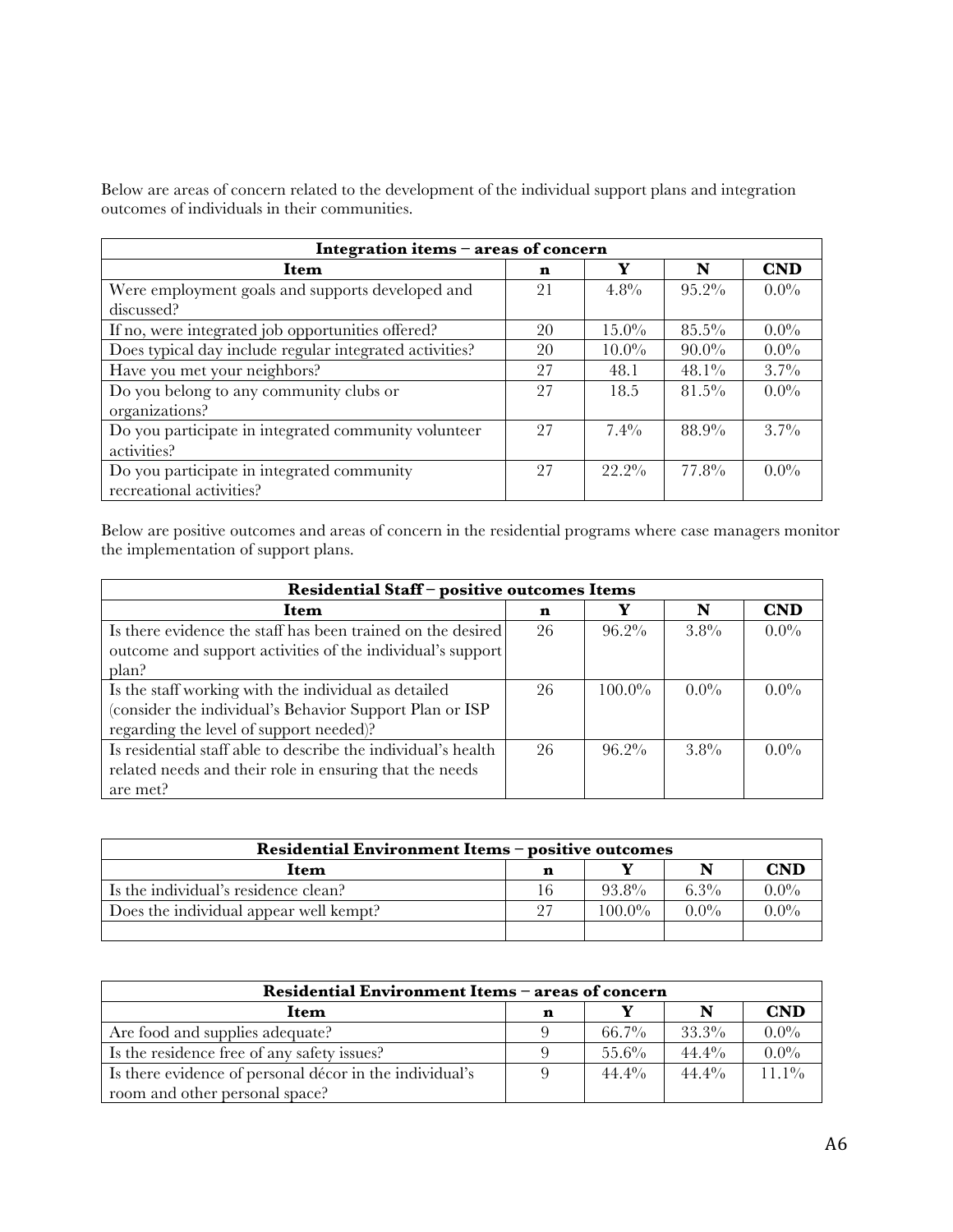Below are areas of concern related to the development of the individual support plans and integration outcomes of individuals in their communities.

| Integration items – areas of concern | | | | |
|---|---|---|---|---|
| **Item** | **n** | **Y** | **N** | **CND** |
| Were employment goals and supports developed and discussed? | 21 | 4.8% | 95.2% | 0.0% |
| If no, were integrated job opportunities offered? | 20 | 15.0% | 85.5% | 0.0% |
| Does typical day include regular integrated activities? | 20 | 10.0% | 90.0% | 0.0% |
| Have you met your neighbors? | 27 | 48.1 | 48.1% | 3.7% |
| Do you belong to any community clubs or organizations? | 27 | 18.5 | 81.5% | 0.0% |
| Do you participate in integrated community volunteer activities? | 27 | 7.4% | 88.9% | 3.7% |
| Do you participate in integrated community recreational activities? | 27 | 22.2% | 77.8% | 0.0% |

Below are positive outcomes and areas of concern in the residential programs where case managers monitor the implementation of support plans.

| Residential Staff – positive outcomes Items | | | | |
|---|---|---|---|---|
| **Item** | **n** | **Y** | **N** | **CND** |
| Is there evidence the staff has been trained on the desired outcome and support activities of the individual's support plan? | 26 | 96.2% | 3.8% | 0.0% |
| Is the staff working with the individual as detailed (consider the individual's Behavior Support Plan or ISP regarding the level of support needed)? | 26 | 100.0% | 0.0% | 0.0% |
| Is residential staff able to describe the individual's health related needs and their role in ensuring that the needs are met? | 26 | 96.2% | 3.8% | 0.0% |

| Residential Environment Items – positive outcomes | | | | |
|---|---|---|---|---|
| **Item** | **n** | **Y** | **N** | **CND** |
| Is the individual's residence clean? | 16 | 93.8% | 6.3% | 0.0% |
| Does the individual appear well kempt? | 27 | 100.0% | 0.0% | 0.0% |
| | | | | |

| Residential Environment Items – areas of concern | | | | |
|---|---|---|---|---|
| **Item** | **n** | **Y** | **N** | **CND** |
| Are food and supplies adequate? | 9 | 66.7% | 33.3% | 0.0% |
| Is the residence free of any safety issues? | 9 | 55.6% | 44.4% | 0.0% |
| Is there evidence of personal décor in the individual's room and other personal space? | 9 | 44.4% | 44.4% | 11.1% |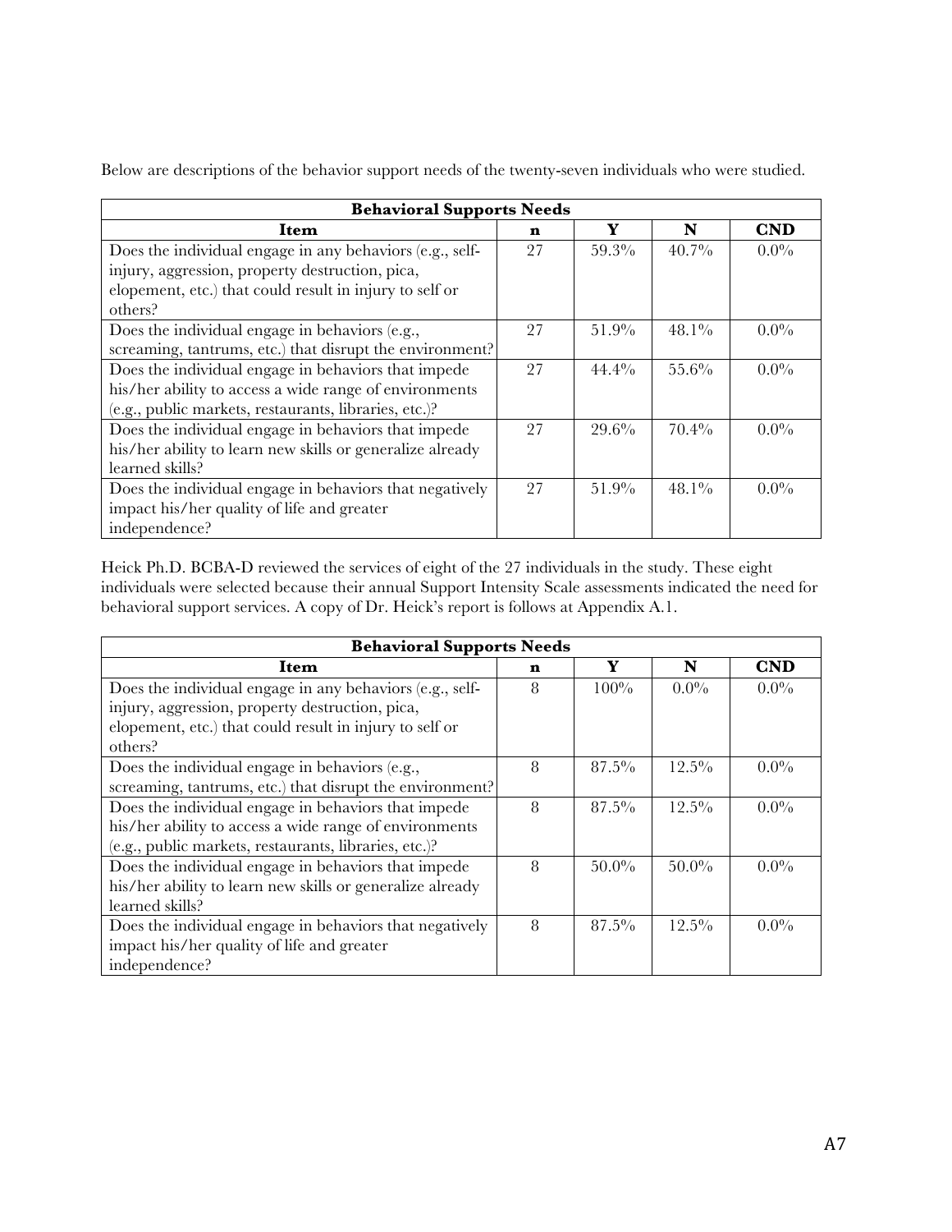Below are descriptions of the behavior support needs of the twenty-seven individuals who were studied.

| Behavioral Supports Needs | | | | |
|---|---|---|---|---|
| **Item** | **n** | **Y** | **N** | **CND** |
| Does the individual engage in any behaviors (e.g., self-injury, aggression, property destruction, pica, elopement, etc.) that could result in injury to self or others? | 27 | 59.3% | 40.7% | 0.0% |
| Does the individual engage in behaviors (e.g., screaming, tantrums, etc.) that disrupt the environment? | 27 | 51.9% | 48.1% | 0.0% |
| Does the individual engage in behaviors that impede his/her ability to access a wide range of environments (e.g., public markets, restaurants, libraries, etc.)? | 27 | 44.4% | 55.6% | 0.0% |
| Does the individual engage in behaviors that impede his/her ability to learn new skills or generalize already learned skills? | 27 | 29.6% | 70.4% | 0.0% |
| Does the individual engage in behaviors that negatively impact his/her quality of life and greater independence? | 27 | 51.9% | 48.1% | 0.0% |

Heick Ph.D. BCBA-D reviewed the services of eight of the 27 individuals in the study. These eight individuals were selected because their annual Support Intensity Scale assessments indicated the need for behavioral support services. A copy of Dr. Heick's report is follows at Appendix A.1.

| Behavioral Supports Needs | | | | |
|---|---|---|---|---|
| **Item** | **n** | **Y** | **N** | **CND** |
| Does the individual engage in any behaviors (e.g., self-injury, aggression, property destruction, pica, elopement, etc.) that could result in injury to self or others? | 8 | 100% | 0.0% | 0.0% |
| Does the individual engage in behaviors (e.g., screaming, tantrums, etc.) that disrupt the environment? | 8 | 87.5% | 12.5% | 0.0% |
| Does the individual engage in behaviors that impede his/her ability to access a wide range of environments (e.g., public markets, restaurants, libraries, etc.)? | 8 | 87.5% | 12.5% | 0.0% |
| Does the individual engage in behaviors that impede his/her ability to learn new skills or generalize already learned skills? | 8 | 50.0% | 50.0% | 0.0% |
| Does the individual engage in behaviors that negatively impact his/her quality of life and greater independence? | 8 | 87.5% | 12.5% | 0.0% |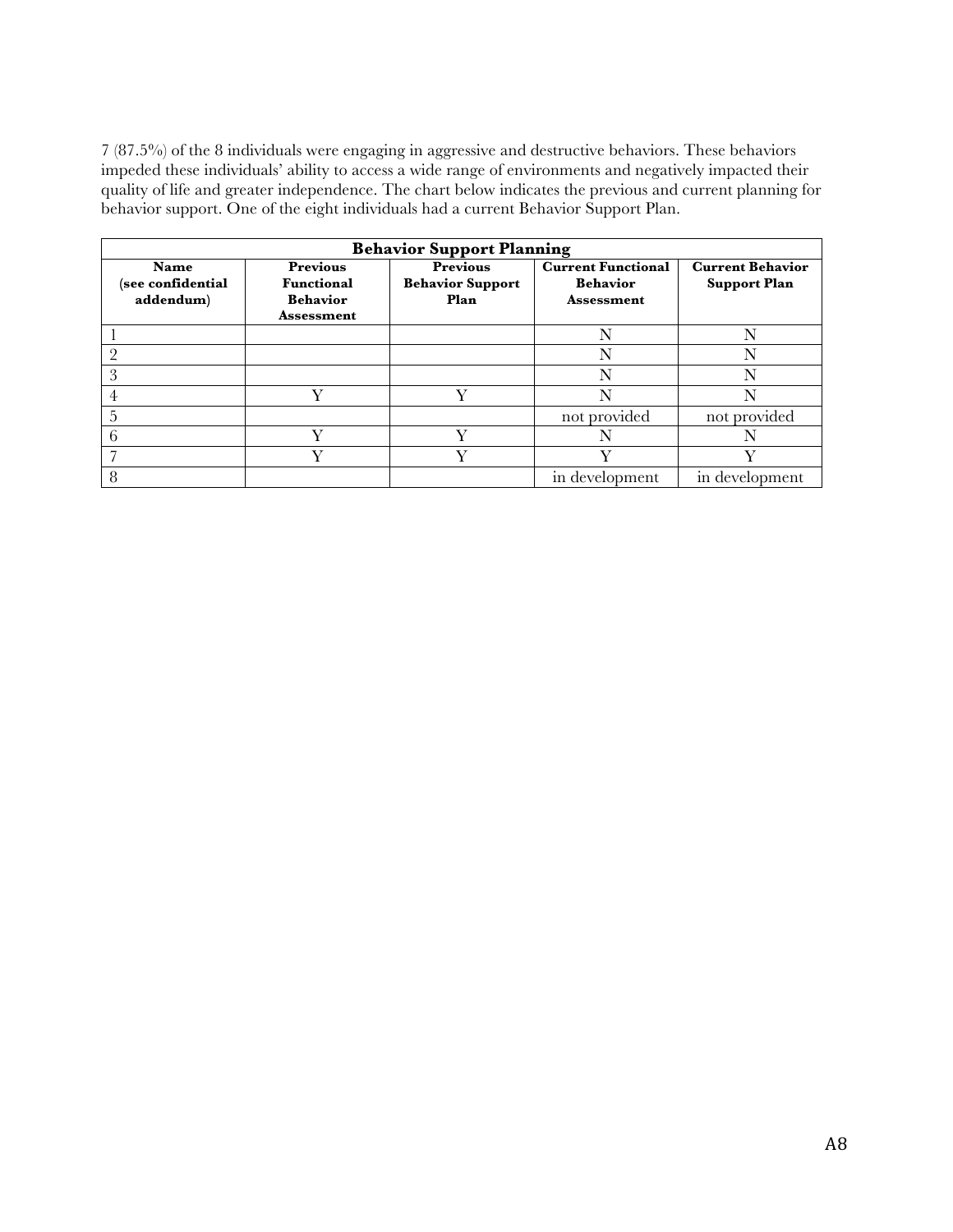7 (87.5%) of the 8 individuals were engaging in aggressive and destructive behaviors. These behaviors impeded these individuals' ability to access a wide range of environments and negatively impacted their quality of life and greater independence. The chart below indicates the previous and current planning for behavior support. One of the eight individuals had a current Behavior Support Plan.

| **Behavior Support Planning** | | | | |
|---|---|---|---|---|
| **Name (see confidential addendum)** | **Previous Functional Behavior Assessment** | **Previous Behavior Support Plan** | **Current Functional Behavior Assessment** | **Current Behavior Support Plan** |
| 1 | | | N | N |
| 2 | | | N | N |
| 3 | | | N | N |
| 4 | Y | Y | N | N |
| 5 | | | not provided | not provided |
| 6 | Y | Y | N | N |
| 7 | Y | Y | Y | Y |
| 8 | | | in development | in development |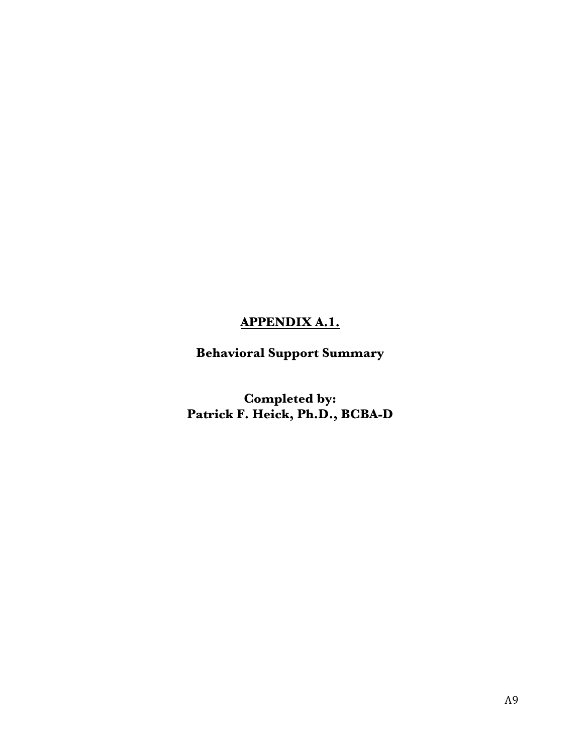# APPENDIX A.1.

**Behavioral Support Summary**

**Completed by:**
**Patrick F. Heick, Ph.D., BCBA-D**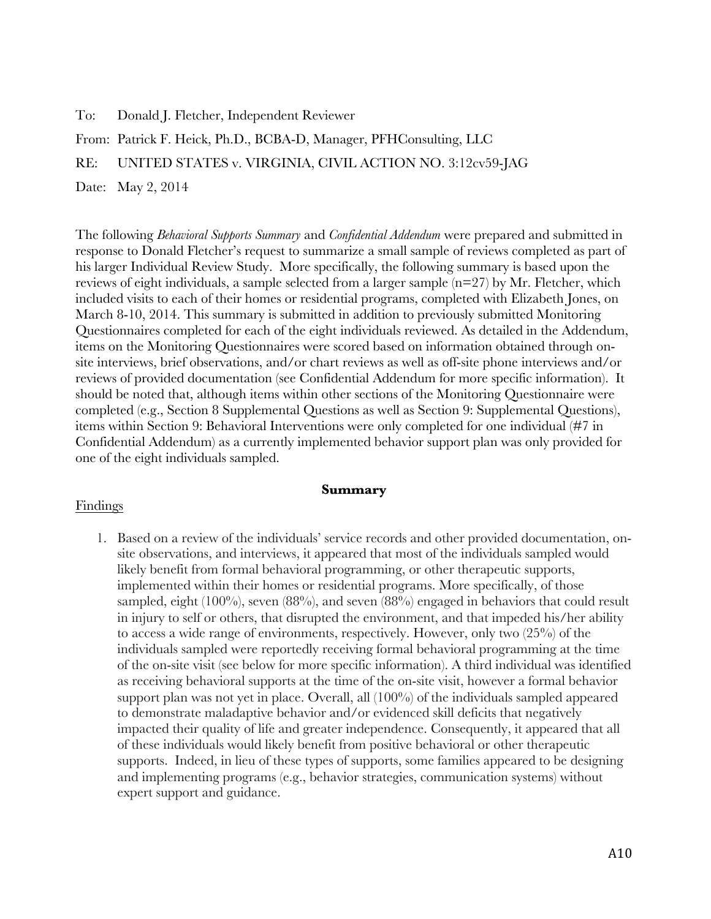To: Donald J. Fletcher, Independent Reviewer

From: Patrick F. Heick, Ph.D., BCBA-D, Manager, PFHConsulting, LLC

RE: UNITED STATES v. VIRGINIA, CIVIL ACTION NO. 3:12cv59-JAG

Date: May 2, 2014

The following *Behavioral Supports Summary* and *Confidential Addendum* were prepared and submitted in response to Donald Fletcher's request to summarize a small sample of reviews completed as part of his larger Individual Review Study. More specifically, the following summary is based upon the reviews of eight individuals, a sample selected from a larger sample (n=27) by Mr. Fletcher, which included visits to each of their homes or residential programs, completed with Elizabeth Jones, on March 8-10, 2014. This summary is submitted in addition to previously submitted Monitoring Questionnaires completed for each of the eight individuals reviewed. As detailed in the Addendum, items on the Monitoring Questionnaires were scored based on information obtained through on-site interviews, brief observations, and/or chart reviews as well as off-site phone interviews and/or reviews of provided documentation (see Confidential Addendum for more specific information). It should be noted that, although items within other sections of the Monitoring Questionnaire were completed (e.g., Section 8 Supplemental Questions as well as Section 9: Supplemental Questions), items within Section 9: Behavioral Interventions were only completed for one individual (#7 in Confidential Addendum) as a currently implemented behavior support plan was only provided for one of the eight individuals sampled.

**Summary**

Findings

1. Based on a review of the individuals' service records and other provided documentation, on-site observations, and interviews, it appeared that most of the individuals sampled would likely benefit from formal behavioral programming, or other therapeutic supports, implemented within their homes or residential programs. More specifically, of those sampled, eight (100%), seven (88%), and seven (88%) engaged in behaviors that could result in injury to self or others, that disrupted the environment, and that impeded his/her ability to access a wide range of environments, respectively. However, only two (25%) of the individuals sampled were reportedly receiving formal behavioral programming at the time of the on-site visit (see below for more specific information). A third individual was identified as receiving behavioral supports at the time of the on-site visit, however a formal behavior support plan was not yet in place. Overall, all (100%) of the individuals sampled appeared to demonstrate maladaptive behavior and/or evidenced skill deficits that negatively impacted their quality of life and greater independence. Consequently, it appeared that all of these individuals would likely benefit from positive behavioral or other therapeutic supports. Indeed, in lieu of these types of supports, some families appeared to be designing and implementing programs (e.g., behavior strategies, communication systems) without expert support and guidance.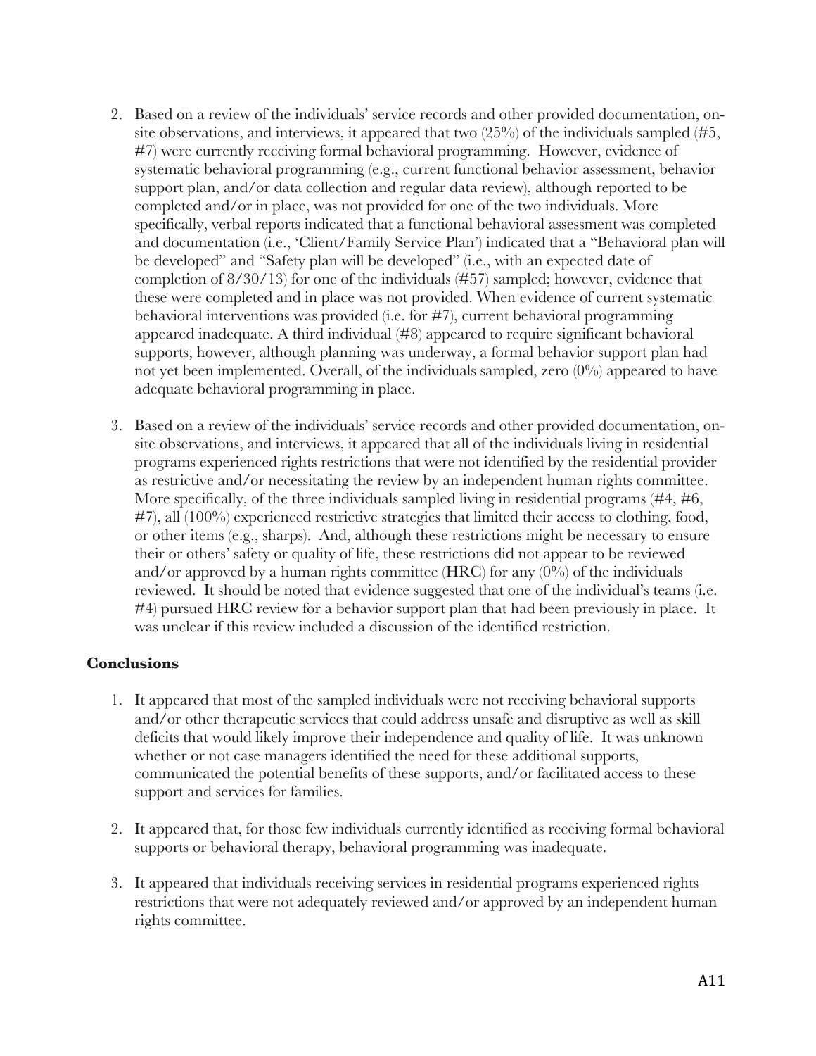2. Based on a review of the individuals' service records and other provided documentation, on-site observations, and interviews, it appeared that two (25%) of the individuals sampled (#5, #7) were currently receiving formal behavioral programming. However, evidence of systematic behavioral programming (e.g., current functional behavior assessment, behavior support plan, and/or data collection and regular data review), although reported to be completed and/or in place, was not provided for one of the two individuals. More specifically, verbal reports indicated that a functional behavioral assessment was completed and documentation (i.e., 'Client/Family Service Plan') indicated that a "Behavioral plan will be developed" and "Safety plan will be developed" (i.e., with an expected date of completion of 8/30/13) for one of the individuals (#57) sampled; however, evidence that these were completed and in place was not provided. When evidence of current systematic behavioral interventions was provided (i.e. for #7), current behavioral programming appeared inadequate. A third individual (#8) appeared to require significant behavioral supports, however, although planning was underway, a formal behavior support plan had not yet been implemented. Overall, of the individuals sampled, zero (0%) appeared to have adequate behavioral programming in place.

3. Based on a review of the individuals' service records and other provided documentation, on-site observations, and interviews, it appeared that all of the individuals living in residential programs experienced rights restrictions that were not identified by the residential provider as restrictive and/or necessitating the review by an independent human rights committee. More specifically, of the three individuals sampled living in residential programs (#4, #6, #7), all (100%) experienced restrictive strategies that limited their access to clothing, food, or other items (e.g., sharps). And, although these restrictions might be necessary to ensure their or others' safety or quality of life, these restrictions did not appear to be reviewed and/or approved by a human rights committee (HRC) for any (0%) of the individuals reviewed. It should be noted that evidence suggested that one of the individual's teams (i.e. #4) pursued HRC review for a behavior support plan that had been previously in place. It was unclear if this review included a discussion of the identified restriction.

**Conclusions**

1. It appeared that most of the sampled individuals were not receiving behavioral supports and/or other therapeutic services that could address unsafe and disruptive as well as skill deficits that would likely improve their independence and quality of life. It was unknown whether or not case managers identified the need for these additional supports, communicated the potential benefits of these supports, and/or facilitated access to these support and services for families.

2. It appeared that, for those few individuals currently identified as receiving formal behavioral supports or behavioral therapy, behavioral programming was inadequate.

3. It appeared that individuals receiving services in residential programs experienced rights restrictions that were not adequately reviewed and/or approved by an independent human rights committee.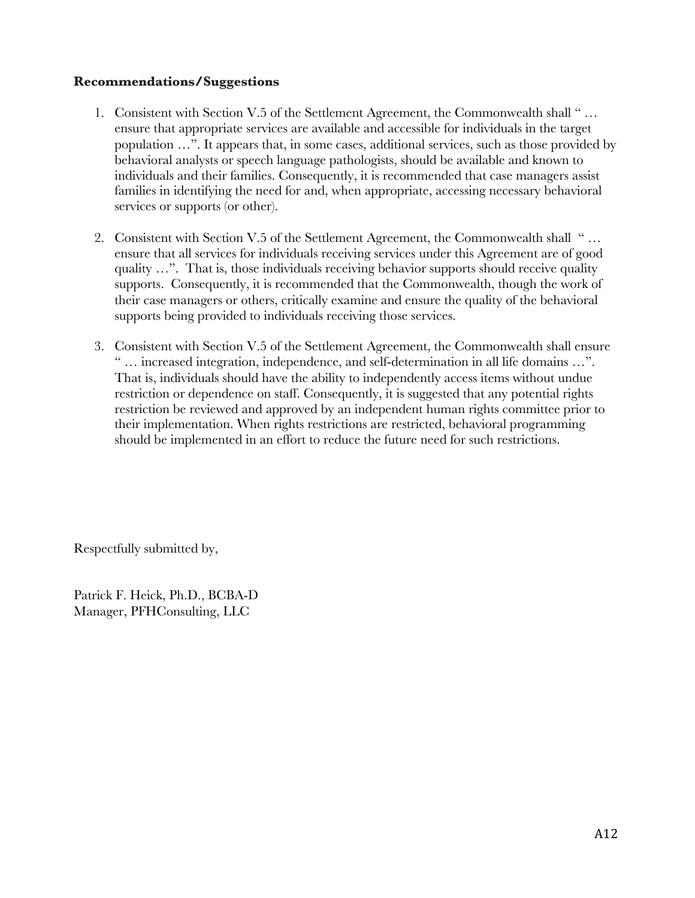**Recommendations/Suggestions**

1. Consistent with Section V.5 of the Settlement Agreement, the Commonwealth shall " … ensure that appropriate services are available and accessible for individuals in the target population …". It appears that, in some cases, additional services, such as those provided by behavioral analysts or speech language pathologists, should be available and known to individuals and their families. Consequently, it is recommended that case managers assist families in identifying the need for and, when appropriate, accessing necessary behavioral services or supports (or other).

2. Consistent with Section V.5 of the Settlement Agreement, the Commonwealth shall " … ensure that all services for individuals receiving services under this Agreement are of good quality …". That is, those individuals receiving behavior supports should receive quality supports. Consequently, it is recommended that the Commonwealth, though the work of their case managers or others, critically examine and ensure the quality of the behavioral supports being provided to individuals receiving those services.

3. Consistent with Section V.5 of the Settlement Agreement, the Commonwealth shall ensure " … increased integration, independence, and self-determination in all life domains …". That is, individuals should have the ability to independently access items without undue restriction or dependence on staff. Consequently, it is suggested that any potential rights restriction be reviewed and approved by an independent human rights committee prior to their implementation. When rights restrictions are restricted, behavioral programming should be implemented in an effort to reduce the future need for such restrictions.

Respectfully submitted by,

Patrick F. Heick, Ph.D., BCBA-D
Manager, PFHConsulting, LLC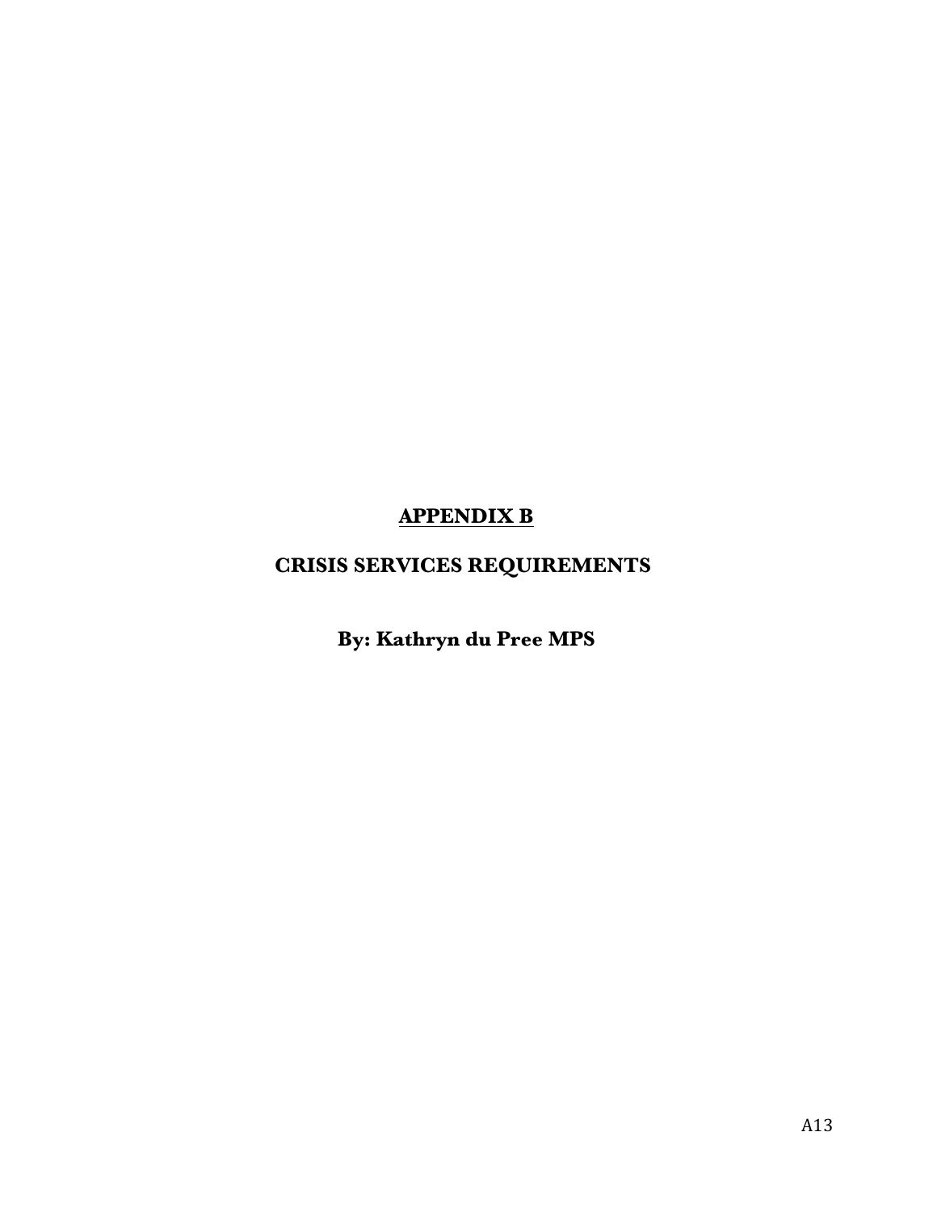# APPENDIX B

## CRISIS SERVICES REQUIREMENTS

**By: Kathryn du Pree MPS**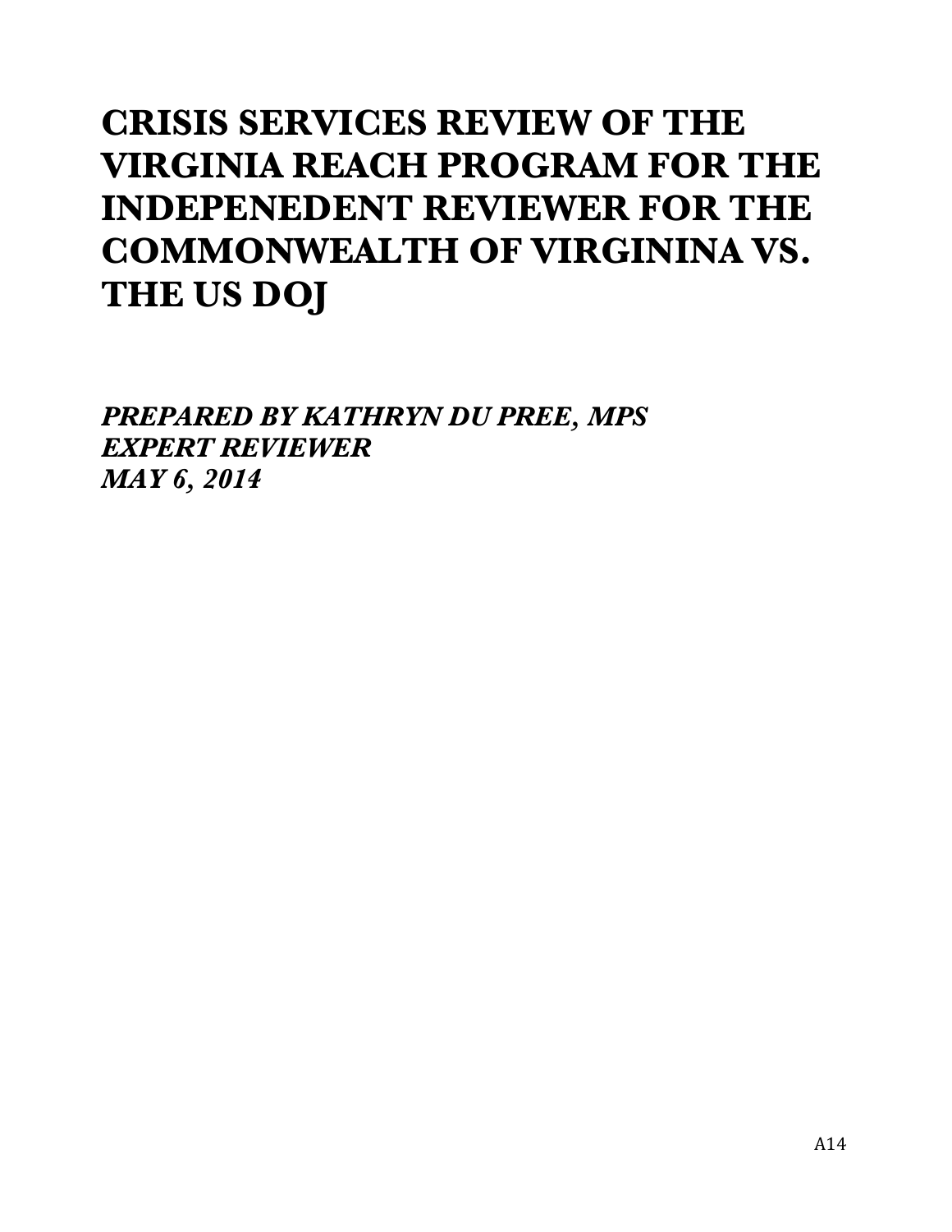# CRISIS SERVICES REVIEW OF THE VIRGINIA REACH PROGRAM FOR THE INDEPENEDENT REVIEWER FOR THE COMMONWEALTH OF VIRGININA VS. THE US DOJ

***PREPARED BY KATHRYN DU PREE, MPS***
***EXPERT REVIEWER***
***MAY 6, 2014***

A14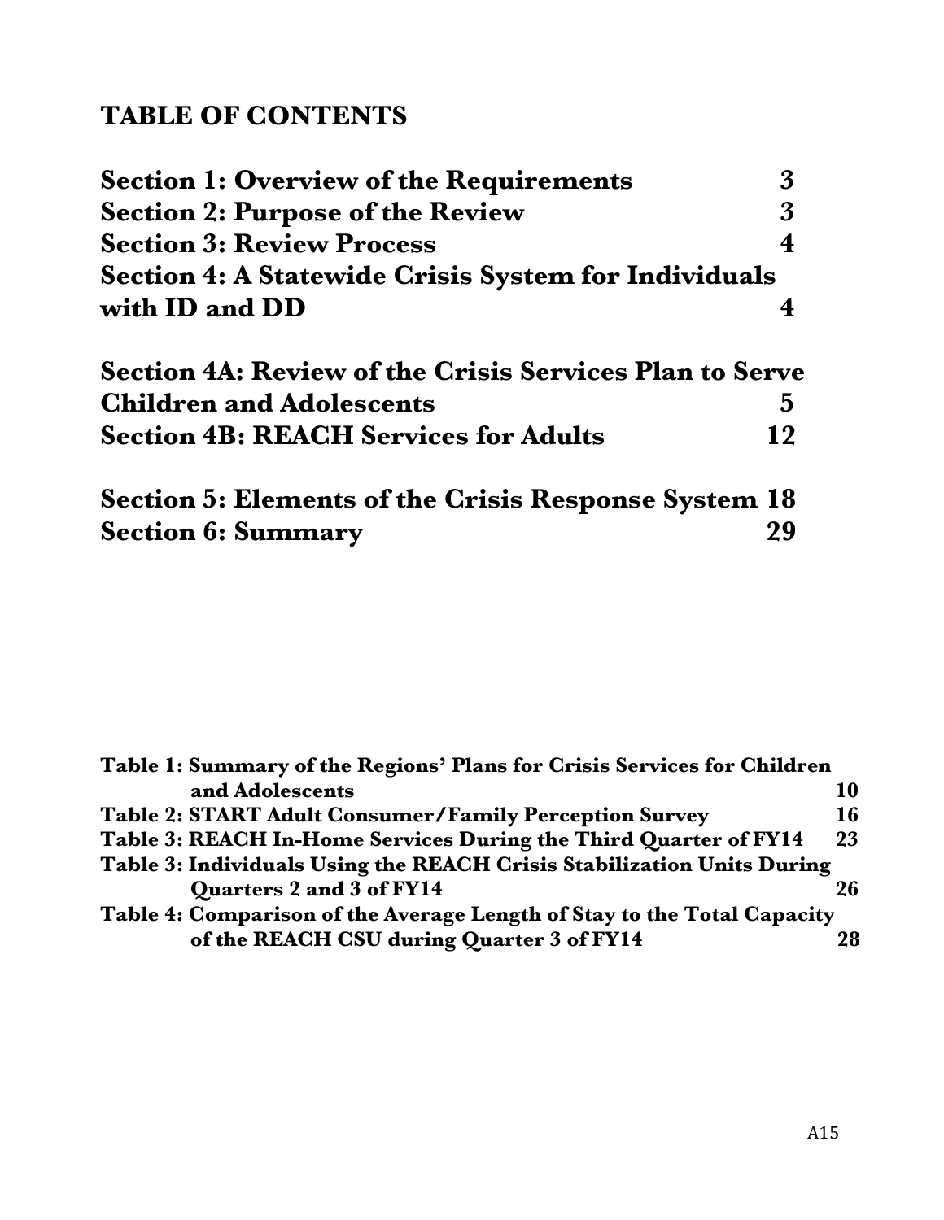# TABLE OF CONTENTS

| | |
|---|---|
| **Section 1: Overview of the Requirements** | **3** |
| **Section 2: Purpose of the Review** | **3** |
| **Section 3: Review Process** | **4** |
| **Section 4: A Statewide Crisis System for Individuals with ID and DD** | **4** |
| **Section 4A: Review of the Crisis Services Plan to Serve Children and Adolescents** | **5** |
| **Section 4B: REACH Services for Adults** | **12** |
| **Section 5: Elements of the Crisis Response System** | **18** |
| **Section 6: Summary** | **29** |

| | |
|---|---|
| **Table 1: Summary of the Regions' Plans for Crisis Services for Children and Adolescents** | **10** |
| **Table 2: START Adult Consumer/Family Perception Survey** | **16** |
| **Table 3: REACH In-Home Services During the Third Quarter of FY14** | **23** |
| **Table 3: Individuals Using the REACH Crisis Stabilization Units During Quarters 2 and 3 of FY14** | **26** |
| **Table 4: Comparison of the Average Length of Stay to the Total Capacity of the REACH CSU during Quarter 3 of FY14** | **28** |

A15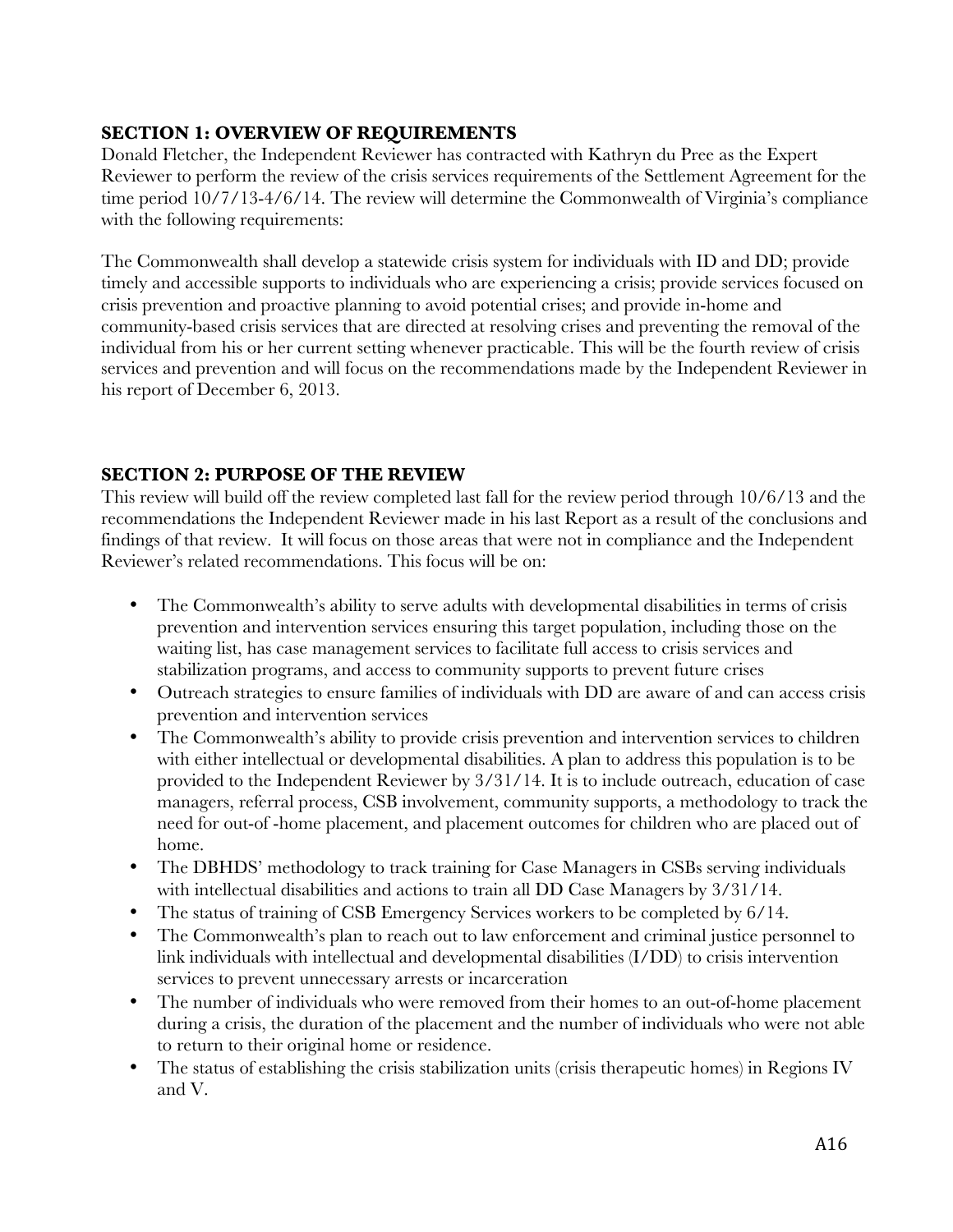**SECTION 1: OVERVIEW OF REQUIREMENTS**

Donald Fletcher, the Independent Reviewer has contracted with Kathryn du Pree as the Expert Reviewer to perform the review of the crisis services requirements of the Settlement Agreement for the time period 10/7/13-4/6/14. The review will determine the Commonwealth of Virginia's compliance with the following requirements:

The Commonwealth shall develop a statewide crisis system for individuals with ID and DD; provide timely and accessible supports to individuals who are experiencing a crisis; provide services focused on crisis prevention and proactive planning to avoid potential crises; and provide in-home and community-based crisis services that are directed at resolving crises and preventing the removal of the individual from his or her current setting whenever practicable. This will be the fourth review of crisis services and prevention and will focus on the recommendations made by the Independent Reviewer in his report of December 6, 2013.

**SECTION 2: PURPOSE OF THE REVIEW**

This review will build off the review completed last fall for the review period through 10/6/13 and the recommendations the Independent Reviewer made in his last Report as a result of the conclusions and findings of that review. It will focus on those areas that were not in compliance and the Independent Reviewer's related recommendations. This focus will be on:

- The Commonwealth's ability to serve adults with developmental disabilities in terms of crisis prevention and intervention services ensuring this target population, including those on the waiting list, has case management services to facilitate full access to crisis services and stabilization programs, and access to community supports to prevent future crises
- Outreach strategies to ensure families of individuals with DD are aware of and can access crisis prevention and intervention services
- The Commonwealth's ability to provide crisis prevention and intervention services to children with either intellectual or developmental disabilities. A plan to address this population is to be provided to the Independent Reviewer by 3/31/14. It is to include outreach, education of case managers, referral process, CSB involvement, community supports, a methodology to track the need for out-of -home placement, and placement outcomes for children who are placed out of home.
- The DBHDS' methodology to track training for Case Managers in CSBs serving individuals with intellectual disabilities and actions to train all DD Case Managers by 3/31/14.
- The status of training of CSB Emergency Services workers to be completed by 6/14.
- The Commonwealth's plan to reach out to law enforcement and criminal justice personnel to link individuals with intellectual and developmental disabilities (I/DD) to crisis intervention services to prevent unnecessary arrests or incarceration
- The number of individuals who were removed from their homes to an out-of-home placement during a crisis, the duration of the placement and the number of individuals who were not able to return to their original home or residence.
- The status of establishing the crisis stabilization units (crisis therapeutic homes) in Regions IV and V.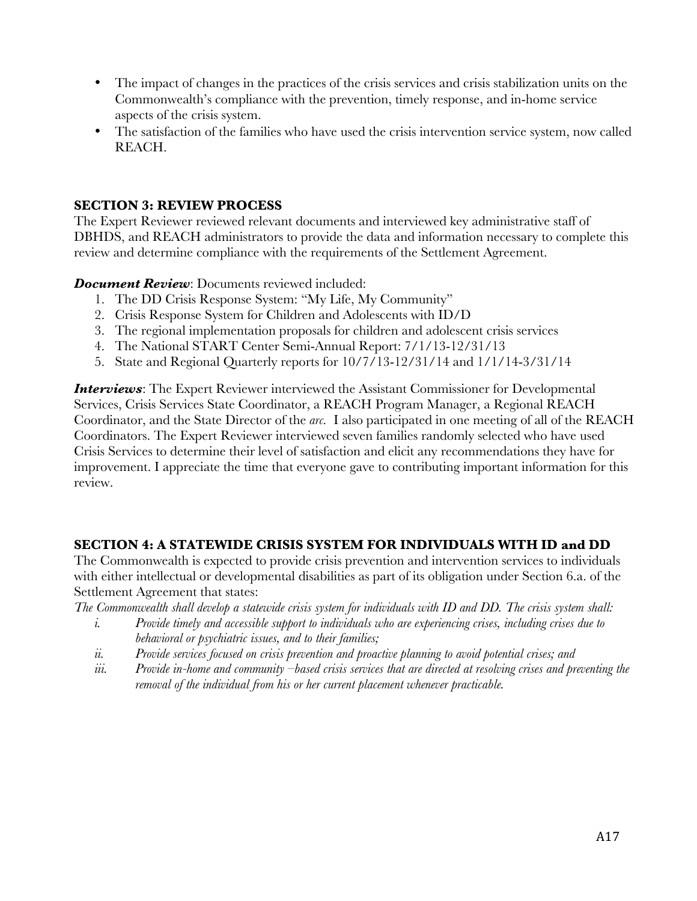- The impact of changes in the practices of the crisis services and crisis stabilization units on the Commonwealth's compliance with the prevention, timely response, and in-home service aspects of the crisis system.
- The satisfaction of the families who have used the crisis intervention service system, now called REACH.

## SECTION 3: REVIEW PROCESS

The Expert Reviewer reviewed relevant documents and interviewed key administrative staff of DBHDS, and REACH administrators to provide the data and information necessary to complete this review and determine compliance with the requirements of the Settlement Agreement.

***Document Review***: Documents reviewed included:

1. The DD Crisis Response System: "My Life, My Community"
2. Crisis Response System for Children and Adolescents with ID/D
3. The regional implementation proposals for children and adolescent crisis services
4. The National START Center Semi-Annual Report: 7/1/13-12/31/13
5. State and Regional Quarterly reports for 10/7/13-12/31/14 and 1/1/14-3/31/14

***Interviews***: The Expert Reviewer interviewed the Assistant Commissioner for Developmental Services, Crisis Services State Coordinator, a REACH Program Manager, a Regional REACH Coordinator, and the State Director of the *arc*. I also participated in one meeting of all of the REACH Coordinators. The Expert Reviewer interviewed seven families randomly selected who have used Crisis Services to determine their level of satisfaction and elicit any recommendations they have for improvement. I appreciate the time that everyone gave to contributing important information for this review.

## SECTION 4: A STATEWIDE CRISIS SYSTEM FOR INDIVIDUALS WITH ID and DD

The Commonwealth is expected to provide crisis prevention and intervention services to individuals with either intellectual or developmental disabilities as part of its obligation under Section 6.a. of the Settlement Agreement that states:

*The Commonwealth shall develop a statewide crisis system for individuals with ID and DD. The crisis system shall:*

- *i. Provide timely and accessible support to individuals who are experiencing crises, including crises due to behavioral or psychiatric issues, and to their families;*
- *ii. Provide services focused on crisis prevention and proactive planning to avoid potential crises; and*
- *iii. Provide in-home and community –based crisis services that are directed at resolving crises and preventing the removal of the individual from his or her current placement whenever practicable.*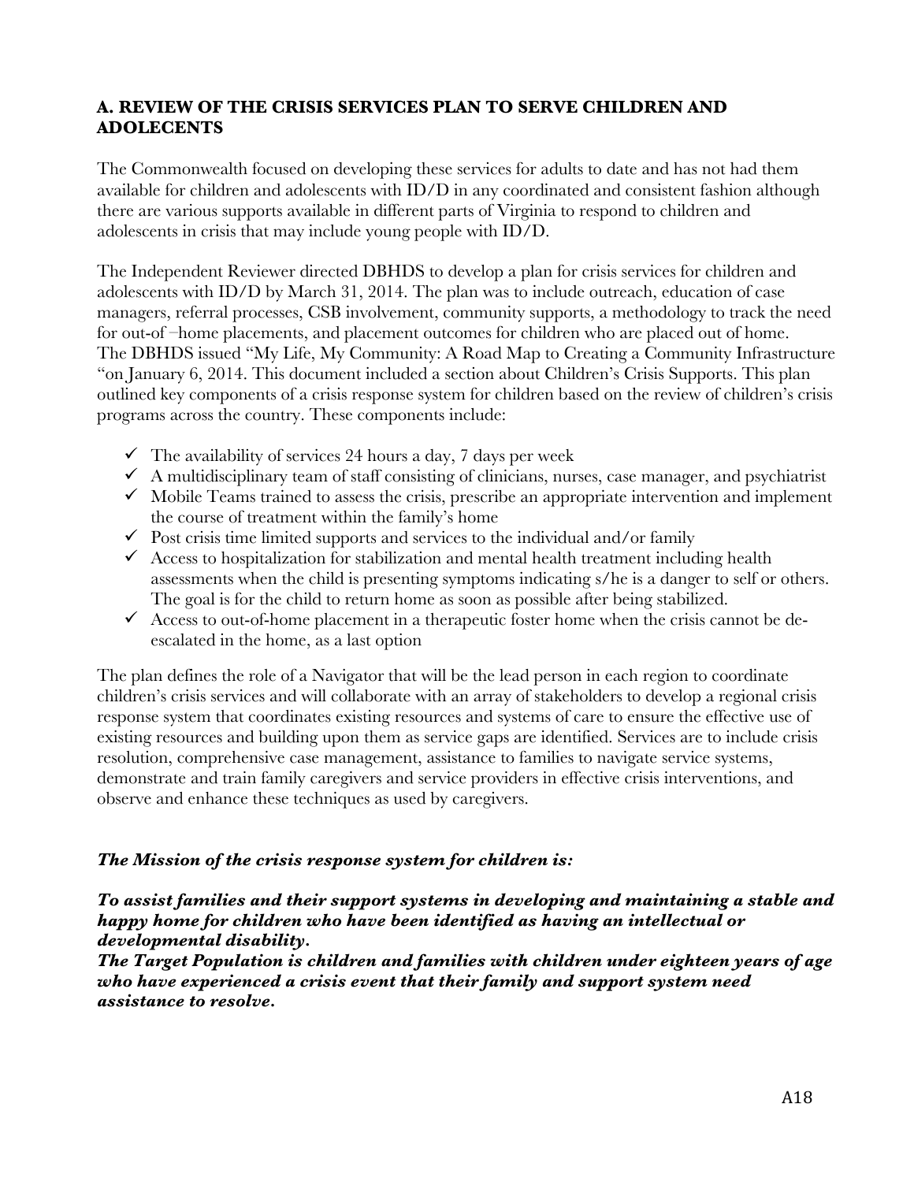## A. REVIEW OF THE CRISIS SERVICES PLAN TO SERVE CHILDREN AND ADOLECENTS

The Commonwealth focused on developing these services for adults to date and has not had them available for children and adolescents with ID/D in any coordinated and consistent fashion although there are various supports available in different parts of Virginia to respond to children and adolescents in crisis that may include young people with ID/D.

The Independent Reviewer directed DBHDS to develop a plan for crisis services for children and adolescents with ID/D by March 31, 2014. The plan was to include outreach, education of case managers, referral processes, CSB involvement, community supports, a methodology to track the need for out-of –home placements, and placement outcomes for children who are placed out of home. The DBHDS issued "My Life, My Community: A Road Map to Creating a Community Infrastructure "on January 6, 2014. This document included a section about Children's Crisis Supports. This plan outlined key components of a crisis response system for children based on the review of children's crisis programs across the country. These components include:

- ✓ The availability of services 24 hours a day, 7 days per week
- ✓ A multidisciplinary team of staff consisting of clinicians, nurses, case manager, and psychiatrist
- ✓ Mobile Teams trained to assess the crisis, prescribe an appropriate intervention and implement the course of treatment within the family's home
- ✓ Post crisis time limited supports and services to the individual and/or family
- ✓ Access to hospitalization for stabilization and mental health treatment including health assessments when the child is presenting symptoms indicating s/he is a danger to self or others. The goal is for the child to return home as soon as possible after being stabilized.
- ✓ Access to out-of-home placement in a therapeutic foster home when the crisis cannot be de-escalated in the home, as a last option

The plan defines the role of a Navigator that will be the lead person in each region to coordinate children's crisis services and will collaborate with an array of stakeholders to develop a regional crisis response system that coordinates existing resources and systems of care to ensure the effective use of existing resources and building upon them as service gaps are identified. Services are to include crisis resolution, comprehensive case management, assistance to families to navigate service systems, demonstrate and train family caregivers and service providers in effective crisis interventions, and observe and enhance these techniques as used by caregivers.

***The Mission of the crisis response system for children is:***

***To assist families and their support systems in developing and maintaining a stable and happy home for children who have been identified as having an intellectual or developmental disability.***
***The Target Population is children and families with children under eighteen years of age who have experienced a crisis event that their family and support system need assistance to resolve.***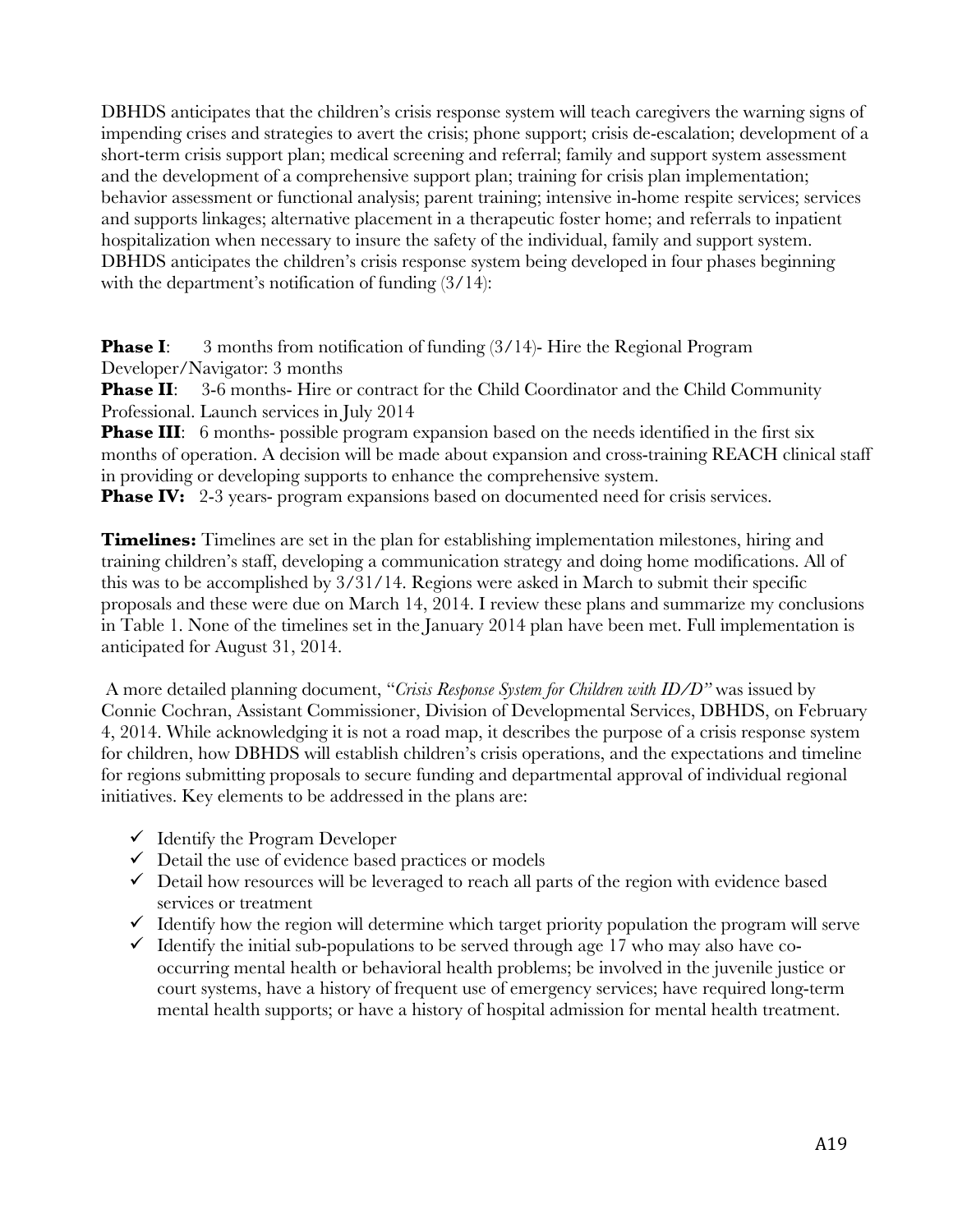DBHDS anticipates that the children's crisis response system will teach caregivers the warning signs of impending crises and strategies to avert the crisis; phone support; crisis de-escalation; development of a short-term crisis support plan; medical screening and referral; family and support system assessment and the development of a comprehensive support plan; training for crisis plan implementation; behavior assessment or functional analysis; parent training; intensive in-home respite services; services and supports linkages; alternative placement in a therapeutic foster home; and referrals to inpatient hospitalization when necessary to insure the safety of the individual, family and support system. DBHDS anticipates the children's crisis response system being developed in four phases beginning with the department's notification of funding (3/14):

**Phase I**: 3 months from notification of funding (3/14)- Hire the Regional Program Developer/Navigator: 3 months
**Phase II**: 3-6 months- Hire or contract for the Child Coordinator and the Child Community Professional. Launch services in July 2014
**Phase III**: 6 months- possible program expansion based on the needs identified in the first six months of operation. A decision will be made about expansion and cross-training REACH clinical staff in providing or developing supports to enhance the comprehensive system.
**Phase IV:** 2-3 years- program expansions based on documented need for crisis services.

**Timelines:** Timelines are set in the plan for establishing implementation milestones, hiring and training children's staff, developing a communication strategy and doing home modifications. All of this was to be accomplished by 3/31/14. Regions were asked in March to submit their specific proposals and these were due on March 14, 2014. I review these plans and summarize my conclusions in Table 1. None of the timelines set in the January 2014 plan have been met. Full implementation is anticipated for August 31, 2014.

A more detailed planning document, "*Crisis Response System for Children with ID/D*" was issued by Connie Cochran, Assistant Commissioner, Division of Developmental Services, DBHDS, on February 4, 2014. While acknowledging it is not a road map, it describes the purpose of a crisis response system for children, how DBHDS will establish children's crisis operations, and the expectations and timeline for regions submitting proposals to secure funding and departmental approval of individual regional initiatives. Key elements to be addressed in the plans are:

- ✓ Identify the Program Developer
- ✓ Detail the use of evidence based practices or models
- ✓ Detail how resources will be leveraged to reach all parts of the region with evidence based services or treatment
- ✓ Identify how the region will determine which target priority population the program will serve
- ✓ Identify the initial sub-populations to be served through age 17 who may also have co-occurring mental health or behavioral health problems; be involved in the juvenile justice or court systems, have a history of frequent use of emergency services; have required long-term mental health supports; or have a history of hospital admission for mental health treatment.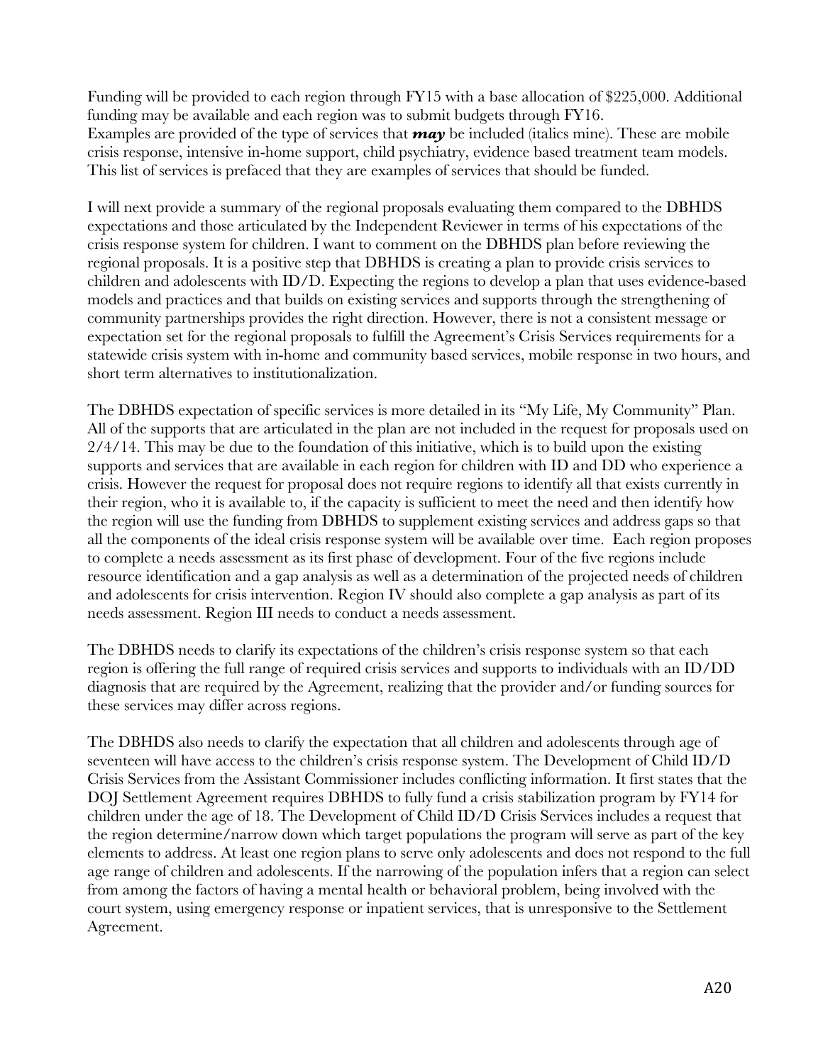Funding will be provided to each region through FY15 with a base allocation of $225,000. Additional funding may be available and each region was to submit budgets through FY16.
Examples are provided of the type of services that ***may*** be included (italics mine). These are mobile crisis response, intensive in-home support, child psychiatry, evidence based treatment team models. This list of services is prefaced that they are examples of services that should be funded.

I will next provide a summary of the regional proposals evaluating them compared to the DBHDS expectations and those articulated by the Independent Reviewer in terms of his expectations of the crisis response system for children. I want to comment on the DBHDS plan before reviewing the regional proposals. It is a positive step that DBHDS is creating a plan to provide crisis services to children and adolescents with ID/D. Expecting the regions to develop a plan that uses evidence-based models and practices and that builds on existing services and supports through the strengthening of community partnerships provides the right direction. However, there is not a consistent message or expectation set for the regional proposals to fulfill the Agreement's Crisis Services requirements for a statewide crisis system with in-home and community based services, mobile response in two hours, and short term alternatives to institutionalization.

The DBHDS expectation of specific services is more detailed in its "My Life, My Community" Plan. All of the supports that are articulated in the plan are not included in the request for proposals used on 2/4/14. This may be due to the foundation of this initiative, which is to build upon the existing supports and services that are available in each region for children with ID and DD who experience a crisis. However the request for proposal does not require regions to identify all that exists currently in their region, who it is available to, if the capacity is sufficient to meet the need and then identify how the region will use the funding from DBHDS to supplement existing services and address gaps so that all the components of the ideal crisis response system will be available over time. Each region proposes to complete a needs assessment as its first phase of development. Four of the five regions include resource identification and a gap analysis as well as a determination of the projected needs of children and adolescents for crisis intervention. Region IV should also complete a gap analysis as part of its needs assessment. Region III needs to conduct a needs assessment.

The DBHDS needs to clarify its expectations of the children's crisis response system so that each region is offering the full range of required crisis services and supports to individuals with an ID/DD diagnosis that are required by the Agreement, realizing that the provider and/or funding sources for these services may differ across regions.

The DBHDS also needs to clarify the expectation that all children and adolescents through age of seventeen will have access to the children's crisis response system. The Development of Child ID/D Crisis Services from the Assistant Commissioner includes conflicting information. It first states that the DOJ Settlement Agreement requires DBHDS to fully fund a crisis stabilization program by FY14 for children under the age of 18. The Development of Child ID/D Crisis Services includes a request that the region determine/narrow down which target populations the program will serve as part of the key elements to address. At least one region plans to serve only adolescents and does not respond to the full age range of children and adolescents. If the narrowing of the population infers that a region can select from among the factors of having a mental health or behavioral problem, being involved with the court system, using emergency response or inpatient services, that is unresponsive to the Settlement Agreement.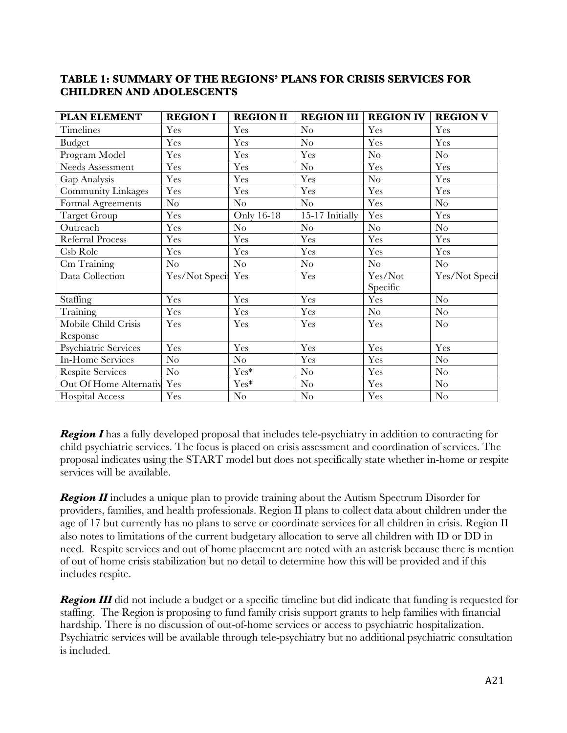**TABLE 1: SUMMARY OF THE REGIONS' PLANS FOR CRISIS SERVICES FOR CHILDREN AND ADOLESCENTS**

| PLAN ELEMENT | REGION I | REGION II | REGION III | REGION IV | REGION V |
|---|---|---|---|---|---|
| Timelines | Yes | Yes | No | Yes | Yes |
| Budget | Yes | Yes | No | Yes | Yes |
| Program Model | Yes | Yes | Yes | No | No |
| Needs Assessment | Yes | Yes | No | Yes | Yes |
| Gap Analysis | Yes | Yes | Yes | No | Yes |
| Community Linkages | Yes | Yes | Yes | Yes | Yes |
| Formal Agreements | No | No | No | Yes | No |
| Target Group | Yes | Only 16-18 | 15-17 Initially | Yes | Yes |
| Outreach | Yes | No | No | No | No |
| Referral Process | Yes | Yes | Yes | Yes | Yes |
| Csb Role | Yes | Yes | Yes | Yes | Yes |
| Cm Training | No | No | No | No | No |
| Data Collection | Yes/Not Specif | Yes | Yes | Yes/Not Specific | Yes/Not Specif |
| Staffing | Yes | Yes | Yes | Yes | No |
| Training | Yes | Yes | Yes | No | No |
| Mobile Child Crisis Response | Yes | Yes | Yes | Yes | No |
| Psychiatric Services | Yes | Yes | Yes | Yes | Yes |
| In-Home Services | No | No | Yes | Yes | No |
| Respite Services | No | Yes* | No | Yes | No |
| Out Of Home Alternativ | Yes | Yes* | No | Yes | No |
| Hospital Access | Yes | No | No | Yes | No |

***Region I*** has a fully developed proposal that includes tele-psychiatry in addition to contracting for child psychiatric services. The focus is placed on crisis assessment and coordination of services. The proposal indicates using the START model but does not specifically state whether in-home or respite services will be available.

***Region II*** includes a unique plan to provide training about the Autism Spectrum Disorder for providers, families, and health professionals. Region II plans to collect data about children under the age of 17 but currently has no plans to serve or coordinate services for all children in crisis. Region II also notes to limitations of the current budgetary allocation to serve all children with ID or DD in need. Respite services and out of home placement are noted with an asterisk because there is mention of out of home crisis stabilization but no detail to determine how this will be provided and if this includes respite.

***Region III*** did not include a budget or a specific timeline but did indicate that funding is requested for staffing. The Region is proposing to fund family crisis support grants to help families with financial hardship. There is no discussion of out-of-home services or access to psychiatric hospitalization. Psychiatric services will be available through tele-psychiatry but no additional psychiatric consultation is included.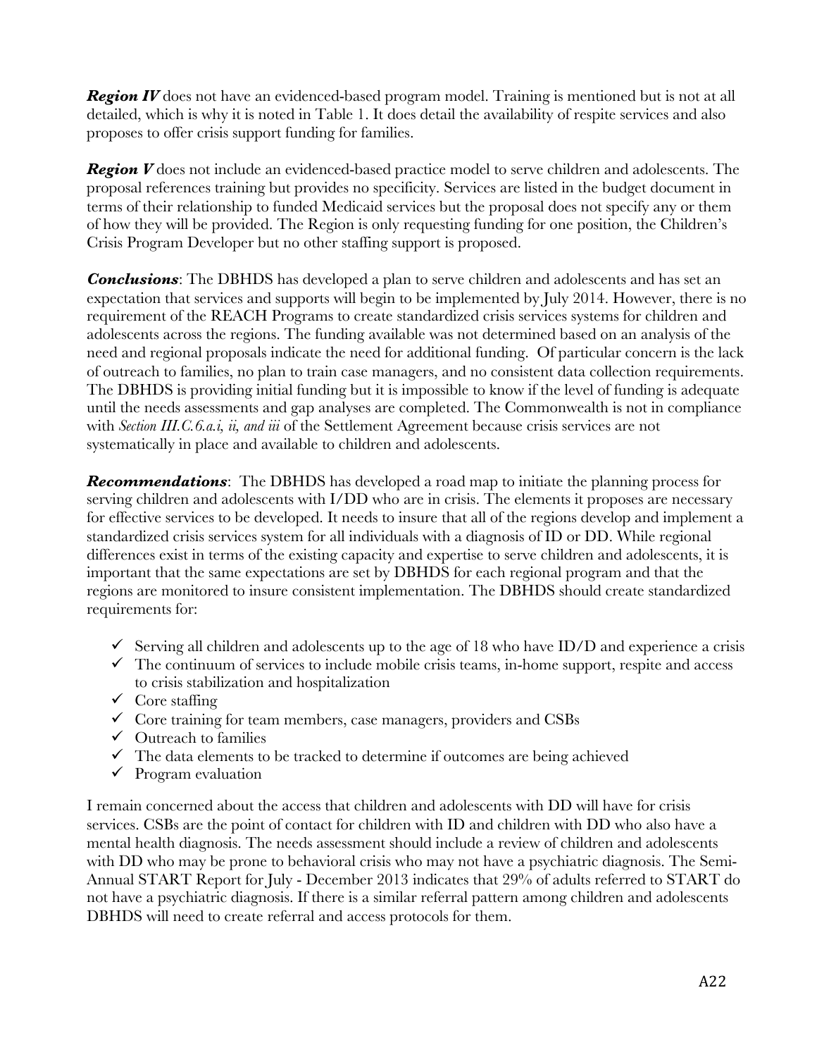***Region IV*** does not have an evidenced-based program model. Training is mentioned but is not at all detailed, which is why it is noted in Table 1. It does detail the availability of respite services and also proposes to offer crisis support funding for families.

***Region V*** does not include an evidenced-based practice model to serve children and adolescents. The proposal references training but provides no specificity. Services are listed in the budget document in terms of their relationship to funded Medicaid services but the proposal does not specify any or them of how they will be provided. The Region is only requesting funding for one position, the Children's Crisis Program Developer but no other staffing support is proposed.

***Conclusions***: The DBHDS has developed a plan to serve children and adolescents and has set an expectation that services and supports will begin to be implemented by July 2014. However, there is no requirement of the REACH Programs to create standardized crisis services systems for children and adolescents across the regions. The funding available was not determined based on an analysis of the need and regional proposals indicate the need for additional funding. Of particular concern is the lack of outreach to families, no plan to train case managers, and no consistent data collection requirements. The DBHDS is providing initial funding but it is impossible to know if the level of funding is adequate until the needs assessments and gap analyses are completed. The Commonwealth is not in compliance with *Section III.C.6.a.i, ii, and iii* of the Settlement Agreement because crisis services are not systematically in place and available to children and adolescents.

***Recommendations***: The DBHDS has developed a road map to initiate the planning process for serving children and adolescents with I/DD who are in crisis. The elements it proposes are necessary for effective services to be developed. It needs to insure that all of the regions develop and implement a standardized crisis services system for all individuals with a diagnosis of ID or DD. While regional differences exist in terms of the existing capacity and expertise to serve children and adolescents, it is important that the same expectations are set by DBHDS for each regional program and that the regions are monitored to insure consistent implementation. The DBHDS should create standardized requirements for:

- ✓ Serving all children and adolescents up to the age of 18 who have ID/D and experience a crisis
- ✓ The continuum of services to include mobile crisis teams, in-home support, respite and access to crisis stabilization and hospitalization
- ✓ Core staffing
- ✓ Core training for team members, case managers, providers and CSBs
- ✓ Outreach to families
- ✓ The data elements to be tracked to determine if outcomes are being achieved
- ✓ Program evaluation

I remain concerned about the access that children and adolescents with DD will have for crisis services. CSBs are the point of contact for children with ID and children with DD who also have a mental health diagnosis. The needs assessment should include a review of children and adolescents with DD who may be prone to behavioral crisis who may not have a psychiatric diagnosis. The Semi-Annual START Report for July - December 2013 indicates that 29% of adults referred to START do not have a psychiatric diagnosis. If there is a similar referral pattern among children and adolescents DBHDS will need to create referral and access protocols for them.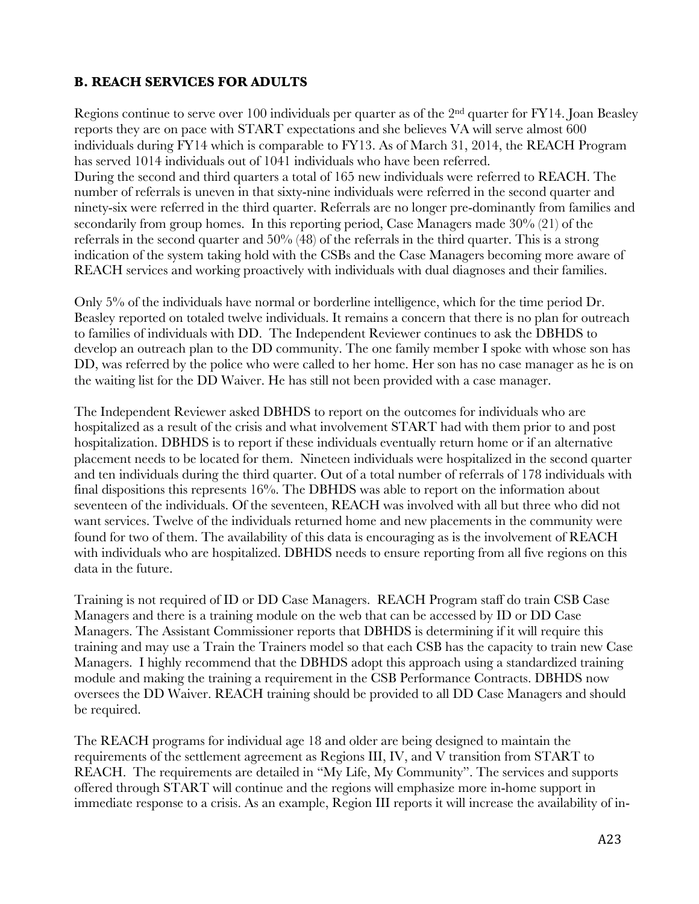### B. REACH SERVICES FOR ADULTS

Regions continue to serve over 100 individuals per quarter as of the 2nd quarter for FY14. Joan Beasley reports they are on pace with START expectations and she believes VA will serve almost 600 individuals during FY14 which is comparable to FY13. As of March 31, 2014, the REACH Program has served 1014 individuals out of 1041 individuals who have been referred.

During the second and third quarters a total of 165 new individuals were referred to REACH. The number of referrals is uneven in that sixty-nine individuals were referred in the second quarter and ninety-six were referred in the third quarter. Referrals are no longer pre-dominantly from families and secondarily from group homes. In this reporting period, Case Managers made 30% (21) of the referrals in the second quarter and 50% (48) of the referrals in the third quarter. This is a strong indication of the system taking hold with the CSBs and the Case Managers becoming more aware of REACH services and working proactively with individuals with dual diagnoses and their families.

Only 5% of the individuals have normal or borderline intelligence, which for the time period Dr. Beasley reported on totaled twelve individuals. It remains a concern that there is no plan for outreach to families of individuals with DD. The Independent Reviewer continues to ask the DBHDS to develop an outreach plan to the DD community. The one family member I spoke with whose son has DD, was referred by the police who were called to her home. Her son has no case manager as he is on the waiting list for the DD Waiver. He has still not been provided with a case manager.

The Independent Reviewer asked DBHDS to report on the outcomes for individuals who are hospitalized as a result of the crisis and what involvement START had with them prior to and post hospitalization. DBHDS is to report if these individuals eventually return home or if an alternative placement needs to be located for them. Nineteen individuals were hospitalized in the second quarter and ten individuals during the third quarter. Out of a total number of referrals of 178 individuals with final dispositions this represents 16%. The DBHDS was able to report on the information about seventeen of the individuals. Of the seventeen, REACH was involved with all but three who did not want services. Twelve of the individuals returned home and new placements in the community were found for two of them. The availability of this data is encouraging as is the involvement of REACH with individuals who are hospitalized. DBHDS needs to ensure reporting from all five regions on this data in the future.

Training is not required of ID or DD Case Managers. REACH Program staff do train CSB Case Managers and there is a training module on the web that can be accessed by ID or DD Case Managers. The Assistant Commissioner reports that DBHDS is determining if it will require this training and may use a Train the Trainers model so that each CSB has the capacity to train new Case Managers. I highly recommend that the DBHDS adopt this approach using a standardized training module and making the training a requirement in the CSB Performance Contracts. DBHDS now oversees the DD Waiver. REACH training should be provided to all DD Case Managers and should be required.

The REACH programs for individual age 18 and older are being designed to maintain the requirements of the settlement agreement as Regions III, IV, and V transition from START to REACH. The requirements are detailed in "My Life, My Community". The services and supports offered through START will continue and the regions will emphasize more in-home support in immediate response to a crisis. As an example, Region III reports it will increase the availability of in-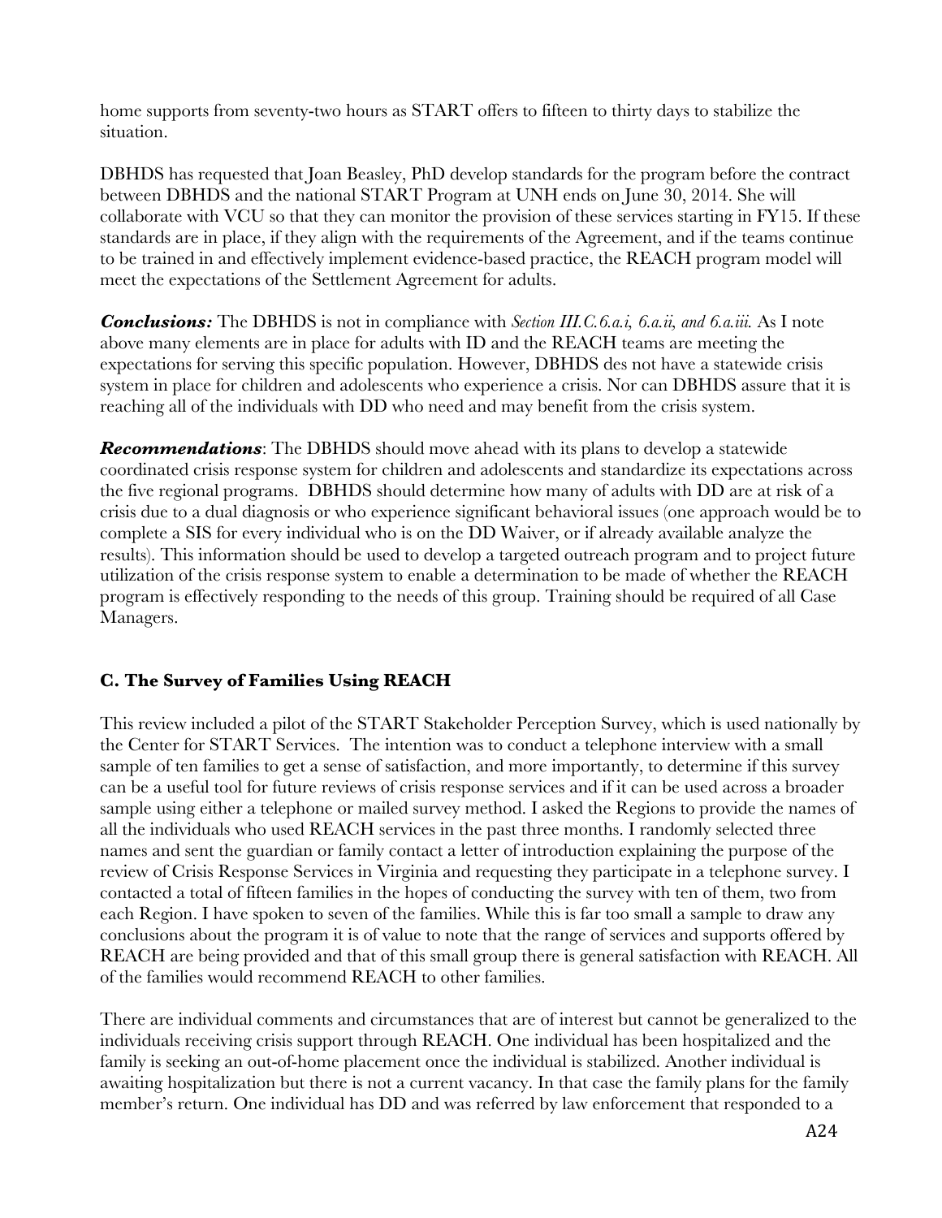home supports from seventy-two hours as START offers to fifteen to thirty days to stabilize the situation.

DBHDS has requested that Joan Beasley, PhD develop standards for the program before the contract between DBHDS and the national START Program at UNH ends on June 30, 2014. She will collaborate with VCU so that they can monitor the provision of these services starting in FY15. If these standards are in place, if they align with the requirements of the Agreement, and if the teams continue to be trained in and effectively implement evidence-based practice, the REACH program model will meet the expectations of the Settlement Agreement for adults.

***Conclusions:*** The DBHDS is not in compliance with *Section III.C.6.a.i, 6.a.ii, and 6.a.iii.* As I note above many elements are in place for adults with ID and the REACH teams are meeting the expectations for serving this specific population. However, DBHDS des not have a statewide crisis system in place for children and adolescents who experience a crisis. Nor can DBHDS assure that it is reaching all of the individuals with DD who need and may benefit from the crisis system.

***Recommendations***: The DBHDS should move ahead with its plans to develop a statewide coordinated crisis response system for children and adolescents and standardize its expectations across the five regional programs. DBHDS should determine how many of adults with DD are at risk of a crisis due to a dual diagnosis or who experience significant behavioral issues (one approach would be to complete a SIS for every individual who is on the DD Waiver, or if already available analyze the results). This information should be used to develop a targeted outreach program and to project future utilization of the crisis response system to enable a determination to be made of whether the REACH program is effectively responding to the needs of this group. Training should be required of all Case Managers.

### C. The Survey of Families Using REACH

This review included a pilot of the START Stakeholder Perception Survey, which is used nationally by the Center for START Services. The intention was to conduct a telephone interview with a small sample of ten families to get a sense of satisfaction, and more importantly, to determine if this survey can be a useful tool for future reviews of crisis response services and if it can be used across a broader sample using either a telephone or mailed survey method. I asked the Regions to provide the names of all the individuals who used REACH services in the past three months. I randomly selected three names and sent the guardian or family contact a letter of introduction explaining the purpose of the review of Crisis Response Services in Virginia and requesting they participate in a telephone survey. I contacted a total of fifteen families in the hopes of conducting the survey with ten of them, two from each Region. I have spoken to seven of the families. While this is far too small a sample to draw any conclusions about the program it is of value to note that the range of services and supports offered by REACH are being provided and that of this small group there is general satisfaction with REACH. All of the families would recommend REACH to other families.

There are individual comments and circumstances that are of interest but cannot be generalized to the individuals receiving crisis support through REACH. One individual has been hospitalized and the family is seeking an out-of-home placement once the individual is stabilized. Another individual is awaiting hospitalization but there is not a current vacancy. In that case the family plans for the family member's return. One individual has DD and was referred by law enforcement that responded to a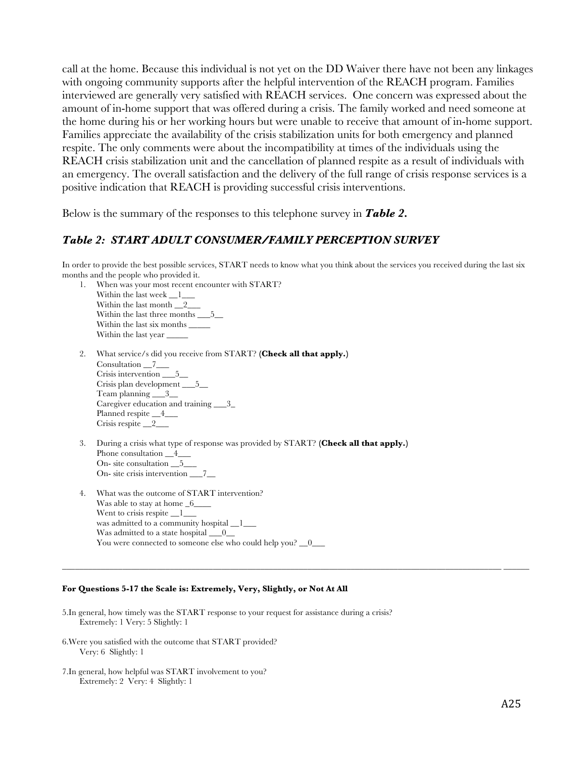call at the home. Because this individual is not yet on the DD Waiver there have not been any linkages with ongoing community supports after the helpful intervention of the REACH program. Families interviewed are generally very satisfied with REACH services. One concern was expressed about the amount of in-home support that was offered during a crisis. The family worked and need someone at the home during his or her working hours but were unable to receive that amount of in-home support. Families appreciate the availability of the crisis stabilization units for both emergency and planned respite. The only comments were about the incompatibility at times of the individuals using the REACH crisis stabilization unit and the cancellation of planned respite as a result of individuals with an emergency. The overall satisfaction and the delivery of the full range of crisis response services is a positive indication that REACH is providing successful crisis interventions.

Below is the summary of the responses to this telephone survey in ***Table 2.***

### *Table 2: START ADULT CONSUMER/FAMILY PERCEPTION SURVEY*

In order to provide the best possible services, START needs to know what you think about the services you received during the last six months and the people who provided it.

1. When was your most recent encounter with START?
   Within the last week __1___
   Within the last month __2___
   Within the last three months ___5__
   Within the last six months _____
   Within the last year _____

2. What service/s did you receive from START? (**Check all that apply.**)
   Consultation __7___
   Crisis intervention ___5__
   Crisis plan development ___5__
   Team planning ___3__
   Caregiver education and training ___3_
   Planned respite __4___
   Crisis respite __2___

3. During a crisis what type of response was provided by START? (**Check all that apply.**)
   Phone consultation __4___
   On- site consultation __5___
   On- site crisis intervention ___7__

4. What was the outcome of START intervention?
   Was able to stay at home _6____
   Went to crisis respite __1___
   was admitted to a community hospital __1___
   Was admitted to a state hospital ___0__
   You were connected to someone else who could help you? __0___

---

**For Questions 5-17 the Scale is: Extremely, Very, Slightly, or Not At All**

5.In general, how timely was the START response to your request for assistance during a crisis?
Extremely: 1 Very: 5 Slightly: 1

6.Were you satisfied with the outcome that START provided?
Very: 6 Slightly: 1

7.In general, how helpful was START involvement to you?
Extremely: 2 Very: 4 Slightly: 1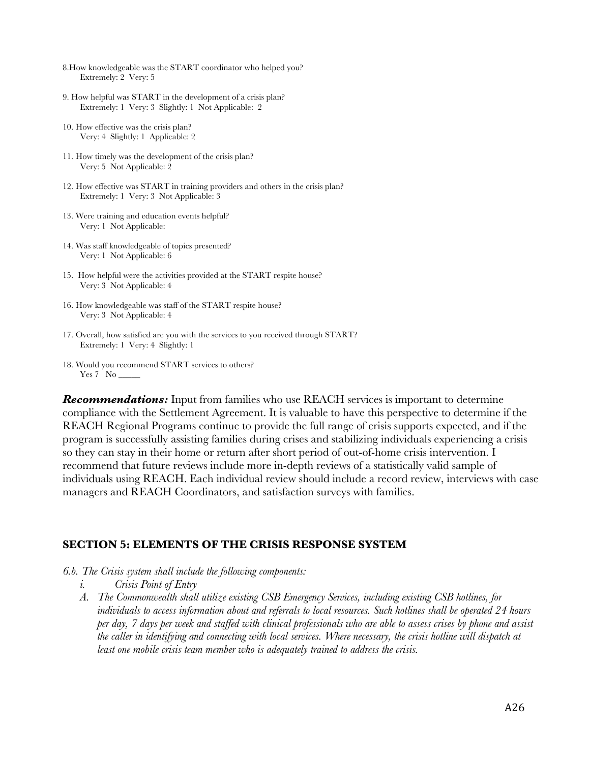8.How knowledgeable was the START coordinator who helped you?
Extremely: 2 Very: 5

9. How helpful was START in the development of a crisis plan?
Extremely: 1 Very: 3 Slightly: 1 Not Applicable: 2

10. How effective was the crisis plan?
Very: 4 Slightly: 1 Applicable: 2

11. How timely was the development of the crisis plan?
Very: 5 Not Applicable: 2

12. How effective was START in training providers and others in the crisis plan?
Extremely: 1 Very: 3 Not Applicable: 3

13. Were training and education events helpful?
Very: 1 Not Applicable:

14. Was staff knowledgeable of topics presented?
Very: 1 Not Applicable: 6

15. How helpful were the activities provided at the START respite house?
Very: 3 Not Applicable: 4

16. How knowledgeable was staff of the START respite house?
Very: 3 Not Applicable: 4

17. Overall, how satisfied are you with the services to you received through START?
Extremely: 1 Very: 4 Slightly: 1

18. Would you recommend START services to others?
Yes 7 No _____

***Recommendations:*** Input from families who use REACH services is important to determine compliance with the Settlement Agreement. It is valuable to have this perspective to determine if the REACH Regional Programs continue to provide the full range of crisis supports expected, and if the program is successfully assisting families during crises and stabilizing individuals experiencing a crisis so they can stay in their home or return after short period of out-of-home crisis intervention. I recommend that future reviews include more in-depth reviews of a statistically valid sample of individuals using REACH. Each individual review should include a record review, interviews with case managers and REACH Coordinators, and satisfaction surveys with families.

## SECTION 5: ELEMENTS OF THE CRISIS RESPONSE SYSTEM

*6.b. The Crisis system shall include the following components:*

*i. Crisis Point of Entry*

*A. The Commonwealth shall utilize existing CSB Emergency Services, including existing CSB hotlines, for individuals to access information about and referrals to local resources. Such hotlines shall be operated 24 hours per day, 7 days per week and staffed with clinical professionals who are able to assess crises by phone and assist the caller in identifying and connecting with local services. Where necessary, the crisis hotline will dispatch at least one mobile crisis team member who is adequately trained to address the crisis.*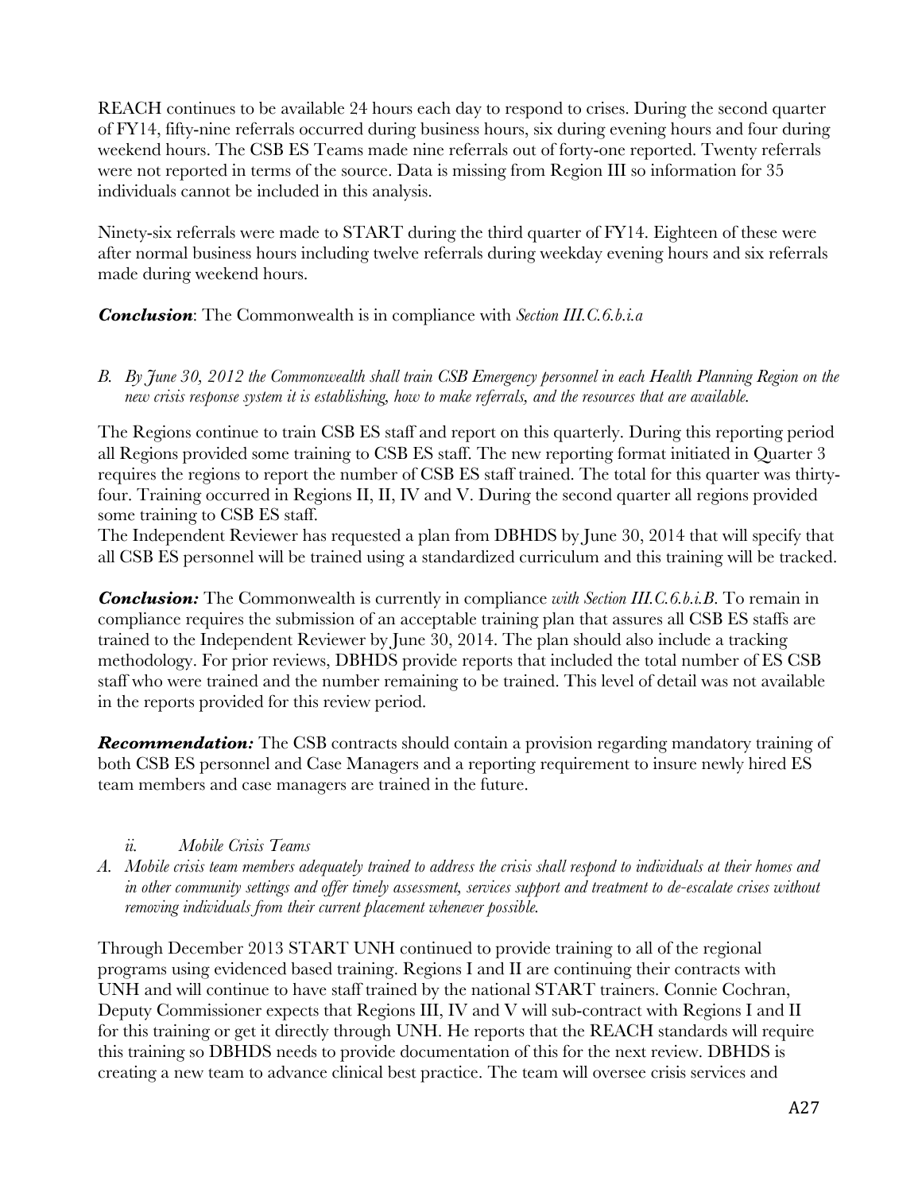REACH continues to be available 24 hours each day to respond to crises. During the second quarter of FY14, fifty-nine referrals occurred during business hours, six during evening hours and four during weekend hours. The CSB ES Teams made nine referrals out of forty-one reported. Twenty referrals were not reported in terms of the source. Data is missing from Region III so information for 35 individuals cannot be included in this analysis.

Ninety-six referrals were made to START during the third quarter of FY14. Eighteen of these were after normal business hours including twelve referrals during weekday evening hours and six referrals made during weekend hours.

***Conclusion***: The Commonwealth is in compliance with *Section III.C.6.b.i.a*

B. *By June 30, 2012 the Commonwealth shall train CSB Emergency personnel in each Health Planning Region on the new crisis response system it is establishing, how to make referrals, and the resources that are available.*

The Regions continue to train CSB ES staff and report on this quarterly. During this reporting period all Regions provided some training to CSB ES staff. The new reporting format initiated in Quarter 3 requires the regions to report the number of CSB ES staff trained. The total for this quarter was thirty-four. Training occurred in Regions II, II, IV and V. During the second quarter all regions provided some training to CSB ES staff.
The Independent Reviewer has requested a plan from DBHDS by June 30, 2014 that will specify that all CSB ES personnel will be trained using a standardized curriculum and this training will be tracked.

***Conclusion:*** The Commonwealth is currently in compliance *with Section III.C.6.b.i.B*. To remain in compliance requires the submission of an acceptable training plan that assures all CSB ES staffs are trained to the Independent Reviewer by June 30, 2014. The plan should also include a tracking methodology. For prior reviews, DBHDS provide reports that included the total number of ES CSB staff who were trained and the number remaining to be trained. This level of detail was not available in the reports provided for this review period.

***Recommendation:*** The CSB contracts should contain a provision regarding mandatory training of both CSB ES personnel and Case Managers and a reporting requirement to insure newly hired ES team members and case managers are trained in the future.

*ii. Mobile Crisis Teams*

A. *Mobile crisis team members adequately trained to address the crisis shall respond to individuals at their homes and in other community settings and offer timely assessment, services support and treatment to de-escalate crises without removing individuals from their current placement whenever possible.*

Through December 2013 START UNH continued to provide training to all of the regional programs using evidenced based training. Regions I and II are continuing their contracts with UNH and will continue to have staff trained by the national START trainers. Connie Cochran, Deputy Commissioner expects that Regions III, IV and V will sub-contract with Regions I and II for this training or get it directly through UNH. He reports that the REACH standards will require this training so DBHDS needs to provide documentation of this for the next review. DBHDS is creating a new team to advance clinical best practice. The team will oversee crisis services and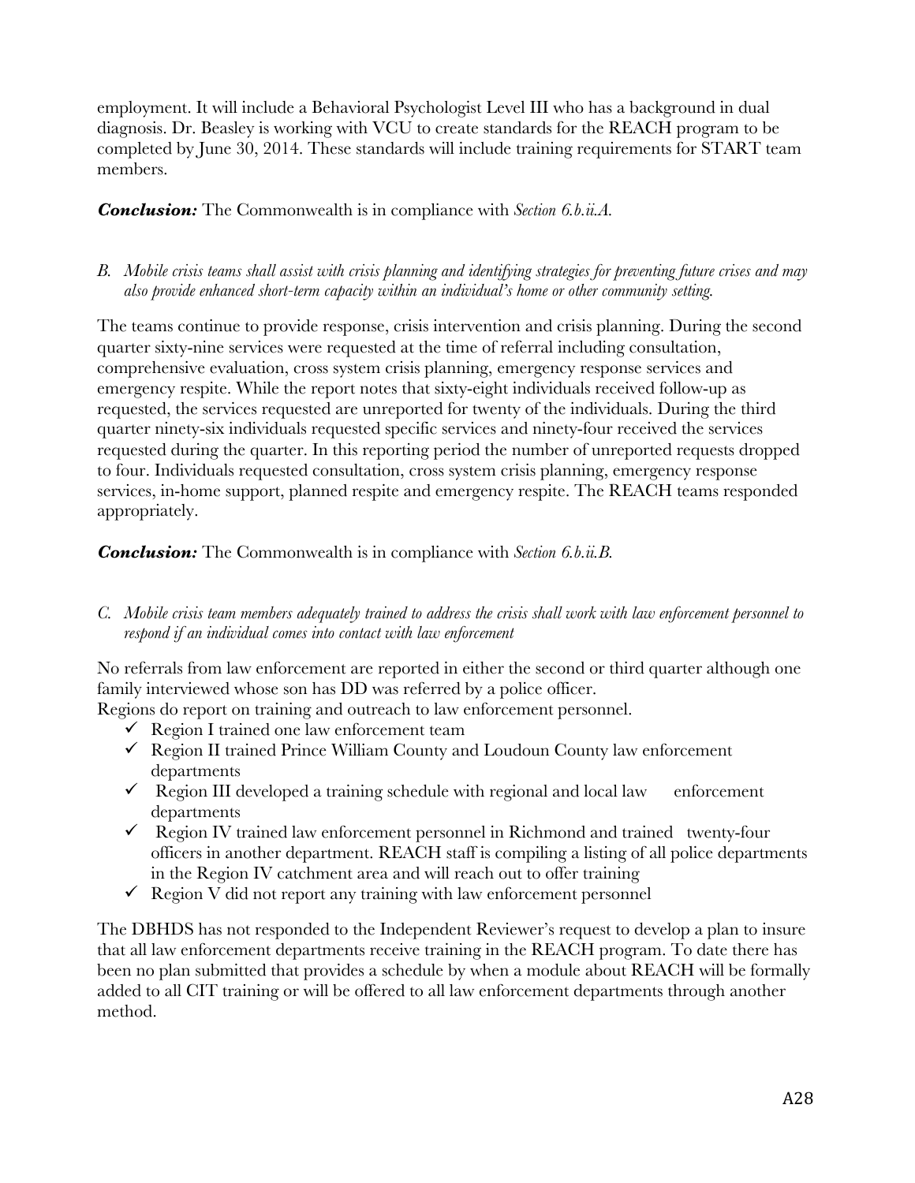employment. It will include a Behavioral Psychologist Level III who has a background in dual diagnosis. Dr. Beasley is working with VCU to create standards for the REACH program to be completed by June 30, 2014. These standards will include training requirements for START team members.

***Conclusion:*** The Commonwealth is in compliance with *Section 6.b.ii.A.*

*B. Mobile crisis teams shall assist with crisis planning and identifying strategies for preventing future crises and may also provide enhanced short-term capacity within an individual's home or other community setting.*

The teams continue to provide response, crisis intervention and crisis planning. During the second quarter sixty-nine services were requested at the time of referral including consultation, comprehensive evaluation, cross system crisis planning, emergency response services and emergency respite. While the report notes that sixty-eight individuals received follow-up as requested, the services requested are unreported for twenty of the individuals. During the third quarter ninety-six individuals requested specific services and ninety-four received the services requested during the quarter. In this reporting period the number of unreported requests dropped to four. Individuals requested consultation, cross system crisis planning, emergency response services, in-home support, planned respite and emergency respite. The REACH teams responded appropriately.

***Conclusion:*** The Commonwealth is in compliance with *Section 6.b.ii.B.*

*C. Mobile crisis team members adequately trained to address the crisis shall work with law enforcement personnel to respond if an individual comes into contact with law enforcement*

No referrals from law enforcement are reported in either the second or third quarter although one family interviewed whose son has DD was referred by a police officer.
Regions do report on training and outreach to law enforcement personnel.

- ✓ Region I trained one law enforcement team
- ✓ Region II trained Prince William County and Loudoun County law enforcement departments
- ✓ Region III developed a training schedule with regional and local law enforcement departments
- ✓ Region IV trained law enforcement personnel in Richmond and trained twenty-four officers in another department. REACH staff is compiling a listing of all police departments in the Region IV catchment area and will reach out to offer training
- ✓ Region V did not report any training with law enforcement personnel

The DBHDS has not responded to the Independent Reviewer's request to develop a plan to insure that all law enforcement departments receive training in the REACH program. To date there has been no plan submitted that provides a schedule by when a module about REACH will be formally added to all CIT training or will be offered to all law enforcement departments through another method.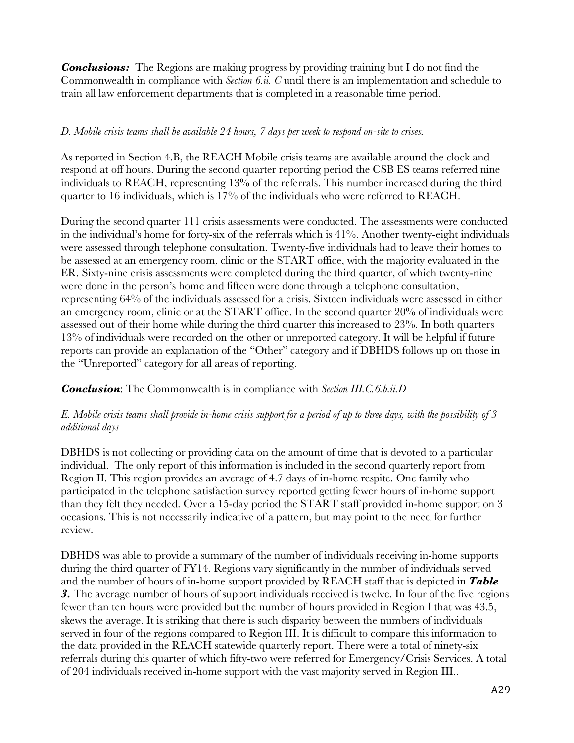***Conclusions:*** The Regions are making progress by providing training but I do not find the Commonwealth in compliance with *Section 6.ii. C* until there is an implementation and schedule to train all law enforcement departments that is completed in a reasonable time period.

*D. Mobile crisis teams shall be available 24 hours, 7 days per week to respond on-site to crises.*

As reported in Section 4.B, the REACH Mobile crisis teams are available around the clock and respond at off hours. During the second quarter reporting period the CSB ES teams referred nine individuals to REACH, representing 13% of the referrals. This number increased during the third quarter to 16 individuals, which is 17% of the individuals who were referred to REACH.

During the second quarter 111 crisis assessments were conducted. The assessments were conducted in the individual's home for forty-six of the referrals which is 41%. Another twenty-eight individuals were assessed through telephone consultation. Twenty-five individuals had to leave their homes to be assessed at an emergency room, clinic or the START office, with the majority evaluated in the ER. Sixty-nine crisis assessments were completed during the third quarter, of which twenty-nine were done in the person's home and fifteen were done through a telephone consultation, representing 64% of the individuals assessed for a crisis. Sixteen individuals were assessed in either an emergency room, clinic or at the START office. In the second quarter 20% of individuals were assessed out of their home while during the third quarter this increased to 23%. In both quarters 13% of individuals were recorded on the other or unreported category. It will be helpful if future reports can provide an explanation of the "Other" category and if DBHDS follows up on those in the "Unreported" category for all areas of reporting.

***Conclusion***: The Commonwealth is in compliance with *Section III.C.6.b.ii.D*

*E. Mobile crisis teams shall provide in-home crisis support for a period of up to three days, with the possibility of 3 additional days*

DBHDS is not collecting or providing data on the amount of time that is devoted to a particular individual. The only report of this information is included in the second quarterly report from Region II. This region provides an average of 4.7 days of in-home respite. One family who participated in the telephone satisfaction survey reported getting fewer hours of in-home support than they felt they needed. Over a 15-day period the START staff provided in-home support on 3 occasions. This is not necessarily indicative of a pattern, but may point to the need for further review.

DBHDS was able to provide a summary of the number of individuals receiving in-home supports during the third quarter of FY14. Regions vary significantly in the number of individuals served and the number of hours of in-home support provided by REACH staff that is depicted in ***Table 3.*** The average number of hours of support individuals received is twelve. In four of the five regions fewer than ten hours were provided but the number of hours provided in Region I that was 43.5, skews the average. It is striking that there is such disparity between the numbers of individuals served in four of the regions compared to Region III. It is difficult to compare this information to the data provided in the REACH statewide quarterly report. There were a total of ninety-six referrals during this quarter of which fifty-two were referred for Emergency/Crisis Services. A total of 204 individuals received in-home support with the vast majority served in Region III..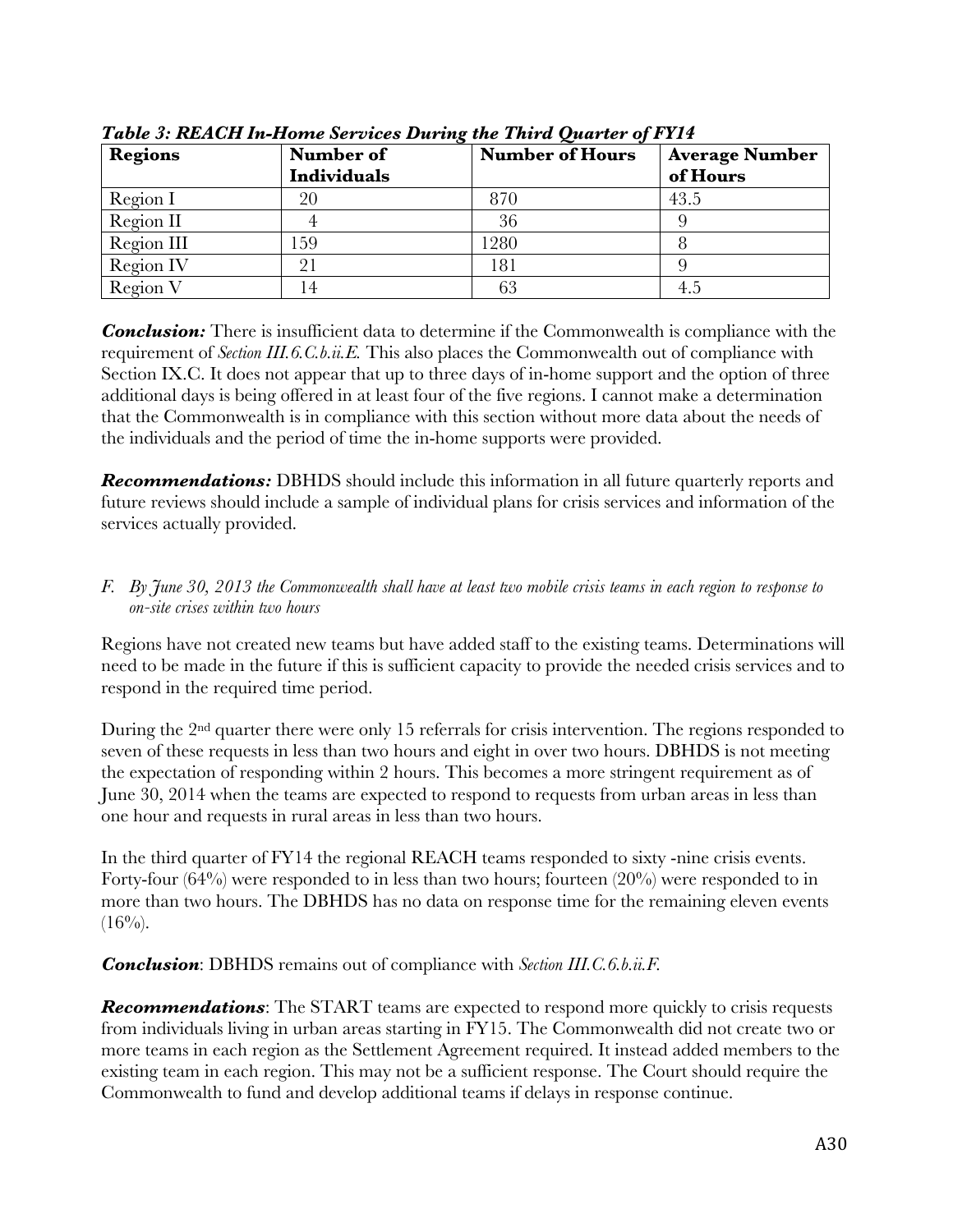***Table 3: REACH In-Home Services During the Third Quarter of FY14***

| Regions | Number of Individuals | Number of Hours | Average Number of Hours |
|---|---|---|---|
| Region I | 20 | 870 | 43.5 |
| Region II | 4 | 36 | 9 |
| Region III | 159 | 1280 | 8 |
| Region IV | 21 | 181 | 9 |
| Region V | 14 | 63 | 4.5 |

***Conclusion:*** There is insufficient data to determine if the Commonwealth is compliance with the requirement of *Section III.6.C.b.ii.E.* This also places the Commonwealth out of compliance with Section IX.C. It does not appear that up to three days of in-home support and the option of three additional days is being offered in at least four of the five regions. I cannot make a determination that the Commonwealth is in compliance with this section without more data about the needs of the individuals and the period of time the in-home supports were provided.

***Recommendations:*** DBHDS should include this information in all future quarterly reports and future reviews should include a sample of individual plans for crisis services and information of the services actually provided.

*F. By June 30, 2013 the Commonwealth shall have at least two mobile crisis teams in each region to response to on-site crises within two hours*

Regions have not created new teams but have added staff to the existing teams. Determinations will need to be made in the future if this is sufficient capacity to provide the needed crisis services and to respond in the required time period.

During the 2nd quarter there were only 15 referrals for crisis intervention. The regions responded to seven of these requests in less than two hours and eight in over two hours. DBHDS is not meeting the expectation of responding within 2 hours. This becomes a more stringent requirement as of June 30, 2014 when the teams are expected to respond to requests from urban areas in less than one hour and requests in rural areas in less than two hours.

In the third quarter of FY14 the regional REACH teams responded to sixty -nine crisis events. Forty-four (64%) were responded to in less than two hours; fourteen (20%) were responded to in more than two hours. The DBHDS has no data on response time for the remaining eleven events (16%).

***Conclusion***: DBHDS remains out of compliance with *Section III.C.6.b.ii.F.*

***Recommendations***: The START teams are expected to respond more quickly to crisis requests from individuals living in urban areas starting in FY15. The Commonwealth did not create two or more teams in each region as the Settlement Agreement required. It instead added members to the existing team in each region. This may not be a sufficient response. The Court should require the Commonwealth to fund and develop additional teams if delays in response continue.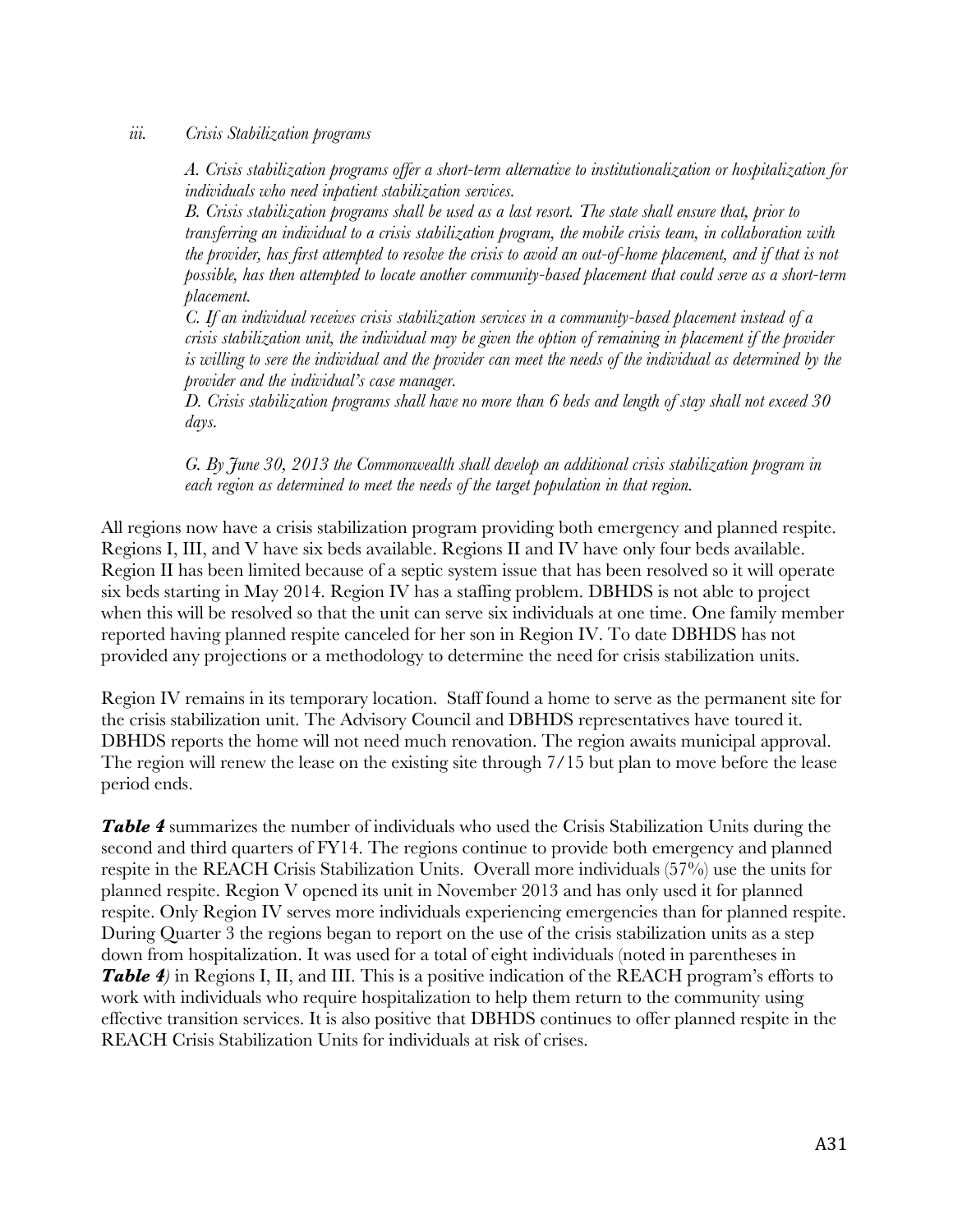*iii. Crisis Stabilization programs*

*A. Crisis stabilization programs offer a short-term alternative to institutionalization or hospitalization for individuals who need inpatient stabilization services.*
*B. Crisis stabilization programs shall be used as a last resort. The state shall ensure that, prior to transferring an individual to a crisis stabilization program, the mobile crisis team, in collaboration with the provider, has first attempted to resolve the crisis to avoid an out-of-home placement, and if that is not possible, has then attempted to locate another community-based placement that could serve as a short-term placement.*
*C. If an individual receives crisis stabilization services in a community-based placement instead of a crisis stabilization unit, the individual may be given the option of remaining in placement if the provider is willing to sere the individual and the provider can meet the needs of the individual as determined by the provider and the individual's case manager.*
*D. Crisis stabilization programs shall have no more than 6 beds and length of stay shall not exceed 30 days.*

*G. By June 30, 2013 the Commonwealth shall develop an additional crisis stabilization program in each region as determined to meet the needs of the target population in that region.*

All regions now have a crisis stabilization program providing both emergency and planned respite. Regions I, III, and V have six beds available. Regions II and IV have only four beds available. Region II has been limited because of a septic system issue that has been resolved so it will operate six beds starting in May 2014. Region IV has a staffing problem. DBHDS is not able to project when this will be resolved so that the unit can serve six individuals at one time. One family member reported having planned respite canceled for her son in Region IV. To date DBHDS has not provided any projections or a methodology to determine the need for crisis stabilization units.

Region IV remains in its temporary location. Staff found a home to serve as the permanent site for the crisis stabilization unit. The Advisory Council and DBHDS representatives have toured it. DBHDS reports the home will not need much renovation. The region awaits municipal approval. The region will renew the lease on the existing site through 7/15 but plan to move before the lease period ends.

***Table 4*** summarizes the number of individuals who used the Crisis Stabilization Units during the second and third quarters of FY14. The regions continue to provide both emergency and planned respite in the REACH Crisis Stabilization Units. Overall more individuals (57%) use the units for planned respite. Region V opened its unit in November 2013 and has only used it for planned respite. Only Region IV serves more individuals experiencing emergencies than for planned respite. During Quarter 3 the regions began to report on the use of the crisis stabilization units as a step down from hospitalization. It was used for a total of eight individuals (noted in parentheses in ***Table 4***) in Regions I, II, and III. This is a positive indication of the REACH program's efforts to work with individuals who require hospitalization to help them return to the community using effective transition services. It is also positive that DBHDS continues to offer planned respite in the REACH Crisis Stabilization Units for individuals at risk of crises.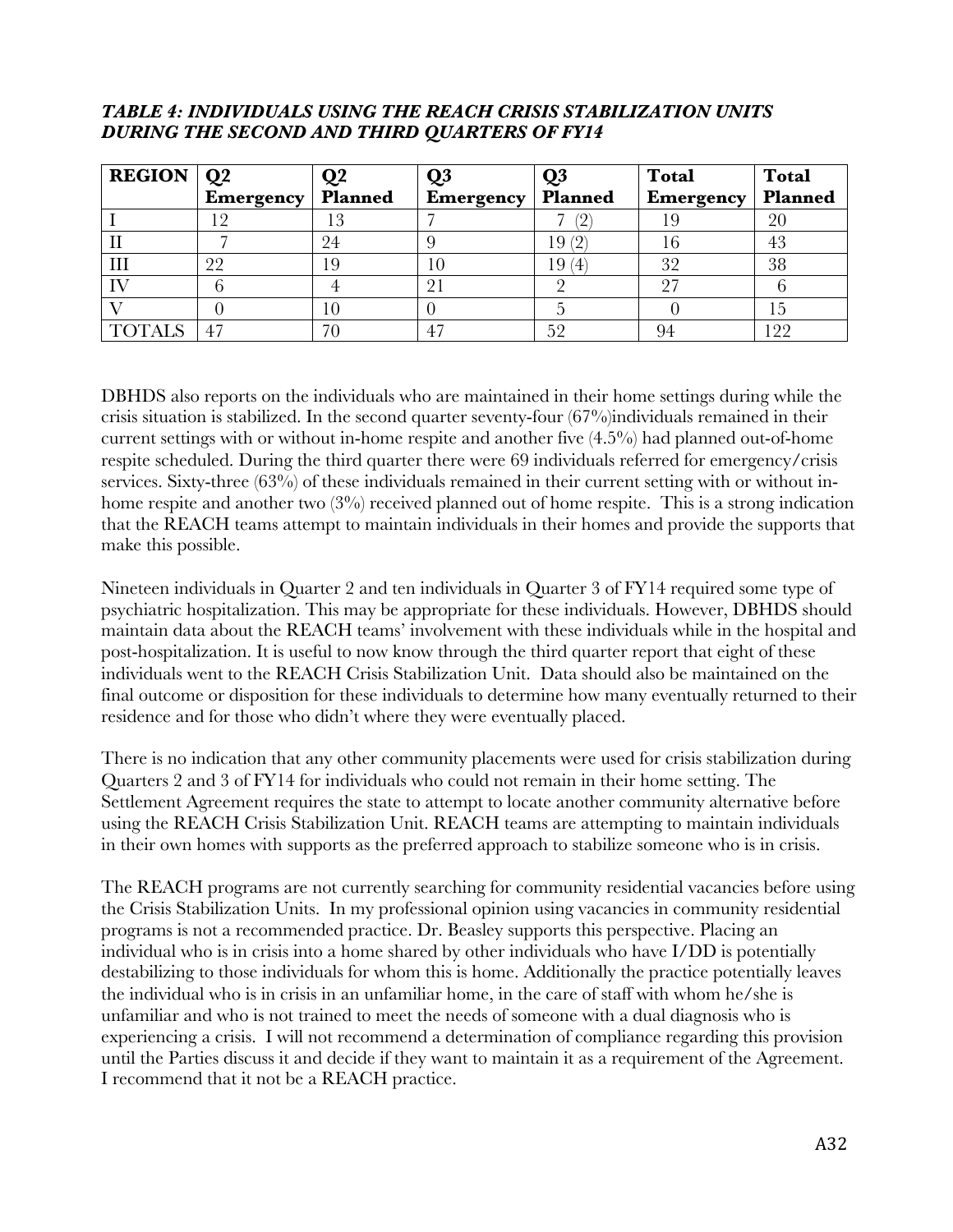***TABLE 4: INDIVIDUALS USING THE REACH CRISIS STABILIZATION UNITS DURING THE SECOND AND THIRD QUARTERS OF FY14***

| REGION | Q2 Emergency | Q2 Planned | Q3 Emergency | Q3 Planned | Total Emergency | Total Planned |
|---|---|---|---|---|---|---|
| I | 12 | 13 | 7 | 7 (2) | 19 | 20 |
| II | 7 | 24 | 9 | 19 (2) | 16 | 43 |
| III | 22 | 19 | 10 | 19 (4) | 32 | 38 |
| IV | 6 | 4 | 21 | 2 | 27 | 6 |
| V | 0 | 10 | 0 | 5 | 0 | 15 |
| TOTALS | 47 | 70 | 47 | 52 | 94 | 122 |

DBHDS also reports on the individuals who are maintained in their home settings during while the crisis situation is stabilized. In the second quarter seventy-four (67%)individuals remained in their current settings with or without in-home respite and another five (4.5%) had planned out-of-home respite scheduled. During the third quarter there were 69 individuals referred for emergency/crisis services. Sixty-three (63%) of these individuals remained in their current setting with or without in-home respite and another two (3%) received planned out of home respite. This is a strong indication that the REACH teams attempt to maintain individuals in their homes and provide the supports that make this possible.

Nineteen individuals in Quarter 2 and ten individuals in Quarter 3 of FY14 required some type of psychiatric hospitalization. This may be appropriate for these individuals. However, DBHDS should maintain data about the REACH teams' involvement with these individuals while in the hospital and post-hospitalization. It is useful to now know through the third quarter report that eight of these individuals went to the REACH Crisis Stabilization Unit. Data should also be maintained on the final outcome or disposition for these individuals to determine how many eventually returned to their residence and for those who didn't where they were eventually placed.

There is no indication that any other community placements were used for crisis stabilization during Quarters 2 and 3 of FY14 for individuals who could not remain in their home setting. The Settlement Agreement requires the state to attempt to locate another community alternative before using the REACH Crisis Stabilization Unit. REACH teams are attempting to maintain individuals in their own homes with supports as the preferred approach to stabilize someone who is in crisis.

The REACH programs are not currently searching for community residential vacancies before using the Crisis Stabilization Units. In my professional opinion using vacancies in community residential programs is not a recommended practice. Dr. Beasley supports this perspective. Placing an individual who is in crisis into a home shared by other individuals who have I/DD is potentially destabilizing to those individuals for whom this is home. Additionally the practice potentially leaves the individual who is in crisis in an unfamiliar home, in the care of staff with whom he/she is unfamiliar and who is not trained to meet the needs of someone with a dual diagnosis who is experiencing a crisis. I will not recommend a determination of compliance regarding this provision until the Parties discuss it and decide if they want to maintain it as a requirement of the Agreement. I recommend that it not be a REACH practice.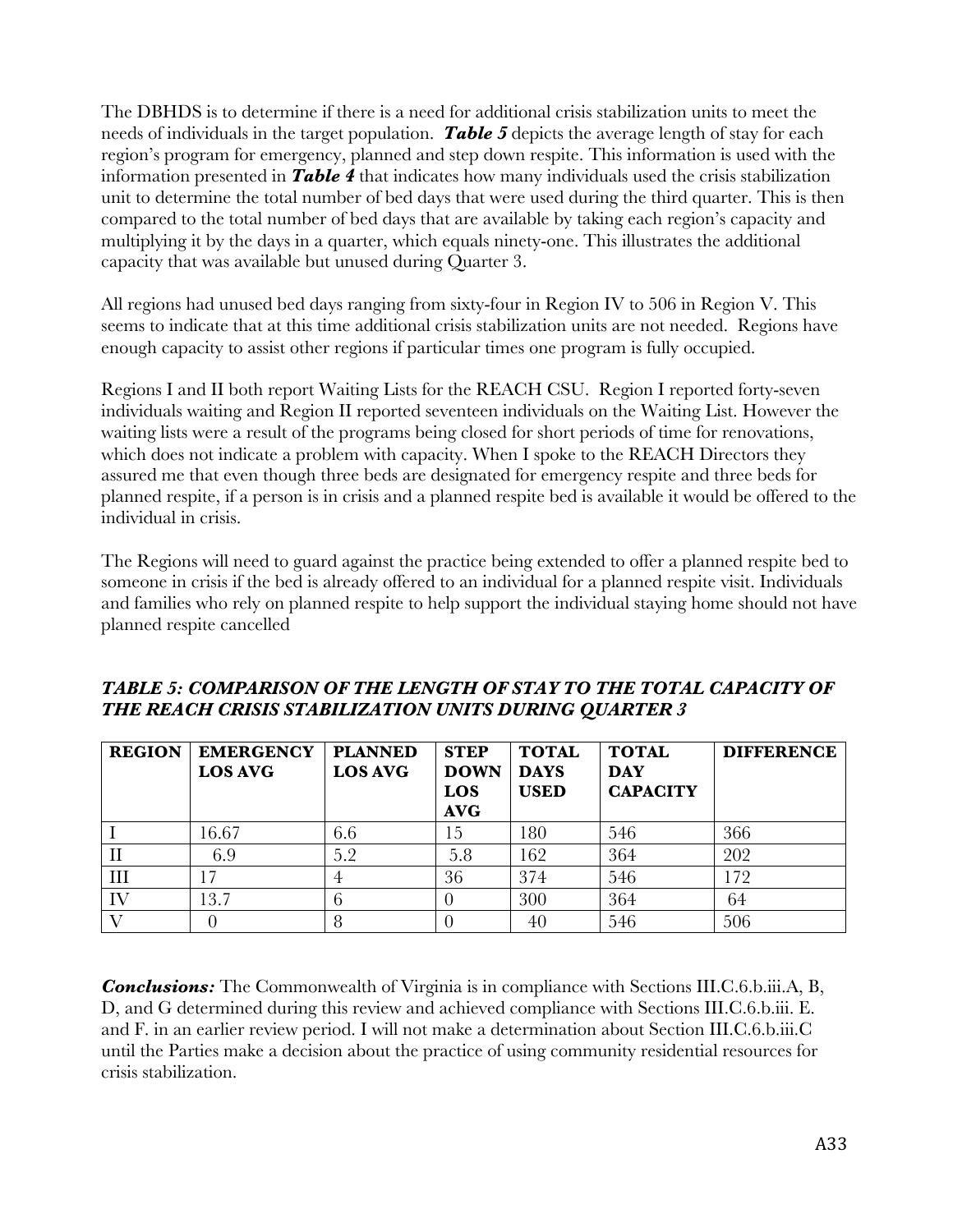The DBHDS is to determine if there is a need for additional crisis stabilization units to meet the needs of individuals in the target population. ***Table 5*** depicts the average length of stay for each region's program for emergency, planned and step down respite. This information is used with the information presented in ***Table 4*** that indicates how many individuals used the crisis stabilization unit to determine the total number of bed days that were used during the third quarter. This is then compared to the total number of bed days that are available by taking each region's capacity and multiplying it by the days in a quarter, which equals ninety-one. This illustrates the additional capacity that was available but unused during Quarter 3.

All regions had unused bed days ranging from sixty-four in Region IV to 506 in Region V. This seems to indicate that at this time additional crisis stabilization units are not needed. Regions have enough capacity to assist other regions if particular times one program is fully occupied.

Regions I and II both report Waiting Lists for the REACH CSU. Region I reported forty-seven individuals waiting and Region II reported seventeen individuals on the Waiting List. However the waiting lists were a result of the programs being closed for short periods of time for renovations, which does not indicate a problem with capacity. When I spoke to the REACH Directors they assured me that even though three beds are designated for emergency respite and three beds for planned respite, if a person is in crisis and a planned respite bed is available it would be offered to the individual in crisis.

The Regions will need to guard against the practice being extended to offer a planned respite bed to someone in crisis if the bed is already offered to an individual for a planned respite visit. Individuals and families who rely on planned respite to help support the individual staying home should not have planned respite cancelled

***TABLE 5: COMPARISON OF THE LENGTH OF STAY TO THE TOTAL CAPACITY OF THE REACH CRISIS STABILIZATION UNITS DURING QUARTER 3***

| REGION | EMERGENCY LOS AVG | PLANNED LOS AVG | STEP DOWN LOS AVG | TOTAL DAYS USED | TOTAL DAY CAPACITY | DIFFERENCE |
|---|---|---|---|---|---|---|
| I | 16.67 | 6.6 | 15 | 180 | 546 | 366 |
| II | 6.9 | 5.2 | 5.8 | 162 | 364 | 202 |
| III | 17 | 4 | 36 | 374 | 546 | 172 |
| IV | 13.7 | 6 | 0 | 300 | 364 | 64 |
| V | 0 | 8 | 0 | 40 | 546 | 506 |

***Conclusions:*** The Commonwealth of Virginia is in compliance with Sections III.C.6.b.iii.A, B, D, and G determined during this review and achieved compliance with Sections III.C.6.b.iii. E. and F. in an earlier review period. I will not make a determination about Section III.C.6.b.iii.C until the Parties make a decision about the practice of using community residential resources for crisis stabilization.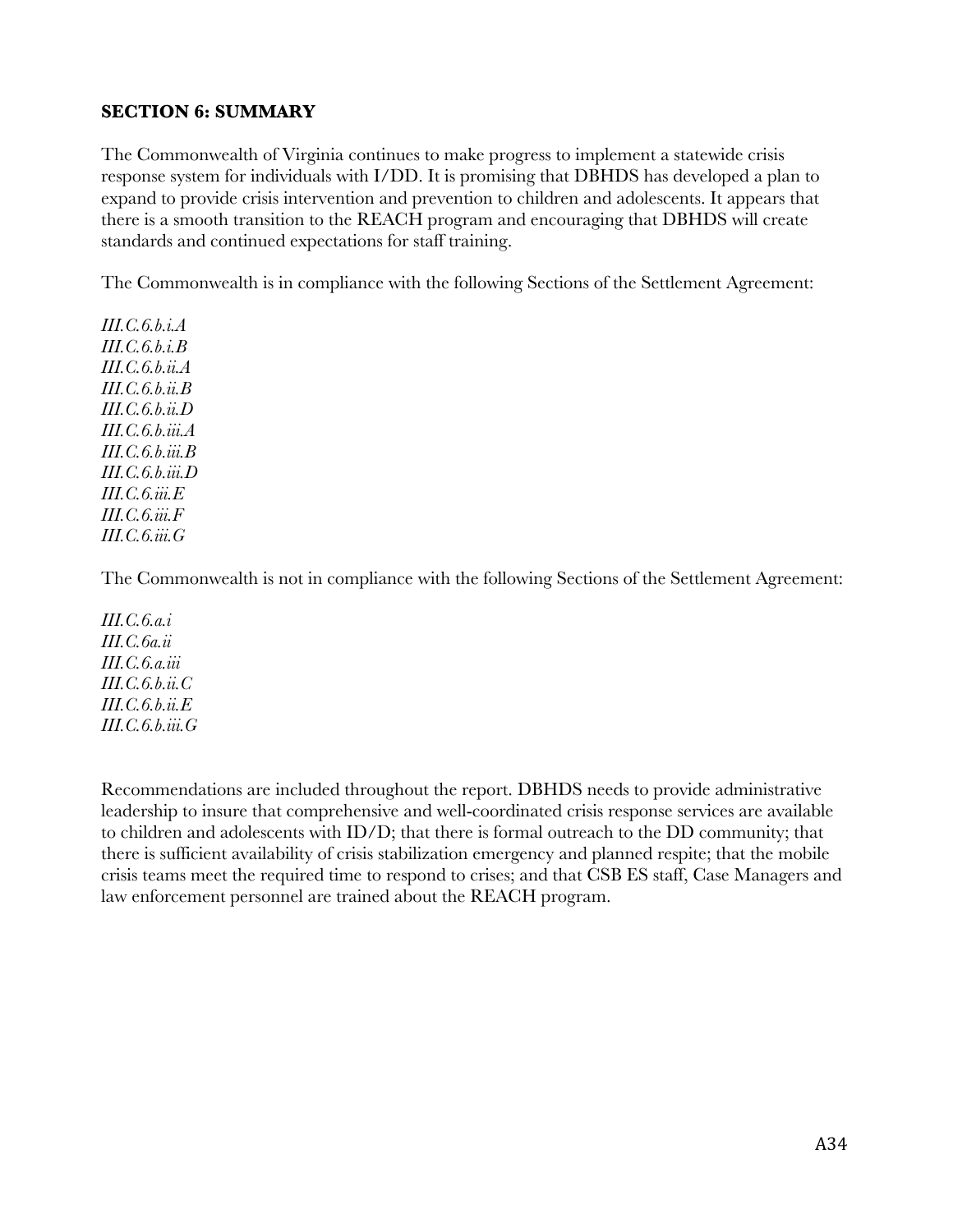**SECTION 6: SUMMARY**

The Commonwealth of Virginia continues to make progress to implement a statewide crisis response system for individuals with I/DD. It is promising that DBHDS has developed a plan to expand to provide crisis intervention and prevention to children and adolescents. It appears that there is a smooth transition to the REACH program and encouraging that DBHDS will create standards and continued expectations for staff training.

The Commonwealth is in compliance with the following Sections of the Settlement Agreement:

*III.C.6.b.i.A*
*III.C.6.b.i.B*
*III.C.6.b.ii.A*
*III.C.6.b.ii.B*
*III.C.6.b.ii.D*
*III.C.6.b.iii.A*
*III.C.6.b.iii.B*
*III.C.6.b.iii.D*
*III.C.6.iii.E*
*III.C.6.iii.F*
*III.C.6.iii.G*

The Commonwealth is not in compliance with the following Sections of the Settlement Agreement:

*III.C.6.a.i*
*III.C.6a.ii*
*III.C.6.a.iii*
*III.C.6.b.ii.C*
*III.C.6.b.ii.E*
*III.C.6.b.iii.G*

Recommendations are included throughout the report. DBHDS needs to provide administrative leadership to insure that comprehensive and well-coordinated crisis response services are available to children and adolescents with ID/D; that there is formal outreach to the DD community; that there is sufficient availability of crisis stabilization emergency and planned respite; that the mobile crisis teams meet the required time to respond to crises; and that CSB ES staff, Case Managers and law enforcement personnel are trained about the REACH program.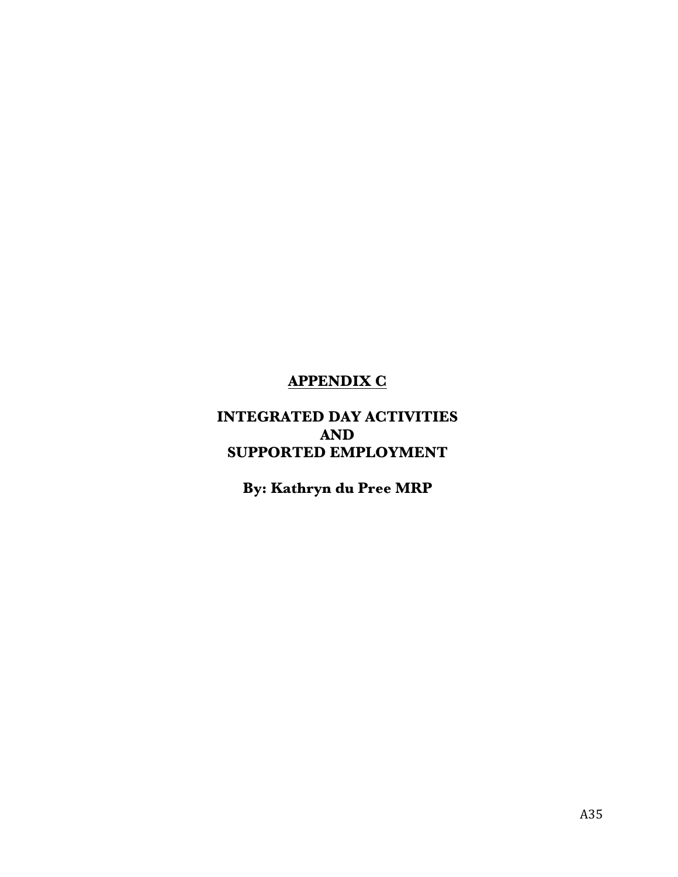# APPENDIX C

## INTEGRATED DAY ACTIVITIES
## AND
## SUPPORTED EMPLOYMENT

**By: Kathryn du Pree MRP**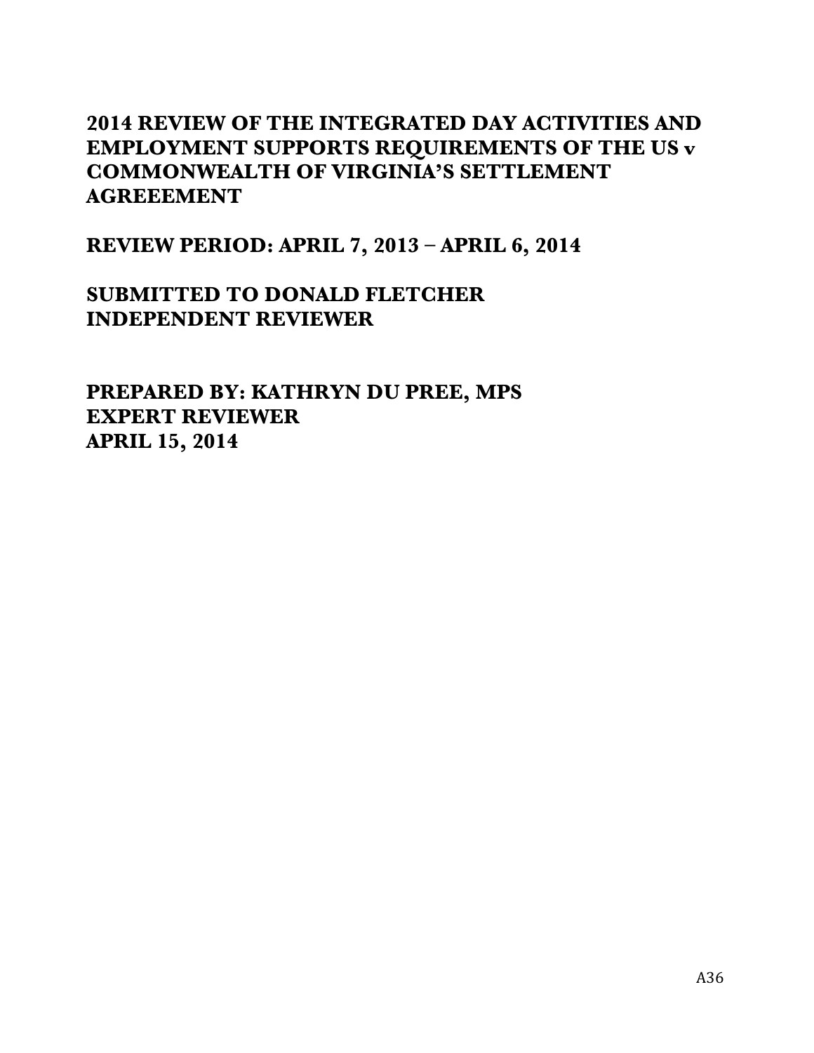# 2014 REVIEW OF THE INTEGRATED DAY ACTIVITIES AND EMPLOYMENT SUPPORTS REQUIREMENTS OF THE US v COMMONWEALTH OF VIRGINIA'S SETTLEMENT AGREEEMENT

## REVIEW PERIOD: APRIL 7, 2013 – APRIL 6, 2014

## SUBMITTED TO DONALD FLETCHER
## INDEPENDENT REVIEWER

## PREPARED BY: KATHRYN DU PREE, MPS
## EXPERT REVIEWER
## APRIL 15, 2014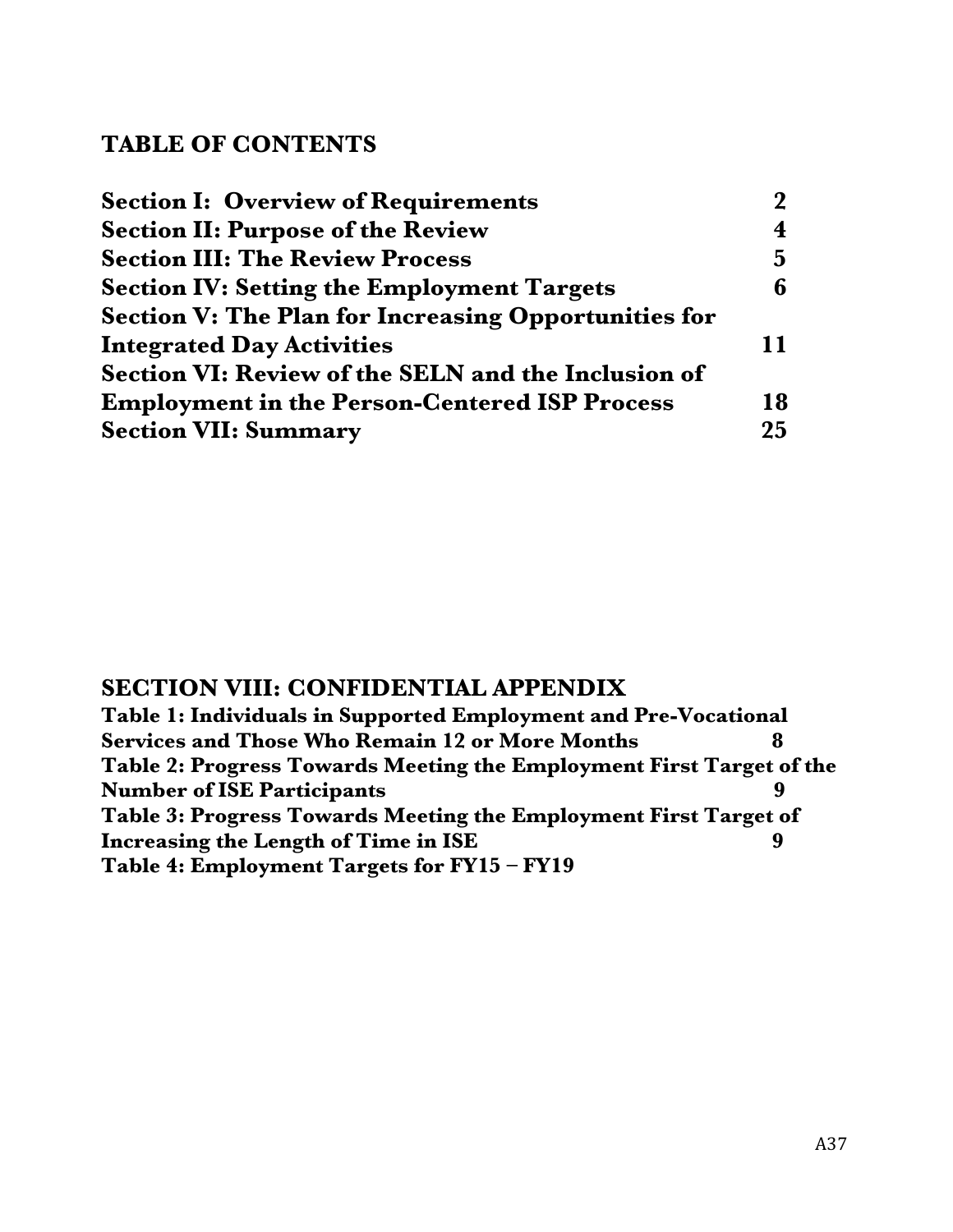## TABLE OF CONTENTS

| | |
|---|---|
| **Section I: Overview of Requirements** | **2** |
| **Section II: Purpose of the Review** | **4** |
| **Section III: The Review Process** | **5** |
| **Section IV: Setting the Employment Targets** | **6** |
| **Section V: The Plan for Increasing Opportunities for Integrated Day Activities** | **11** |
| **Section VI: Review of the SELN and the Inclusion of Employment in the Person-Centered ISP Process** | **18** |
| **Section VII: Summary** | **25** |

## SECTION VIII: CONFIDENTIAL APPENDIX

| | |
|---|---|
| **Table 1: Individuals in Supported Employment and Pre-Vocational Services and Those Who Remain 12 or More Months** | **8** |
| **Table 2: Progress Towards Meeting the Employment First Target of the Number of ISE Participants** | **9** |
| **Table 3: Progress Towards Meeting the Employment First Target of Increasing the Length of Time in ISE** | **9** |
| **Table 4: Employment Targets for FY15 – FY19** | |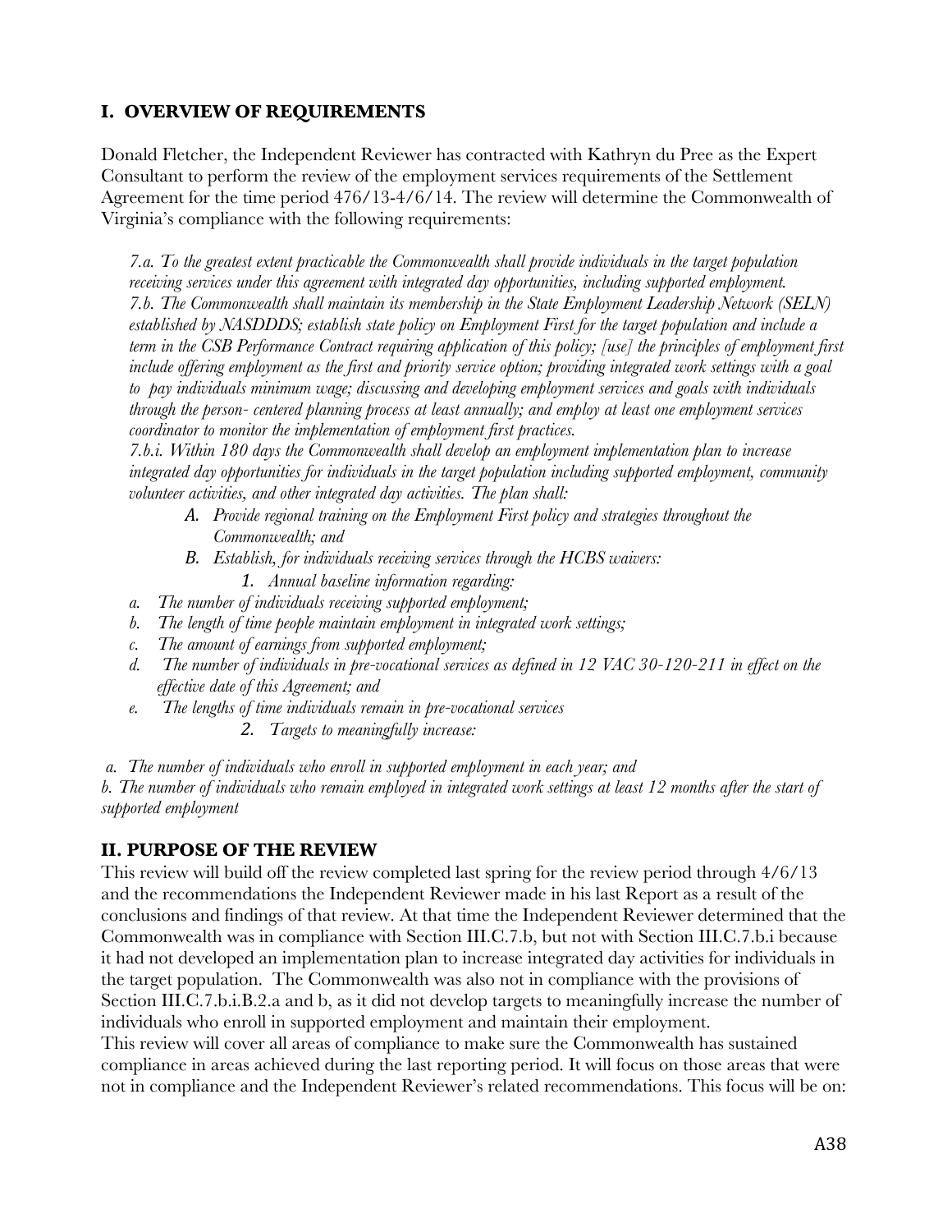## I. OVERVIEW OF REQUIREMENTS

Donald Fletcher, the Independent Reviewer has contracted with Kathryn du Pree as the Expert Consultant to perform the review of the employment services requirements of the Settlement Agreement for the time period 476/13-4/6/14. The review will determine the Commonwealth of Virginia's compliance with the following requirements:

*7.a. To the greatest extent practicable the Commonwealth shall provide individuals in the target population receiving services under this agreement with integrated day opportunities, including supported employment.*
*7.b. The Commonwealth shall maintain its membership in the State Employment Leadership Network (SELN) established by NASDDDS; establish state policy on Employment First for the target population and include a term in the CSB Performance Contract requiring application of this policy; [use] the principles of employment first include offering employment as the first and priority service option; providing integrated work settings with a goal to pay individuals minimum wage; discussing and developing employment services and goals with individuals through the person- centered planning process at least annually; and employ at least one employment services coordinator to monitor the implementation of employment first practices.*
*7.b.i. Within 180 days the Commonwealth shall develop an employment implementation plan to increase integrated day opportunities for individuals in the target population including supported employment, community volunteer activities, and other integrated day activities. The plan shall:*

- *A. Provide regional training on the Employment First policy and strategies throughout the Commonwealth; and*
- *B. Establish, for individuals receiving services through the HCBS waivers:*
    - *1. Annual baseline information regarding:*

*a. The number of individuals receiving supported employment;*
*b. The length of time people maintain employment in integrated work settings;*
*c. The amount of earnings from supported employment;*
*d. The number of individuals in pre-vocational services as defined in 12 VAC 30-120-211 in effect on the effective date of this Agreement; and*
*e. The lengths of time individuals remain in pre-vocational services*

- *2. Targets to meaningfully increase:*

*a. The number of individuals who enroll in supported employment in each year; and*
*b. The number of individuals who remain employed in integrated work settings at least 12 months after the start of supported employment*

## II. PURPOSE OF THE REVIEW

This review will build off the review completed last spring for the review period through 4/6/13 and the recommendations the Independent Reviewer made in his last Report as a result of the conclusions and findings of that review. At that time the Independent Reviewer determined that the Commonwealth was in compliance with Section III.C.7.b, but not with Section III.C.7.b.i because it had not developed an implementation plan to increase integrated day activities for individuals in the target population. The Commonwealth was also not in compliance with the provisions of Section III.C.7.b.i.B.2.a and b, as it did not develop targets to meaningfully increase the number of individuals who enroll in supported employment and maintain their employment.
This review will cover all areas of compliance to make sure the Commonwealth has sustained compliance in areas achieved during the last reporting period. It will focus on those areas that were not in compliance and the Independent Reviewer's related recommendations. This focus will be on: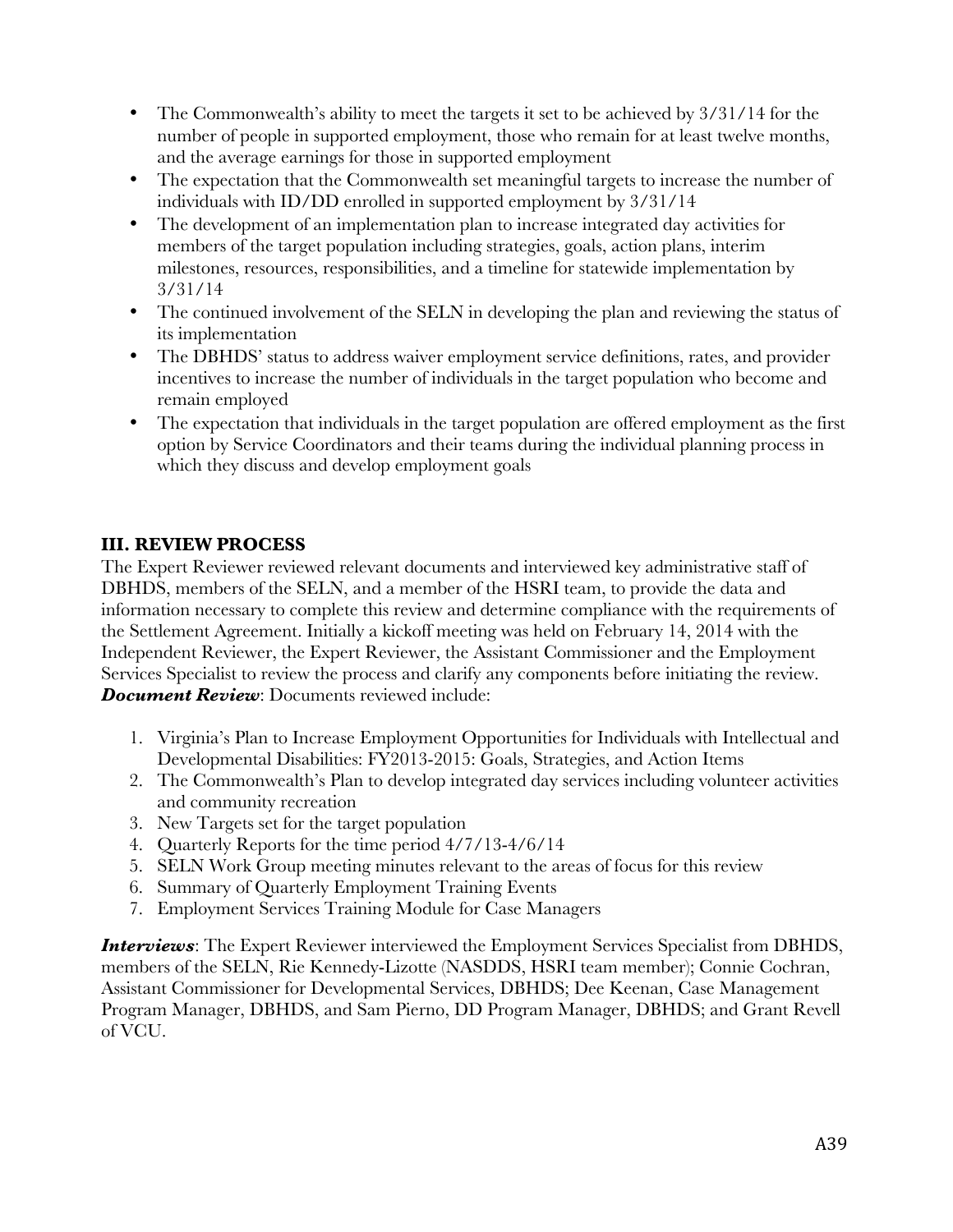- The Commonwealth's ability to meet the targets it set to be achieved by 3/31/14 for the number of people in supported employment, those who remain for at least twelve months, and the average earnings for those in supported employment
- The expectation that the Commonwealth set meaningful targets to increase the number of individuals with ID/DD enrolled in supported employment by 3/31/14
- The development of an implementation plan to increase integrated day activities for members of the target population including strategies, goals, action plans, interim milestones, resources, responsibilities, and a timeline for statewide implementation by 3/31/14
- The continued involvement of the SELN in developing the plan and reviewing the status of its implementation
- The DBHDS' status to address waiver employment service definitions, rates, and provider incentives to increase the number of individuals in the target population who become and remain employed
- The expectation that individuals in the target population are offered employment as the first option by Service Coordinators and their teams during the individual planning process in which they discuss and develop employment goals

## III. REVIEW PROCESS

The Expert Reviewer reviewed relevant documents and interviewed key administrative staff of DBHDS, members of the SELN, and a member of the HSRI team, to provide the data and information necessary to complete this review and determine compliance with the requirements of the Settlement Agreement. Initially a kickoff meeting was held on February 14, 2014 with the Independent Reviewer, the Expert Reviewer, the Assistant Commissioner and the Employment Services Specialist to review the process and clarify any components before initiating the review.

***Document Review***: Documents reviewed include:

1. Virginia's Plan to Increase Employment Opportunities for Individuals with Intellectual and Developmental Disabilities: FY2013-2015: Goals, Strategies, and Action Items
2. The Commonwealth's Plan to develop integrated day services including volunteer activities and community recreation
3. New Targets set for the target population
4. Quarterly Reports for the time period 4/7/13-4/6/14
5. SELN Work Group meeting minutes relevant to the areas of focus for this review
6. Summary of Quarterly Employment Training Events
7. Employment Services Training Module for Case Managers

***Interviews***: The Expert Reviewer interviewed the Employment Services Specialist from DBHDS, members of the SELN, Rie Kennedy-Lizotte (NASDDS, HSRI team member); Connie Cochran, Assistant Commissioner for Developmental Services, DBHDS; Dee Keenan, Case Management Program Manager, DBHDS, and Sam Pierno, DD Program Manager, DBHDS; and Grant Revell of VCU.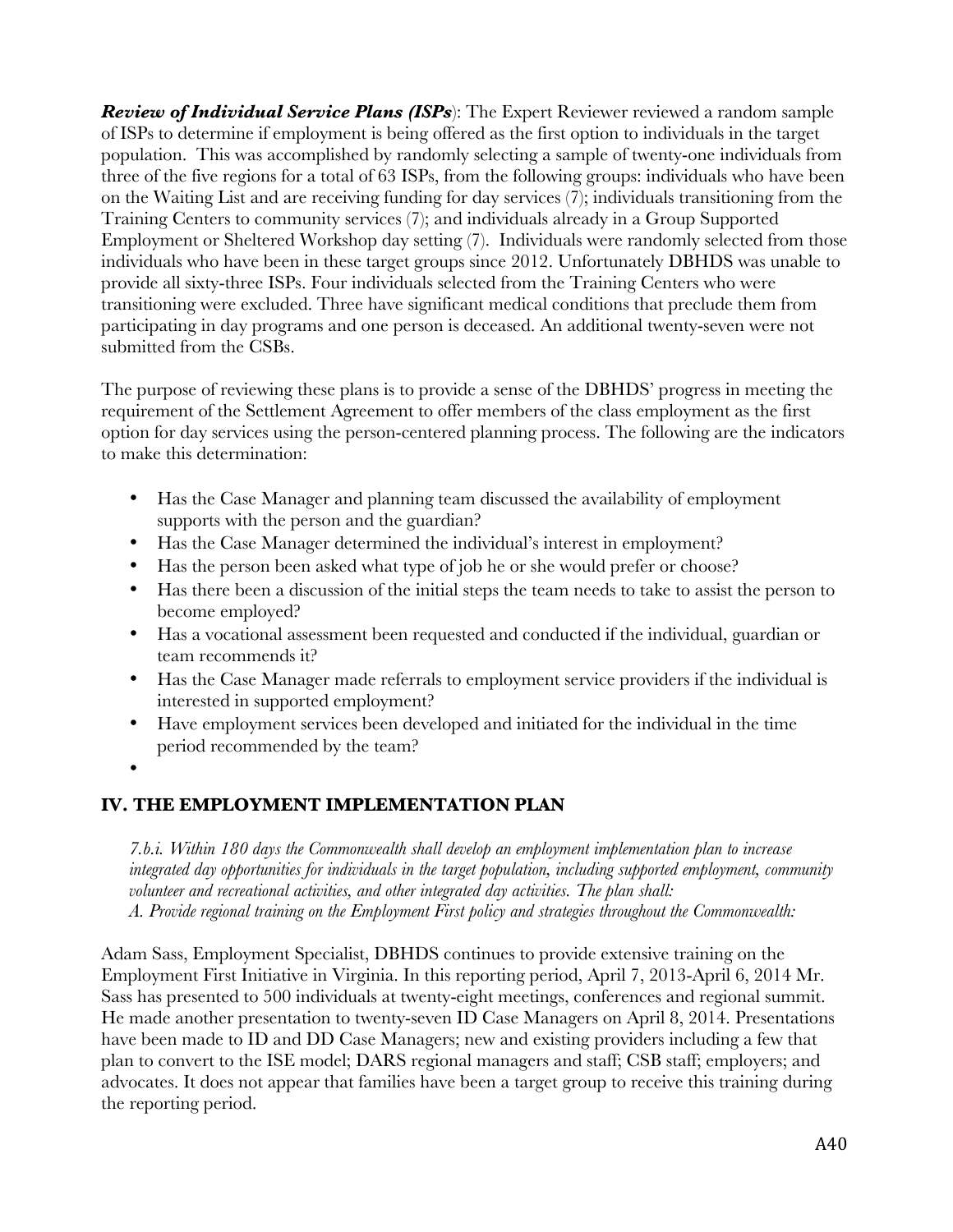***Review of Individual Service Plans (ISPs***): The Expert Reviewer reviewed a random sample of ISPs to determine if employment is being offered as the first option to individuals in the target population. This was accomplished by randomly selecting a sample of twenty-one individuals from three of the five regions for a total of 63 ISPs, from the following groups: individuals who have been on the Waiting List and are receiving funding for day services (7); individuals transitioning from the Training Centers to community services (7); and individuals already in a Group Supported Employment or Sheltered Workshop day setting (7). Individuals were randomly selected from those individuals who have been in these target groups since 2012. Unfortunately DBHDS was unable to provide all sixty-three ISPs. Four individuals selected from the Training Centers who were transitioning were excluded. Three have significant medical conditions that preclude them from participating in day programs and one person is deceased. An additional twenty-seven were not submitted from the CSBs.

The purpose of reviewing these plans is to provide a sense of the DBHDS' progress in meeting the requirement of the Settlement Agreement to offer members of the class employment as the first option for day services using the person-centered planning process. The following are the indicators to make this determination:

- Has the Case Manager and planning team discussed the availability of employment supports with the person and the guardian?
- Has the Case Manager determined the individual's interest in employment?
- Has the person been asked what type of job he or she would prefer or choose?
- Has there been a discussion of the initial steps the team needs to take to assist the person to become employed?
- Has a vocational assessment been requested and conducted if the individual, guardian or team recommends it?
- Has the Case Manager made referrals to employment service providers if the individual is interested in supported employment?
- Have employment services been developed and initiated for the individual in the time period recommended by the team?
- 

## IV. THE EMPLOYMENT IMPLEMENTATION PLAN

*7.b.i. Within 180 days the Commonwealth shall develop an employment implementation plan to increase integrated day opportunities for individuals in the target population, including supported employment, community volunteer and recreational activities, and other integrated day activities. The plan shall:*
*A. Provide regional training on the Employment First policy and strategies throughout the Commonwealth:*

Adam Sass, Employment Specialist, DBHDS continues to provide extensive training on the Employment First Initiative in Virginia. In this reporting period, April 7, 2013-April 6, 2014 Mr. Sass has presented to 500 individuals at twenty-eight meetings, conferences and regional summit. He made another presentation to twenty-seven ID Case Managers on April 8, 2014. Presentations have been made to ID and DD Case Managers; new and existing providers including a few that plan to convert to the ISE model; DARS regional managers and staff; CSB staff; employers; and advocates. It does not appear that families have been a target group to receive this training during the reporting period.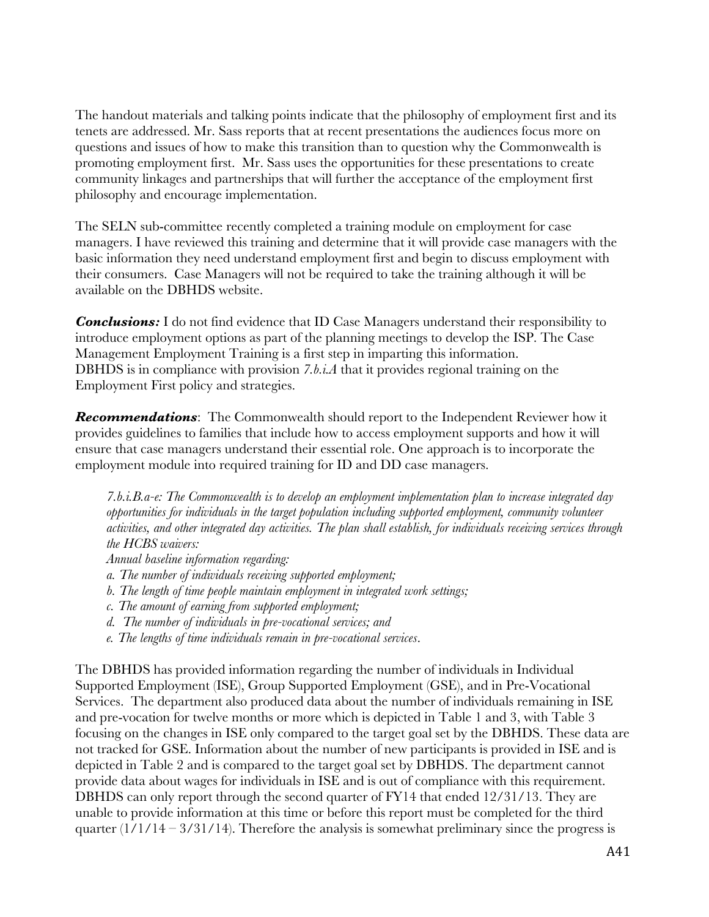The handout materials and talking points indicate that the philosophy of employment first and its tenets are addressed. Mr. Sass reports that at recent presentations the audiences focus more on questions and issues of how to make this transition than to question why the Commonwealth is promoting employment first. Mr. Sass uses the opportunities for these presentations to create community linkages and partnerships that will further the acceptance of the employment first philosophy and encourage implementation.

The SELN sub-committee recently completed a training module on employment for case managers. I have reviewed this training and determine that it will provide case managers with the basic information they need understand employment first and begin to discuss employment with their consumers. Case Managers will not be required to take the training although it will be available on the DBHDS website.

***Conclusions:*** I do not find evidence that ID Case Managers understand their responsibility to introduce employment options as part of the planning meetings to develop the ISP. The Case Management Employment Training is a first step in imparting this information. DBHDS is in compliance with provision *7.b.i.A* that it provides regional training on the Employment First policy and strategies.

***Recommendations***: The Commonwealth should report to the Independent Reviewer how it provides guidelines to families that include how to access employment supports and how it will ensure that case managers understand their essential role. One approach is to incorporate the employment module into required training for ID and DD case managers.

> *7.b.i.B.a-e: The Commonwealth is to develop an employment implementation plan to increase integrated day opportunities for individuals in the target population including supported employment, community volunteer activities, and other integrated day activities. The plan shall establish, for individuals receiving services through the HCBS waivers:*
>
> *Annual baseline information regarding:*
>
> *a. The number of individuals receiving supported employment;*
> *b. The length of time people maintain employment in integrated work settings;*
> *c. The amount of earning from supported employment;*
> *d. The number of individuals in pre-vocational services; and*
> *e. The lengths of time individuals remain in pre-vocational services.*

The DBHDS has provided information regarding the number of individuals in Individual Supported Employment (ISE), Group Supported Employment (GSE), and in Pre-Vocational Services. The department also produced data about the number of individuals remaining in ISE and pre-vocation for twelve months or more which is depicted in Table 1 and 3, with Table 3 focusing on the changes in ISE only compared to the target goal set by the DBHDS. These data are not tracked for GSE. Information about the number of new participants is provided in ISE and is depicted in Table 2 and is compared to the target goal set by DBHDS. The department cannot provide data about wages for individuals in ISE and is out of compliance with this requirement. DBHDS can only report through the second quarter of FY14 that ended 12/31/13. They are unable to provide information at this time or before this report must be completed for the third quarter (1/1/14 – 3/31/14). Therefore the analysis is somewhat preliminary since the progress is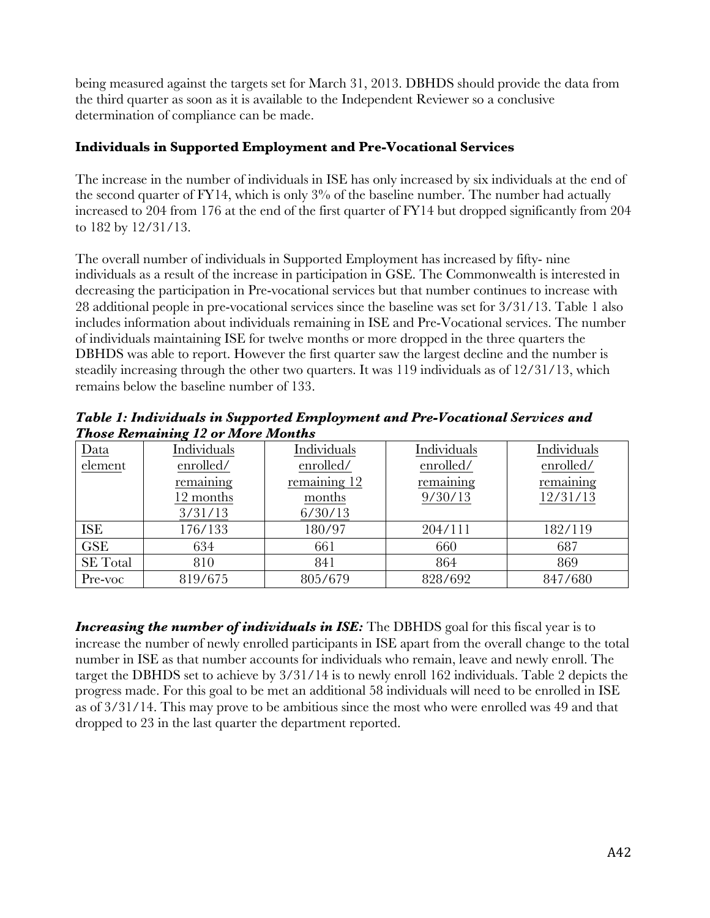being measured against the targets set for March 31, 2013. DBHDS should provide the data from the third quarter as soon as it is available to the Independent Reviewer so a conclusive determination of compliance can be made.

### Individuals in Supported Employment and Pre-Vocational Services

The increase in the number of individuals in ISE has only increased by six individuals at the end of the second quarter of FY14, which is only 3% of the baseline number. The number had actually increased to 204 from 176 at the end of the first quarter of FY14 but dropped significantly from 204 to 182 by 12/31/13.

The overall number of individuals in Supported Employment has increased by fifty- nine individuals as a result of the increase in participation in GSE. The Commonwealth is interested in decreasing the participation in Pre-vocational services but that number continues to increase with 28 additional people in pre-vocational services since the baseline was set for 3/31/13. Table 1 also includes information about individuals remaining in ISE and Pre-Vocational services. The number of individuals maintaining ISE for twelve months or more dropped in the three quarters the DBHDS was able to report. However the first quarter saw the largest decline and the number is steadily increasing through the other two quarters. It was 119 individuals as of 12/31/13, which remains below the baseline number of 133.

***Table 1: Individuals in Supported Employment and Pre-Vocational Services and Those Remaining 12 or More Months***

| Data element | Individuals enrolled/ remaining 12 months 3/31/13 | Individuals enrolled/ remaining 12 months 6/30/13 | Individuals enrolled/ remaining 9/30/13 | Individuals enrolled/ remaining 12/31/13 |
|---|---|---|---|---|
| ISE | 176/133 | 180/97 | 204/111 | 182/119 |
| GSE | 634 | 661 | 660 | 687 |
| SE Total | 810 | 841 | 864 | 869 |
| Pre-voc | 819/675 | 805/679 | 828/692 | 847/680 |

***Increasing the number of individuals in ISE:*** The DBHDS goal for this fiscal year is to increase the number of newly enrolled participants in ISE apart from the overall change to the total number in ISE as that number accounts for individuals who remain, leave and newly enroll. The target the DBHDS set to achieve by 3/31/14 is to newly enroll 162 individuals. Table 2 depicts the progress made. For this goal to be met an additional 58 individuals will need to be enrolled in ISE as of 3/31/14. This may prove to be ambitious since the most who were enrolled was 49 and that dropped to 23 in the last quarter the department reported.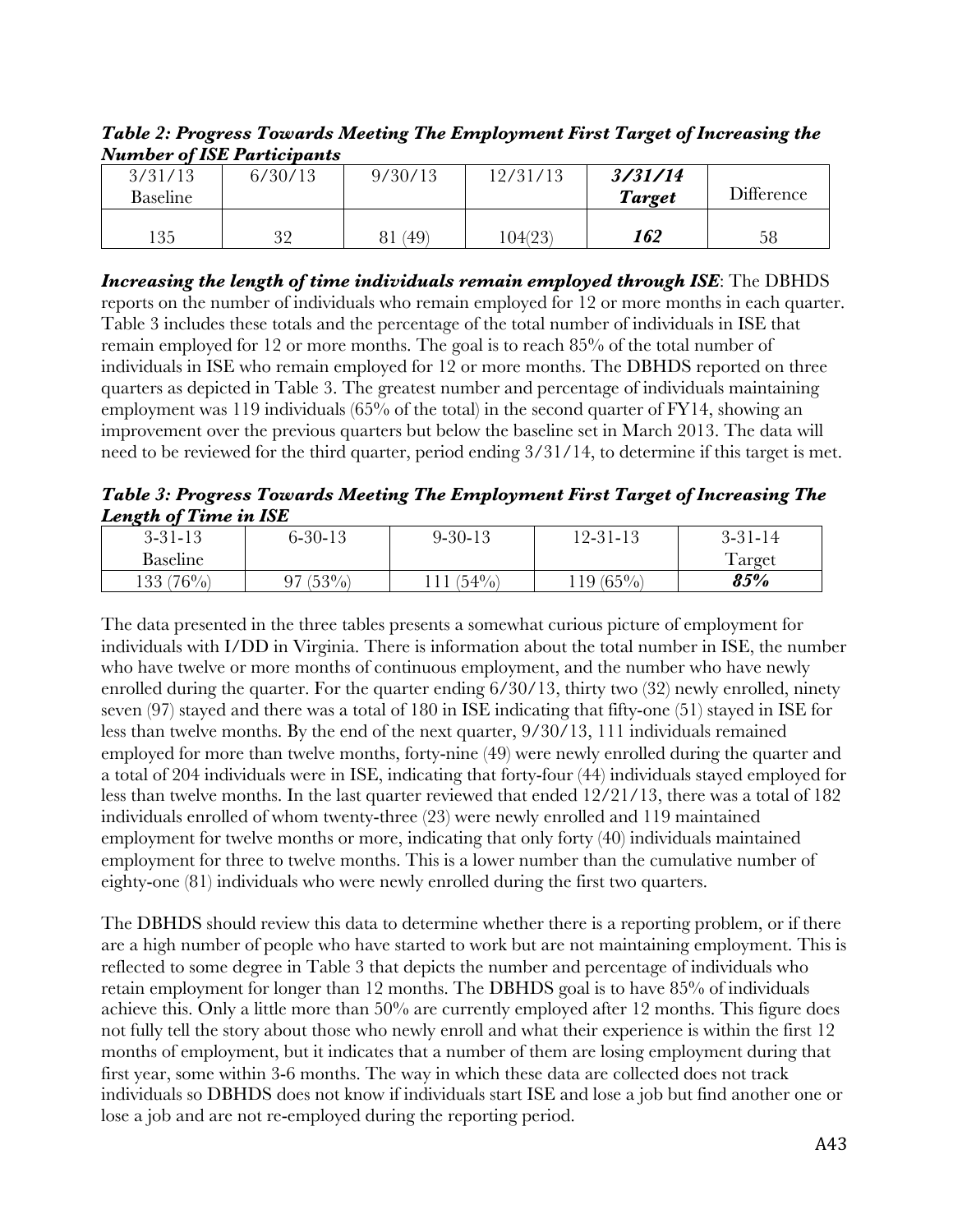***Table 2: Progress Towards Meeting The Employment First Target of Increasing the Number of ISE Participants***

| 3/31/13 Baseline | 6/30/13 | 9/30/13 | 12/31/13 | ***3/31/14 Target*** | Difference |
|---|---|---|---|---|---|
| 135 | 32 | 81 (49) | 104(23) | ***162*** | 58 |

***Increasing the length of time individuals remain employed through ISE***: The DBHDS reports on the number of individuals who remain employed for 12 or more months in each quarter. Table 3 includes these totals and the percentage of the total number of individuals in ISE that remain employed for 12 or more months. The goal is to reach 85% of the total number of individuals in ISE who remain employed for 12 or more months. The DBHDS reported on three quarters as depicted in Table 3. The greatest number and percentage of individuals maintaining employment was 119 individuals (65% of the total) in the second quarter of FY14, showing an improvement over the previous quarters but below the baseline set in March 2013. The data will need to be reviewed for the third quarter, period ending 3/31/14, to determine if this target is met.

***Table 3: Progress Towards Meeting The Employment First Target of Increasing The Length of Time in ISE***

| 3-31-13 Baseline | 6-30-13 | 9-30-13 | 12-31-13 | 3-31-14 Target |
|---|---|---|---|---|
| 133 (76%) | 97 (53%) | 111 (54%) | 119 (65%) | ***85%*** |

The data presented in the three tables presents a somewhat curious picture of employment for individuals with I/DD in Virginia. There is information about the total number in ISE, the number who have twelve or more months of continuous employment, and the number who have newly enrolled during the quarter. For the quarter ending 6/30/13, thirty two (32) newly enrolled, ninety seven (97) stayed and there was a total of 180 in ISE indicating that fifty-one (51) stayed in ISE for less than twelve months. By the end of the next quarter, 9/30/13, 111 individuals remained employed for more than twelve months, forty-nine (49) were newly enrolled during the quarter and a total of 204 individuals were in ISE, indicating that forty-four (44) individuals stayed employed for less than twelve months. In the last quarter reviewed that ended 12/21/13, there was a total of 182 individuals enrolled of whom twenty-three (23) were newly enrolled and 119 maintained employment for twelve months or more, indicating that only forty (40) individuals maintained employment for three to twelve months. This is a lower number than the cumulative number of eighty-one (81) individuals who were newly enrolled during the first two quarters.

The DBHDS should review this data to determine whether there is a reporting problem, or if there are a high number of people who have started to work but are not maintaining employment. This is reflected to some degree in Table 3 that depicts the number and percentage of individuals who retain employment for longer than 12 months. The DBHDS goal is to have 85% of individuals achieve this. Only a little more than 50% are currently employed after 12 months. This figure does not fully tell the story about those who newly enroll and what their experience is within the first 12 months of employment, but it indicates that a number of them are losing employment during that first year, some within 3-6 months. The way in which these data are collected does not track individuals so DBHDS does not know if individuals start ISE and lose a job but find another one or lose a job and are not re-employed during the reporting period.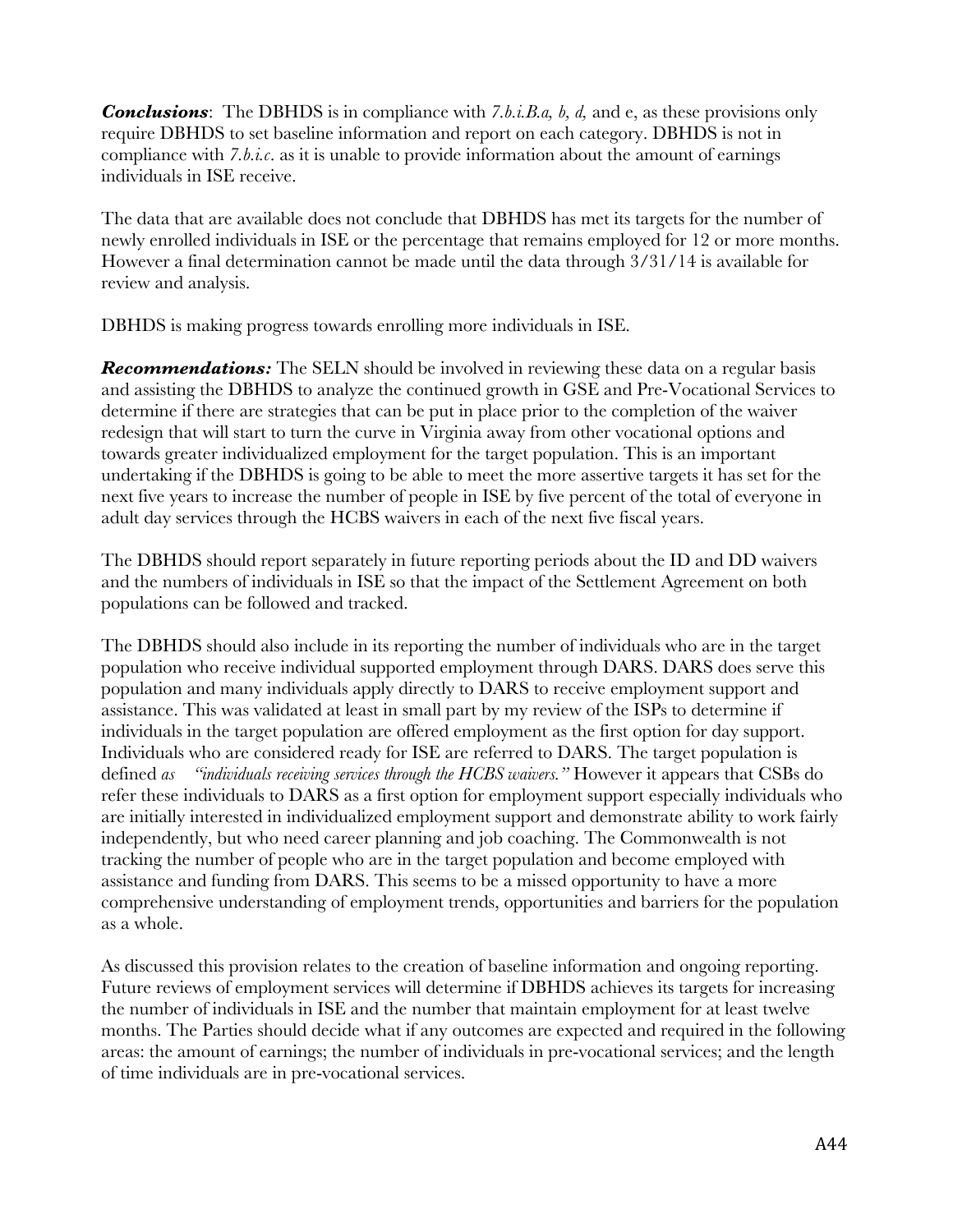***Conclusions***: The DBHDS is in compliance with *7.b.i.B.a, b, d,* and e, as these provisions only require DBHDS to set baseline information and report on each category. DBHDS is not in compliance with *7.b.i.c*. as it is unable to provide information about the amount of earnings individuals in ISE receive.

The data that are available does not conclude that DBHDS has met its targets for the number of newly enrolled individuals in ISE or the percentage that remains employed for 12 or more months. However a final determination cannot be made until the data through 3/31/14 is available for review and analysis.

DBHDS is making progress towards enrolling more individuals in ISE.

***Recommendations:*** The SELN should be involved in reviewing these data on a regular basis and assisting the DBHDS to analyze the continued growth in GSE and Pre-Vocational Services to determine if there are strategies that can be put in place prior to the completion of the waiver redesign that will start to turn the curve in Virginia away from other vocational options and towards greater individualized employment for the target population. This is an important undertaking if the DBHDS is going to be able to meet the more assertive targets it has set for the next five years to increase the number of people in ISE by five percent of the total of everyone in adult day services through the HCBS waivers in each of the next five fiscal years.

The DBHDS should report separately in future reporting periods about the ID and DD waivers and the numbers of individuals in ISE so that the impact of the Settlement Agreement on both populations can be followed and tracked.

The DBHDS should also include in its reporting the number of individuals who are in the target population who receive individual supported employment through DARS. DARS does serve this population and many individuals apply directly to DARS to receive employment support and assistance. This was validated at least in small part by my review of the ISPs to determine if individuals in the target population are offered employment as the first option for day support. Individuals who are considered ready for ISE are referred to DARS. The target population is defined *as "individuals receiving services through the HCBS waivers."* However it appears that CSBs do refer these individuals to DARS as a first option for employment support especially individuals who are initially interested in individualized employment support and demonstrate ability to work fairly independently, but who need career planning and job coaching. The Commonwealth is not tracking the number of people who are in the target population and become employed with assistance and funding from DARS. This seems to be a missed opportunity to have a more comprehensive understanding of employment trends, opportunities and barriers for the population as a whole.

As discussed this provision relates to the creation of baseline information and ongoing reporting. Future reviews of employment services will determine if DBHDS achieves its targets for increasing the number of individuals in ISE and the number that maintain employment for at least twelve months. The Parties should decide what if any outcomes are expected and required in the following areas: the amount of earnings; the number of individuals in pre-vocational services; and the length of time individuals are in pre-vocational services.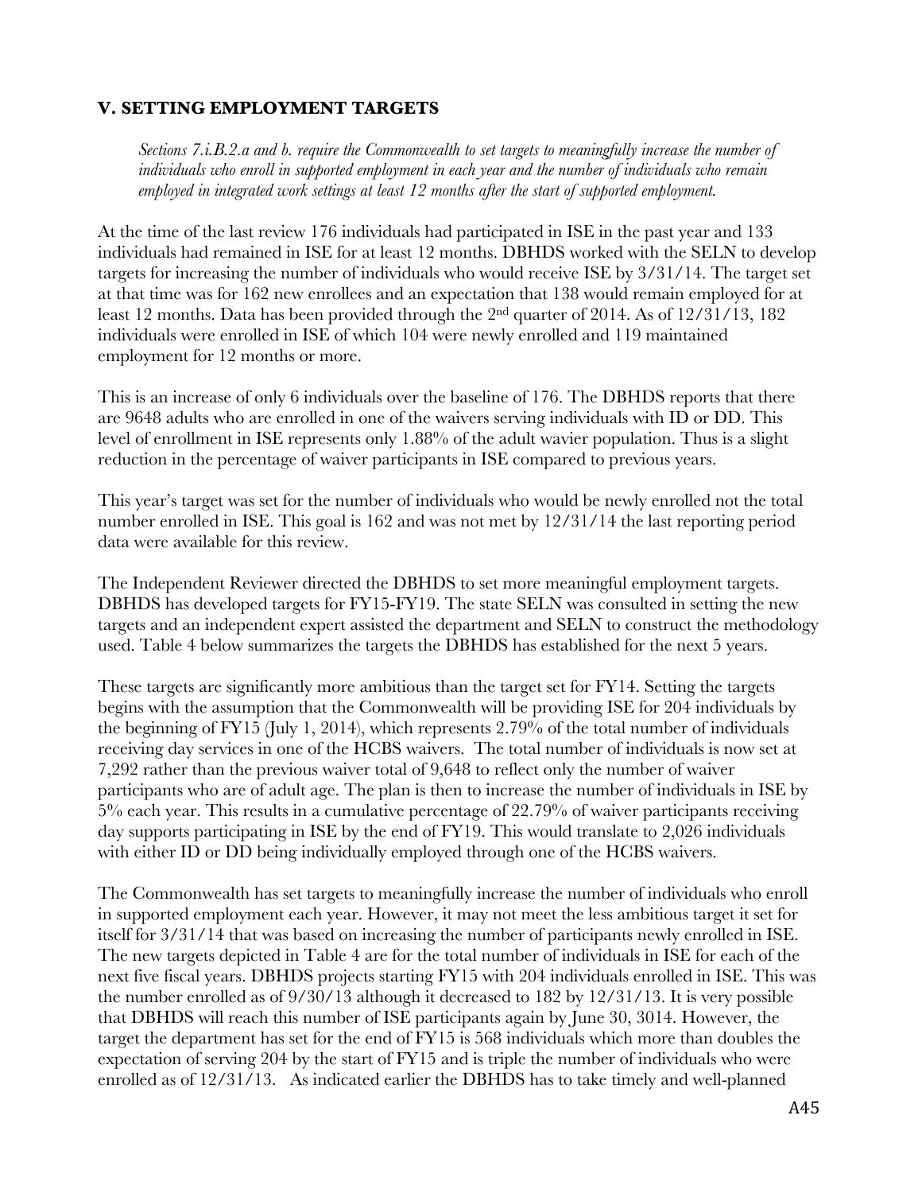## V. SETTING EMPLOYMENT TARGETS

*Sections 7.i.B.2.a and b. require the Commonwealth to set targets to meaningfully increase the number of individuals who enroll in supported employment in each year and the number of individuals who remain employed in integrated work settings at least 12 months after the start of supported employment.*

At the time of the last review 176 individuals had participated in ISE in the past year and 133 individuals had remained in ISE for at least 12 months. DBHDS worked with the SELN to develop targets for increasing the number of individuals who would receive ISE by 3/31/14. The target set at that time was for 162 new enrollees and an expectation that 138 would remain employed for at least 12 months. Data has been provided through the 2nd quarter of 2014. As of 12/31/13, 182 individuals were enrolled in ISE of which 104 were newly enrolled and 119 maintained employment for 12 months or more.

This is an increase of only 6 individuals over the baseline of 176. The DBHDS reports that there are 9648 adults who are enrolled in one of the waivers serving individuals with ID or DD. This level of enrollment in ISE represents only 1.88% of the adult wavier population. Thus is a slight reduction in the percentage of waiver participants in ISE compared to previous years.

This year's target was set for the number of individuals who would be newly enrolled not the total number enrolled in ISE. This goal is 162 and was not met by 12/31/14 the last reporting period data were available for this review.

The Independent Reviewer directed the DBHDS to set more meaningful employment targets. DBHDS has developed targets for FY15-FY19. The state SELN was consulted in setting the new targets and an independent expert assisted the department and SELN to construct the methodology used. Table 4 below summarizes the targets the DBHDS has established for the next 5 years.

These targets are significantly more ambitious than the target set for FY14. Setting the targets begins with the assumption that the Commonwealth will be providing ISE for 204 individuals by the beginning of FY15 (July 1, 2014), which represents 2.79% of the total number of individuals receiving day services in one of the HCBS waivers. The total number of individuals is now set at 7,292 rather than the previous waiver total of 9,648 to reflect only the number of waiver participants who are of adult age. The plan is then to increase the number of individuals in ISE by 5% each year. This results in a cumulative percentage of 22.79% of waiver participants receiving day supports participating in ISE by the end of FY19. This would translate to 2,026 individuals with either ID or DD being individually employed through one of the HCBS waivers.

The Commonwealth has set targets to meaningfully increase the number of individuals who enroll in supported employment each year. However, it may not meet the less ambitious target it set for itself for 3/31/14 that was based on increasing the number of participants newly enrolled in ISE. The new targets depicted in Table 4 are for the total number of individuals in ISE for each of the next five fiscal years. DBHDS projects starting FY15 with 204 individuals enrolled in ISE. This was the number enrolled as of 9/30/13 although it decreased to 182 by 12/31/13. It is very possible that DBHDS will reach this number of ISE participants again by June 30, 3014. However, the target the department has set for the end of FY15 is 568 individuals which more than doubles the expectation of serving 204 by the start of FY15 and is triple the number of individuals who were enrolled as of 12/31/13. As indicated earlier the DBHDS has to take timely and well-planned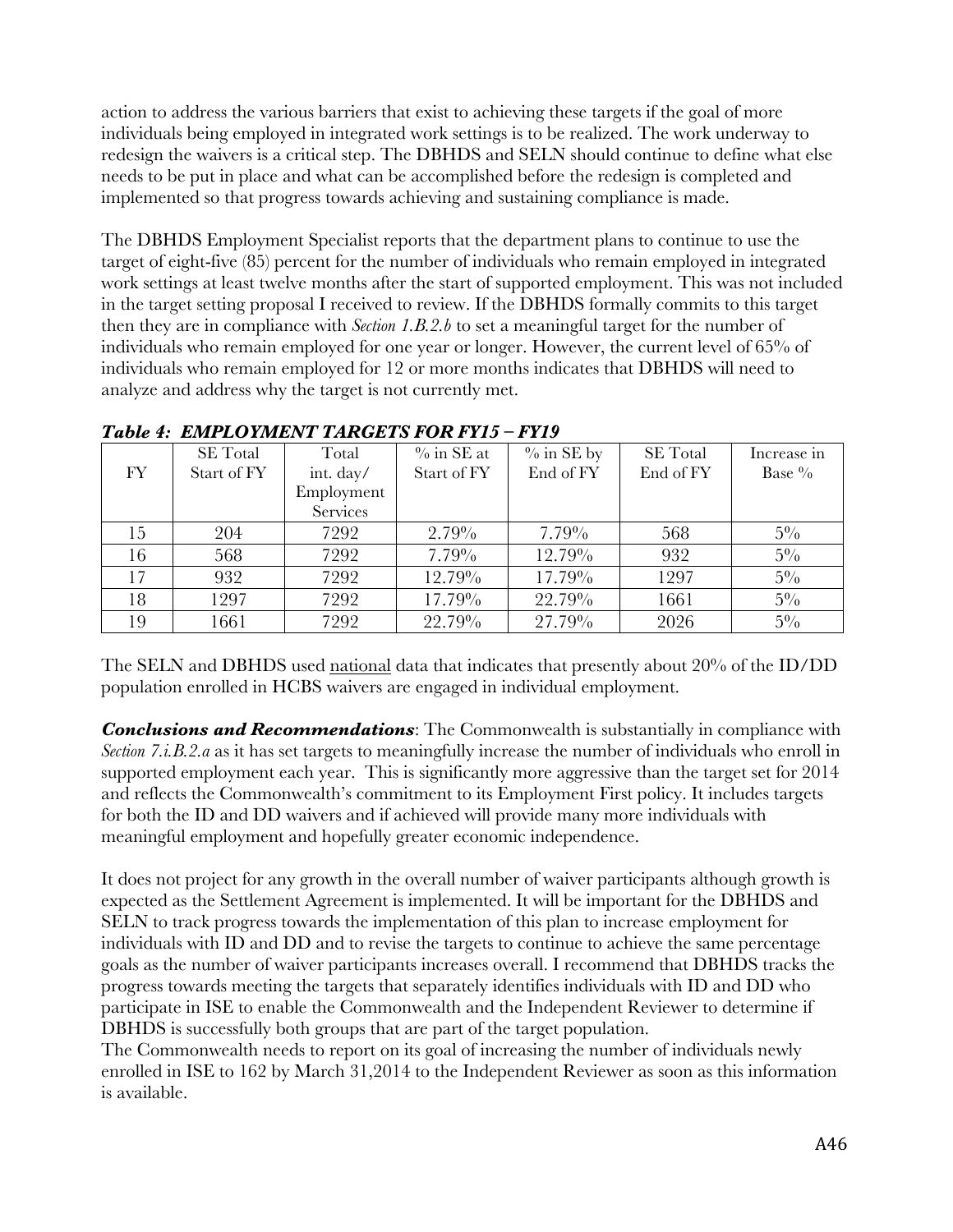action to address the various barriers that exist to achieving these targets if the goal of more individuals being employed in integrated work settings is to be realized. The work underway to redesign the waivers is a critical step. The DBHDS and SELN should continue to define what else needs to be put in place and what can be accomplished before the redesign is completed and implemented so that progress towards achieving and sustaining compliance is made.

The DBHDS Employment Specialist reports that the department plans to continue to use the target of eight-five (85) percent for the number of individuals who remain employed in integrated work settings at least twelve months after the start of supported employment. This was not included in the target setting proposal I received to review. If the DBHDS formally commits to this target then they are in compliance with *Section 1.B.2.b* to set a meaningful target for the number of individuals who remain employed for one year or longer. However, the current level of 65% of individuals who remain employed for 12 or more months indicates that DBHDS will need to analyze and address why the target is not currently met.

***Table 4: EMPLOYMENT TARGETS FOR FY15 – FY19***

| FY | SE Total Start of FY | Total int. day/ Employment Services | % in SE at Start of FY | % in SE by End of FY | SE Total End of FY | Increase in Base % |
|---|---|---|---|---|---|---|
| 15 | 204 | 7292 | 2.79% | 7.79% | 568 | 5% |
| 16 | 568 | 7292 | 7.79% | 12.79% | 932 | 5% |
| 17 | 932 | 7292 | 12.79% | 17.79% | 1297 | 5% |
| 18 | 1297 | 7292 | 17.79% | 22.79% | 1661 | 5% |
| 19 | 1661 | 7292 | 22.79% | 27.79% | 2026 | 5% |

The SELN and DBHDS used national data that indicates that presently about 20% of the ID/DD population enrolled in HCBS waivers are engaged in individual employment.

***Conclusions and Recommendations***: The Commonwealth is substantially in compliance with *Section 7.i.B.2.a* as it has set targets to meaningfully increase the number of individuals who enroll in supported employment each year. This is significantly more aggressive than the target set for 2014 and reflects the Commonwealth's commitment to its Employment First policy. It includes targets for both the ID and DD waivers and if achieved will provide many more individuals with meaningful employment and hopefully greater economic independence.

It does not project for any growth in the overall number of waiver participants although growth is expected as the Settlement Agreement is implemented. It will be important for the DBHDS and SELN to track progress towards the implementation of this plan to increase employment for individuals with ID and DD and to revise the targets to continue to achieve the same percentage goals as the number of waiver participants increases overall. I recommend that DBHDS tracks the progress towards meeting the targets that separately identifies individuals with ID and DD who participate in ISE to enable the Commonwealth and the Independent Reviewer to determine if DBHDS is successfully both groups that are part of the target population.

The Commonwealth needs to report on its goal of increasing the number of individuals newly enrolled in ISE to 162 by March 31,2014 to the Independent Reviewer as soon as this information is available.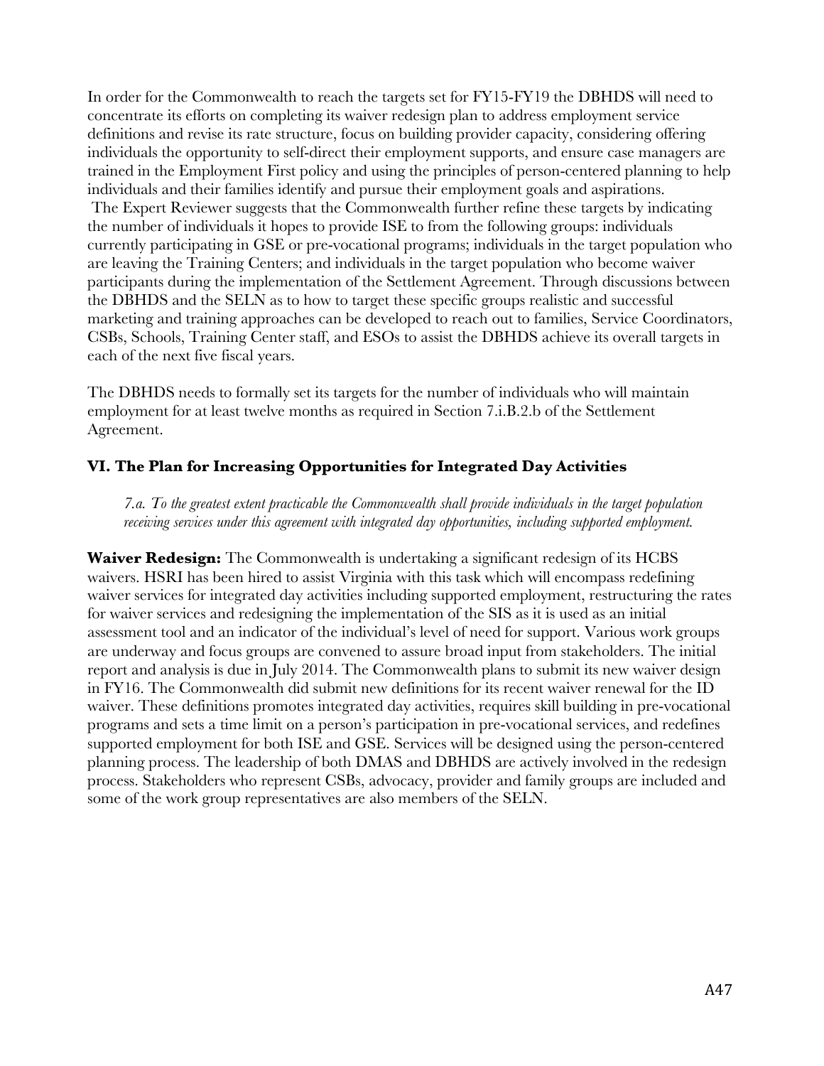In order for the Commonwealth to reach the targets set for FY15-FY19 the DBHDS will need to concentrate its efforts on completing its waiver redesign plan to address employment service definitions and revise its rate structure, focus on building provider capacity, considering offering individuals the opportunity to self-direct their employment supports, and ensure case managers are trained in the Employment First policy and using the principles of person-centered planning to help individuals and their families identify and pursue their employment goals and aspirations. The Expert Reviewer suggests that the Commonwealth further refine these targets by indicating the number of individuals it hopes to provide ISE to from the following groups: individuals currently participating in GSE or pre-vocational programs; individuals in the target population who are leaving the Training Centers; and individuals in the target population who become waiver participants during the implementation of the Settlement Agreement. Through discussions between the DBHDS and the SELN as to how to target these specific groups realistic and successful marketing and training approaches can be developed to reach out to families, Service Coordinators, CSBs, Schools, Training Center staff, and ESOs to assist the DBHDS achieve its overall targets in each of the next five fiscal years.

The DBHDS needs to formally set its targets for the number of individuals who will maintain employment for at least twelve months as required in Section 7.i.B.2.b of the Settlement Agreement.

## VI. The Plan for Increasing Opportunities for Integrated Day Activities

> *7.a. To the greatest extent practicable the Commonwealth shall provide individuals in the target population receiving services under this agreement with integrated day opportunities, including supported employment.*

**Waiver Redesign:** The Commonwealth is undertaking a significant redesign of its HCBS waivers. HSRI has been hired to assist Virginia with this task which will encompass redefining waiver services for integrated day activities including supported employment, restructuring the rates for waiver services and redesigning the implementation of the SIS as it is used as an initial assessment tool and an indicator of the individual's level of need for support. Various work groups are underway and focus groups are convened to assure broad input from stakeholders. The initial report and analysis is due in July 2014. The Commonwealth plans to submit its new waiver design in FY16. The Commonwealth did submit new definitions for its recent waiver renewal for the ID waiver. These definitions promotes integrated day activities, requires skill building in pre-vocational programs and sets a time limit on a person's participation in pre-vocational services, and redefines supported employment for both ISE and GSE. Services will be designed using the person-centered planning process. The leadership of both DMAS and DBHDS are actively involved in the redesign process. Stakeholders who represent CSBs, advocacy, provider and family groups are included and some of the work group representatives are also members of the SELN.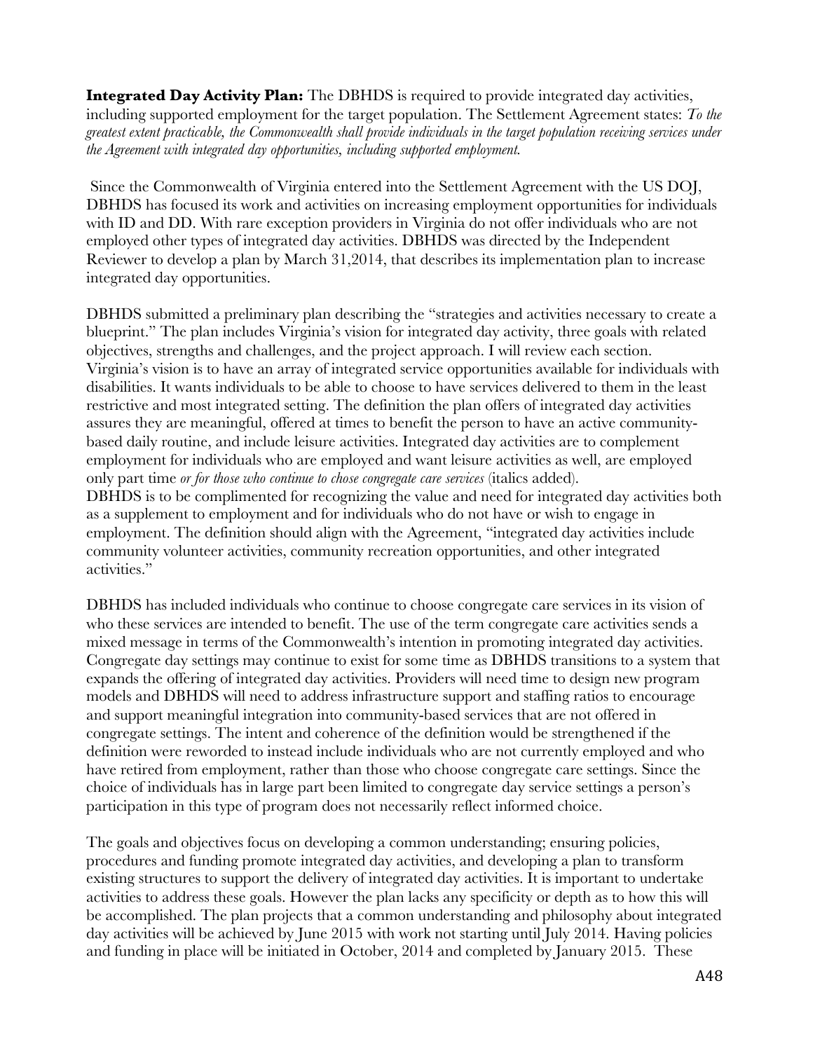**Integrated Day Activity Plan:** The DBHDS is required to provide integrated day activities, including supported employment for the target population. The Settlement Agreement states: *To the greatest extent practicable, the Commonwealth shall provide individuals in the target population receiving services under the Agreement with integrated day opportunities, including supported employment.*

Since the Commonwealth of Virginia entered into the Settlement Agreement with the US DOJ, DBHDS has focused its work and activities on increasing employment opportunities for individuals with ID and DD. With rare exception providers in Virginia do not offer individuals who are not employed other types of integrated day activities. DBHDS was directed by the Independent Reviewer to develop a plan by March 31,2014, that describes its implementation plan to increase integrated day opportunities.

DBHDS submitted a preliminary plan describing the "strategies and activities necessary to create a blueprint." The plan includes Virginia's vision for integrated day activity, three goals with related objectives, strengths and challenges, and the project approach. I will review each section. Virginia's vision is to have an array of integrated service opportunities available for individuals with disabilities. It wants individuals to be able to choose to have services delivered to them in the least restrictive and most integrated setting. The definition the plan offers of integrated day activities assures they are meaningful, offered at times to benefit the person to have an active community-based daily routine, and include leisure activities. Integrated day activities are to complement employment for individuals who are employed and want leisure activities as well, are employed only part time *or for those who continue to chose congregate care services* (italics added). DBHDS is to be complimented for recognizing the value and need for integrated day activities both as a supplement to employment and for individuals who do not have or wish to engage in employment. The definition should align with the Agreement, "integrated day activities include community volunteer activities, community recreation opportunities, and other integrated activities."

DBHDS has included individuals who continue to choose congregate care services in its vision of who these services are intended to benefit. The use of the term congregate care activities sends a mixed message in terms of the Commonwealth's intention in promoting integrated day activities. Congregate day settings may continue to exist for some time as DBHDS transitions to a system that expands the offering of integrated day activities. Providers will need time to design new program models and DBHDS will need to address infrastructure support and staffing ratios to encourage and support meaningful integration into community-based services that are not offered in congregate settings. The intent and coherence of the definition would be strengthened if the definition were reworded to instead include individuals who are not currently employed and who have retired from employment, rather than those who choose congregate care settings. Since the choice of individuals has in large part been limited to congregate day service settings a person's participation in this type of program does not necessarily reflect informed choice.

The goals and objectives focus on developing a common understanding; ensuring policies, procedures and funding promote integrated day activities, and developing a plan to transform existing structures to support the delivery of integrated day activities. It is important to undertake activities to address these goals. However the plan lacks any specificity or depth as to how this will be accomplished. The plan projects that a common understanding and philosophy about integrated day activities will be achieved by June 2015 with work not starting until July 2014. Having policies and funding in place will be initiated in October, 2014 and completed by January 2015. These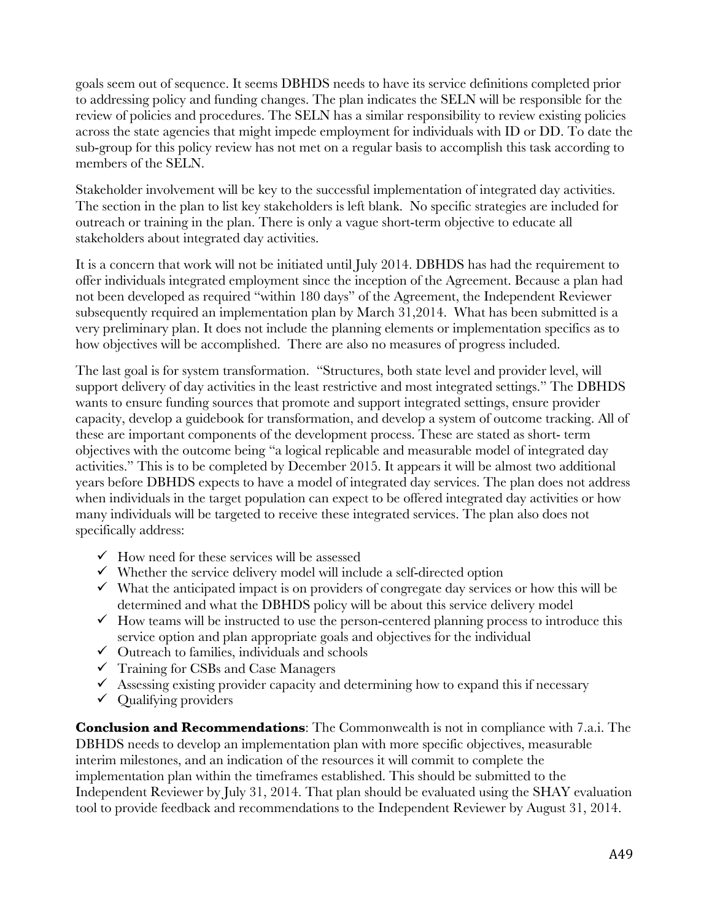goals seem out of sequence. It seems DBHDS needs to have its service definitions completed prior to addressing policy and funding changes. The plan indicates the SELN will be responsible for the review of policies and procedures. The SELN has a similar responsibility to review existing policies across the state agencies that might impede employment for individuals with ID or DD. To date the sub-group for this policy review has not met on a regular basis to accomplish this task according to members of the SELN.

Stakeholder involvement will be key to the successful implementation of integrated day activities. The section in the plan to list key stakeholders is left blank. No specific strategies are included for outreach or training in the plan. There is only a vague short-term objective to educate all stakeholders about integrated day activities.

It is a concern that work will not be initiated until July 2014. DBHDS has had the requirement to offer individuals integrated employment since the inception of the Agreement. Because a plan had not been developed as required "within 180 days" of the Agreement, the Independent Reviewer subsequently required an implementation plan by March 31,2014. What has been submitted is a very preliminary plan. It does not include the planning elements or implementation specifics as to how objectives will be accomplished. There are also no measures of progress included.

The last goal is for system transformation. "Structures, both state level and provider level, will support delivery of day activities in the least restrictive and most integrated settings." The DBHDS wants to ensure funding sources that promote and support integrated settings, ensure provider capacity, develop a guidebook for transformation, and develop a system of outcome tracking. All of these are important components of the development process. These are stated as short- term objectives with the outcome being "a logical replicable and measurable model of integrated day activities." This is to be completed by December 2015. It appears it will be almost two additional years before DBHDS expects to have a model of integrated day services. The plan does not address when individuals in the target population can expect to be offered integrated day activities or how many individuals will be targeted to receive these integrated services. The plan also does not specifically address:

- ✓ How need for these services will be assessed
- ✓ Whether the service delivery model will include a self-directed option
- ✓ What the anticipated impact is on providers of congregate day services or how this will be determined and what the DBHDS policy will be about this service delivery model
- ✓ How teams will be instructed to use the person-centered planning process to introduce this service option and plan appropriate goals and objectives for the individual
- ✓ Outreach to families, individuals and schools
- ✓ Training for CSBs and Case Managers
- ✓ Assessing existing provider capacity and determining how to expand this if necessary
- ✓ Qualifying providers

**Conclusion and Recommendations**: The Commonwealth is not in compliance with 7.a.i. The DBHDS needs to develop an implementation plan with more specific objectives, measurable interim milestones, and an indication of the resources it will commit to complete the implementation plan within the timeframes established. This should be submitted to the Independent Reviewer by July 31, 2014. That plan should be evaluated using the SHAY evaluation tool to provide feedback and recommendations to the Independent Reviewer by August 31, 2014.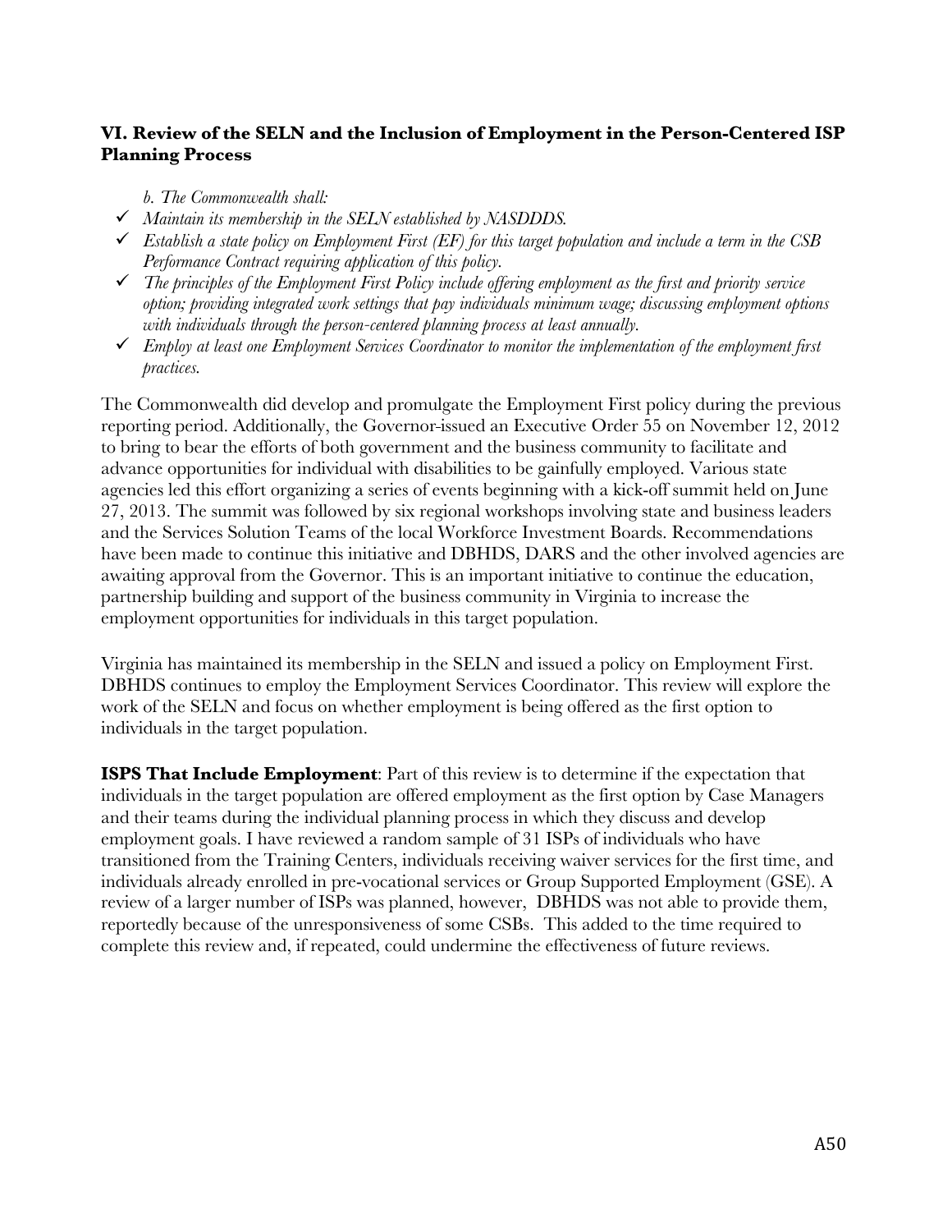### VI. Review of the SELN and the Inclusion of Employment in the Person-Centered ISP Planning Process

*b. The Commonwealth shall:*

- ✓ *Maintain its membership in the SELN established by NASDDDS.*
- ✓ *Establish a state policy on Employment First (EF) for this target population and include a term in the CSB Performance Contract requiring application of this policy.*
- ✓ *The principles of the Employment First Policy include offering employment as the first and priority service option; providing integrated work settings that pay individuals minimum wage; discussing employment options with individuals through the person-centered planning process at least annually.*
- ✓ *Employ at least one Employment Services Coordinator to monitor the implementation of the employment first practices.*

The Commonwealth did develop and promulgate the Employment First policy during the previous reporting period. Additionally, the Governor-issued an Executive Order 55 on November 12, 2012 to bring to bear the efforts of both government and the business community to facilitate and advance opportunities for individual with disabilities to be gainfully employed. Various state agencies led this effort organizing a series of events beginning with a kick-off summit held on June 27, 2013. The summit was followed by six regional workshops involving state and business leaders and the Services Solution Teams of the local Workforce Investment Boards. Recommendations have been made to continue this initiative and DBHDS, DARS and the other involved agencies are awaiting approval from the Governor. This is an important initiative to continue the education, partnership building and support of the business community in Virginia to increase the employment opportunities for individuals in this target population.

Virginia has maintained its membership in the SELN and issued a policy on Employment First. DBHDS continues to employ the Employment Services Coordinator. This review will explore the work of the SELN and focus on whether employment is being offered as the first option to individuals in the target population.

**ISPS That Include Employment**: Part of this review is to determine if the expectation that individuals in the target population are offered employment as the first option by Case Managers and their teams during the individual planning process in which they discuss and develop employment goals. I have reviewed a random sample of 31 ISPs of individuals who have transitioned from the Training Centers, individuals receiving waiver services for the first time, and individuals already enrolled in pre-vocational services or Group Supported Employment (GSE). A review of a larger number of ISPs was planned, however, DBHDS was not able to provide them, reportedly because of the unresponsiveness of some CSBs. This added to the time required to complete this review and, if repeated, could undermine the effectiveness of future reviews.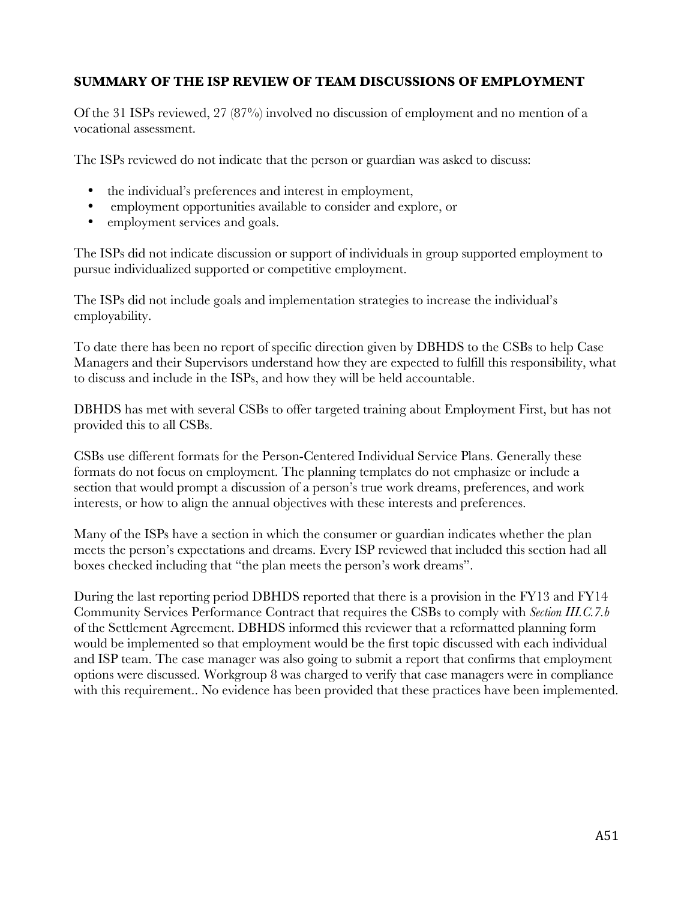**SUMMARY OF THE ISP REVIEW OF TEAM DISCUSSIONS OF EMPLOYMENT**

Of the 31 ISPs reviewed, 27 (87%) involved no discussion of employment and no mention of a vocational assessment.

The ISPs reviewed do not indicate that the person or guardian was asked to discuss:

- the individual's preferences and interest in employment,
- employment opportunities available to consider and explore, or
- employment services and goals.

The ISPs did not indicate discussion or support of individuals in group supported employment to pursue individualized supported or competitive employment.

The ISPs did not include goals and implementation strategies to increase the individual's employability.

To date there has been no report of specific direction given by DBHDS to the CSBs to help Case Managers and their Supervisors understand how they are expected to fulfill this responsibility, what to discuss and include in the ISPs, and how they will be held accountable.

DBHDS has met with several CSBs to offer targeted training about Employment First, but has not provided this to all CSBs.

CSBs use different formats for the Person-Centered Individual Service Plans. Generally these formats do not focus on employment. The planning templates do not emphasize or include a section that would prompt a discussion of a person's true work dreams, preferences, and work interests, or how to align the annual objectives with these interests and preferences.

Many of the ISPs have a section in which the consumer or guardian indicates whether the plan meets the person's expectations and dreams. Every ISP reviewed that included this section had all boxes checked including that "the plan meets the person's work dreams".

During the last reporting period DBHDS reported that there is a provision in the FY13 and FY14 Community Services Performance Contract that requires the CSBs to comply with *Section III.C.7.b* of the Settlement Agreement. DBHDS informed this reviewer that a reformatted planning form would be implemented so that employment would be the first topic discussed with each individual and ISP team. The case manager was also going to submit a report that confirms that employment options were discussed. Workgroup 8 was charged to verify that case managers were in compliance with this requirement.. No evidence has been provided that these practices have been implemented.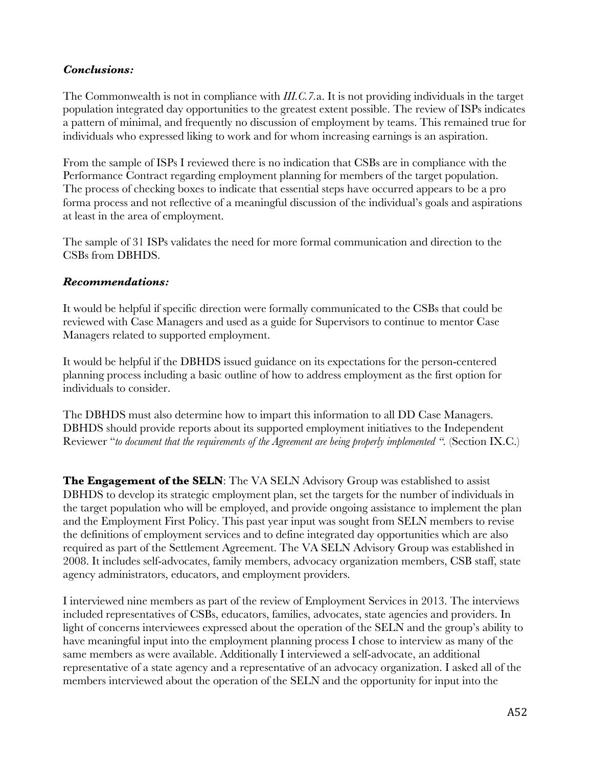***Conclusions:***

The Commonwealth is not in compliance with *III.C.7.*a. It is not providing individuals in the target population integrated day opportunities to the greatest extent possible. The review of ISPs indicates a pattern of minimal, and frequently no discussion of employment by teams. This remained true for individuals who expressed liking to work and for whom increasing earnings is an aspiration.

From the sample of ISPs I reviewed there is no indication that CSBs are in compliance with the Performance Contract regarding employment planning for members of the target population. The process of checking boxes to indicate that essential steps have occurred appears to be a pro forma process and not reflective of a meaningful discussion of the individual's goals and aspirations at least in the area of employment.

The sample of 31 ISPs validates the need for more formal communication and direction to the CSBs from DBHDS.

***Recommendations:***

It would be helpful if specific direction were formally communicated to the CSBs that could be reviewed with Case Managers and used as a guide for Supervisors to continue to mentor Case Managers related to supported employment.

It would be helpful if the DBHDS issued guidance on its expectations for the person-centered planning process including a basic outline of how to address employment as the first option for individuals to consider.

The DBHDS must also determine how to impart this information to all DD Case Managers. DBHDS should provide reports about its supported employment initiatives to the Independent Reviewer "*to document that the requirements of the Agreement are being properly implemented* ". (Section IX.C.)

**The Engagement of the SELN**: The VA SELN Advisory Group was established to assist DBHDS to develop its strategic employment plan, set the targets for the number of individuals in the target population who will be employed, and provide ongoing assistance to implement the plan and the Employment First Policy. This past year input was sought from SELN members to revise the definitions of employment services and to define integrated day opportunities which are also required as part of the Settlement Agreement. The VA SELN Advisory Group was established in 2008. It includes self-advocates, family members, advocacy organization members, CSB staff, state agency administrators, educators, and employment providers.

I interviewed nine members as part of the review of Employment Services in 2013. The interviews included representatives of CSBs, educators, families, advocates, state agencies and providers. In light of concerns interviewees expressed about the operation of the SELN and the group's ability to have meaningful input into the employment planning process I chose to interview as many of the same members as were available. Additionally I interviewed a self-advocate, an additional representative of a state agency and a representative of an advocacy organization. I asked all of the members interviewed about the operation of the SELN and the opportunity for input into the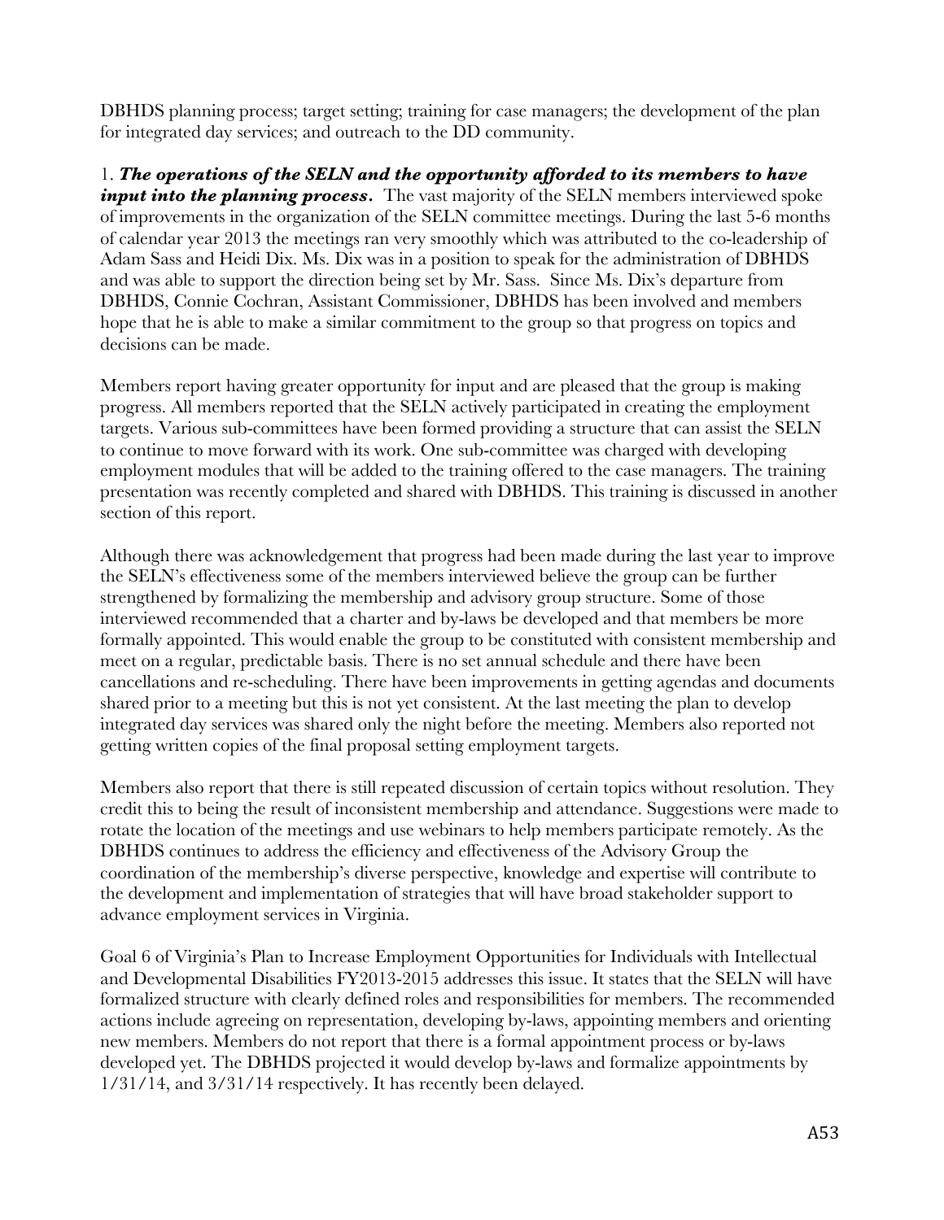DBHDS planning process; target setting; training for case managers; the development of the plan for integrated day services; and outreach to the DD community.

1. ***The operations of the SELN and the opportunity afforded to its members to have input into the planning process.*** The vast majority of the SELN members interviewed spoke of improvements in the organization of the SELN committee meetings. During the last 5-6 months of calendar year 2013 the meetings ran very smoothly which was attributed to the co-leadership of Adam Sass and Heidi Dix. Ms. Dix was in a position to speak for the administration of DBHDS and was able to support the direction being set by Mr. Sass. Since Ms. Dix's departure from DBHDS, Connie Cochran, Assistant Commissioner, DBHDS has been involved and members hope that he is able to make a similar commitment to the group so that progress on topics and decisions can be made.

Members report having greater opportunity for input and are pleased that the group is making progress. All members reported that the SELN actively participated in creating the employment targets. Various sub-committees have been formed providing a structure that can assist the SELN to continue to move forward with its work. One sub-committee was charged with developing employment modules that will be added to the training offered to the case managers. The training presentation was recently completed and shared with DBHDS. This training is discussed in another section of this report.

Although there was acknowledgement that progress had been made during the last year to improve the SELN's effectiveness some of the members interviewed believe the group can be further strengthened by formalizing the membership and advisory group structure. Some of those interviewed recommended that a charter and by-laws be developed and that members be more formally appointed. This would enable the group to be constituted with consistent membership and meet on a regular, predictable basis. There is no set annual schedule and there have been cancellations and re-scheduling. There have been improvements in getting agendas and documents shared prior to a meeting but this is not yet consistent. At the last meeting the plan to develop integrated day services was shared only the night before the meeting. Members also reported not getting written copies of the final proposal setting employment targets.

Members also report that there is still repeated discussion of certain topics without resolution. They credit this to being the result of inconsistent membership and attendance. Suggestions were made to rotate the location of the meetings and use webinars to help members participate remotely. As the DBHDS continues to address the efficiency and effectiveness of the Advisory Group the coordination of the membership's diverse perspective, knowledge and expertise will contribute to the development and implementation of strategies that will have broad stakeholder support to advance employment services in Virginia.

Goal 6 of Virginia's Plan to Increase Employment Opportunities for Individuals with Intellectual and Developmental Disabilities FY2013-2015 addresses this issue. It states that the SELN will have formalized structure with clearly defined roles and responsibilities for members. The recommended actions include agreeing on representation, developing by-laws, appointing members and orienting new members. Members do not report that there is a formal appointment process or by-laws developed yet. The DBHDS projected it would develop by-laws and formalize appointments by 1/31/14, and 3/31/14 respectively. It has recently been delayed.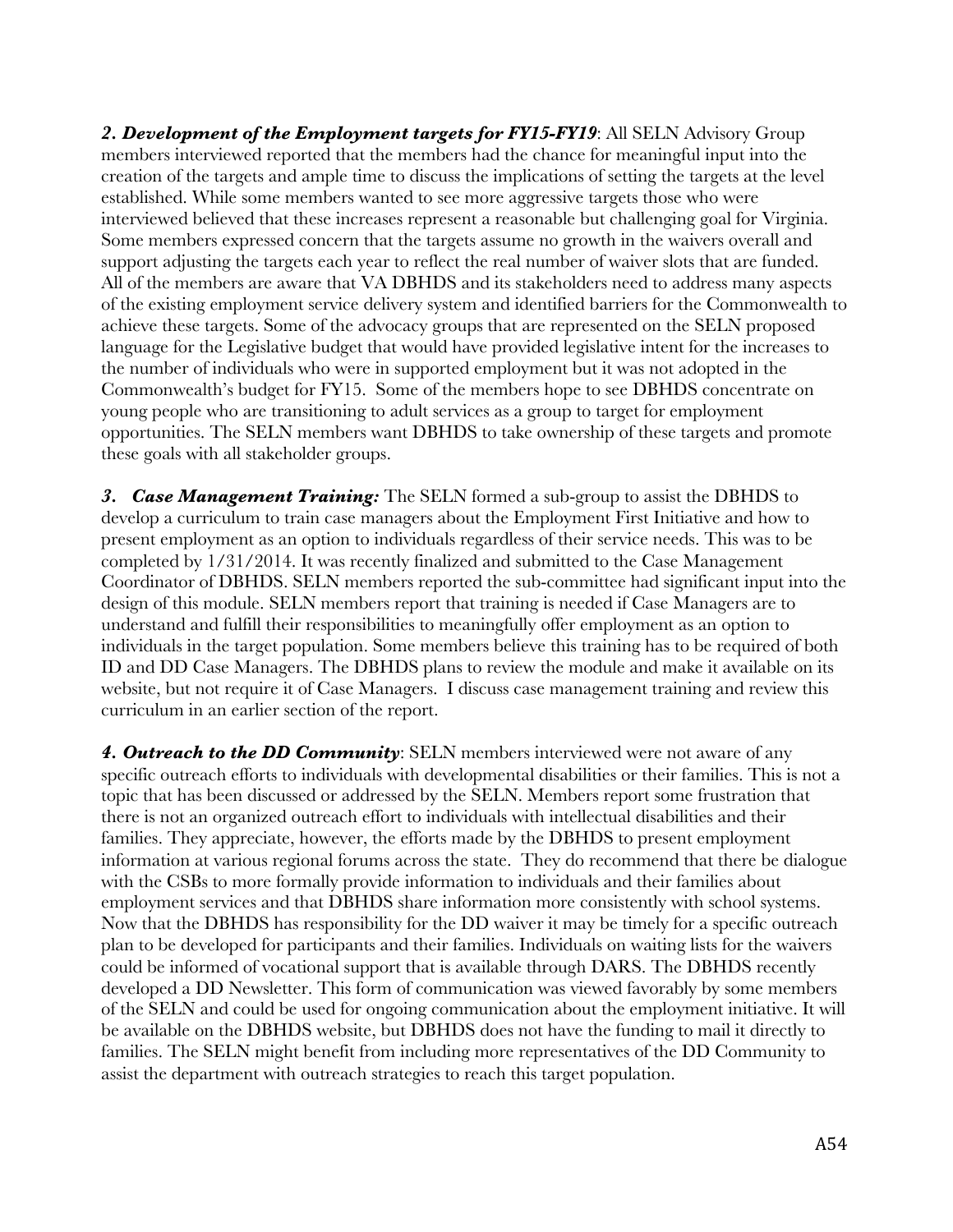***2. Development of the Employment targets for FY15-FY19***: All SELN Advisory Group members interviewed reported that the members had the chance for meaningful input into the creation of the targets and ample time to discuss the implications of setting the targets at the level established. While some members wanted to see more aggressive targets those who were interviewed believed that these increases represent a reasonable but challenging goal for Virginia. Some members expressed concern that the targets assume no growth in the waivers overall and support adjusting the targets each year to reflect the real number of waiver slots that are funded. All of the members are aware that VA DBHDS and its stakeholders need to address many aspects of the existing employment service delivery system and identified barriers for the Commonwealth to achieve these targets. Some of the advocacy groups that are represented on the SELN proposed language for the Legislative budget that would have provided legislative intent for the increases to the number of individuals who were in supported employment but it was not adopted in the Commonwealth's budget for FY15. Some of the members hope to see DBHDS concentrate on young people who are transitioning to adult services as a group to target for employment opportunities. The SELN members want DBHDS to take ownership of these targets and promote these goals with all stakeholder groups.

***3. Case Management Training:*** The SELN formed a sub-group to assist the DBHDS to develop a curriculum to train case managers about the Employment First Initiative and how to present employment as an option to individuals regardless of their service needs. This was to be completed by 1/31/2014. It was recently finalized and submitted to the Case Management Coordinator of DBHDS. SELN members reported the sub-committee had significant input into the design of this module. SELN members report that training is needed if Case Managers are to understand and fulfill their responsibilities to meaningfully offer employment as an option to individuals in the target population. Some members believe this training has to be required of both ID and DD Case Managers. The DBHDS plans to review the module and make it available on its website, but not require it of Case Managers. I discuss case management training and review this curriculum in an earlier section of the report.

***4. Outreach to the DD Community***: SELN members interviewed were not aware of any specific outreach efforts to individuals with developmental disabilities or their families. This is not a topic that has been discussed or addressed by the SELN. Members report some frustration that there is not an organized outreach effort to individuals with intellectual disabilities and their families. They appreciate, however, the efforts made by the DBHDS to present employment information at various regional forums across the state. They do recommend that there be dialogue with the CSBs to more formally provide information to individuals and their families about employment services and that DBHDS share information more consistently with school systems. Now that the DBHDS has responsibility for the DD waiver it may be timely for a specific outreach plan to be developed for participants and their families. Individuals on waiting lists for the waivers could be informed of vocational support that is available through DARS. The DBHDS recently developed a DD Newsletter. This form of communication was viewed favorably by some members of the SELN and could be used for ongoing communication about the employment initiative. It will be available on the DBHDS website, but DBHDS does not have the funding to mail it directly to families. The SELN might benefit from including more representatives of the DD Community to assist the department with outreach strategies to reach this target population.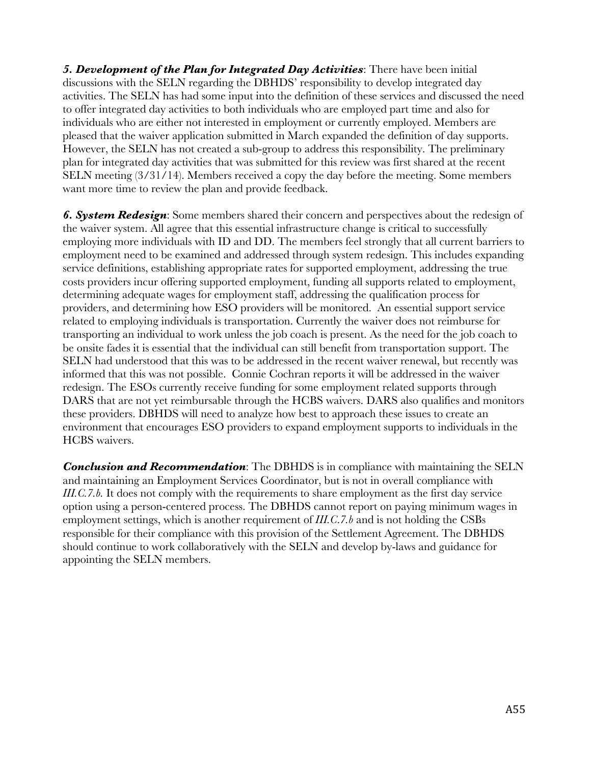***5. Development of the Plan for Integrated Day Activities***: There have been initial discussions with the SELN regarding the DBHDS' responsibility to develop integrated day activities. The SELN has had some input into the definition of these services and discussed the need to offer integrated day activities to both individuals who are employed part time and also for individuals who are either not interested in employment or currently employed. Members are pleased that the waiver application submitted in March expanded the definition of day supports. However, the SELN has not created a sub-group to address this responsibility. The preliminary plan for integrated day activities that was submitted for this review was first shared at the recent SELN meeting (3/31/14). Members received a copy the day before the meeting. Some members want more time to review the plan and provide feedback.

***6. System Redesign***: Some members shared their concern and perspectives about the redesign of the waiver system. All agree that this essential infrastructure change is critical to successfully employing more individuals with ID and DD. The members feel strongly that all current barriers to employment need to be examined and addressed through system redesign. This includes expanding service definitions, establishing appropriate rates for supported employment, addressing the true costs providers incur offering supported employment, funding all supports related to employment, determining adequate wages for employment staff, addressing the qualification process for providers, and determining how ESO providers will be monitored. An essential support service related to employing individuals is transportation. Currently the waiver does not reimburse for transporting an individual to work unless the job coach is present. As the need for the job coach to be onsite fades it is essential that the individual can still benefit from transportation support. The SELN had understood that this was to be addressed in the recent waiver renewal, but recently was informed that this was not possible. Connie Cochran reports it will be addressed in the waiver redesign. The ESOs currently receive funding for some employment related supports through DARS that are not yet reimbursable through the HCBS waivers. DARS also qualifies and monitors these providers. DBHDS will need to analyze how best to approach these issues to create an environment that encourages ESO providers to expand employment supports to individuals in the HCBS waivers.

***Conclusion and Recommendation***: The DBHDS is in compliance with maintaining the SELN and maintaining an Employment Services Coordinator, but is not in overall compliance with *III.C.7.b.* It does not comply with the requirements to share employment as the first day service option using a person-centered process. The DBHDS cannot report on paying minimum wages in employment settings, which is another requirement of *III.C.7.b* and is not holding the CSBs responsible for their compliance with this provision of the Settlement Agreement. The DBHDS should continue to work collaboratively with the SELN and develop by-laws and guidance for appointing the SELN members.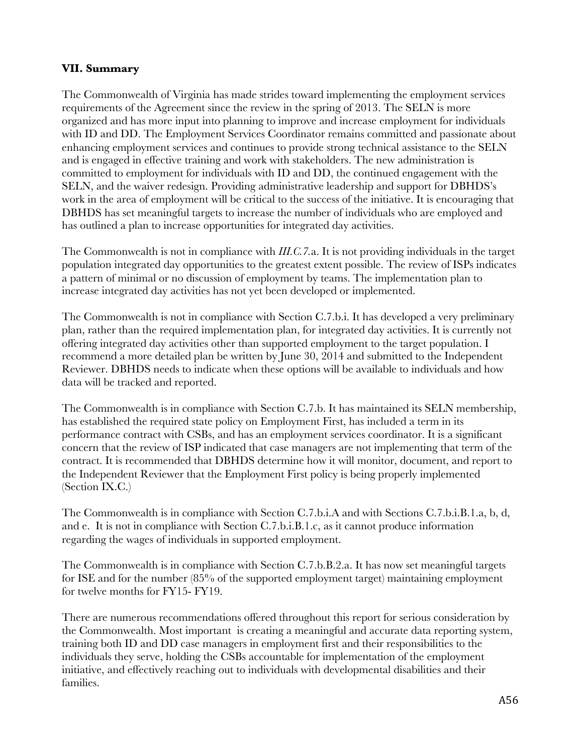### VII. Summary

The Commonwealth of Virginia has made strides toward implementing the employment services requirements of the Agreement since the review in the spring of 2013. The SELN is more organized and has more input into planning to improve and increase employment for individuals with ID and DD. The Employment Services Coordinator remains committed and passionate about enhancing employment services and continues to provide strong technical assistance to the SELN and is engaged in effective training and work with stakeholders. The new administration is committed to employment for individuals with ID and DD, the continued engagement with the SELN, and the waiver redesign. Providing administrative leadership and support for DBHDS's work in the area of employment will be critical to the success of the initiative. It is encouraging that DBHDS has set meaningful targets to increase the number of individuals who are employed and has outlined a plan to increase opportunities for integrated day activities.

The Commonwealth is not in compliance with *III.C.7.*a. It is not providing individuals in the target population integrated day opportunities to the greatest extent possible. The review of ISPs indicates a pattern of minimal or no discussion of employment by teams. The implementation plan to increase integrated day activities has not yet been developed or implemented.

The Commonwealth is not in compliance with Section C.7.b.i. It has developed a very preliminary plan, rather than the required implementation plan, for integrated day activities. It is currently not offering integrated day activities other than supported employment to the target population. I recommend a more detailed plan be written by June 30, 2014 and submitted to the Independent Reviewer. DBHDS needs to indicate when these options will be available to individuals and how data will be tracked and reported.

The Commonwealth is in compliance with Section C.7.b. It has maintained its SELN membership, has established the required state policy on Employment First, has included a term in its performance contract with CSBs, and has an employment services coordinator. It is a significant concern that the review of ISP indicated that case managers are not implementing that term of the contract. It is recommended that DBHDS determine how it will monitor, document, and report to the Independent Reviewer that the Employment First policy is being properly implemented (Section IX.C.)

The Commonwealth is in compliance with Section C.7.b.i.A and with Sections C.7.b.i.B.1.a, b, d, and e. It is not in compliance with Section C.7.b.i.B.1.c, as it cannot produce information regarding the wages of individuals in supported employment.

The Commonwealth is in compliance with Section C.7.b.B.2.a. It has now set meaningful targets for ISE and for the number (85% of the supported employment target) maintaining employment for twelve months for FY15- FY19.

There are numerous recommendations offered throughout this report for serious consideration by the Commonwealth. Most important is creating a meaningful and accurate data reporting system, training both ID and DD case managers in employment first and their responsibilities to the individuals they serve, holding the CSBs accountable for implementation of the employment initiative, and effectively reaching out to individuals with developmental disabilities and their families.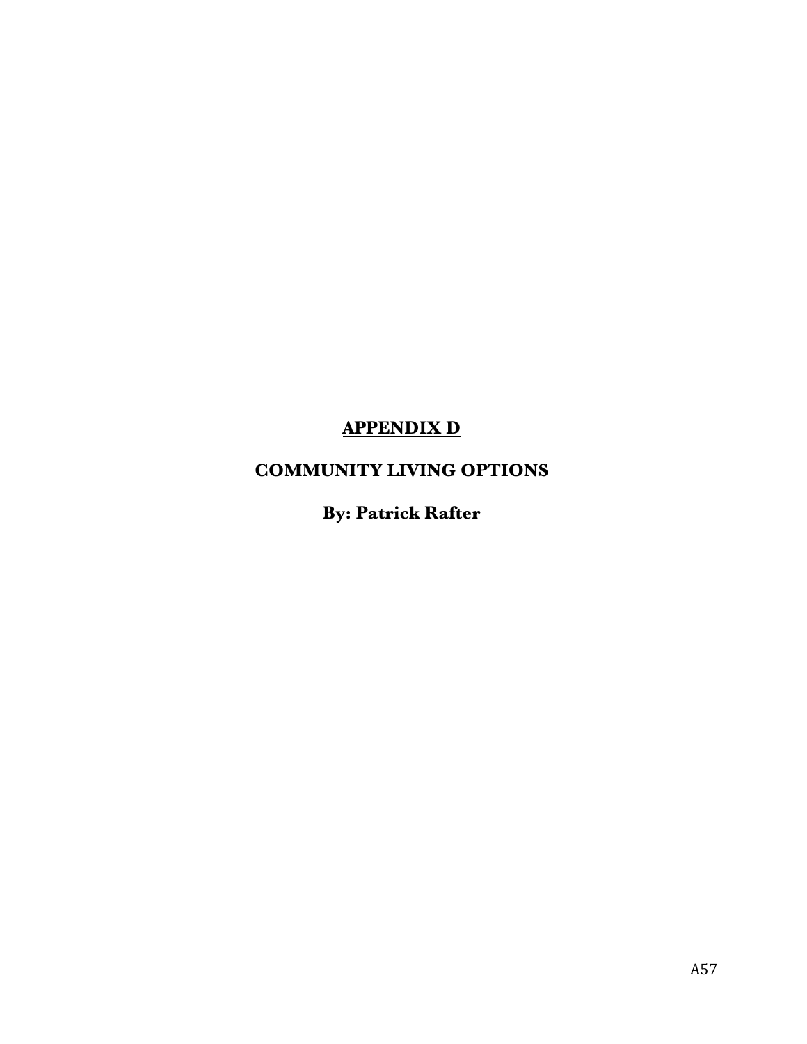# APPENDIX D

## COMMUNITY LIVING OPTIONS

**By: Patrick Rafter**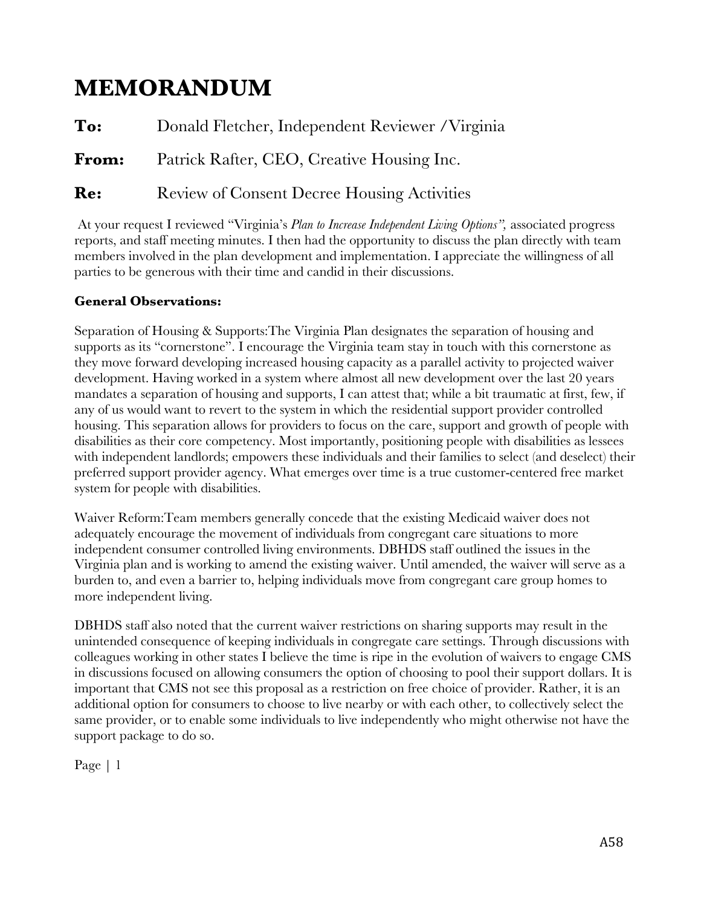# MEMORANDUM

**To:** Donald Fletcher, Independent Reviewer /Virginia

**From:** Patrick Rafter, CEO, Creative Housing Inc.

**Re:** Review of Consent Decree Housing Activities

At your request I reviewed "Virginia's *Plan to Increase Independent Living Options",* associated progress reports, and staff meeting minutes. I then had the opportunity to discuss the plan directly with team members involved in the plan development and implementation. I appreciate the willingness of all parties to be generous with their time and candid in their discussions.

**General Observations:**

Separation of Housing & Supports:The Virginia Plan designates the separation of housing and supports as its "cornerstone". I encourage the Virginia team stay in touch with this cornerstone as they move forward developing increased housing capacity as a parallel activity to projected waiver development. Having worked in a system where almost all new development over the last 20 years mandates a separation of housing and supports, I can attest that; while a bit traumatic at first, few, if any of us would want to revert to the system in which the residential support provider controlled housing. This separation allows for providers to focus on the care, support and growth of people with disabilities as their core competency. Most importantly, positioning people with disabilities as lessees with independent landlords; empowers these individuals and their families to select (and deselect) their preferred support provider agency. What emerges over time is a true customer-centered free market system for people with disabilities.

Waiver Reform:Team members generally concede that the existing Medicaid waiver does not adequately encourage the movement of individuals from congregant care situations to more independent consumer controlled living environments. DBHDS staff outlined the issues in the Virginia plan and is working to amend the existing waiver. Until amended, the waiver will serve as a burden to, and even a barrier to, helping individuals move from congregant care group homes to more independent living.

DBHDS staff also noted that the current waiver restrictions on sharing supports may result in the unintended consequence of keeping individuals in congregate care settings. Through discussions with colleagues working in other states I believe the time is ripe in the evolution of waivers to engage CMS in discussions focused on allowing consumers the option of choosing to pool their support dollars. It is important that CMS not see this proposal as a restriction on free choice of provider. Rather, it is an additional option for consumers to choose to live nearby or with each other, to collectively select the same provider, or to enable some individuals to live independently who might otherwise not have the support package to do so.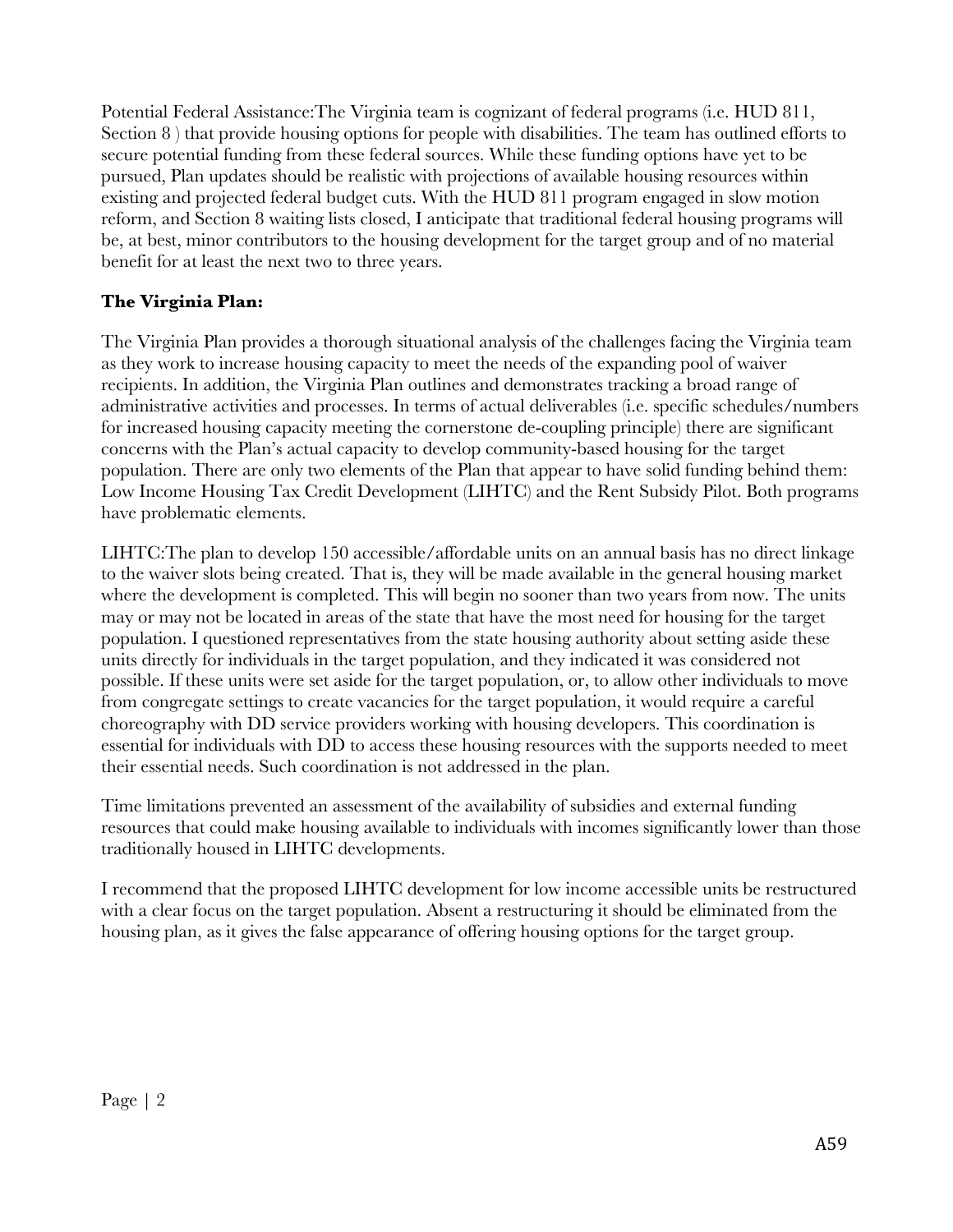Potential Federal Assistance:The Virginia team is cognizant of federal programs (i.e. HUD 811, Section 8 ) that provide housing options for people with disabilities. The team has outlined efforts to secure potential funding from these federal sources. While these funding options have yet to be pursued, Plan updates should be realistic with projections of available housing resources within existing and projected federal budget cuts. With the HUD 811 program engaged in slow motion reform, and Section 8 waiting lists closed, I anticipate that traditional federal housing programs will be, at best, minor contributors to the housing development for the target group and of no material benefit for at least the next two to three years.

**The Virginia Plan:**

The Virginia Plan provides a thorough situational analysis of the challenges facing the Virginia team as they work to increase housing capacity to meet the needs of the expanding pool of waiver recipients. In addition, the Virginia Plan outlines and demonstrates tracking a broad range of administrative activities and processes. In terms of actual deliverables (i.e. specific schedules/numbers for increased housing capacity meeting the cornerstone de-coupling principle) there are significant concerns with the Plan's actual capacity to develop community-based housing for the target population. There are only two elements of the Plan that appear to have solid funding behind them: Low Income Housing Tax Credit Development (LIHTC) and the Rent Subsidy Pilot. Both programs have problematic elements.

LIHTC:The plan to develop 150 accessible/affordable units on an annual basis has no direct linkage to the waiver slots being created. That is, they will be made available in the general housing market where the development is completed. This will begin no sooner than two years from now. The units may or may not be located in areas of the state that have the most need for housing for the target population. I questioned representatives from the state housing authority about setting aside these units directly for individuals in the target population, and they indicated it was considered not possible. If these units were set aside for the target population, or, to allow other individuals to move from congregate settings to create vacancies for the target population, it would require a careful choreography with DD service providers working with housing developers. This coordination is essential for individuals with DD to access these housing resources with the supports needed to meet their essential needs. Such coordination is not addressed in the plan.

Time limitations prevented an assessment of the availability of subsidies and external funding resources that could make housing available to individuals with incomes significantly lower than those traditionally housed in LIHTC developments.

I recommend that the proposed LIHTC development for low income accessible units be restructured with a clear focus on the target population. Absent a restructuring it should be eliminated from the housing plan, as it gives the false appearance of offering housing options for the target group.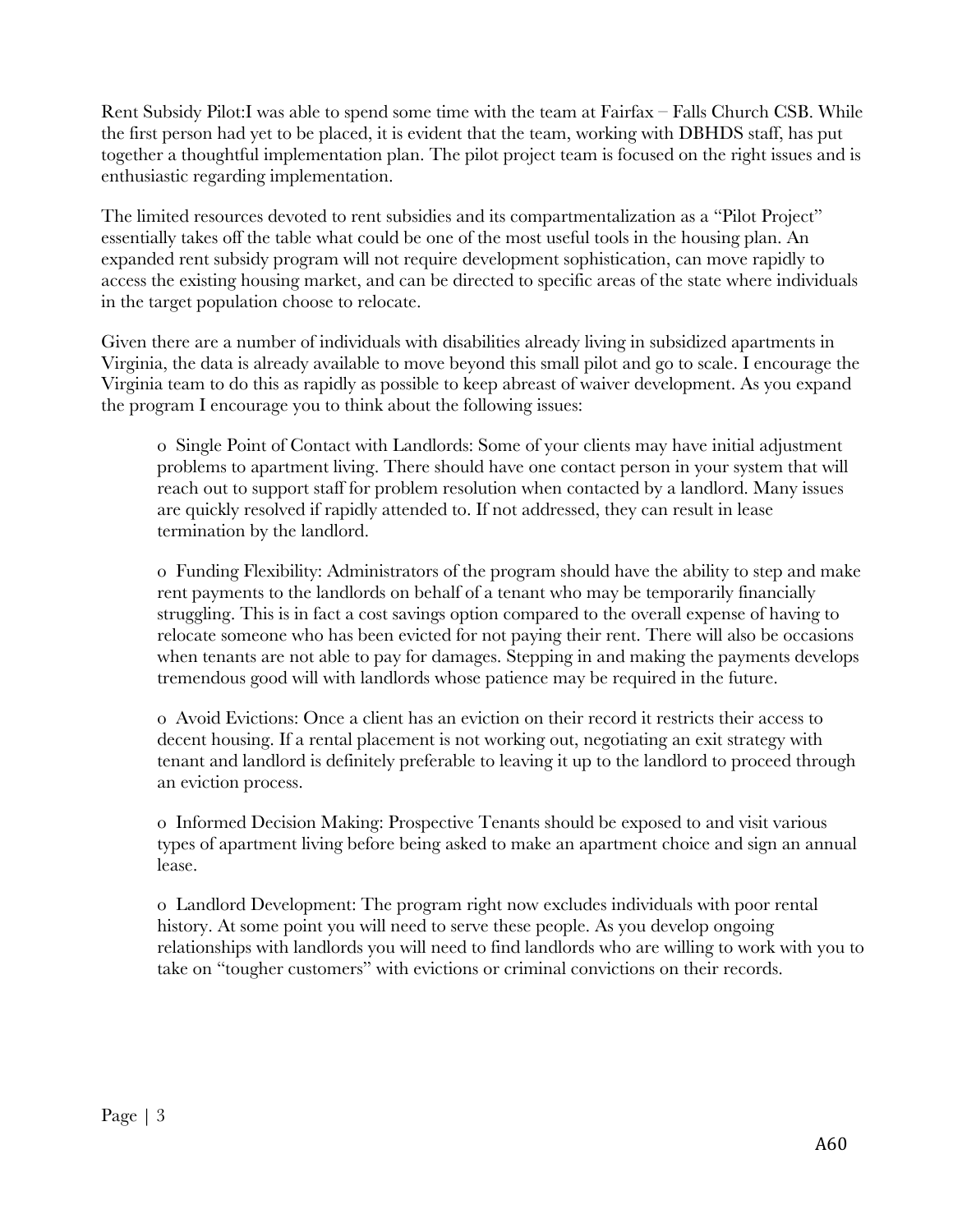Rent Subsidy Pilot:I was able to spend some time with the team at Fairfax – Falls Church CSB. While the first person had yet to be placed, it is evident that the team, working with DBHDS staff, has put together a thoughtful implementation plan. The pilot project team is focused on the right issues and is enthusiastic regarding implementation.

The limited resources devoted to rent subsidies and its compartmentalization as a "Pilot Project" essentially takes off the table what could be one of the most useful tools in the housing plan. An expanded rent subsidy program will not require development sophistication, can move rapidly to access the existing housing market, and can be directed to specific areas of the state where individuals in the target population choose to relocate.

Given there are a number of individuals with disabilities already living in subsidized apartments in Virginia, the data is already available to move beyond this small pilot and go to scale. I encourage the Virginia team to do this as rapidly as possible to keep abreast of waiver development. As you expand the program I encourage you to think about the following issues:

- Single Point of Contact with Landlords: Some of your clients may have initial adjustment problems to apartment living. There should have one contact person in your system that will reach out to support staff for problem resolution when contacted by a landlord. Many issues are quickly resolved if rapidly attended to. If not addressed, they can result in lease termination by the landlord.

- Funding Flexibility: Administrators of the program should have the ability to step and make rent payments to the landlords on behalf of a tenant who may be temporarily financially struggling. This is in fact a cost savings option compared to the overall expense of having to relocate someone who has been evicted for not paying their rent. There will also be occasions when tenants are not able to pay for damages. Stepping in and making the payments develops tremendous good will with landlords whose patience may be required in the future.

- Avoid Evictions: Once a client has an eviction on their record it restricts their access to decent housing. If a rental placement is not working out, negotiating an exit strategy with tenant and landlord is definitely preferable to leaving it up to the landlord to proceed through an eviction process.

- Informed Decision Making: Prospective Tenants should be exposed to and visit various types of apartment living before being asked to make an apartment choice and sign an annual lease.

- Landlord Development: The program right now excludes individuals with poor rental history. At some point you will need to serve these people. As you develop ongoing relationships with landlords you will need to find landlords who are willing to work with you to take on "tougher customers" with evictions or criminal convictions on their records.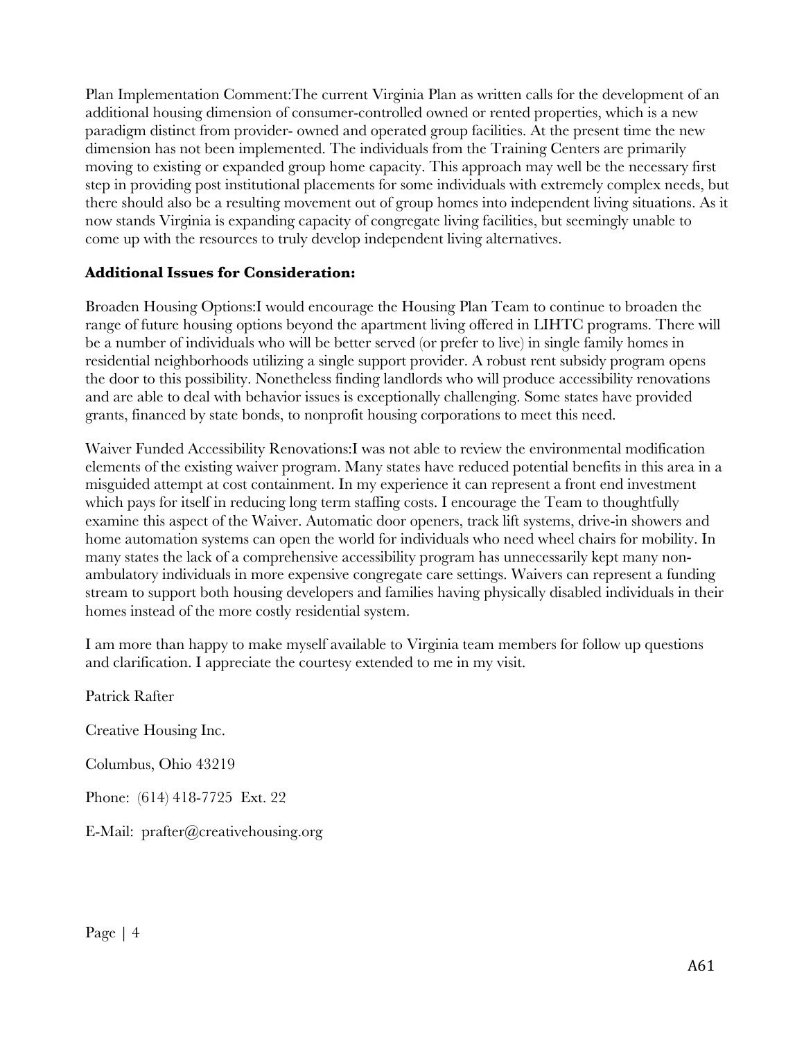Plan Implementation Comment:The current Virginia Plan as written calls for the development of an additional housing dimension of consumer-controlled owned or rented properties, which is a new paradigm distinct from provider- owned and operated group facilities. At the present time the new dimension has not been implemented. The individuals from the Training Centers are primarily moving to existing or expanded group home capacity. This approach may well be the necessary first step in providing post institutional placements for some individuals with extremely complex needs, but there should also be a resulting movement out of group homes into independent living situations. As it now stands Virginia is expanding capacity of congregate living facilities, but seemingly unable to come up with the resources to truly develop independent living alternatives.

**Additional Issues for Consideration:**

Broaden Housing Options:I would encourage the Housing Plan Team to continue to broaden the range of future housing options beyond the apartment living offered in LIHTC programs. There will be a number of individuals who will be better served (or prefer to live) in single family homes in residential neighborhoods utilizing a single support provider. A robust rent subsidy program opens the door to this possibility. Nonetheless finding landlords who will produce accessibility renovations and are able to deal with behavior issues is exceptionally challenging. Some states have provided grants, financed by state bonds, to nonprofit housing corporations to meet this need.

Waiver Funded Accessibility Renovations:I was not able to review the environmental modification elements of the existing waiver program. Many states have reduced potential benefits in this area in a misguided attempt at cost containment. In my experience it can represent a front end investment which pays for itself in reducing long term staffing costs. I encourage the Team to thoughtfully examine this aspect of the Waiver. Automatic door openers, track lift systems, drive-in showers and home automation systems can open the world for individuals who need wheel chairs for mobility. In many states the lack of a comprehensive accessibility program has unnecessarily kept many non-ambulatory individuals in more expensive congregate care settings. Waivers can represent a funding stream to support both housing developers and families having physically disabled individuals in their homes instead of the more costly residential system.

I am more than happy to make myself available to Virginia team members for follow up questions and clarification. I appreciate the courtesy extended to me in my visit.

Patrick Rafter

Creative Housing Inc.

Columbus, Ohio 43219

Phone: (614) 418-7725 Ext. 22

E-Mail: prafter@creativehousing.org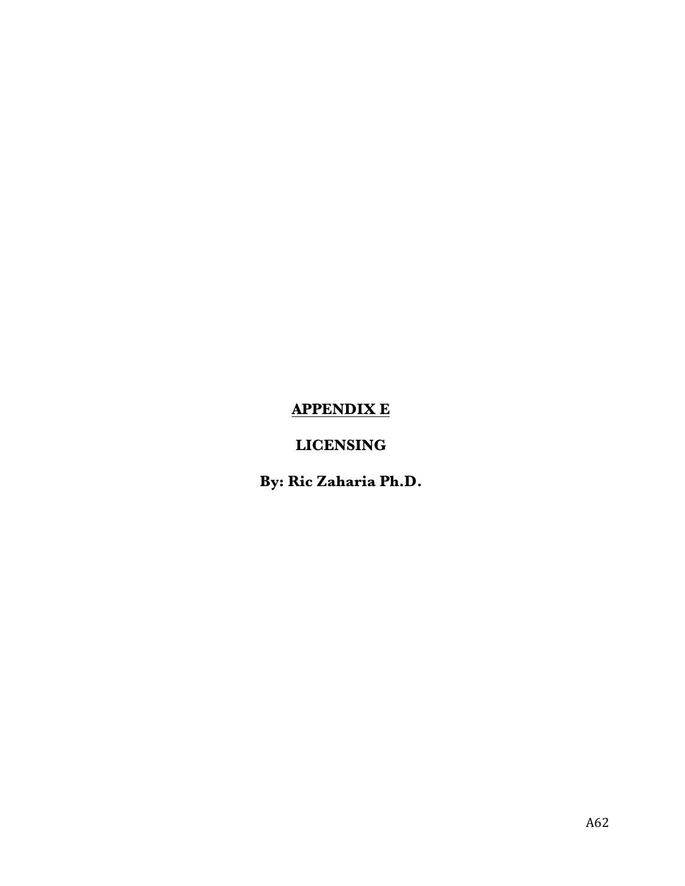# APPENDIX E

## LICENSING

## By: Ric Zaharia Ph.D.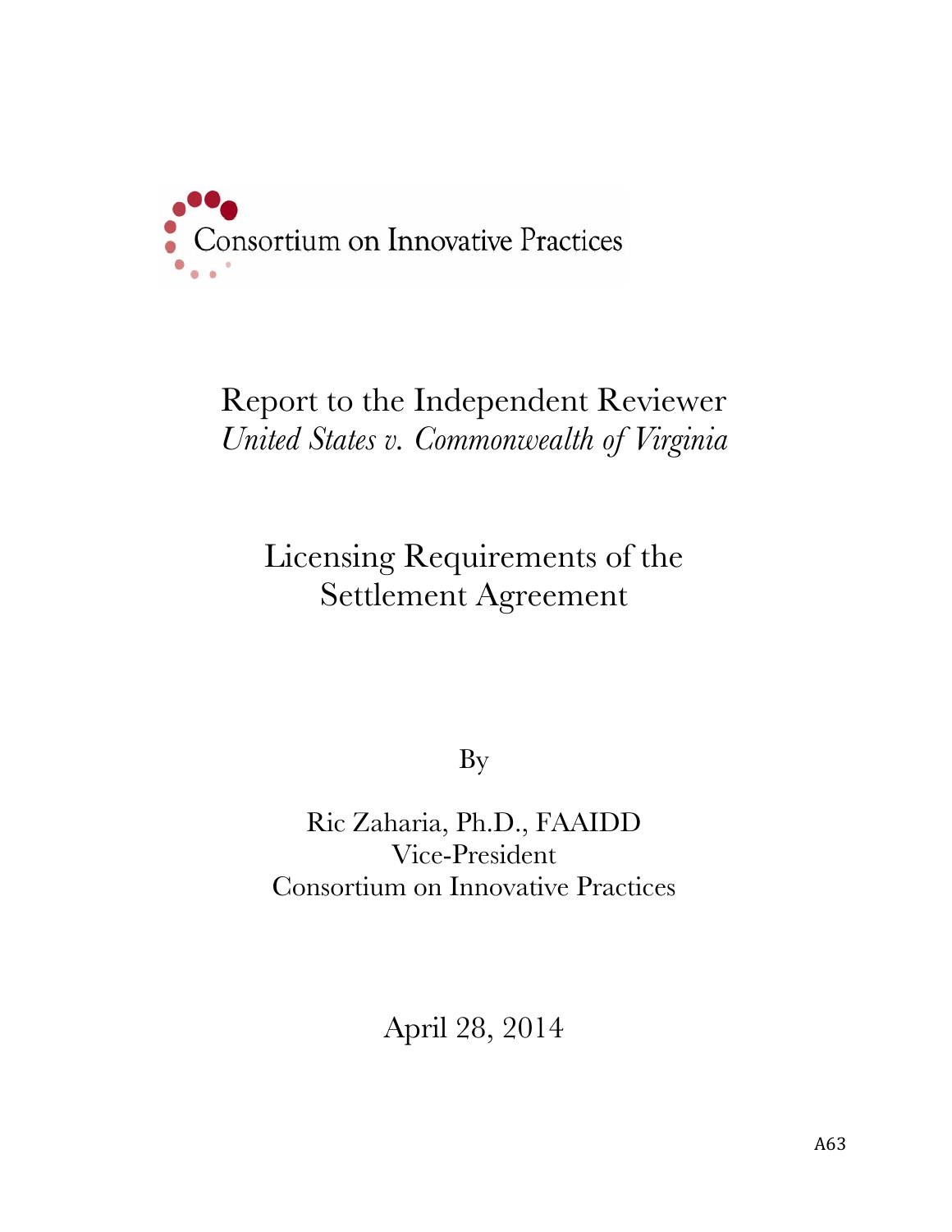Consortium on Innovative Practices

# Report to the Independent Reviewer

*United States v. Commonwealth of Virginia*

## Licensing Requirements of the Settlement Agreement

By

Ric Zaharia, Ph.D., FAAIDD
Vice-President
Consortium on Innovative Practices

April 28, 2014

A63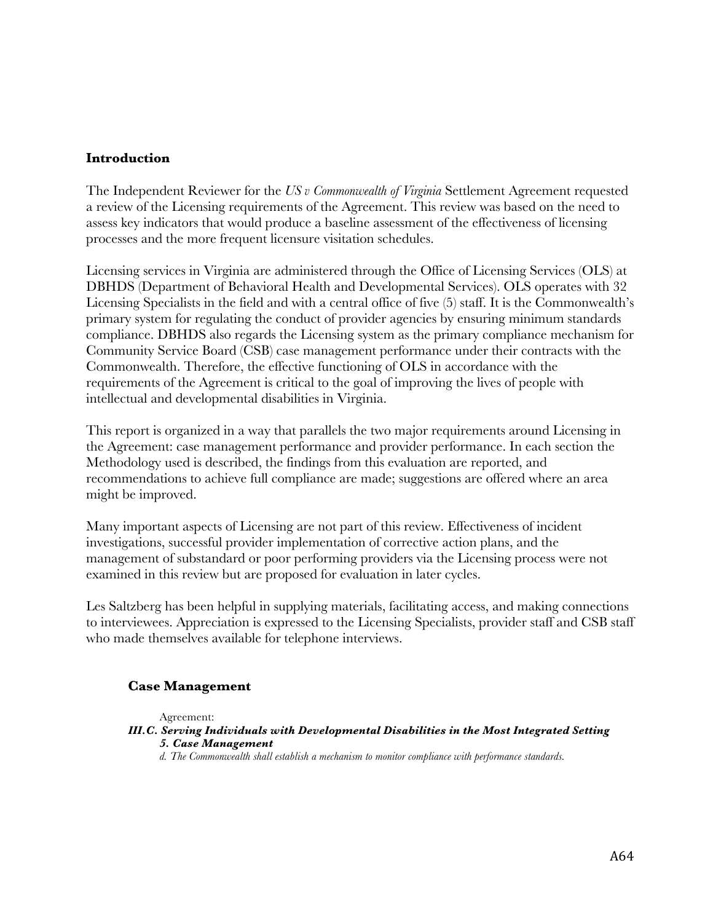## Introduction

The Independent Reviewer for the *US v Commonwealth of Virginia* Settlement Agreement requested a review of the Licensing requirements of the Agreement. This review was based on the need to assess key indicators that would produce a baseline assessment of the effectiveness of licensing processes and the more frequent licensure visitation schedules.

Licensing services in Virginia are administered through the Office of Licensing Services (OLS) at DBHDS (Department of Behavioral Health and Developmental Services). OLS operates with 32 Licensing Specialists in the field and with a central office of five (5) staff. It is the Commonwealth's primary system for regulating the conduct of provider agencies by ensuring minimum standards compliance. DBHDS also regards the Licensing system as the primary compliance mechanism for Community Service Board (CSB) case management performance under their contracts with the Commonwealth. Therefore, the effective functioning of OLS in accordance with the requirements of the Agreement is critical to the goal of improving the lives of people with intellectual and developmental disabilities in Virginia.

This report is organized in a way that parallels the two major requirements around Licensing in the Agreement: case management performance and provider performance. In each section the Methodology used is described, the findings from this evaluation are reported, and recommendations to achieve full compliance are made; suggestions are offered where an area might be improved.

Many important aspects of Licensing are not part of this review. Effectiveness of incident investigations, successful provider implementation of corrective action plans, and the management of substandard or poor performing providers via the Licensing process were not examined in this review but are proposed for evaluation in later cycles.

Les Saltzberg has been helpful in supplying materials, facilitating access, and making connections to interviewees. Appreciation is expressed to the Licensing Specialists, provider staff and CSB staff who made themselves available for telephone interviews.

### Case Management

Agreement:

***III.C. Serving Individuals with Developmental Disabilities in the Most Integrated Setting***

***5. Case Management***

*d. The Commonwealth shall establish a mechanism to monitor compliance with performance standards.*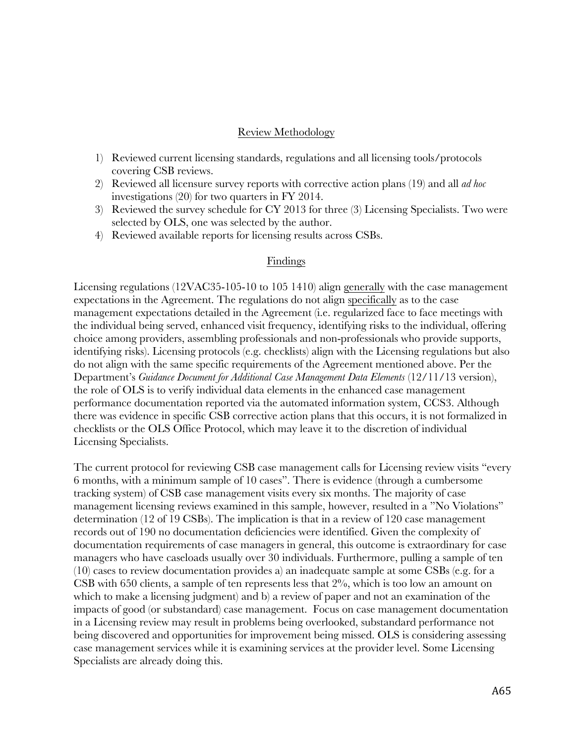## Review Methodology

1) Reviewed current licensing standards, regulations and all licensing tools/protocols covering CSB reviews.
2) Reviewed all licensure survey reports with corrective action plans (19) and all *ad hoc* investigations (20) for two quarters in FY 2014.
3) Reviewed the survey schedule for CY 2013 for three (3) Licensing Specialists. Two were selected by OLS, one was selected by the author.
4) Reviewed available reports for licensing results across CSBs.

## Findings

Licensing regulations (12VAC35-105-10 to 105 1410) align <u>generally</u> with the case management expectations in the Agreement. The regulations do not align <u>specifically</u> as to the case management expectations detailed in the Agreement (i.e. regularized face to face meetings with the individual being served, enhanced visit frequency, identifying risks to the individual, offering choice among providers, assembling professionals and non-professionals who provide supports, identifying risks). Licensing protocols (e.g. checklists) align with the Licensing regulations but also do not align with the same specific requirements of the Agreement mentioned above. Per the Department's *Guidance Document for Additional Case Management Data Elements* (12/11/13 version), the role of OLS is to verify individual data elements in the enhanced case management performance documentation reported via the automated information system, CCS3. Although there was evidence in specific CSB corrective action plans that this occurs, it is not formalized in checklists or the OLS Office Protocol, which may leave it to the discretion of individual Licensing Specialists.

The current protocol for reviewing CSB case management calls for Licensing review visits "every 6 months, with a minimum sample of 10 cases". There is evidence (through a cumbersome tracking system) of CSB case management visits every six months. The majority of case management licensing reviews examined in this sample, however, resulted in a "No Violations" determination (12 of 19 CSBs). The implication is that in a review of 120 case management records out of 190 no documentation deficiencies were identified. Given the complexity of documentation requirements of case managers in general, this outcome is extraordinary for case managers who have caseloads usually over 30 individuals. Furthermore, pulling a sample of ten (10) cases to review documentation provides a) an inadequate sample at some CSBs (e.g. for a CSB with 650 clients, a sample of ten represents less that 2%, which is too low an amount on which to make a licensing judgment) and b) a review of paper and not an examination of the impacts of good (or substandard) case management. Focus on case management documentation in a Licensing review may result in problems being overlooked, substandard performance not being discovered and opportunities for improvement being missed. OLS is considering assessing case management services while it is examining services at the provider level. Some Licensing Specialists are already doing this.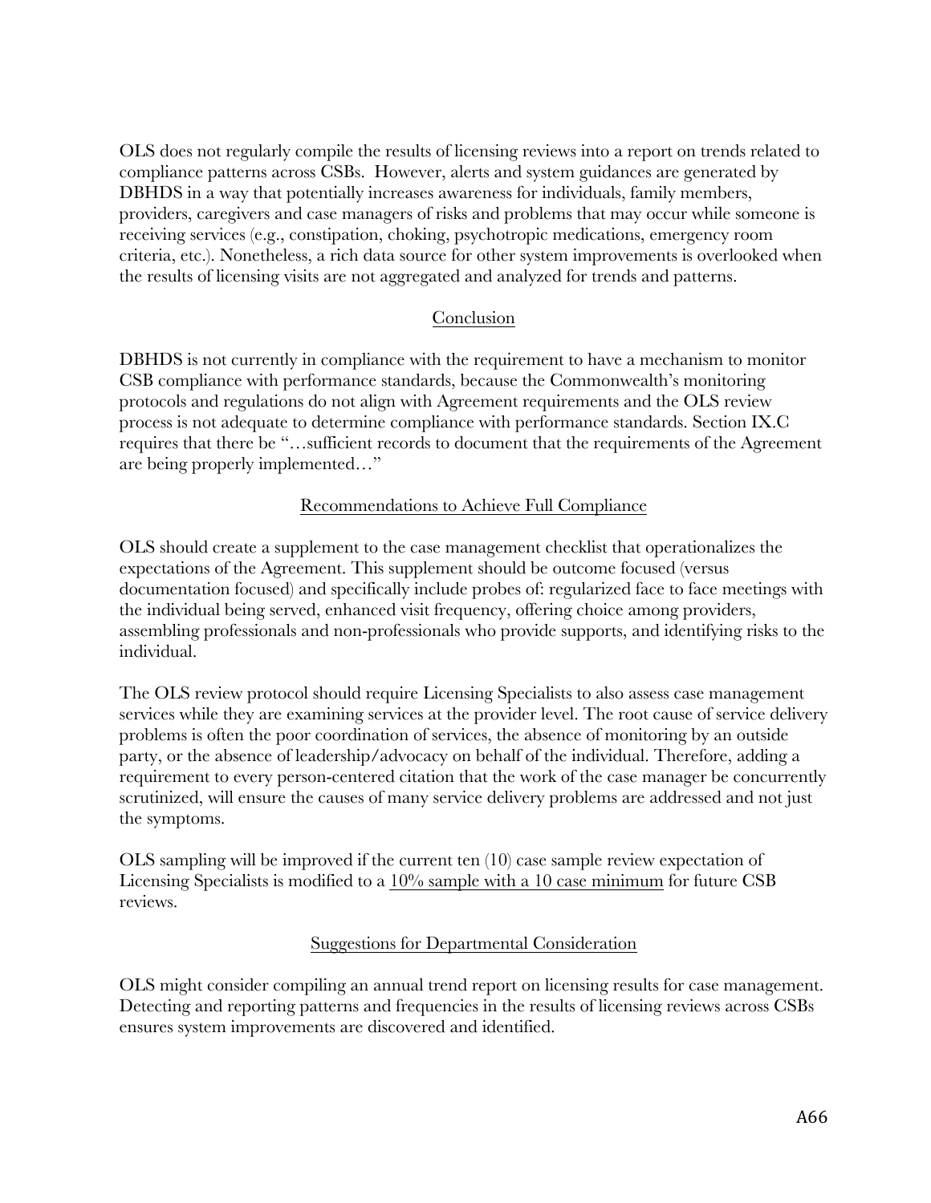OLS does not regularly compile the results of licensing reviews into a report on trends related to compliance patterns across CSBs. However, alerts and system guidances are generated by DBHDS in a way that potentially increases awareness for individuals, family members, providers, caregivers and case managers of risks and problems that may occur while someone is receiving services (e.g., constipation, choking, psychotropic medications, emergency room criteria, etc.). Nonetheless, a rich data source for other system improvements is overlooked when the results of licensing visits are not aggregated and analyzed for trends and patterns.

## Conclusion

DBHDS is not currently in compliance with the requirement to have a mechanism to monitor CSB compliance with performance standards, because the Commonwealth's monitoring protocols and regulations do not align with Agreement requirements and the OLS review process is not adequate to determine compliance with performance standards. Section IX.C requires that there be "…sufficient records to document that the requirements of the Agreement are being properly implemented…"

## Recommendations to Achieve Full Compliance

OLS should create a supplement to the case management checklist that operationalizes the expectations of the Agreement. This supplement should be outcome focused (versus documentation focused) and specifically include probes of: regularized face to face meetings with the individual being served, enhanced visit frequency, offering choice among providers, assembling professionals and non-professionals who provide supports, and identifying risks to the individual.

The OLS review protocol should require Licensing Specialists to also assess case management services while they are examining services at the provider level. The root cause of service delivery problems is often the poor coordination of services, the absence of monitoring by an outside party, or the absence of leadership/advocacy on behalf of the individual. Therefore, adding a requirement to every person-centered citation that the work of the case manager be concurrently scrutinized, will ensure the causes of many service delivery problems are addressed and not just the symptoms.

OLS sampling will be improved if the current ten (10) case sample review expectation of Licensing Specialists is modified to a <u>10% sample with a 10 case minimum</u> for future CSB reviews.

## Suggestions for Departmental Consideration

OLS might consider compiling an annual trend report on licensing results for case management. Detecting and reporting patterns and frequencies in the results of licensing reviews across CSBs ensures system improvements are discovered and identified.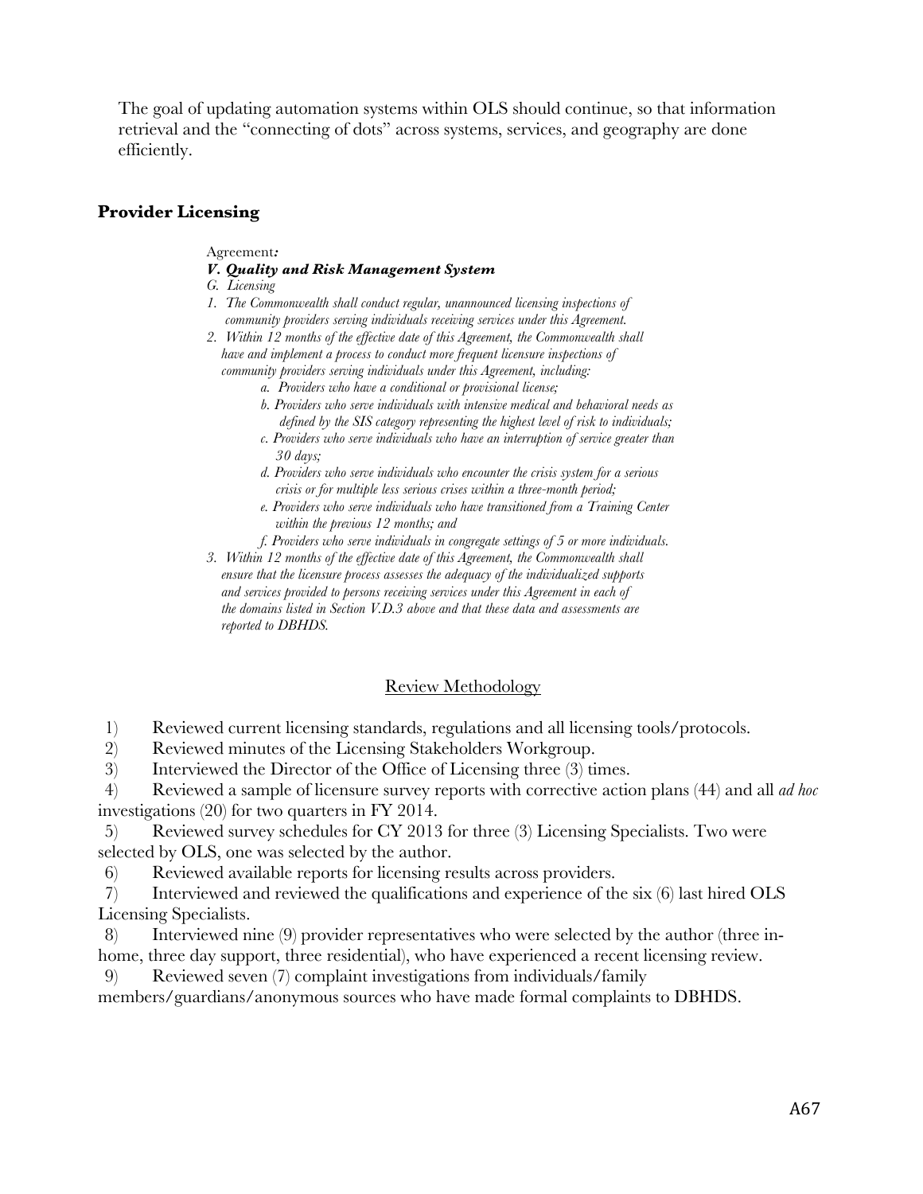The goal of updating automation systems within OLS should continue, so that information retrieval and the "connecting of dots" across systems, services, and geography are done efficiently.

## Provider Licensing

Agreement*:*

***V. Quality and Risk Management System***

*G. Licensing*

*1. The Commonwealth shall conduct regular, unannounced licensing inspections of community providers serving individuals receiving services under this Agreement.*

*2. Within 12 months of the effective date of this Agreement, the Commonwealth shall have and implement a process to conduct more frequent licensure inspections of community providers serving individuals under this Agreement, including:*

*a. Providers who have a conditional or provisional license;*

*b. Providers who serve individuals with intensive medical and behavioral needs as defined by the SIS category representing the highest level of risk to individuals;*

*c. Providers who serve individuals who have an interruption of service greater than 30 days;*

*d. Providers who serve individuals who encounter the crisis system for a serious crisis or for multiple less serious crises within a three-month period;*

*e. Providers who serve individuals who have transitioned from a Training Center within the previous 12 months; and*

*f. Providers who serve individuals in congregate settings of 5 or more individuals.*

*3. Within 12 months of the effective date of this Agreement, the Commonwealth shall ensure that the licensure process assesses the adequacy of the individualized supports and services provided to persons receiving services under this Agreement in each of the domains listed in Section V.D.3 above and that these data and assessments are reported to DBHDS.*

### Review Methodology

1) Reviewed current licensing standards, regulations and all licensing tools/protocols.
2) Reviewed minutes of the Licensing Stakeholders Workgroup.
3) Interviewed the Director of the Office of Licensing three (3) times.
4) Reviewed a sample of licensure survey reports with corrective action plans (44) and all *ad hoc* investigations (20) for two quarters in FY 2014.
5) Reviewed survey schedules for CY 2013 for three (3) Licensing Specialists. Two were selected by OLS, one was selected by the author.
6) Reviewed available reports for licensing results across providers.
7) Interviewed and reviewed the qualifications and experience of the six (6) last hired OLS Licensing Specialists.
8) Interviewed nine (9) provider representatives who were selected by the author (three in-home, three day support, three residential), who have experienced a recent licensing review.
9) Reviewed seven (7) complaint investigations from individuals/family members/guardians/anonymous sources who have made formal complaints to DBHDS.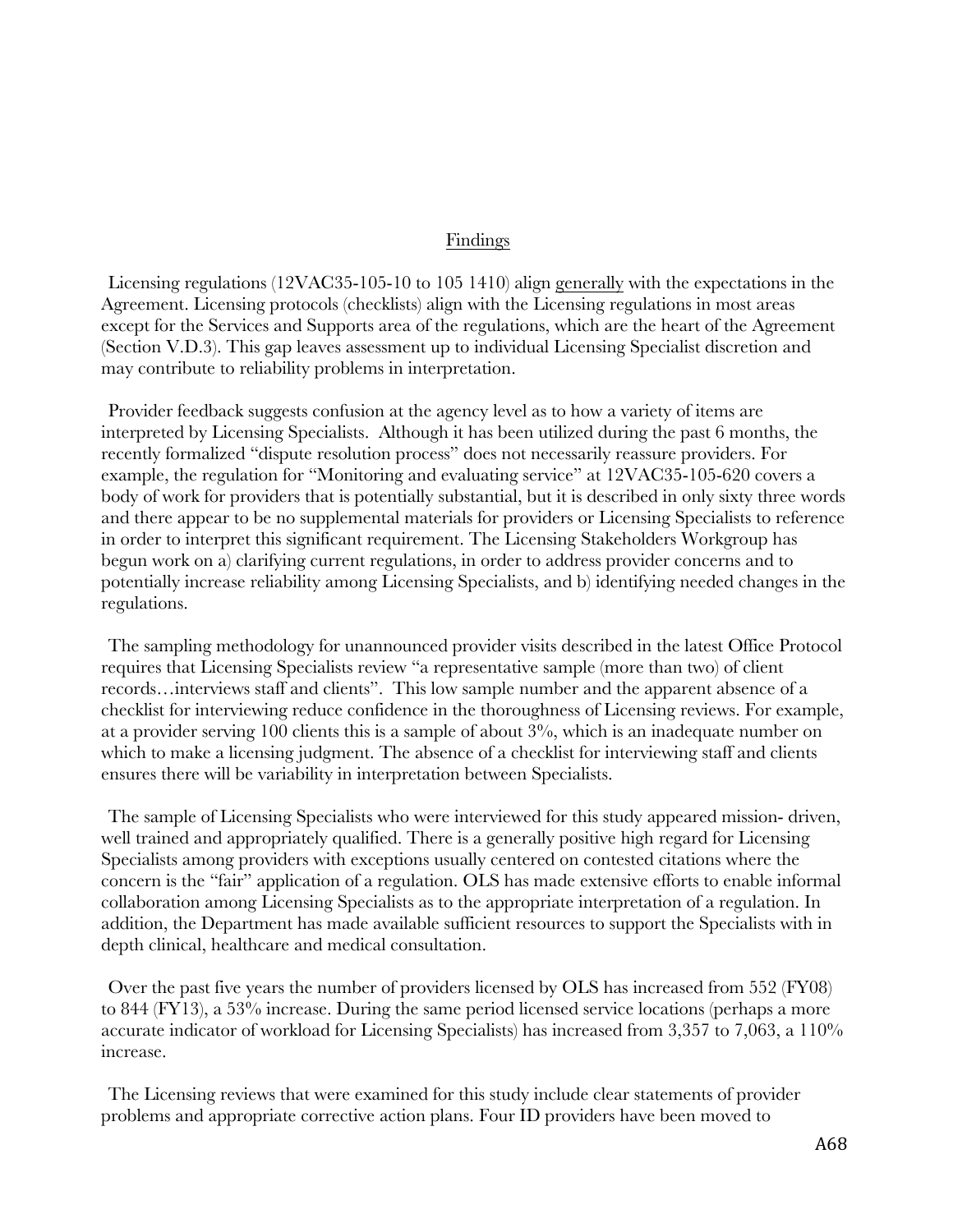<u>Findings</u>

Licensing regulations (12VAC35-105-10 to 105 1410) align <u>generally</u> with the expectations in the Agreement. Licensing protocols (checklists) align with the Licensing regulations in most areas except for the Services and Supports area of the regulations, which are the heart of the Agreement (Section V.D.3). This gap leaves assessment up to individual Licensing Specialist discretion and may contribute to reliability problems in interpretation.

Provider feedback suggests confusion at the agency level as to how a variety of items are interpreted by Licensing Specialists. Although it has been utilized during the past 6 months, the recently formalized "dispute resolution process" does not necessarily reassure providers. For example, the regulation for "Monitoring and evaluating service" at 12VAC35-105-620 covers a body of work for providers that is potentially substantial, but it is described in only sixty three words and there appear to be no supplemental materials for providers or Licensing Specialists to reference in order to interpret this significant requirement. The Licensing Stakeholders Workgroup has begun work on a) clarifying current regulations, in order to address provider concerns and to potentially increase reliability among Licensing Specialists, and b) identifying needed changes in the regulations.

The sampling methodology for unannounced provider visits described in the latest Office Protocol requires that Licensing Specialists review "a representative sample (more than two) of client records…interviews staff and clients". This low sample number and the apparent absence of a checklist for interviewing reduce confidence in the thoroughness of Licensing reviews. For example, at a provider serving 100 clients this is a sample of about 3%, which is an inadequate number on which to make a licensing judgment. The absence of a checklist for interviewing staff and clients ensures there will be variability in interpretation between Specialists.

The sample of Licensing Specialists who were interviewed for this study appeared mission- driven, well trained and appropriately qualified. There is a generally positive high regard for Licensing Specialists among providers with exceptions usually centered on contested citations where the concern is the "fair" application of a regulation. OLS has made extensive efforts to enable informal collaboration among Licensing Specialists as to the appropriate interpretation of a regulation. In addition, the Department has made available sufficient resources to support the Specialists with in depth clinical, healthcare and medical consultation.

Over the past five years the number of providers licensed by OLS has increased from 552 (FY08) to 844 (FY13), a 53% increase. During the same period licensed service locations (perhaps a more accurate indicator of workload for Licensing Specialists) has increased from 3,357 to 7,063, a 110% increase.

The Licensing reviews that were examined for this study include clear statements of provider problems and appropriate corrective action plans. Four ID providers have been moved to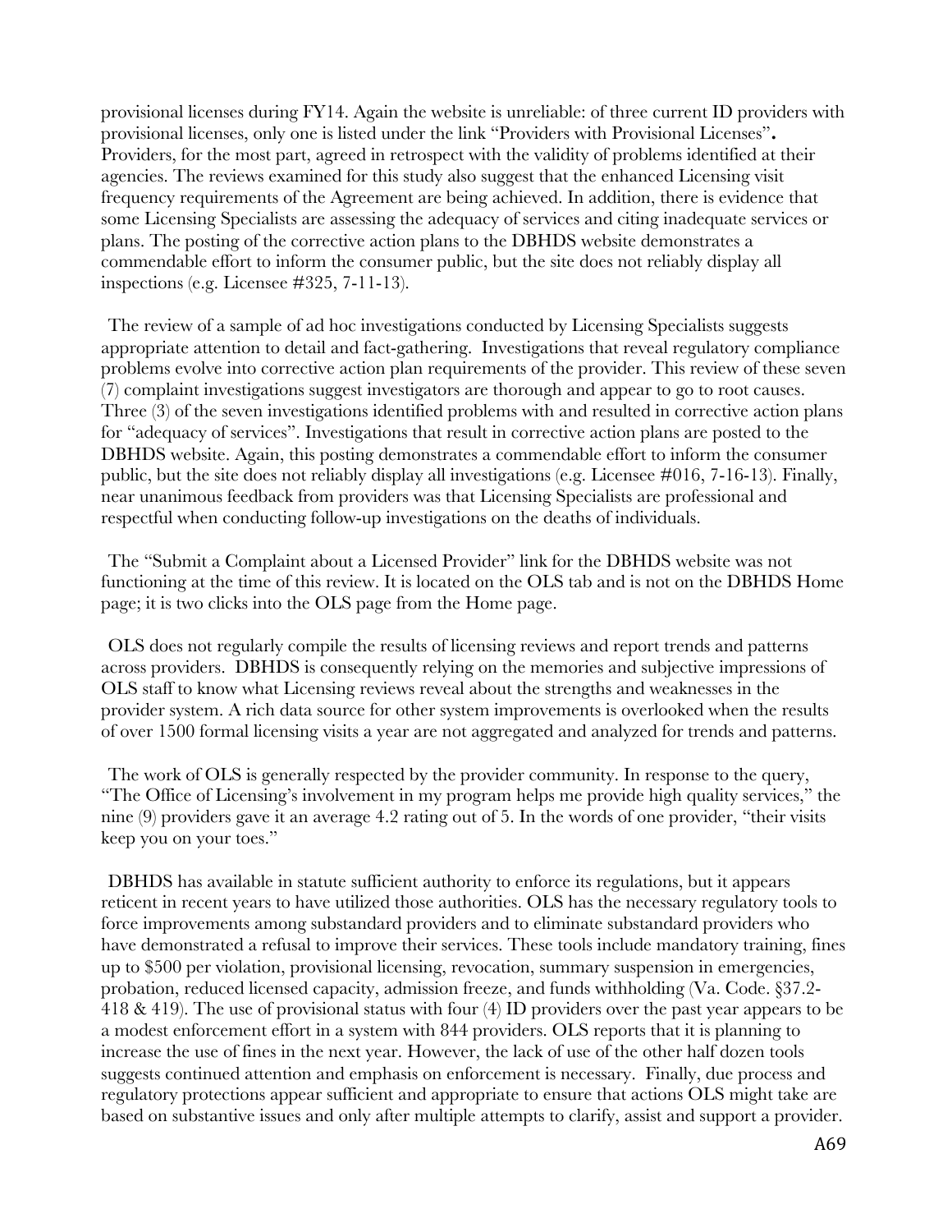provisional licenses during FY14. Again the website is unreliable: of three current ID providers with provisional licenses, only one is listed under the link "Providers with Provisional Licenses"**.** Providers, for the most part, agreed in retrospect with the validity of problems identified at their agencies. The reviews examined for this study also suggest that the enhanced Licensing visit frequency requirements of the Agreement are being achieved. In addition, there is evidence that some Licensing Specialists are assessing the adequacy of services and citing inadequate services or plans. The posting of the corrective action plans to the DBHDS website demonstrates a commendable effort to inform the consumer public, but the site does not reliably display all inspections (e.g. Licensee #325, 7-11-13).

The review of a sample of ad hoc investigations conducted by Licensing Specialists suggests appropriate attention to detail and fact-gathering. Investigations that reveal regulatory compliance problems evolve into corrective action plan requirements of the provider. This review of these seven (7) complaint investigations suggest investigators are thorough and appear to go to root causes. Three (3) of the seven investigations identified problems with and resulted in corrective action plans for "adequacy of services". Investigations that result in corrective action plans are posted to the DBHDS website. Again, this posting demonstrates a commendable effort to inform the consumer public, but the site does not reliably display all investigations (e.g. Licensee #016, 7-16-13). Finally, near unanimous feedback from providers was that Licensing Specialists are professional and respectful when conducting follow-up investigations on the deaths of individuals.

The "Submit a Complaint about a Licensed Provider" link for the DBHDS website was not functioning at the time of this review. It is located on the OLS tab and is not on the DBHDS Home page; it is two clicks into the OLS page from the Home page.

OLS does not regularly compile the results of licensing reviews and report trends and patterns across providers. DBHDS is consequently relying on the memories and subjective impressions of OLS staff to know what Licensing reviews reveal about the strengths and weaknesses in the provider system. A rich data source for other system improvements is overlooked when the results of over 1500 formal licensing visits a year are not aggregated and analyzed for trends and patterns.

The work of OLS is generally respected by the provider community. In response to the query, "The Office of Licensing's involvement in my program helps me provide high quality services," the nine (9) providers gave it an average 4.2 rating out of 5. In the words of one provider, "their visits keep you on your toes."

DBHDS has available in statute sufficient authority to enforce its regulations, but it appears reticent in recent years to have utilized those authorities. OLS has the necessary regulatory tools to force improvements among substandard providers and to eliminate substandard providers who have demonstrated a refusal to improve their services. These tools include mandatory training, fines up to $500 per violation, provisional licensing, revocation, summary suspension in emergencies, probation, reduced licensed capacity, admission freeze, and funds withholding (Va. Code. §37.2-418 & 419). The use of provisional status with four (4) ID providers over the past year appears to be a modest enforcement effort in a system with 844 providers. OLS reports that it is planning to increase the use of fines in the next year. However, the lack of use of the other half dozen tools suggests continued attention and emphasis on enforcement is necessary. Finally, due process and regulatory protections appear sufficient and appropriate to ensure that actions OLS might take are based on substantive issues and only after multiple attempts to clarify, assist and support a provider.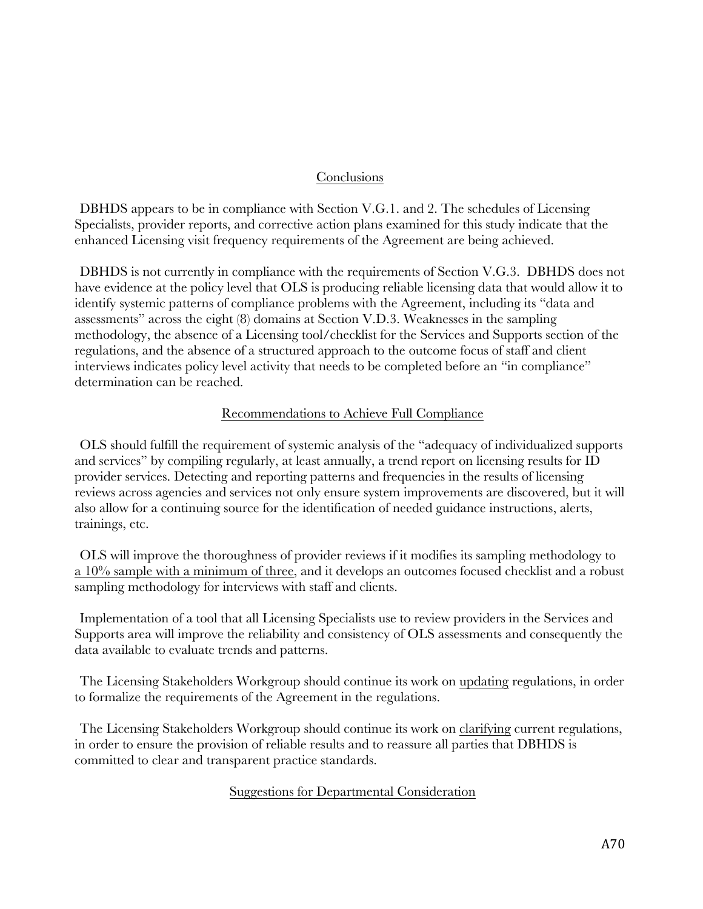## Conclusions

DBHDS appears to be in compliance with Section V.G.1. and 2. The schedules of Licensing Specialists, provider reports, and corrective action plans examined for this study indicate that the enhanced Licensing visit frequency requirements of the Agreement are being achieved.

DBHDS is not currently in compliance with the requirements of Section V.G.3. DBHDS does not have evidence at the policy level that OLS is producing reliable licensing data that would allow it to identify systemic patterns of compliance problems with the Agreement, including its "data and assessments" across the eight (8) domains at Section V.D.3. Weaknesses in the sampling methodology, the absence of a Licensing tool/checklist for the Services and Supports section of the regulations, and the absence of a structured approach to the outcome focus of staff and client interviews indicates policy level activity that needs to be completed before an "in compliance" determination can be reached.

## Recommendations to Achieve Full Compliance

OLS should fulfill the requirement of systemic analysis of the "adequacy of individualized supports and services" by compiling regularly, at least annually, a trend report on licensing results for ID provider services. Detecting and reporting patterns and frequencies in the results of licensing reviews across agencies and services not only ensure system improvements are discovered, but it will also allow for a continuing source for the identification of needed guidance instructions, alerts, trainings, etc.

OLS will improve the thoroughness of provider reviews if it modifies its sampling methodology to <u>a 10% sample with a minimum of three</u>, and it develops an outcomes focused checklist and a robust sampling methodology for interviews with staff and clients.

Implementation of a tool that all Licensing Specialists use to review providers in the Services and Supports area will improve the reliability and consistency of OLS assessments and consequently the data available to evaluate trends and patterns.

The Licensing Stakeholders Workgroup should continue its work on <u>updating</u> regulations, in order to formalize the requirements of the Agreement in the regulations.

The Licensing Stakeholders Workgroup should continue its work on <u>clarifying</u> current regulations, in order to ensure the provision of reliable results and to reassure all parties that DBHDS is committed to clear and transparent practice standards.

## Suggestions for Departmental Consideration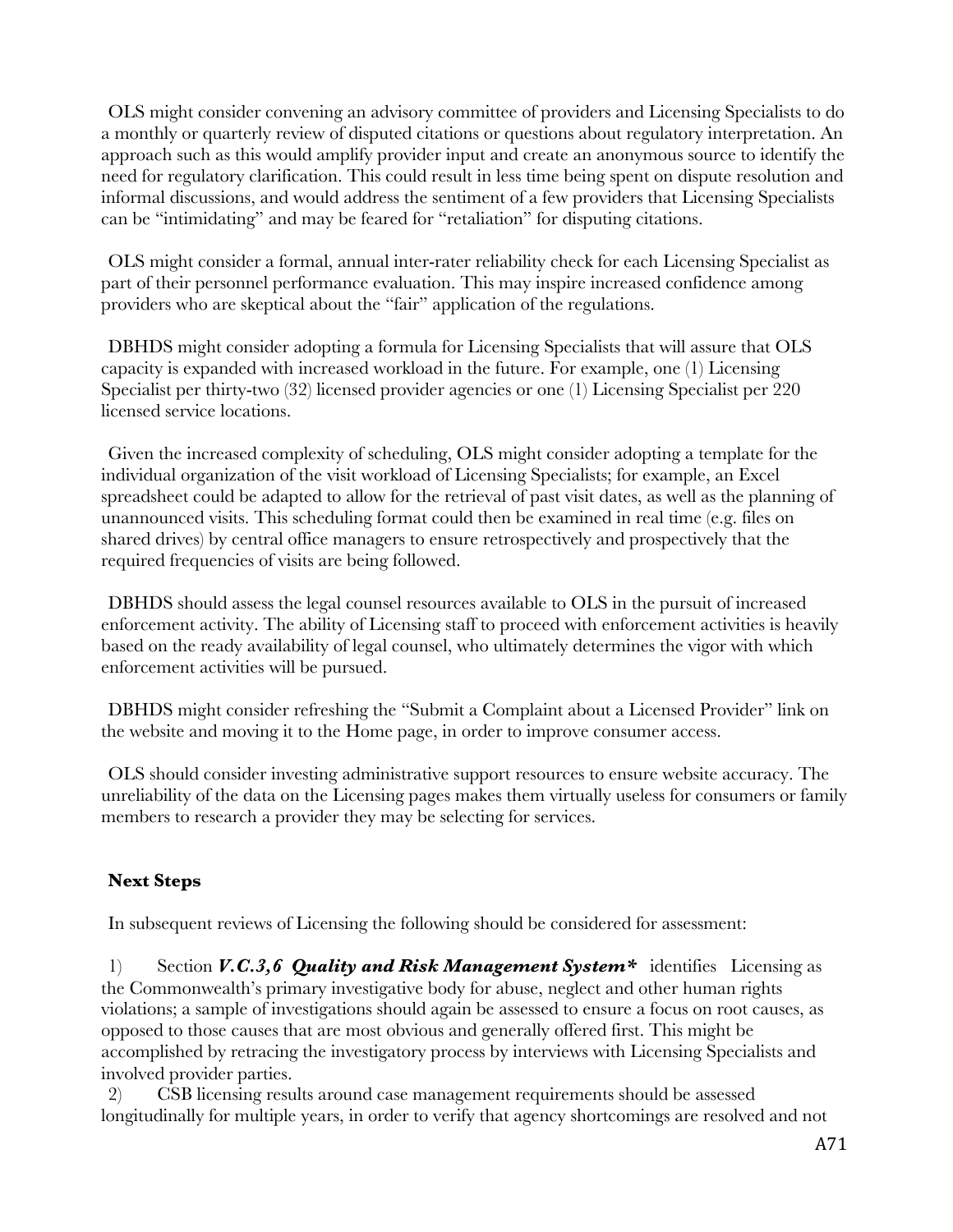OLS might consider convening an advisory committee of providers and Licensing Specialists to do a monthly or quarterly review of disputed citations or questions about regulatory interpretation. An approach such as this would amplify provider input and create an anonymous source to identify the need for regulatory clarification. This could result in less time being spent on dispute resolution and informal discussions, and would address the sentiment of a few providers that Licensing Specialists can be "intimidating" and may be feared for "retaliation" for disputing citations.

OLS might consider a formal, annual inter-rater reliability check for each Licensing Specialist as part of their personnel performance evaluation. This may inspire increased confidence among providers who are skeptical about the "fair" application of the regulations.

DBHDS might consider adopting a formula for Licensing Specialists that will assure that OLS capacity is expanded with increased workload in the future. For example, one (1) Licensing Specialist per thirty-two (32) licensed provider agencies or one (1) Licensing Specialist per 220 licensed service locations.

Given the increased complexity of scheduling, OLS might consider adopting a template for the individual organization of the visit workload of Licensing Specialists; for example, an Excel spreadsheet could be adapted to allow for the retrieval of past visit dates, as well as the planning of unannounced visits. This scheduling format could then be examined in real time (e.g. files on shared drives) by central office managers to ensure retrospectively and prospectively that the required frequencies of visits are being followed.

DBHDS should assess the legal counsel resources available to OLS in the pursuit of increased enforcement activity. The ability of Licensing staff to proceed with enforcement activities is heavily based on the ready availability of legal counsel, who ultimately determines the vigor with which enforcement activities will be pursued.

DBHDS might consider refreshing the "Submit a Complaint about a Licensed Provider" link on the website and moving it to the Home page, in order to improve consumer access.

OLS should consider investing administrative support resources to ensure website accuracy. The unreliability of the data on the Licensing pages makes them virtually useless for consumers or family members to research a provider they may be selecting for services.

**Next Steps**

In subsequent reviews of Licensing the following should be considered for assessment:

1) Section ***V.C.3,6 Quality and Risk Management System**** identifies Licensing as the Commonwealth's primary investigative body for abuse, neglect and other human rights violations; a sample of investigations should again be assessed to ensure a focus on root causes, as opposed to those causes that are most obvious and generally offered first. This might be accomplished by retracing the investigatory process by interviews with Licensing Specialists and involved provider parties.

2) CSB licensing results around case management requirements should be assessed longitudinally for multiple years, in order to verify that agency shortcomings are resolved and not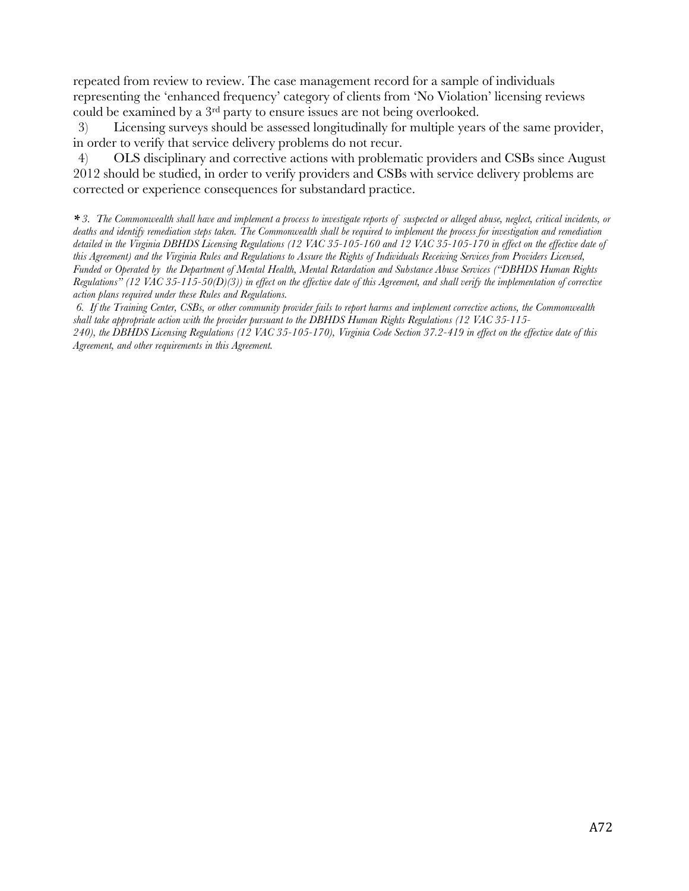repeated from review to review. The case management record for a sample of individuals representing the 'enhanced frequency' category of clients from 'No Violation' licensing reviews could be examined by a 3rd party to ensure issues are not being overlooked.

3) Licensing surveys should be assessed longitudinally for multiple years of the same provider, in order to verify that service delivery problems do not recur.

4) OLS disciplinary and corrective actions with problematic providers and CSBs since August 2012 should be studied, in order to verify providers and CSBs with service delivery problems are corrected or experience consequences for substandard practice.

*\* 3. The Commonwealth shall have and implement a process to investigate reports of suspected or alleged abuse, neglect, critical incidents, or deaths and identify remediation steps taken. The Commonwealth shall be required to implement the process for investigation and remediation detailed in the Virginia DBHDS Licensing Regulations (12 VAC 35-105-160 and 12 VAC 35-105-170 in effect on the effective date of this Agreement) and the Virginia Rules and Regulations to Assure the Rights of Individuals Receiving Services from Providers Licensed, Funded or Operated by the Department of Mental Health, Mental Retardation and Substance Abuse Services ("DBHDS Human Rights Regulations" (12 VAC 35-115-50(D)(3)) in effect on the effective date of this Agreement, and shall verify the implementation of corrective action plans required under these Rules and Regulations.*

*6. If the Training Center, CSBs, or other community provider fails to report harms and implement corrective actions, the Commonwealth shall take appropriate action with the provider pursuant to the DBHDS Human Rights Regulations (12 VAC 35-115-240), the DBHDS Licensing Regulations (12 VAC 35-105-170), Virginia Code Section 37.2-419 in effect on the effective date of this Agreement, and other requirements in this Agreement.*